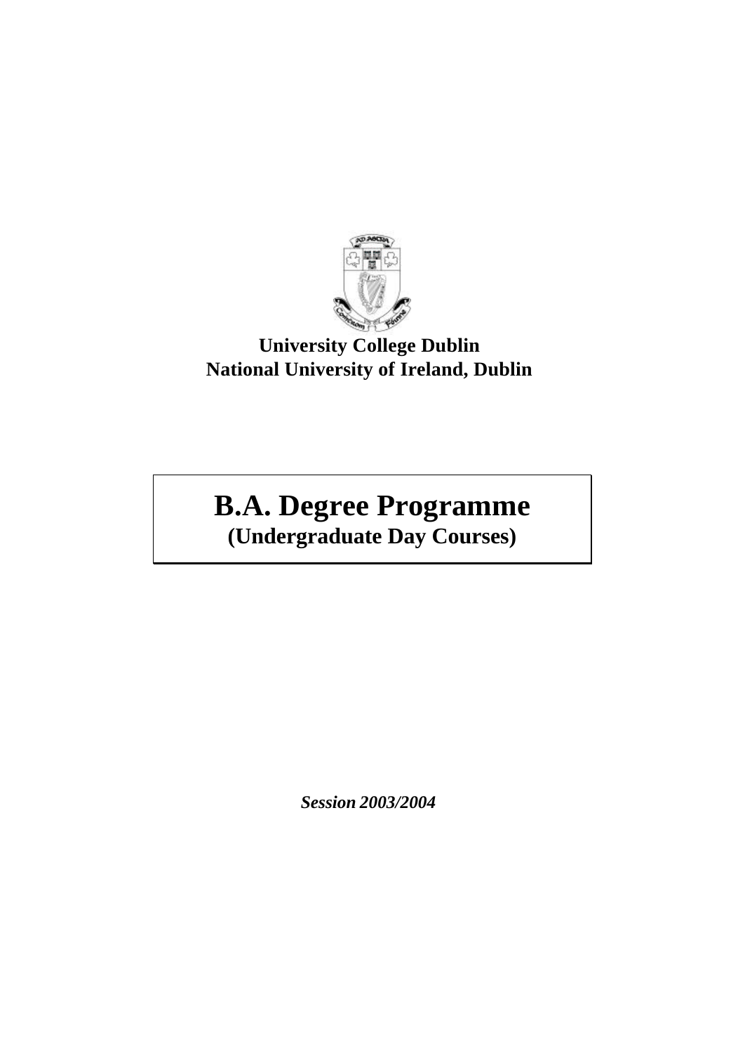**University College Dublin**
**National University of Ireland, Dublin**

# B.A. Degree Programme
## (Undergraduate Day Courses)

***Session 2003/2004***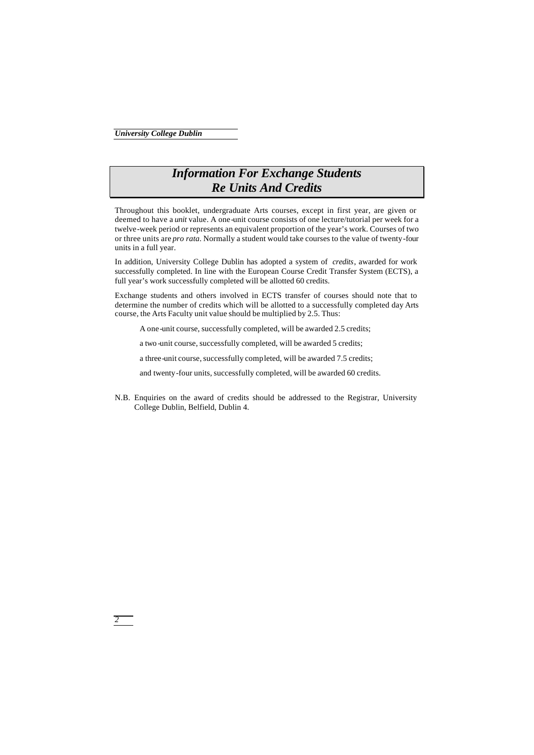# *Information For Exchange Students Re Units And Credits*

Throughout this booklet, undergraduate Arts courses, except in first year, are given or deemed to have a *unit* value. A one-unit course consists of one lecture/tutorial per week for a twelve-week period or represents an equivalent proportion of the year's work. Courses of two or three units are *pro rata*. Normally a student would take courses to the value of twenty-four units in a full year.

In addition, University College Dublin has adopted a system of *credits*, awarded for work successfully completed. In line with the European Course Credit Transfer System (ECTS), a full year's work successfully completed will be allotted 60 credits.

Exchange students and others involved in ECTS transfer of courses should note that to determine the number of credits which will be allotted to a successfully completed day Arts course, the Arts Faculty unit value should be multiplied by 2.5. Thus:

A one-unit course, successfully completed, will be awarded 2.5 credits;

a two-unit course, successfully completed, will be awarded 5 credits;

a three-unit course, successfully completed, will be awarded 7.5 credits;

and twenty-four units, successfully completed, will be awarded 60 credits.

N.B. Enquiries on the award of credits should be addressed to the Registrar, University College Dublin, Belfield, Dublin 4.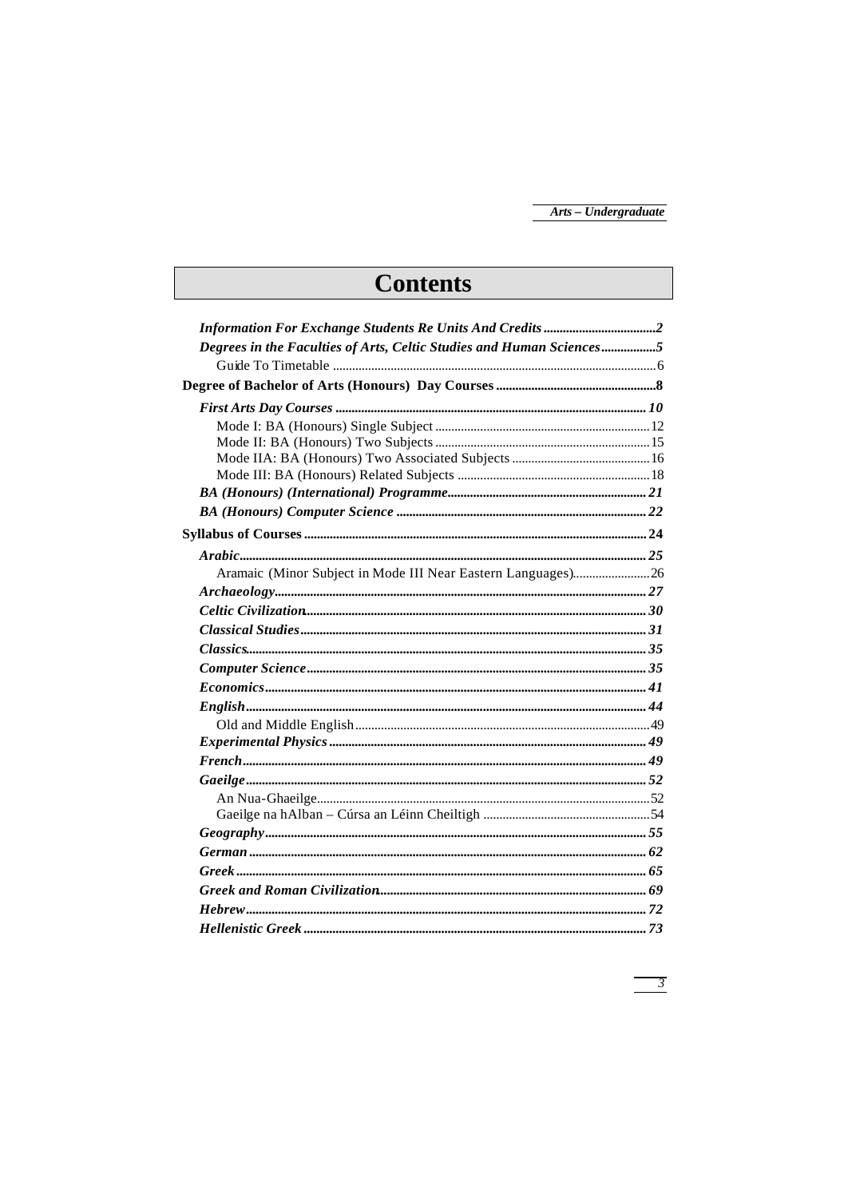# Contents

*Information For Exchange Students Re Units And Credits* ...2
*Degrees in the Faculties of Arts, Celtic Studies and Human Sciences* ...5
Guide To Timetable ...6
**Degree of Bachelor of Arts (Honours) Day Courses** ...8
*First Arts Day Courses* ...10
Mode I: BA (Honours) Single Subject ...12
Mode II: BA (Honours) Two Subjects ...15
Mode IIA: BA (Honours) Two Associated Subjects ...16
Mode III: BA (Honours) Related Subjects ...18
*BA (Honours) (International) Programme* ...21
*BA (Honours) Computer Science* ...22
**Syllabus of Courses** ...24
*Arabic* ...25
Aramaic (Minor Subject in Mode III Near Eastern Languages) ...26
*Archaeology* ...27
*Celtic Civilization* ...30
*Classical Studies* ...31
*Classics* ...35
*Computer Science* ...35
*Economics* ...41
*English* ...44
Old and Middle English ...49
*Experimental Physics* ...49
*French* ...49
*Gaeilge* ...52
An Nua-Ghaeilge ...52
Gaeilge na hAlban – Cúrsa an Léinn Cheiltigh ...54
*Geography* ...55
*German* ...62
*Greek* ...65
*Greek and Roman Civilization* ...69
*Hebrew* ...72
*Hellenistic Greek* ...73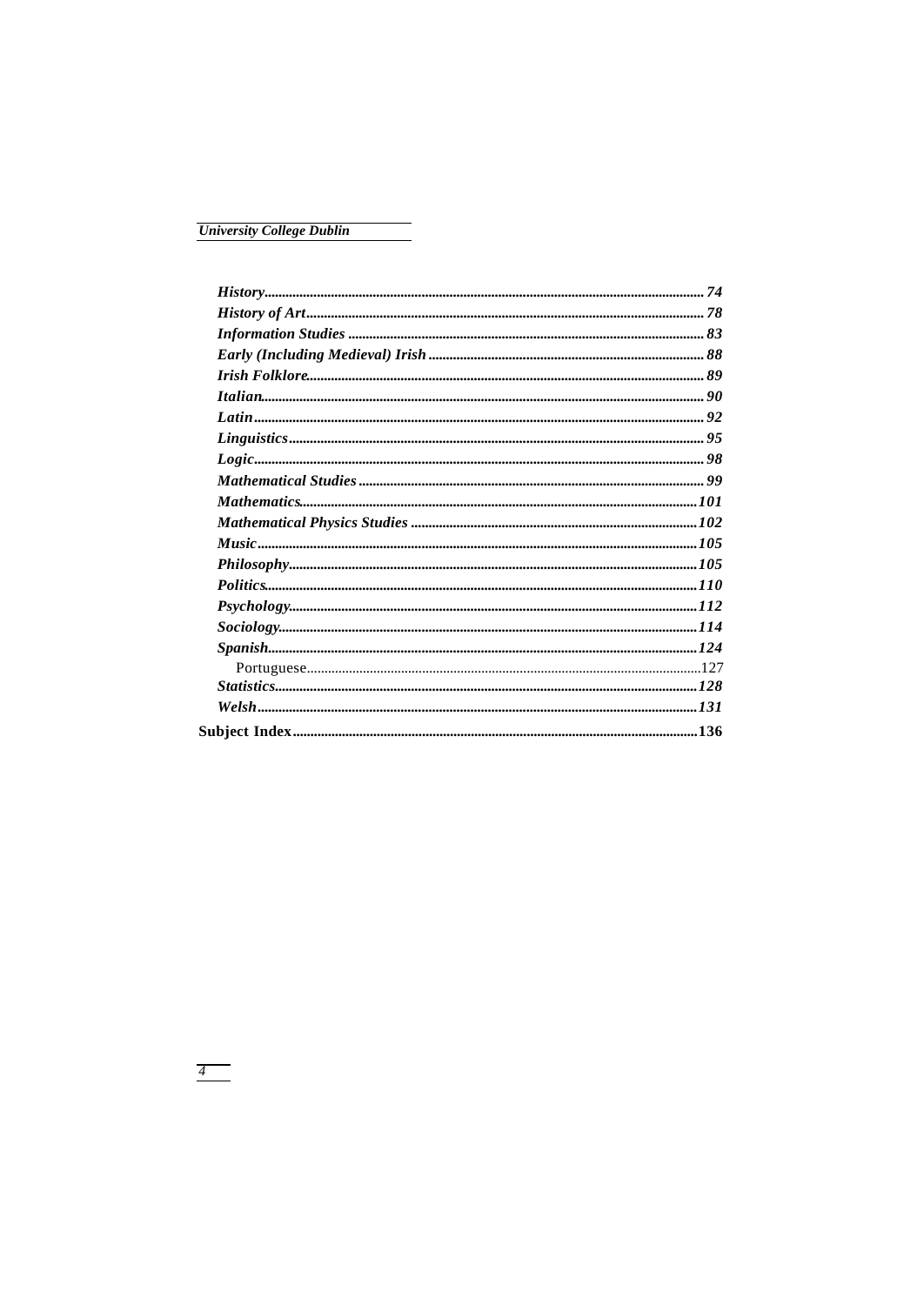*History* ........................................................................ *74*
*History of Art* ............................................................... *78*
*Information Studies* ...................................................... *83*
*Early (Including Medieval) Irish* ................................... *88*
*Irish Folklore* ............................................................... *89*
*Italian* ........................................................................... *90*
*Latin* .............................................................................. *92*
*Linguistics* .................................................................... *95*
*Logic* .............................................................................. *98*
*Mathematical Studies* .................................................... *99*
*Mathematics* ................................................................ *101*
*Mathematical Physics Studies* ..................................... *102*
*Music* ........................................................................... *105*
*Philosophy* ................................................................... *105*
*Politics* ......................................................................... *110*
*Psychology* ................................................................... *112*
*Sociology* ..................................................................... *114*
*Spanish* ........................................................................ *124*
Portuguese ........................................................................ 127
*Statistics* ...................................................................... *128*
*Welsh* ........................................................................... *131*

**Subject Index** ................................................................ **136**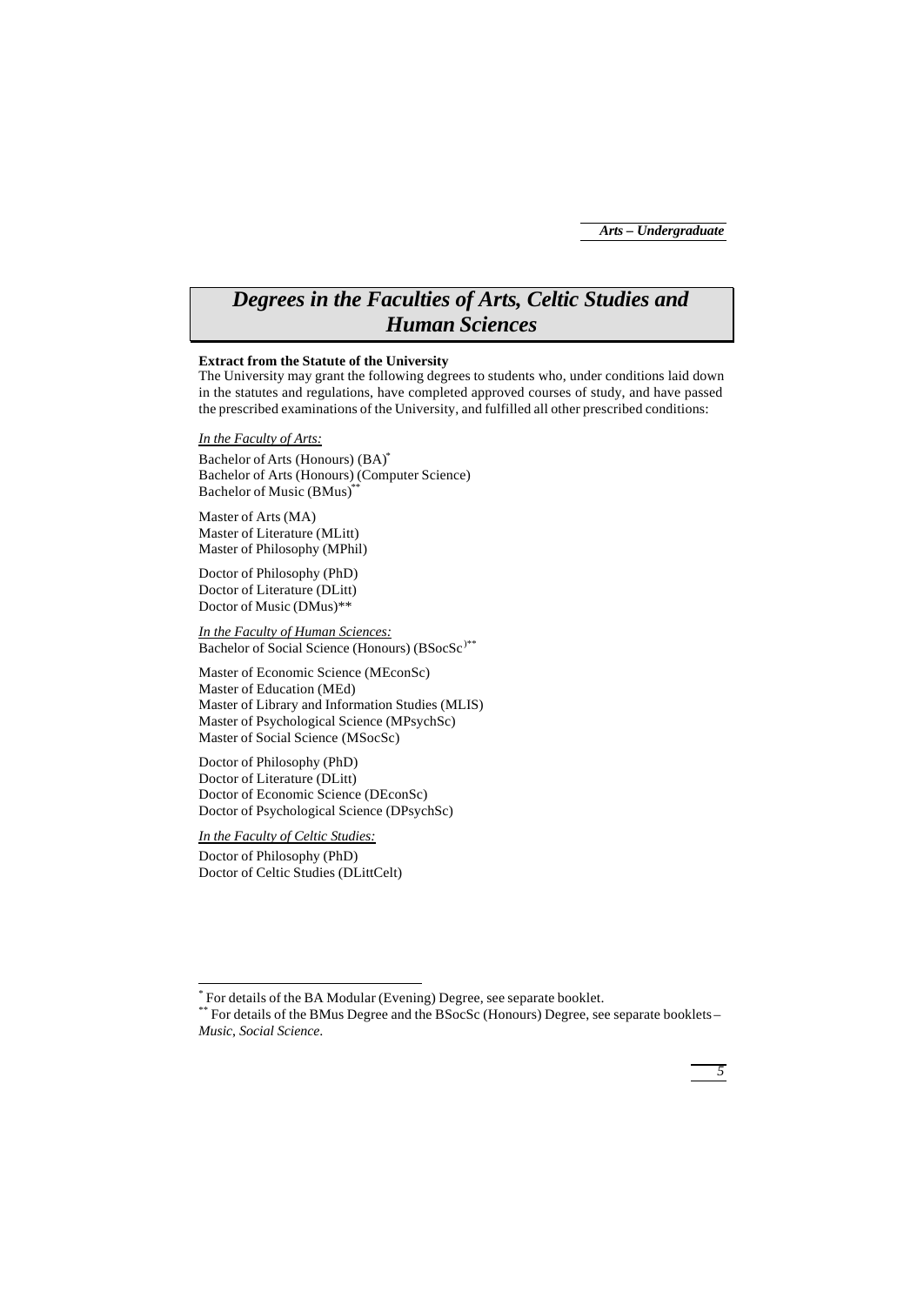# Degrees in the Faculties of Arts, Celtic Studies and Human Sciences

**Extract from the Statute of the University**

The University may grant the following degrees to students who, under conditions laid down in the statutes and regulations, have completed approved courses of study, and have passed the prescribed examinations of the University, and fulfilled all other prescribed conditions:

*In the Faculty of Arts:*

Bachelor of Arts (Honours) (BA)*
Bachelor of Arts (Honours) (Computer Science)
Bachelor of Music (BMus)**

Master of Arts (MA)
Master of Literature (MLitt)
Master of Philosophy (MPhil)

Doctor of Philosophy (PhD)
Doctor of Literature (DLitt)
Doctor of Music (DMus)**

*In the Faculty of Human Sciences:*
Bachelor of Social Science (Honours) (BSocSc)**

Master of Economic Science (MEconSc)
Master of Education (MEd)
Master of Library and Information Studies (MLIS)
Master of Psychological Science (MPsychSc)
Master of Social Science (MSocSc)

Doctor of Philosophy (PhD)
Doctor of Literature (DLitt)
Doctor of Economic Science (DEconSc)
Doctor of Psychological Science (DPsychSc)

*In the Faculty of Celtic Studies:*

Doctor of Philosophy (PhD)
Doctor of Celtic Studies (DLittCelt)

---

* For details of the BA Modular (Evening) Degree, see separate booklet.

** For details of the BMus Degree and the BSocSc (Honours) Degree, see separate booklets – *Music*, *Social Science*.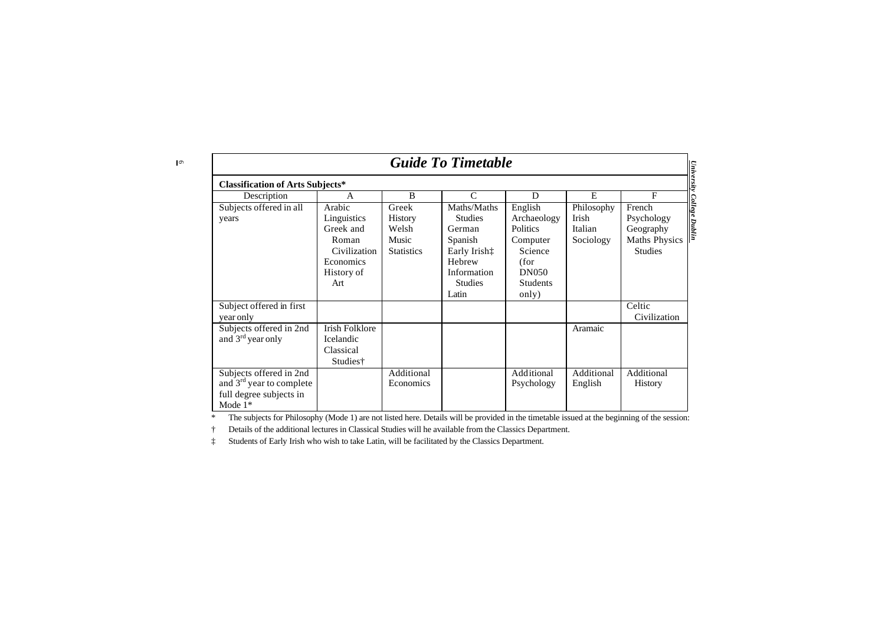# Guide To Timetable

**Classification of Arts Subjects***

| Description | A | B | C | D | E | F |
|---|---|---|---|---|---|---|
| Subjects offered in all years | Arabic<br>Linguistics<br>Greek and Roman Civilization<br>Economics<br>History of Art | Greek<br>History<br>Welsh<br>Music<br>Statistics | Maths/Maths Studies<br>German<br>Spanish<br>Early Irish‡<br>Hebrew<br>Information Studies<br>Latin | English<br>Archaeology<br>Politics<br>Computer Science (for DN050 Students only) | Philosophy<br>Irish<br>Italian<br>Sociology | French<br>Psychology<br>Geography<br>Maths Physics Studies |
| Subject offered in first year only | | | | | | Celtic Civilization |
| Subjects offered in 2nd and 3rd year only | Irish Folklore<br>Icelandic<br>Classical Studies† | | | | Aramaic | |
| Subjects offered in 2nd and 3rd year to complete full degree subjects in Mode 1* | | Additional Economics | | Additional Psychology | Additional English | Additional History |

\* The subjects for Philosophy (Mode 1) are not listed here. Details will be provided in the timetable issued at the beginning of the session:

† Details of the additional lectures in Classical Studies will he available from the Classics Department.

‡ Students of Early Irish who wish to take Latin, will be facilitated by the Classics Department.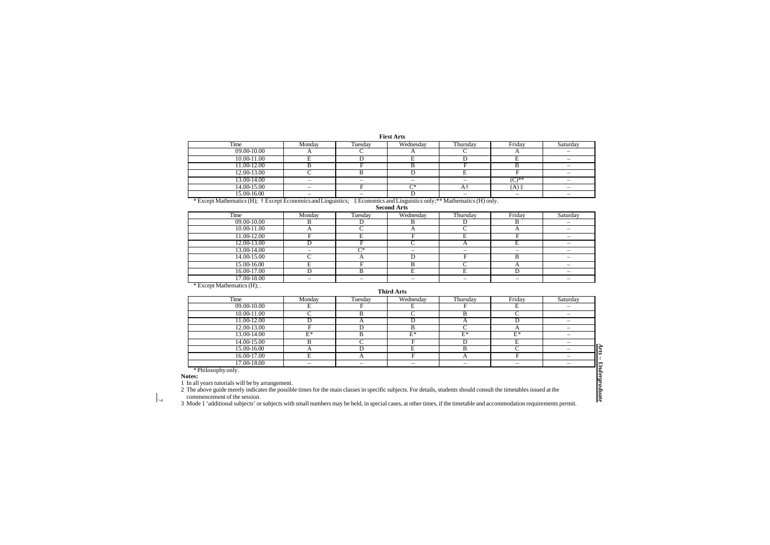**First Arts**

| Time | Monday | Tuesday | Wednesday | Thursday | Friday | Saturday |
|---|---|---|---|---|---|---|
| 09.00-10.00 | A | C | A | C | A | – |
| 10.00-11.00 | E | D | E | D | E | – |
| 11.00-12.00 | B | F | B | F | B | – |
| 12.00-13.00 | C | B | D | E | F | – |
| 13.00-14.00 | – | – | – | – | (C)** | – |
| 14.00-15.00 | – | F | C* | A† | (A) ‡ | – |
| 15.00-16.00 | – | – | D | – | – | – |

* Except Mathematics (H); † Except Economics and Linguistics; ‡ Economics and Linguistics only;** Mathematics (H) only.

**Second Arts**

| Time | Monday | Tuesday | Wednesday | Thursday | Friday | Saturday |
|---|---|---|---|---|---|---|
| 09.00-10.00 | B | D | B | D | B | – |
| 10.00-11.00 | A | C | A | C | A | – |
| 11.00-12.00 | F | E | F | E | F | – |
| 12.00-13.00 | D | F | C | A | E | – |
| 13.00-14.00 | – | C* | – | – | – | – |
| 14.00-15.00 | C | A | D | F | B | – |
| 15.00-16.00 | E | F | B | C | A | – |
| 16.00-17.00 | D | B | E | E | D | – |
| 17.00-18.00 | – | – | – | – | – | – |

* Except Mathematics (H); .

**Third Arts**

| Time | Monday | Tuesday | Wednesday | Thursday | Friday | Saturday |
|---|---|---|---|---|---|---|
| 09.00-10.00 | E | F | E | F | E | – |
| 10.00-11.00 | C | B | C | B | C | – |
| 11.00-12.00 | D | A | D | A | D | – |
| 12.00-13.00 | F | D | B | C | A | – |
| 13.00-14.00 | E* | B | E* | E* | E* | – |
| 14.00-15.00 | B | C | F | D | E | – |
| 15.00-16.00 | A | D | E | B | C | – |
| 16.00-17.00 | E | A | F | A | F | – |
| 17.00-18.00 | – | – | – | – | – | – |

* Philosophy only.

**Notes:**

1 In all years tutorials will be by arrangement.

2 The above guide merely indicates the possible times for the main classes in specific subjects. For details, students should consult the timetables issued at the commencement of the session.

3 Mode 1 'additional subjects' or subjects with small numbers may be held, in special cases, at other times, if the timetable and accommodation requirements permit.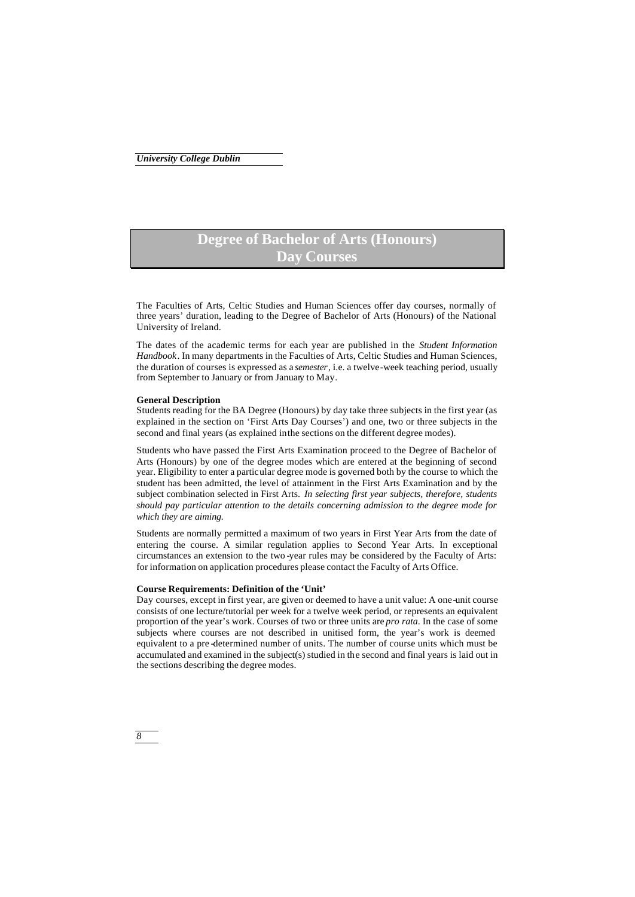# Degree of Bachelor of Arts (Honours)
# Day Courses

The Faculties of Arts, Celtic Studies and Human Sciences offer day courses, normally of three years' duration, leading to the Degree of Bachelor of Arts (Honours) of the National University of Ireland.

The dates of the academic terms for each year are published in the *Student Information Handbook*. In many departments in the Faculties of Arts, Celtic Studies and Human Sciences, the duration of courses is expressed as a *semester*, i.e. a twelve-week teaching period, usually from September to January or from January to May.

**General Description**

Students reading for the BA Degree (Honours) by day take three subjects in the first year (as explained in the section on 'First Arts Day Courses') and one, two or three subjects in the second and final years (as explained in the sections on the different degree modes).

Students who have passed the First Arts Examination proceed to the Degree of Bachelor of Arts (Honours) by one of the degree modes which are entered at the beginning of second year. Eligibility to enter a particular degree mode is governed both by the course to which the student has been admitted, the level of attainment in the First Arts Examination and by the subject combination selected in First Arts. *In selecting first year subjects, therefore, students should pay particular attention to the details concerning admission to the degree mode for which they are aiming.*

Students are normally permitted a maximum of two years in First Year Arts from the date of entering the course. A similar regulation applies to Second Year Arts. In exceptional circumstances an extension to the two-year rules may be considered by the Faculty of Arts: for information on application procedures please contact the Faculty of Arts Office.

**Course Requirements: Definition of the 'Unit'**

Day courses, except in first year, are given or deemed to have a unit value: A one-unit course consists of one lecture/tutorial per week for a twelve week period, or represents an equivalent proportion of the year's work. Courses of two or three units are *pro rata*. In the case of some subjects where courses are not described in unitised form, the year's work is deemed equivalent to a pre-determined number of units. The number of course units which must be accumulated and examined in the subject(s) studied in the second and final years is laid out in the sections describing the degree modes.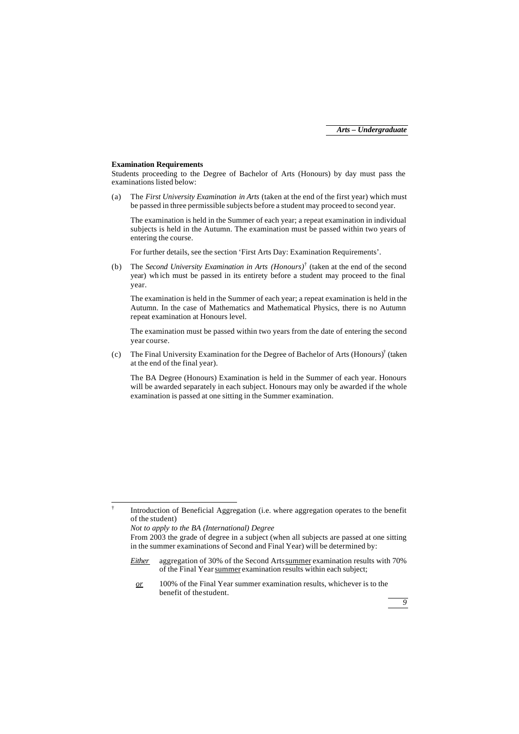### Examination Requirements

Students proceeding to the Degree of Bachelor of Arts (Honours) by day must pass the examinations listed below:

(a) The *First University Examination in Arts* (taken at the end of the first year) which must be passed in three permissible subjects before a student may proceed to second year.

The examination is held in the Summer of each year; a repeat examination in individual subjects is held in the Autumn. The examination must be passed within two years of entering the course.

For further details, see the section 'First Arts Day: Examination Requirements'.

(b) The *Second University Examination in Arts (Honours)*[†] (taken at the end of the second year) which must be passed in its entirety before a student may proceed to the final year.

The examination is held in the Summer of each year; a repeat examination is held in the Autumn. In the case of Mathematics and Mathematical Physics, there is no Autumn repeat examination at Honours level.

The examination must be passed within two years from the date of entering the second year course.

(c) The Final University Examination for the Degree of Bachelor of Arts (Honours)[†] (taken at the end of the final year).

The BA Degree (Honours) Examination is held in the Summer of each year. Honours will be awarded separately in each subject. Honours may only be awarded if the whole examination is passed at one sitting in the Summer examination.

---

[†] Introduction of Beneficial Aggregation (i.e. where aggregation operates to the benefit of the student)

*Not to apply to the BA (International) Degree*

From 2003 the grade of degree in a subject (when all subjects are passed at one sitting in the summer examinations of Second and Final Year) will be determined by:

*Either* aggregation of 30% of the Second Arts summer examination results with 70% of the Final Year summer examination results within each subject;

*or* 100% of the Final Year summer examination results, whichever is to the benefit of the student.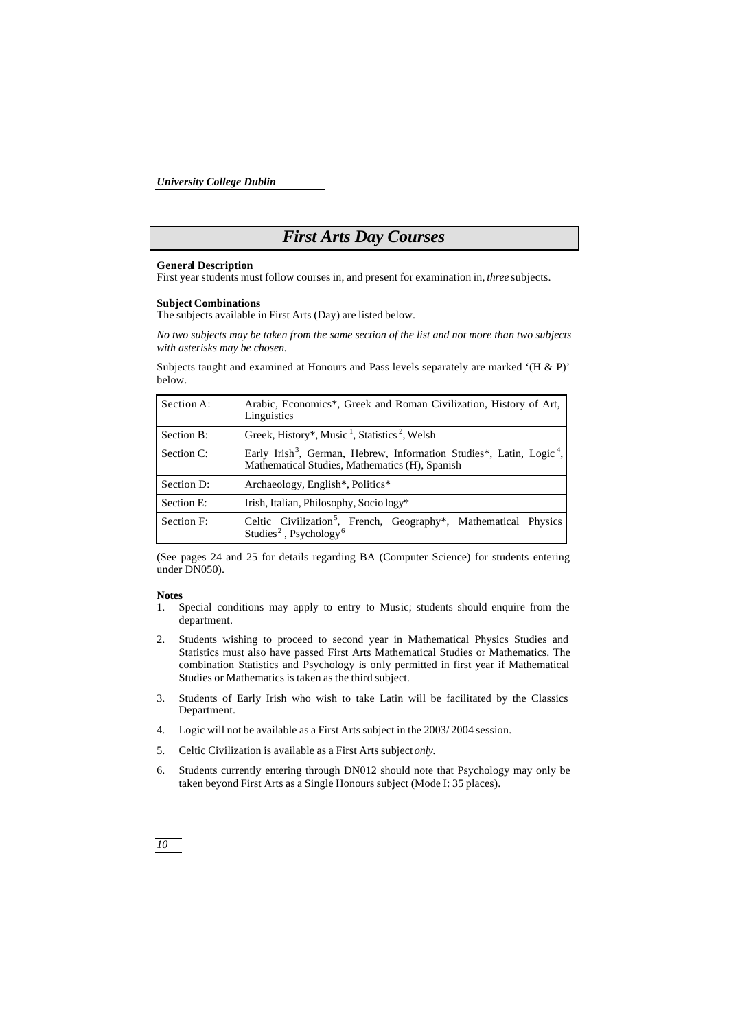# First Arts Day Courses

**General Description**

First year students must follow courses in, and present for examination in, *three* subjects.

**Subject Combinations**

The subjects available in First Arts (Day) are listed below.

*No two subjects may be taken from the same section of the list and not more than two subjects with asterisks may be chosen.*

Subjects taught and examined at Honours and Pass levels separately are marked '(H & P)' below.

| Section | Subjects |
|---|---|
| Section A: | Arabic, Economics*, Greek and Roman Civilization, History of Art, Linguistics |
| Section B: | Greek, History*, Music [1], Statistics [2], Welsh |
| Section C: | Early Irish [3], German, Hebrew, Information Studies*, Latin, Logic [4], Mathematical Studies, Mathematics (H), Spanish |
| Section D: | Archaeology, English*, Politics* |
| Section E: | Irish, Italian, Philosophy, Sociology* |
| Section F: | Celtic Civilization [5], French, Geography*, Mathematical Physics Studies [2], Psychology [6] |

(See pages 24 and 25 for details regarding BA (Computer Science) for students entering under DN050).

**Notes**

1. Special conditions may apply to entry to Music; students should enquire from the department.
2. Students wishing to proceed to second year in Mathematical Physics Studies and Statistics must also have passed First Arts Mathematical Studies or Mathematics. The combination Statistics and Psychology is only permitted in first year if Mathematical Studies or Mathematics is taken as the third subject.
3. Students of Early Irish who wish to take Latin will be facilitated by the Classics Department.
4. Logic will not be available as a First Arts subject in the 2003/2004 session.
5. Celtic Civilization is available as a First Arts subject *only.*
6. Students currently entering through DN012 should note that Psychology may only be taken beyond First Arts as a Single Honours subject (Mode I: 35 places).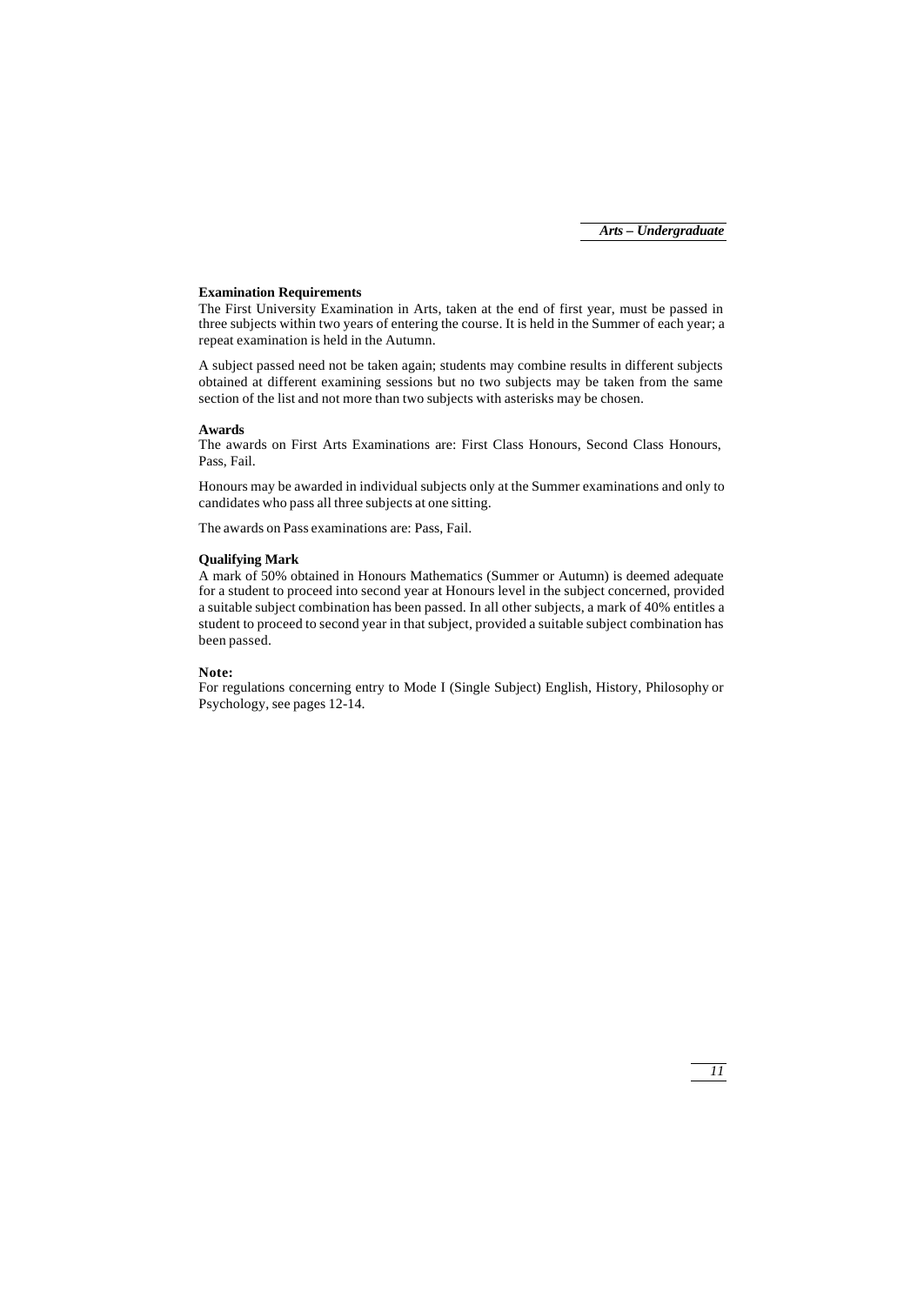**Examination Requirements**

The First University Examination in Arts, taken at the end of first year, must be passed in three subjects within two years of entering the course. It is held in the Summer of each year; a repeat examination is held in the Autumn.

A subject passed need not be taken again; students may combine results in different subjects obtained at different examining sessions but no two subjects may be taken from the same section of the list and not more than two subjects with asterisks may be chosen.

**Awards**

The awards on First Arts Examinations are: First Class Honours, Second Class Honours, Pass, Fail.

Honours may be awarded in individual subjects only at the Summer examinations and only to candidates who pass all three subjects at one sitting.

The awards on Pass examinations are: Pass, Fail.

**Qualifying Mark**

A mark of 50% obtained in Honours Mathematics (Summer or Autumn) is deemed adequate for a student to proceed into second year at Honours level in the subject concerned, provided a suitable subject combination has been passed. In all other subjects, a mark of 40% entitles a student to proceed to second year in that subject, provided a suitable subject combination has been passed.

**Note:**

For regulations concerning entry to Mode I (Single Subject) English, History, Philosophy or Psychology, see pages 12-14.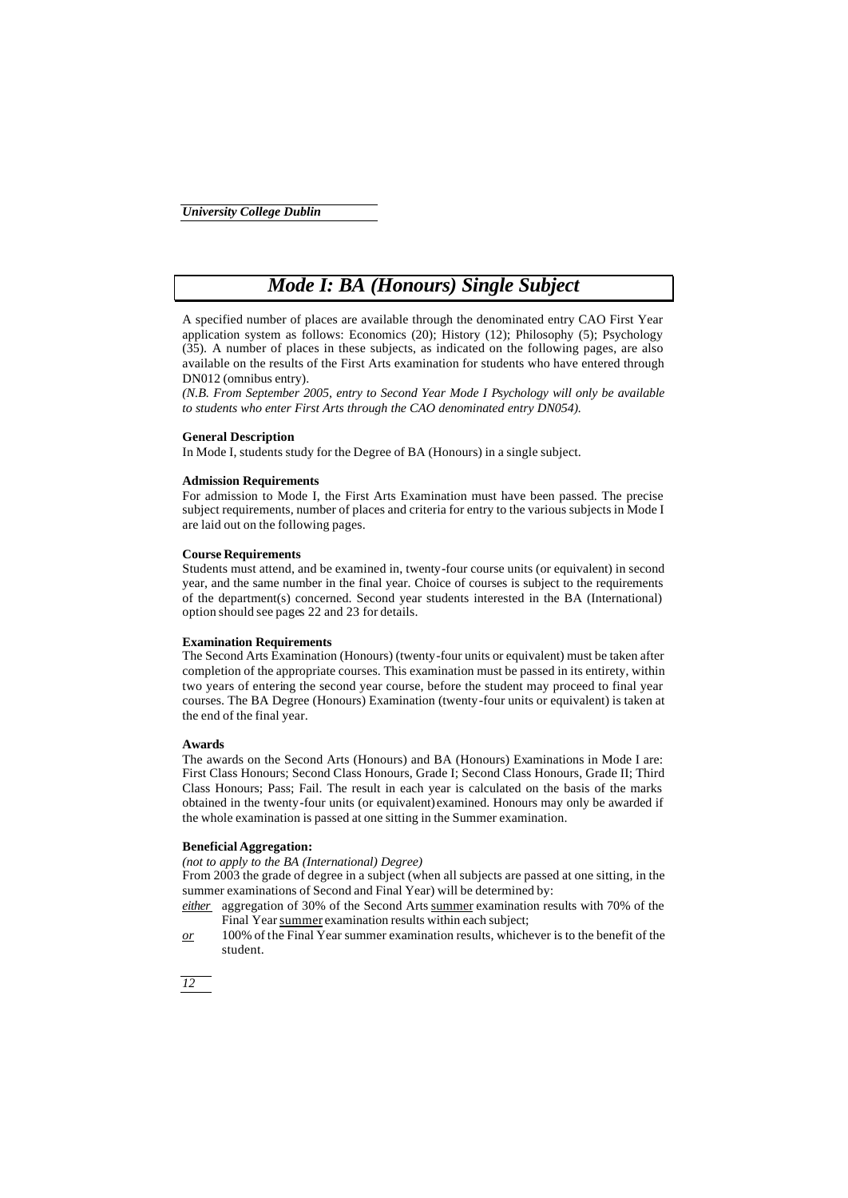# *Mode I: BA (Honours) Single Subject*

A specified number of places are available through the denominated entry CAO First Year application system as follows: Economics (20); History (12); Philosophy (5); Psychology (35). A number of places in these subjects, as indicated on the following pages, are also available on the results of the First Arts examination for students who have entered through DN012 (omnibus entry).

*(N.B. From September 2005, entry to Second Year Mode I Psychology will only be available to students who enter First Arts through the CAO denominated entry DN054).*

**General Description**

In Mode I, students study for the Degree of BA (Honours) in a single subject.

**Admission Requirements**

For admission to Mode I, the First Arts Examination must have been passed. The precise subject requirements, number of places and criteria for entry to the various subjects in Mode I are laid out on the following pages.

**Course Requirements**

Students must attend, and be examined in, twenty-four course units (or equivalent) in second year, and the same number in the final year. Choice of courses is subject to the requirements of the department(s) concerned. Second year students interested in the BA (International) option should see pages 22 and 23 for details.

**Examination Requirements**

The Second Arts Examination (Honours) (twenty-four units or equivalent) must be taken after completion of the appropriate courses. This examination must be passed in its entirety, within two years of entering the second year course, before the student may proceed to final year courses. The BA Degree (Honours) Examination (twenty-four units or equivalent) is taken at the end of the final year.

**Awards**

The awards on the Second Arts (Honours) and BA (Honours) Examinations in Mode I are: First Class Honours; Second Class Honours, Grade I; Second Class Honours, Grade II; Third Class Honours; Pass; Fail. The result in each year is calculated on the basis of the marks obtained in the twenty-four units (or equivalent) examined. Honours may only be awarded if the whole examination is passed at one sitting in the Summer examination.

**Beneficial Aggregation:**

*(not to apply to the BA (International) Degree)*

From 2003 the grade of degree in a subject (when all subjects are passed at one sitting, in the summer examinations of Second and Final Year) will be determined by:

*either* aggregation of 30% of the Second Arts summer examination results with 70% of the Final Year summer examination results within each subject;

*or* 100% of the Final Year summer examination results, whichever is to the benefit of the student.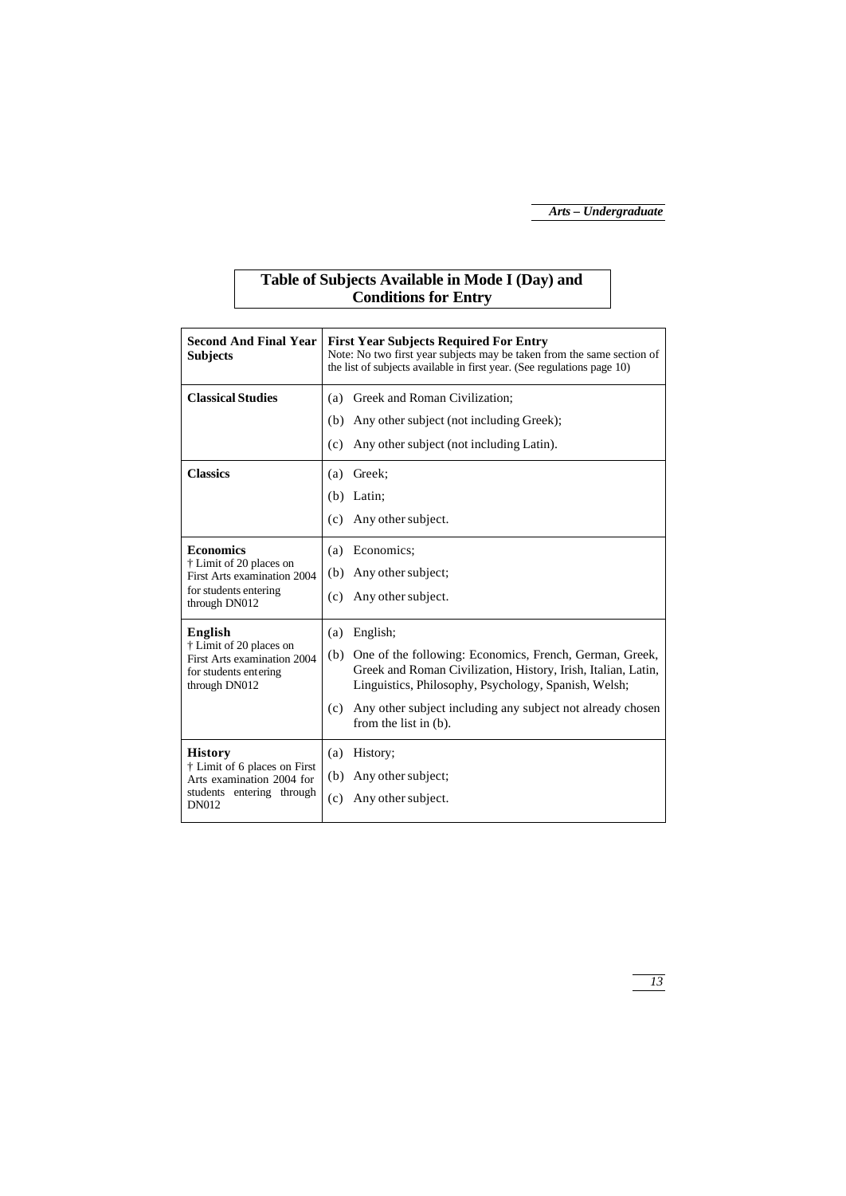## Table of Subjects Available in Mode I (Day) and Conditions for Entry

| **Second And Final Year Subjects** | **First Year Subjects Required For Entry** Note: No two first year subjects may be taken from the same section of the list of subjects available in first year. (See regulations page 10) |
|---|---|
| **Classical Studies** | (a) Greek and Roman Civilization; (b) Any other subject (not including Greek); (c) Any other subject (not including Latin). |
| **Classics** | (a) Greek; (b) Latin; (c) Any other subject. |
| **Economics** † Limit of 20 places on First Arts examination 2004 for students entering through DN012 | (a) Economics; (b) Any other subject; (c) Any other subject. |
| **English** † Limit of 20 places on First Arts examination 2004 for students entering through DN012 | (a) English; (b) One of the following: Economics, French, German, Greek, Greek and Roman Civilization, History, Irish, Italian, Latin, Linguistics, Philosophy, Psychology, Spanish, Welsh; (c) Any other subject including any subject not already chosen from the list in (b). |
| **History** † Limit of 6 places on First Arts examination 2004 for students entering through DN012 | (a) History; (b) Any other subject; (c) Any other subject. |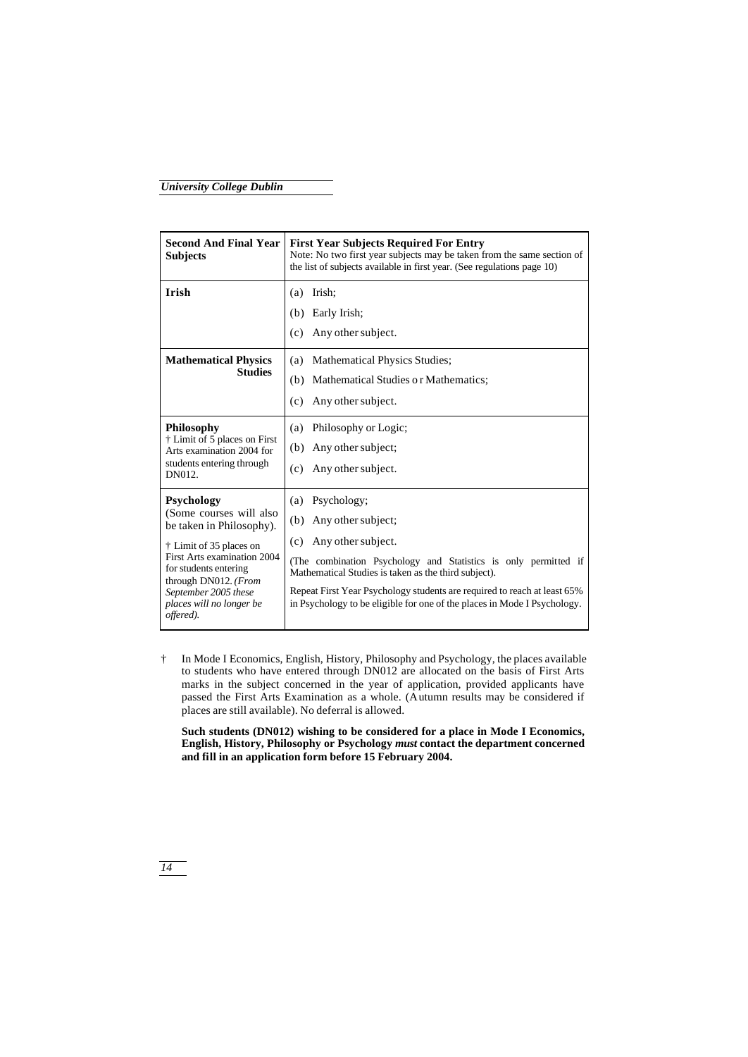| **Second And Final Year Subjects** | **First Year Subjects Required For Entry** Note: No two first year subjects may be taken from the same section of the list of subjects available in first year. (See regulations page 10) |
|---|---|
| **Irish** | (a) Irish;<br>(b) Early Irish;<br>(c) Any other subject. |
| **Mathematical Physics Studies** | (a) Mathematical Physics Studies;<br>(b) Mathematical Studies or Mathematics;<br>(c) Any other subject. |
| **Philosophy**<br>† Limit of 5 places on First Arts examination 2004 for students entering through DN012. | (a) Philosophy or Logic;<br>(b) Any other subject;<br>(c) Any other subject. |
| **Psychology**<br>(Some courses will also be taken in Philosophy).<br>† Limit of 35 places on First Arts examination 2004 for students entering through DN012. *(From September 2005 these places will no longer be offered).* | (a) Psychology;<br>(b) Any other subject;<br>(c) Any other subject.<br>(The combination Psychology and Statistics is only permitted if Mathematical Studies is taken as the third subject).<br>Repeat First Year Psychology students are required to reach at least 65% in Psychology to be eligible for one of the places in Mode I Psychology. |

† In Mode I Economics, English, History, Philosophy and Psychology, the places available to students who have entered through DN012 are allocated on the basis of First Arts marks in the subject concerned in the year of application, provided applicants have passed the First Arts Examination as a whole. (Autumn results may be considered if places are still available). No deferral is allowed.

**Such students (DN012) wishing to be considered for a place in Mode I Economics, English, History, Philosophy or Psychology *must* contact the department concerned and fill in an application form before 15 February 2004.**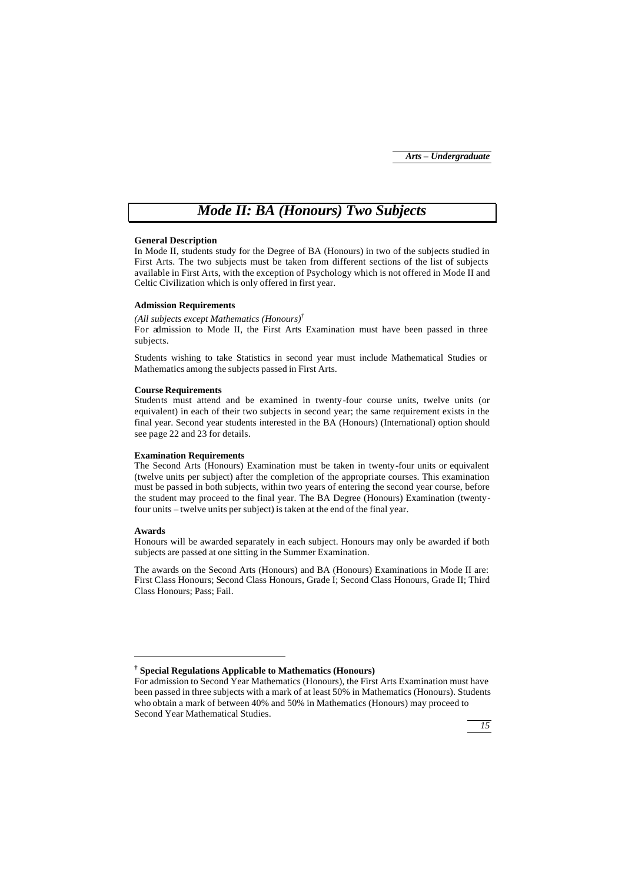# Mode II: BA (Honours) Two Subjects

**General Description**

In Mode II, students study for the Degree of BA (Honours) in two of the subjects studied in First Arts. The two subjects must be taken from different sections of the list of subjects available in First Arts, with the exception of Psychology which is not offered in Mode II and Celtic Civilization which is only offered in first year.

**Admission Requirements**

*(All subjects except Mathematics (Honours)*[†]*

For admission to Mode II, the First Arts Examination must have been passed in three subjects.

Students wishing to take Statistics in second year must include Mathematical Studies or Mathematics among the subjects passed in First Arts.

**Course Requirements**

Students must attend and be examined in twenty-four course units, twelve units (or equivalent) in each of their two subjects in second year; the same requirement exists in the final year. Second year students interested in the BA (Honours) (International) option should see page 22 and 23 for details.

**Examination Requirements**

The Second Arts (Honours) Examination must be taken in twenty-four units or equivalent (twelve units per subject) after the completion of the appropriate courses. This examination must be passed in both subjects, within two years of entering the second year course, before the student may proceed to the final year. The BA Degree (Honours) Examination (twenty-four units – twelve units per subject) is taken at the end of the final year.

**Awards**

Honours will be awarded separately in each subject. Honours may only be awarded if both subjects are passed at one sitting in the Summer Examination.

The awards on the Second Arts (Honours) and BA (Honours) Examinations in Mode II are: First Class Honours; Second Class Honours, Grade I; Second Class Honours, Grade II; Third Class Honours; Pass; Fail.

---

[†] **Special Regulations Applicable to Mathematics (Honours)**

For admission to Second Year Mathematics (Honours), the First Arts Examination must have been passed in three subjects with a mark of at least 50% in Mathematics (Honours). Students who obtain a mark of between 40% and 50% in Mathematics (Honours) may proceed to Second Year Mathematical Studies.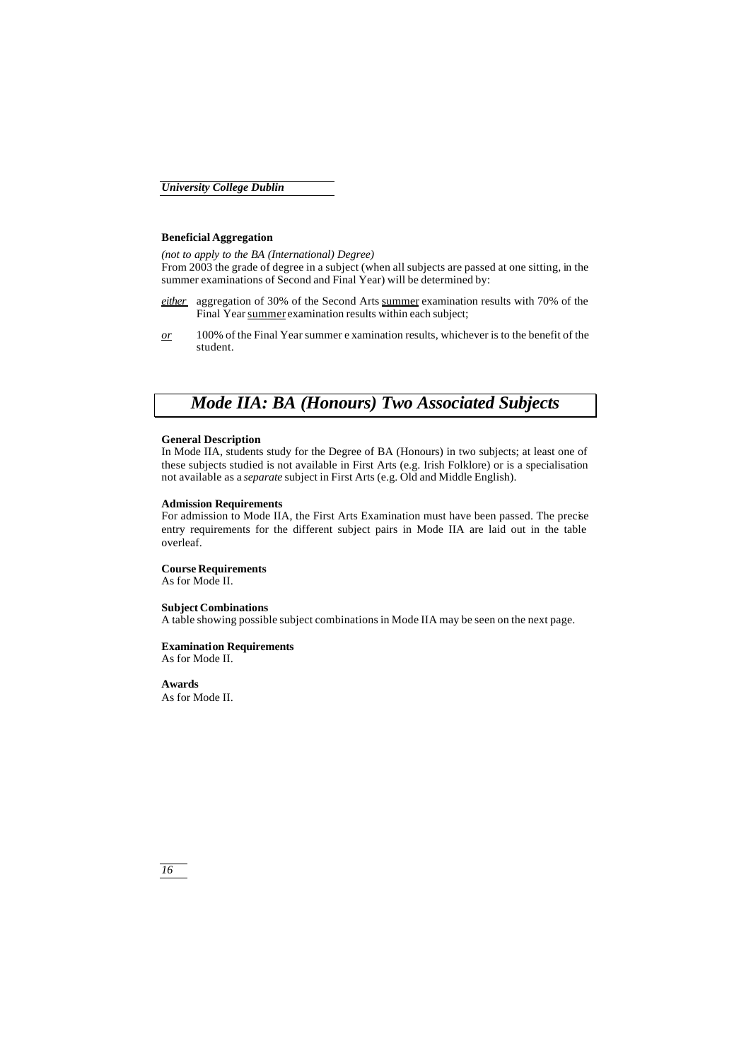**Beneficial Aggregation**

*(not to apply to the BA (International) Degree)*

From 2003 the grade of degree in a subject (when all subjects are passed at one sitting, in the summer examinations of Second and Final Year) will be determined by:

*either* aggregation of 30% of the Second Arts summer examination results with 70% of the Final Year summer examination results within each subject;

*or* 100% of the Final Year summer examination results, whichever is to the benefit of the student.

## *Mode IIA: BA (Honours) Two Associated Subjects*

**General Description**

In Mode IIA, students study for the Degree of BA (Honours) in two subjects; at least one of these subjects studied is not available in First Arts (e.g. Irish Folklore) or is a specialisation not available as a *separate* subject in First Arts (e.g. Old and Middle English).

**Admission Requirements**

For admission to Mode IIA, the First Arts Examination must have been passed. The precise entry requirements for the different subject pairs in Mode IIA are laid out in the table overleaf.

**Course Requirements**

As for Mode II.

**Subject Combinations**

A table showing possible subject combinations in Mode IIA may be seen on the next page.

**Examination Requirements**

As for Mode II.

**Awards**

As for Mode II.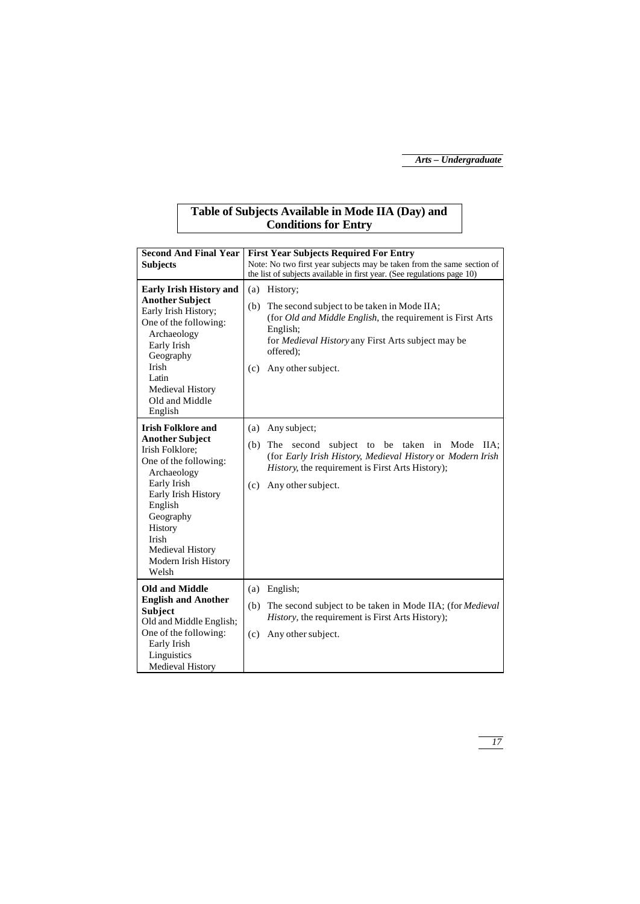## Table of Subjects Available in Mode IIA (Day) and Conditions for Entry

| **Second And Final Year Subjects** | **First Year Subjects Required For Entry**<br>Note: No two first year subjects may be taken from the same section of the list of subjects available in first year. (See regulations page 10) |
|---|---|
| **Early Irish History and Another Subject**<br>Early Irish History;<br>One of the following:<br>Archaeology<br>Early Irish<br>Geography<br>Irish<br>Latin<br>Medieval History<br>Old and Middle English | (a) History;<br>(b) The second subject to be taken in Mode IIA; (for *Old and Middle English*, the requirement is First Arts English; for *Medieval History* any First Arts subject may be offered);<br>(c) Any other subject. |
| **Irish Folklore and Another Subject**<br>Irish Folklore;<br>One of the following:<br>Archaeology<br>Early Irish<br>Early Irish History<br>English<br>Geography<br>History<br>Irish<br>Medieval History<br>Modern Irish History<br>Welsh | (a) Any subject;<br>(b) The second subject to be taken in Mode IIA; (for *Early Irish History*, *Medieval History* or *Modern Irish History*, the requirement is First Arts History);<br>(c) Any other subject. |
| **Old and Middle English and Another Subject**<br>Old and Middle English;<br>One of the following:<br>Early Irish<br>Linguistics<br>Medieval History | (a) English;<br>(b) The second subject to be taken in Mode IIA; (for *Medieval History*, the requirement is First Arts History);<br>(c) Any other subject. |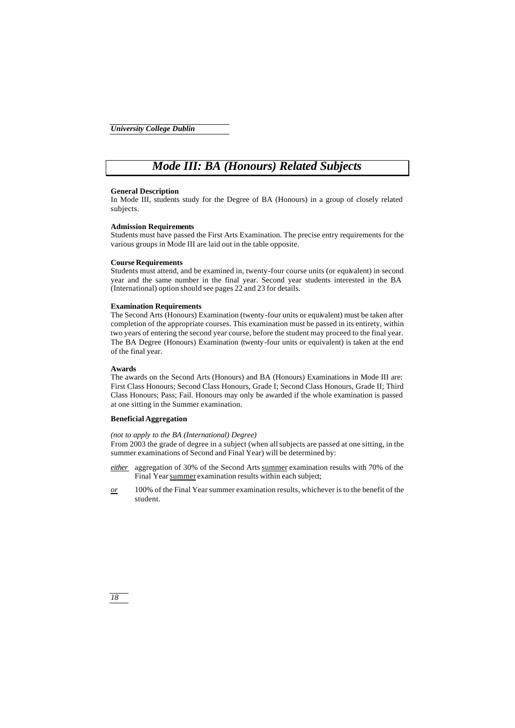# Mode III: BA (Honours) Related Subjects

**General Description**

In Mode III, students study for the Degree of BA (Honours) in a group of closely related subjects.

**Admission Requirements**

Students must have passed the First Arts Examination. The precise entry requirements for the various groups in Mode III are laid out in the table opposite.

**Course Requirements**

Students must attend, and be examined in, twenty-four course units (or equivalent) in second year and the same number in the final year. Second year students interested in the BA (International) option should see pages 22 and 23 for details.

**Examination Requirements**

The Second Arts (Honours) Examination (twenty-four units or equivalent) must be taken after completion of the appropriate courses. This examination must be passed in its entirety, within two years of entering the second year course, before the student may proceed to the final year. The BA Degree (Honours) Examination (twenty-four units or equivalent) is taken at the end of the final year.

**Awards**

The awards on the Second Arts (Honours) and BA (Honours) Examinations in Mode III are: First Class Honours; Second Class Honours, Grade I; Second Class Honours, Grade II; Third Class Honours; Pass; Fail. Honours may only be awarded if the whole examination is passed at one sitting in the Summer examination.

**Beneficial Aggregation**

*(not to apply to the BA (International) Degree)*

From 2003 the grade of degree in a subject (when all subjects are passed at one sitting, in the summer examinations of Second and Final Year) will be determined by:

*either* aggregation of 30% of the Second Arts summer examination results with 70% of the Final Year summer examination results within each subject;

*or* 100% of the Final Year summer examination results, whichever is to the benefit of the student.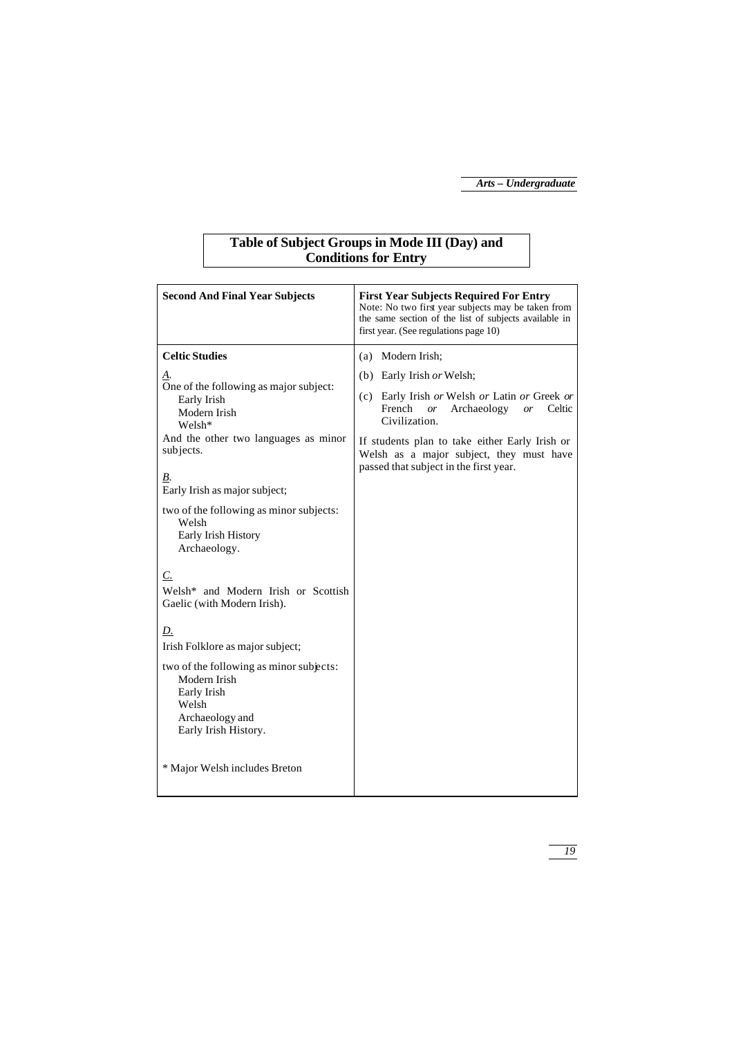## Table of Subject Groups in Mode III (Day) and Conditions for Entry

| **Second And Final Year Subjects** | **First Year Subjects Required For Entry**<br>Note: No two first year subjects may be taken from the same section of the list of subjects available in first year. (See regulations page 10) |
|---|---|
| **Celtic Studies**<br><br>_A._<br>One of the following as major subject:<br>Early Irish<br>Modern Irish<br>Welsh*<br>And the other two languages as minor subjects.<br><br>_B._<br>Early Irish as major subject;<br><br>two of the following as minor subjects:<br>Welsh<br>Early Irish History<br>Archaeology.<br><br>_C._<br>Welsh* and Modern Irish or Scottish Gaelic (with Modern Irish).<br><br>_D._<br>Irish Folklore as major subject;<br><br>two of the following as minor subjects:<br>Modern Irish<br>Early Irish<br>Welsh<br>Archaeology and<br>Early Irish History.<br><br>* Major Welsh includes Breton | (a) Modern Irish;<br><br>(b) Early Irish *or* Welsh;<br><br>(c) Early Irish *or* Welsh *or* Latin *or* Greek *or* French *or* Archaeology *or* Celtic Civilization.<br><br>If students plan to take either Early Irish or Welsh as a major subject, they must have passed that subject in the first year. |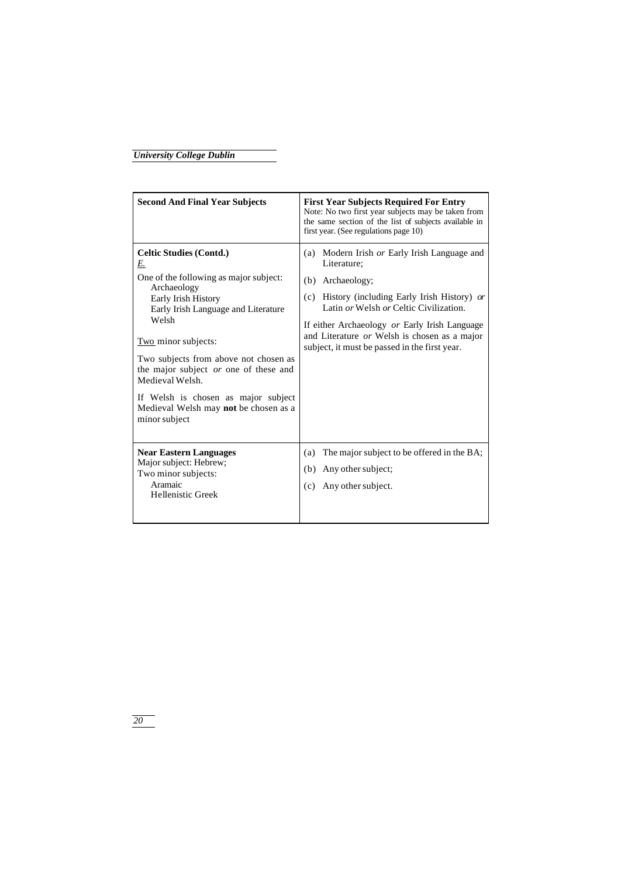| **Second And Final Year Subjects** | **First Year Subjects Required For Entry**<br>Note: No two first year subjects may be taken from the same section of the list of subjects available in first year. (See regulations page 10) |
|---|---|
| **Celtic Studies (Contd.)**<br>E.<br>One of the following as major subject:<br>Archaeology<br>Early Irish History<br>Early Irish Language and Literature<br>Welsh<br><br>Two minor subjects:<br><br>Two subjects from above not chosen as the major subject *or* one of these and Medieval Welsh.<br><br>If Welsh is chosen as major subject Medieval Welsh may **not** be chosen as a minor subject | (a) Modern Irish *or* Early Irish Language and Literature;<br>(b) Archaeology;<br>(c) History (including Early Irish History) *or* Latin *or* Welsh *or* Celtic Civilization.<br><br>If either Archaeology *or* Early Irish Language and Literature *or* Welsh is chosen as a major subject, it must be passed in the first year. |
| **Near Eastern Languages**<br>Major subject: Hebrew;<br>Two minor subjects:<br>Aramaic<br>Hellenistic Greek | (a) The major subject to be offered in the BA;<br>(b) Any other subject;<br>(c) Any other subject. |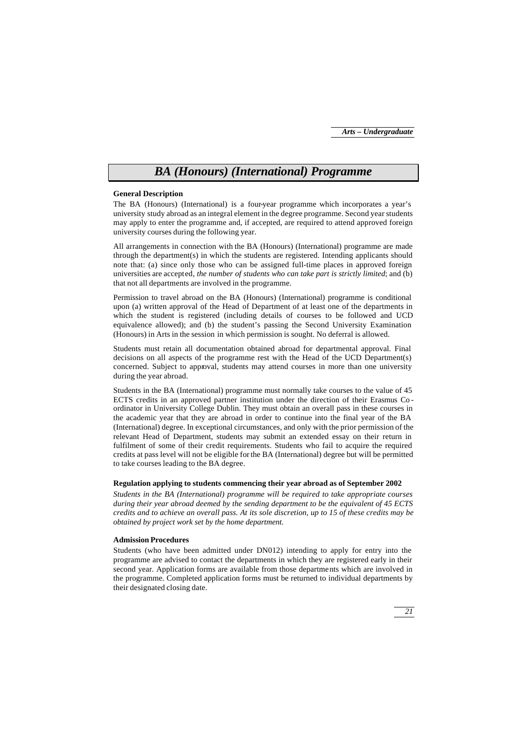# *BA (Honours) (International) Programme*

**General Description**

The BA (Honours) (International) is a four-year programme which incorporates a year's university study abroad as an integral element in the degree programme. Second year students may apply to enter the programme and, if accepted, are required to attend approved foreign university courses during the following year.

All arrangements in connection with the BA (Honours) (International) programme are made through the department(s) in which the students are registered. Intending applicants should note that: (a) since only those who can be assigned full-time places in approved foreign universities are accepted, *the number of students who can take part is strictly limited*; and (b) that not all departments are involved in the programme.

Permission to travel abroad on the BA (Honours) (International) programme is conditional upon (a) written approval of the Head of Department of at least one of the departments in which the student is registered (including details of courses to be followed and UCD equivalence allowed); and (b) the student's passing the Second University Examination (Honours) in Arts in the session in which permission is sought. No deferral is allowed.

Students must retain all documentation obtained abroad for departmental approval. Final decisions on all aspects of the programme rest with the Head of the UCD Department(s) concerned. Subject to approval, students may attend courses in more than one university during the year abroad.

Students in the BA (International) programme must normally take courses to the value of 45 ECTS credits in an approved partner institution under the direction of their Erasmus Co-ordinator in University College Dublin. They must obtain an overall pass in these courses in the academic year that they are abroad in order to continue into the final year of the BA (International) degree. In exceptional circumstances, and only with the prior permission of the relevant Head of Department, students may submit an extended essay on their return in fulfilment of some of their credit requirements. Students who fail to acquire the required credits at pass level will not be eligible for the BA (International) degree but will be permitted to take courses leading to the BA degree.

**Regulation applying to students commencing their year abroad as of September 2002**

*Students in the BA (International) programme will be required to take appropriate courses during their year abroad deemed by the sending department to be the equivalent of 45 ECTS credits and to achieve an overall pass. At its sole discretion, up to 15 of these credits may be obtained by project work set by the home department.*

**Admission Procedures**

Students (who have been admitted under DN012) intending to apply for entry into the programme are advised to contact the departments in which they are registered early in their second year. Application forms are available from those departments which are involved in the programme. Completed application forms must be returned to individual departments by their designated closing date.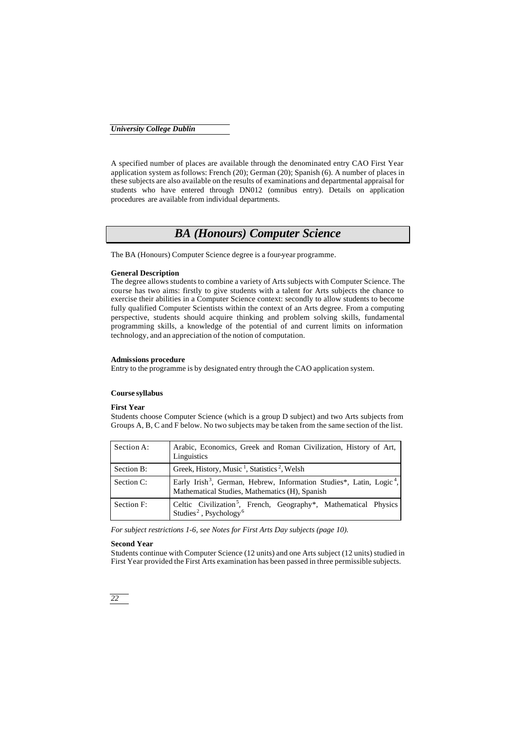A specified number of places are available through the denominated entry CAO First Year application system as follows: French (20); German (20); Spanish (6). A number of places in these subjects are also available on the results of examinations and departmental appraisal for students who have entered through DN012 (omnibus entry). Details on application procedures are available from individual departments.

# *BA (Honours) Computer Science*

The BA (Honours) Computer Science degree is a four-year programme.

**General Description**

The degree allows students to combine a variety of Arts subjects with Computer Science. The course has two aims: firstly to give students with a talent for Arts subjects the chance to exercise their abilities in a Computer Science context: secondly to allow students to become fully qualified Computer Scientists within the context of an Arts degree. From a computing perspective, students should acquire thinking and problem solving skills, fundamental programming skills, a knowledge of the potential of and current limits on information technology, and an appreciation of the notion of computation.

**Admissions procedure**

Entry to the programme is by designated entry through the CAO application system.

**Course syllabus**

**First Year**

Students choose Computer Science (which is a group D subject) and two Arts subjects from Groups A, B, C and F below. No two subjects may be taken from the same section of the list.

| Section A: | Arabic, Economics, Greek and Roman Civilization, History of Art, Linguistics |
|---|---|
| Section B: | Greek, History, Music [1], Statistics [2], Welsh |
| Section C: | Early Irish [3], German, Hebrew, Information Studies*, Latin, Logic [4], Mathematical Studies, Mathematics (H), Spanish |
| Section F: | Celtic Civilization [5], French, Geography*, Mathematical Physics Studies [2], Psychology [6] |

*For subject restrictions 1-6, see Notes for First Arts Day subjects (page 10).*

**Second Year**

Students continue with Computer Science (12 units) and one Arts subject (12 units) studied in First Year provided the First Arts examination has been passed in three permissible subjects.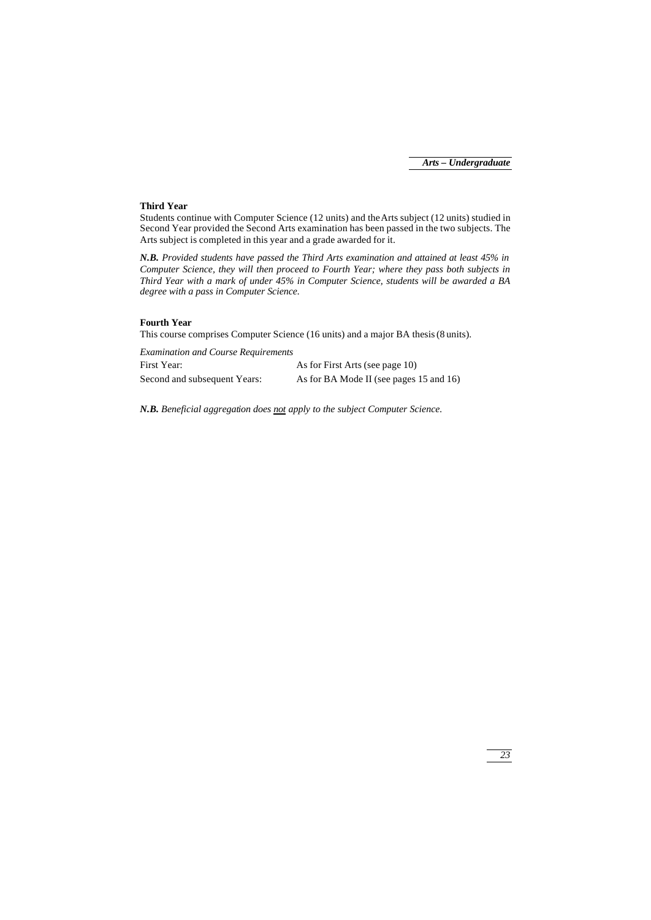### Third Year

Students continue with Computer Science (12 units) and the Arts subject (12 units) studied in Second Year provided the Second Arts examination has been passed in the two subjects. The Arts subject is completed in this year and a grade awarded for it.

***N.B.*** *Provided students have passed the Third Arts examination and attained at least 45% in Computer Science, they will then proceed to Fourth Year; where they pass both subjects in Third Year with a mark of under 45% in Computer Science, students will be awarded a BA degree with a pass in Computer Science.*

### Fourth Year

This course comprises Computer Science (16 units) and a major BA thesis (8 units).

*Examination and Course Requirements*

| | |
|---|---|
| First Year: | As for First Arts (see page 10) |
| Second and subsequent Years: | As for BA Mode II (see pages 15 and 16) |

***N.B.*** *Beneficial aggregation does <u>not</u> apply to the subject Computer Science.*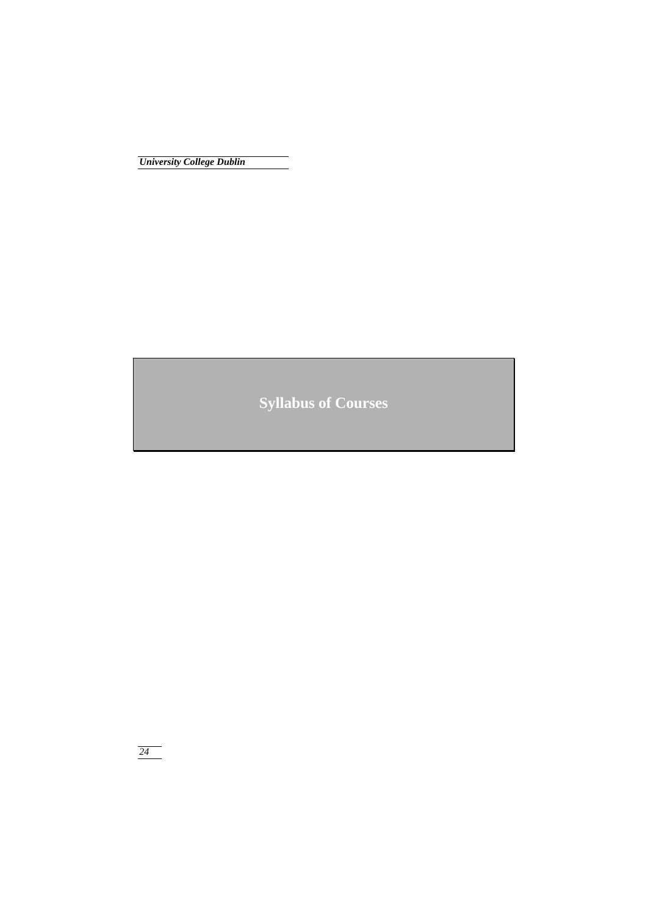# Syllabus of Courses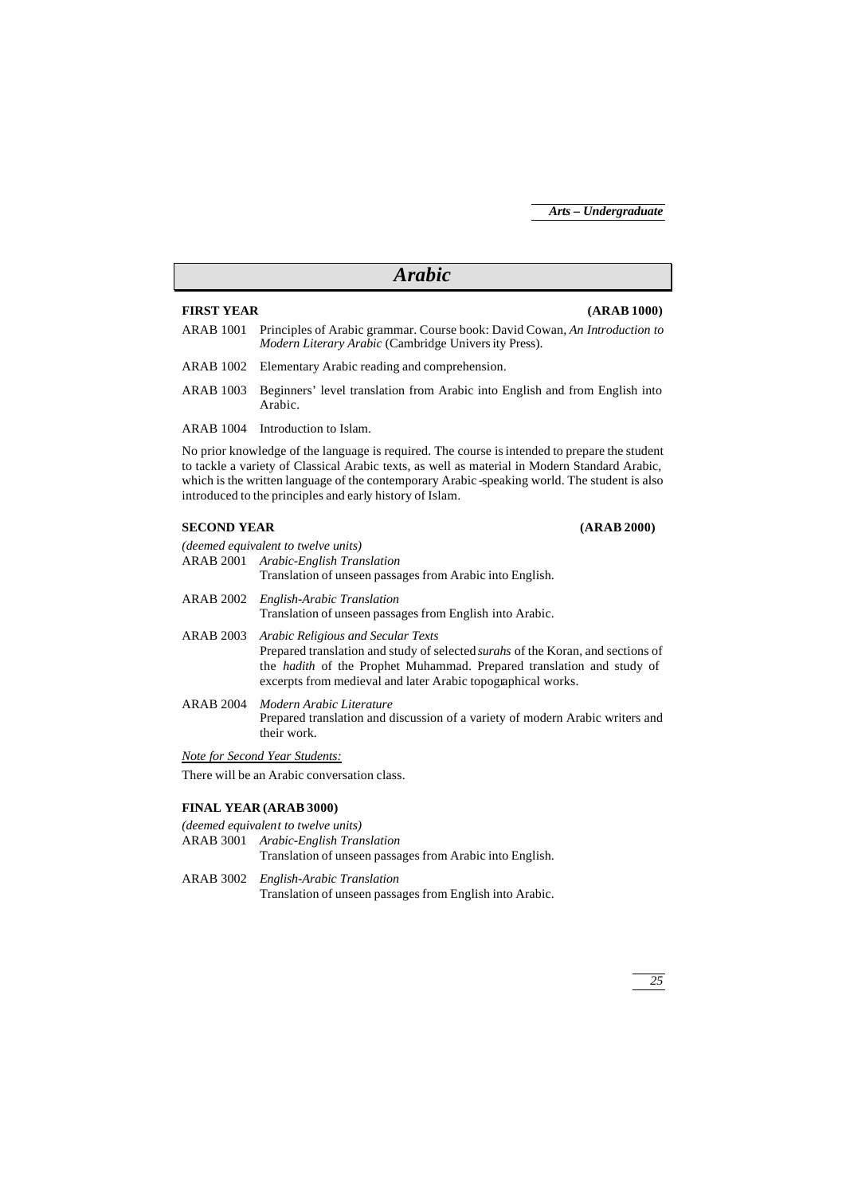# Arabic

## FIRST YEAR (ARAB 1000)

ARAB 1001 Principles of Arabic grammar. Course book: David Cowan, *An Introduction to Modern Literary Arabic* (Cambridge University Press).

ARAB 1002 Elementary Arabic reading and comprehension.

ARAB 1003 Beginners' level translation from Arabic into English and from English into Arabic.

ARAB 1004 Introduction to Islam.

No prior knowledge of the language is required. The course is intended to prepare the student to tackle a variety of Classical Arabic texts, as well as material in Modern Standard Arabic, which is the written language of the contemporary Arabic-speaking world. The student is also introduced to the principles and early history of Islam.

## SECOND YEAR (ARAB 2000)

*(deemed equivalent to twelve units)*

ARAB 2001 *Arabic-English Translation*
Translation of unseen passages from Arabic into English.

ARAB 2002 *English-Arabic Translation*
Translation of unseen passages from English into Arabic.

ARAB 2003 *Arabic Religious and Secular Texts*
Prepared translation and study of selected *surahs* of the Koran, and sections of the *hadith* of the Prophet Muhammad. Prepared translation and study of excerpts from medieval and later Arabic topographical works.

ARAB 2004 *Modern Arabic Literature*
Prepared translation and discussion of a variety of modern Arabic writers and their work.

*Note for Second Year Students:*

There will be an Arabic conversation class.

## FINAL YEAR (ARAB 3000)

*(deemed equivalent to twelve units)*

ARAB 3001 *Arabic-English Translation*
Translation of unseen passages from Arabic into English.

ARAB 3002 *English-Arabic Translation*
Translation of unseen passages from English into Arabic.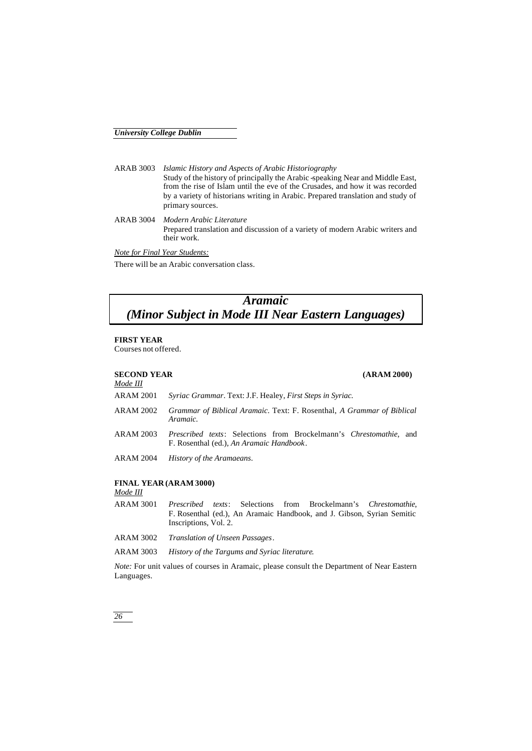ARAB 3003 *Islamic History and Aspects of Arabic Historiography*
Study of the history of principally the Arabic-speaking Near and Middle East, from the rise of Islam until the eve of the Crusades, and how it was recorded by a variety of historians writing in Arabic. Prepared translation and study of primary sources.

ARAB 3004 *Modern Arabic Literature*
Prepared translation and discussion of a variety of modern Arabic writers and their work.

*Note for Final Year Students:*

There will be an Arabic conversation class.

## *Aramaic (Minor Subject in Mode III Near Eastern Languages)*

**FIRST YEAR**
Courses not offered.

**SECOND YEAR** **(ARAM 2000)**
*Mode III*

ARAM 2001 *Syriac Grammar*. Text: J.F. Healey, *First Steps in Syriac.*

ARAM 2002 *Grammar of Biblical Aramaic.* Text: F. Rosenthal, *A Grammar of Biblical Aramaic.*

ARAM 2003 *Prescribed texts*: Selections from Brockelmann's *Chrestomathie*, and F. Rosenthal (ed.), *An Aramaic Handbook*.

ARAM 2004 *History of the Aramaeans.*

**FINAL YEAR (ARAM 3000)**
*Mode III*

ARAM 3001 *Prescribed texts*: Selections from Brockelmann's *Chrestomathie*, F. Rosenthal (ed.), An Aramaic Handbook, and J. Gibson, Syrian Semitic Inscriptions, Vol. 2.

ARAM 3002 *Translation of Unseen Passages*.

ARAM 3003 *History of the Targums and Syriac literature.*

*Note:* For unit values of courses in Aramaic, please consult the Department of Near Eastern Languages.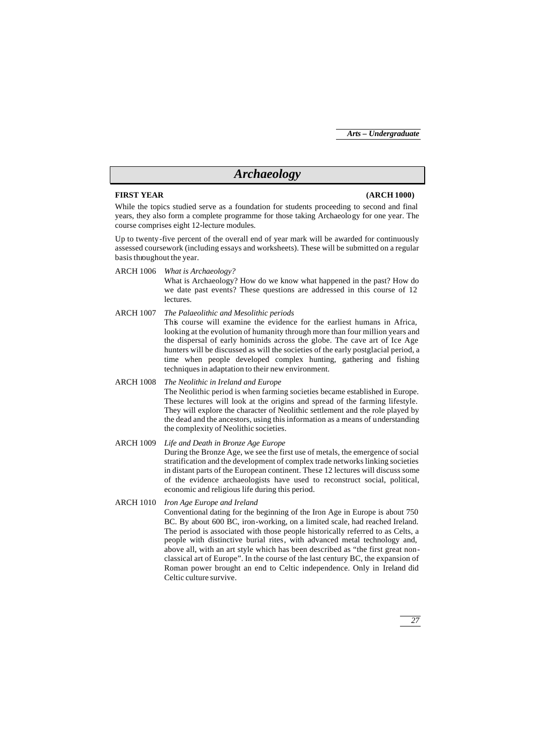# Archaeology

**FIRST YEAR** **(ARCH 1000)**

While the topics studied serve as a foundation for students proceeding to second and final years, they also form a complete programme for those taking Archaeology for one year. The course comprises eight 12-lecture modules.

Up to twenty-five percent of the overall end of year mark will be awarded for continuously assessed coursework (including essays and worksheets). These will be submitted on a regular basis throughout the year.

ARCH 1006 *What is Archaeology?*
What is Archaeology? How do we know what happened in the past? How do we date past events? These questions are addressed in this course of 12 lectures.

ARCH 1007 *The Palaeolithic and Mesolithic periods*
This course will examine the evidence for the earliest humans in Africa, looking at the evolution of humanity through more than four million years and the dispersal of early hominids across the globe. The cave art of Ice Age hunters will be discussed as will the societies of the early postglacial period, a time when people developed complex hunting, gathering and fishing techniques in adaptation to their new environment.

ARCH 1008 *The Neolithic in Ireland and Europe*
The Neolithic period is when farming societies became established in Europe. These lectures will look at the origins and spread of the farming lifestyle. They will explore the character of Neolithic settlement and the role played by the dead and the ancestors, using this information as a means of understanding the complexity of Neolithic societies.

ARCH 1009 *Life and Death in Bronze Age Europe*
During the Bronze Age, we see the first use of metals, the emergence of social stratification and the development of complex trade networks linking societies in distant parts of the European continent. These 12 lectures will discuss some of the evidence archaeologists have used to reconstruct social, political, economic and religious life during this period.

ARCH 1010 *Iron Age Europe and Ireland*
Conventional dating for the beginning of the Iron Age in Europe is about 750 BC. By about 600 BC, iron-working, on a limited scale, had reached Ireland. The period is associated with those people historically referred to as Celts, a people with distinctive burial rites, with advanced metal technology and, above all, with an art style which has been described as "the first great non-classical art of Europe". In the course of the last century BC, the expansion of Roman power brought an end to Celtic independence. Only in Ireland did Celtic culture survive.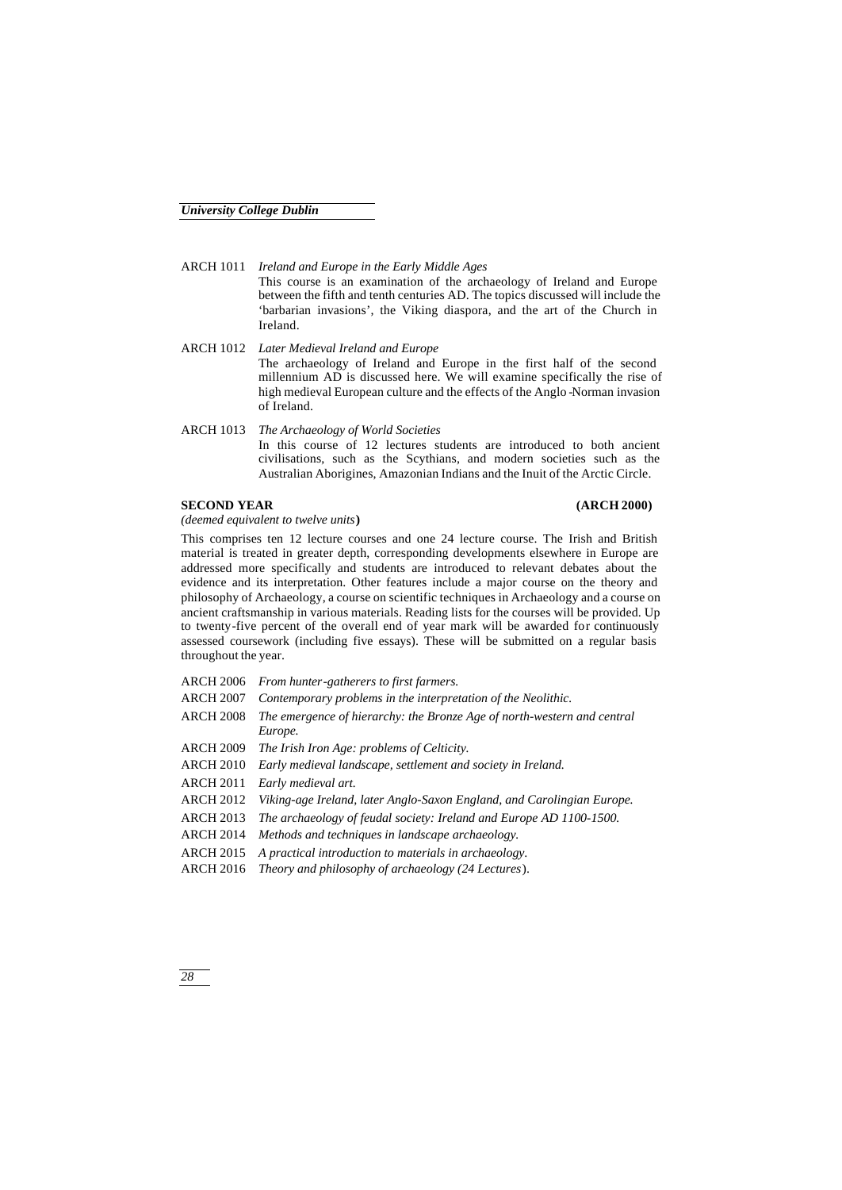ARCH 1011 *Ireland and Europe in the Early Middle Ages*
This course is an examination of the archaeology of Ireland and Europe between the fifth and tenth centuries AD. The topics discussed will include the 'barbarian invasions', the Viking diaspora, and the art of the Church in Ireland.

ARCH 1012 *Later Medieval Ireland and Europe*
The archaeology of Ireland and Europe in the first half of the second millennium AD is discussed here. We will examine specifically the rise of high medieval European culture and the effects of the Anglo-Norman invasion of Ireland.

ARCH 1013 *The Archaeology of World Societies*
In this course of 12 lectures students are introduced to both ancient civilisations, such as the Scythians, and modern societies such as the Australian Aborigines, Amazonian Indians and the Inuit of the Arctic Circle.

**SECOND YEAR** **(ARCH 2000)**

*(deemed equivalent to twelve units)*

This comprises ten 12 lecture courses and one 24 lecture course. The Irish and British material is treated in greater depth, corresponding developments elsewhere in Europe are addressed more specifically and students are introduced to relevant debates about the evidence and its interpretation. Other features include a major course on the theory and philosophy of Archaeology, a course on scientific techniques in Archaeology and a course on ancient craftsmanship in various materials. Reading lists for the courses will be provided. Up to twenty-five percent of the overall end of year mark will be awarded for continuously assessed coursework (including five essays). These will be submitted on a regular basis throughout the year.

ARCH 2006 *From hunter-gatherers to first farmers.*
ARCH 2007 *Contemporary problems in the interpretation of the Neolithic.*
ARCH 2008 *The emergence of hierarchy: the Bronze Age of north-western and central Europe.*
ARCH 2009 *The Irish Iron Age: problems of Celticity.*
ARCH 2010 *Early medieval landscape, settlement and society in Ireland.*
ARCH 2011 *Early medieval art.*
ARCH 2012 *Viking-age Ireland, later Anglo-Saxon England, and Carolingian Europe.*
ARCH 2013 *The archaeology of feudal society: Ireland and Europe AD 1100-1500.*
ARCH 2014 *Methods and techniques in landscape archaeology.*
ARCH 2015 *A practical introduction to materials in archaeology.*
ARCH 2016 *Theory and philosophy of archaeology (24 Lectures).*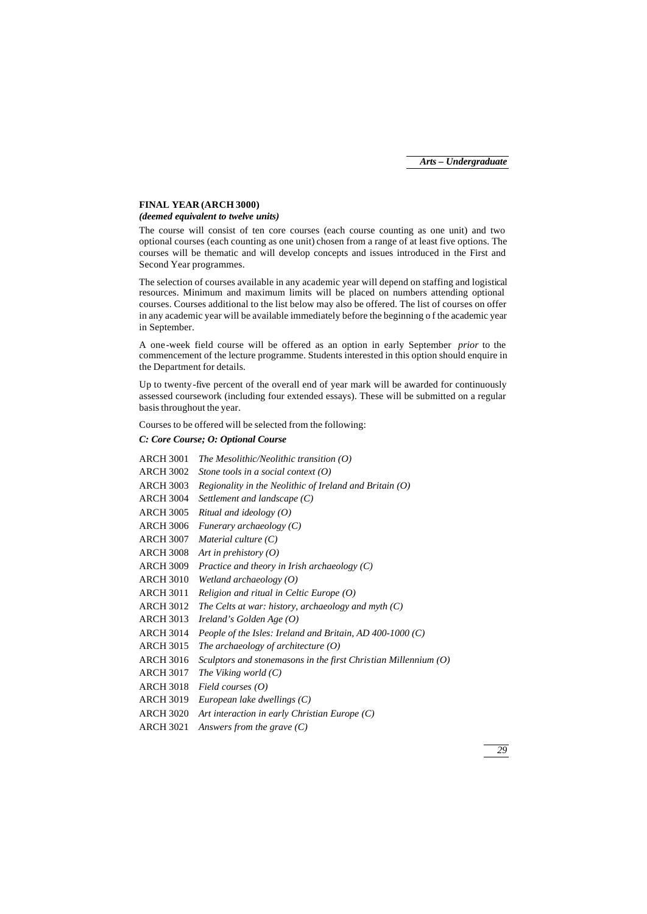## FINAL YEAR (ARCH 3000)

***(deemed equivalent to twelve units)***

The course will consist of ten core courses (each course counting as one unit) and two optional courses (each counting as one unit) chosen from a range of at least five options. The courses will be thematic and will develop concepts and issues introduced in the First and Second Year programmes.

The selection of courses available in any academic year will depend on staffing and logistical resources. Minimum and maximum limits will be placed on numbers attending optional courses. Courses additional to the list below may also be offered. The list of courses on offer in any academic year will be available immediately before the beginning o f the academic year in September.

A one-week field course will be offered as an option in early September *prior* to the commencement of the lecture programme. Students interested in this option should enquire in the Department for details.

Up to twenty-five percent of the overall end of year mark will be awarded for continuously assessed coursework (including four extended essays). These will be submitted on a regular basis throughout the year.

Courses to be offered will be selected from the following:

***C: Core Course; O: Optional Course***

- ARCH 3001 *The Mesolithic/Neolithic transition (O)*
- ARCH 3002 *Stone tools in a social context (O)*
- ARCH 3003 *Regionality in the Neolithic of Ireland and Britain (O)*
- ARCH 3004 *Settlement and landscape (C)*
- ARCH 3005 *Ritual and ideology (O)*
- ARCH 3006 *Funerary archaeology (C)*
- ARCH 3007 *Material culture (C)*
- ARCH 3008 *Art in prehistory (O)*
- ARCH 3009 *Practice and theory in Irish archaeology (C)*
- ARCH 3010 *Wetland archaeology (O)*
- ARCH 3011 *Religion and ritual in Celtic Europe (O)*
- ARCH 3012 *The Celts at war: history, archaeology and myth (C)*
- ARCH 3013 *Ireland's Golden Age (O)*
- ARCH 3014 *People of the Isles: Ireland and Britain, AD 400-1000 (C)*
- ARCH 3015 *The archaeology of architecture (O)*
- ARCH 3016 *Sculptors and stonemasons in the first Christian Millennium (O)*
- ARCH 3017 *The Viking world (C)*
- ARCH 3018 *Field courses (O)*
- ARCH 3019 *European lake dwellings (C)*
- ARCH 3020 *Art interaction in early Christian Europe (C)*
- ARCH 3021 *Answers from the grave (C)*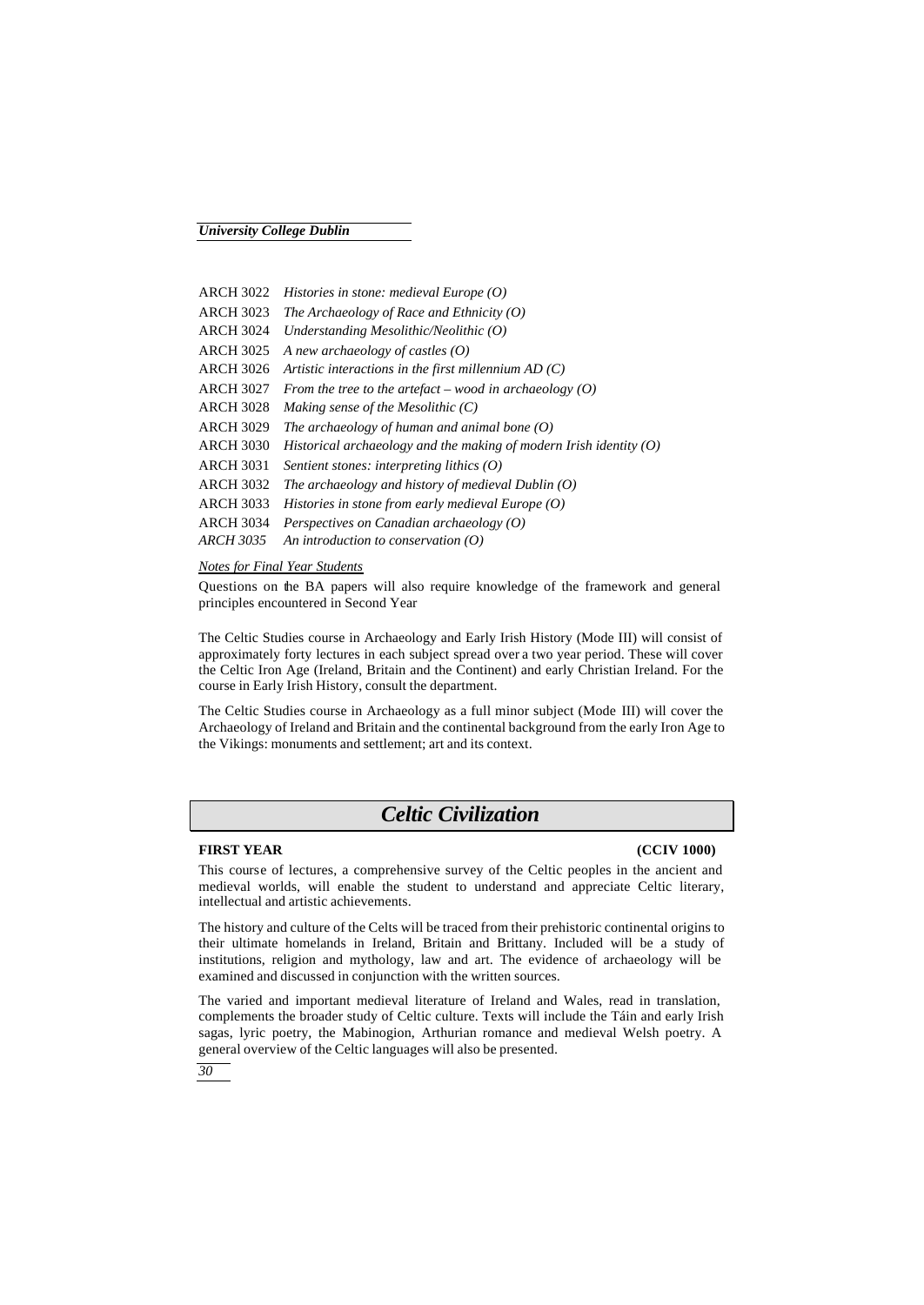ARCH 3022 *Histories in stone: medieval Europe (O)*
ARCH 3023 *The Archaeology of Race and Ethnicity (O)*
ARCH 3024 *Understanding Mesolithic/Neolithic (O)*
ARCH 3025 *A new archaeology of castles (O)*
ARCH 3026 *Artistic interactions in the first millennium AD (C)*
ARCH 3027 *From the tree to the artefact – wood in archaeology (O)*
ARCH 3028 *Making sense of the Mesolithic (C)*
ARCH 3029 *The archaeology of human and animal bone (O)*
ARCH 3030 *Historical archaeology and the making of modern Irish identity (O)*
ARCH 3031 *Sentient stones: interpreting lithics (O)*
ARCH 3032 *The archaeology and history of medieval Dublin (O)*
ARCH 3033 *Histories in stone from early medieval Europe (O)*
ARCH 3034 *Perspectives on Canadian archaeology (O)*
*ARCH 3035 An introduction to conservation (O)*

*Notes for Final Year Students*

Questions on the BA papers will also require knowledge of the framework and general principles encountered in Second Year

The Celtic Studies course in Archaeology and Early Irish History (Mode III) will consist of approximately forty lectures in each subject spread over a two year period. These will cover the Celtic Iron Age (Ireland, Britain and the Continent) and early Christian Ireland. For the course in Early Irish History, consult the department.

The Celtic Studies course in Archaeology as a full minor subject (Mode III) will cover the Archaeology of Ireland and Britain and the continental background from the early Iron Age to the Vikings: monuments and settlement; art and its context.

# *Celtic Civilization*

**FIRST YEAR (CCIV 1000)**

This course of lectures, a comprehensive survey of the Celtic peoples in the ancient and medieval worlds, will enable the student to understand and appreciate Celtic literary, intellectual and artistic achievements.

The history and culture of the Celts will be traced from their prehistoric continental origins to their ultimate homelands in Ireland, Britain and Brittany. Included will be a study of institutions, religion and mythology, law and art. The evidence of archaeology will be examined and discussed in conjunction with the written sources.

The varied and important medieval literature of Ireland and Wales, read in translation, complements the broader study of Celtic culture. Texts will include the Táin and early Irish sagas, lyric poetry, the Mabinogion, Arthurian romance and medieval Welsh poetry. A general overview of the Celtic languages will also be presented.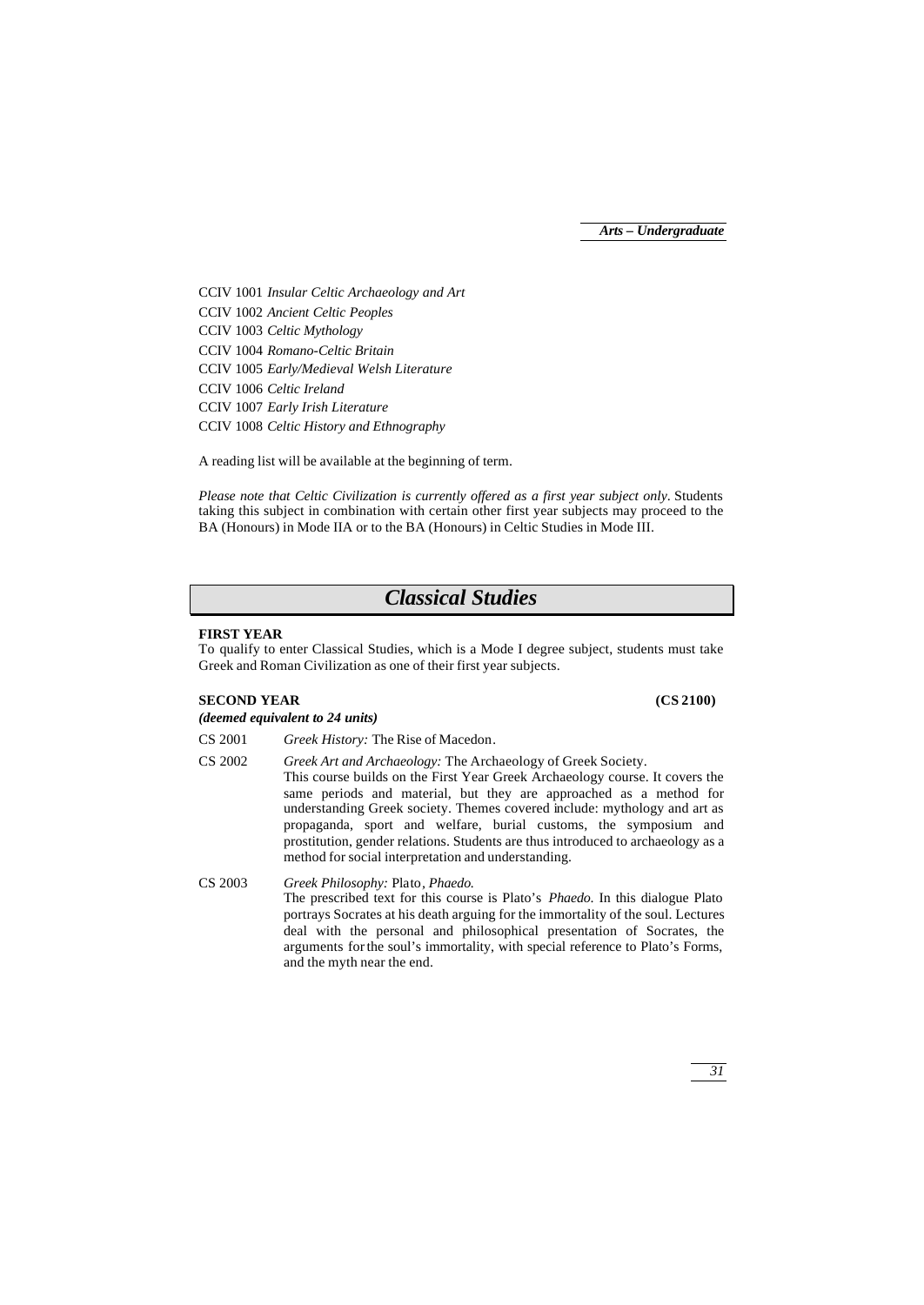CCIV 1001 *Insular Celtic Archaeology and Art*
CCIV 1002 *Ancient Celtic Peoples*
CCIV 1003 *Celtic Mythology*
CCIV 1004 *Romano-Celtic Britain*
CCIV 1005 *Early/Medieval Welsh Literature*
CCIV 1006 *Celtic Ireland*
CCIV 1007 *Early Irish Literature*
CCIV 1008 *Celtic History and Ethnography*

A reading list will be available at the beginning of term.

*Please note that Celtic Civilization is currently offered as a first year subject only.* Students taking this subject in combination with certain other first year subjects may proceed to the BA (Honours) in Mode IIA or to the BA (Honours) in Celtic Studies in Mode III.

# *Classical Studies*

**FIRST YEAR**

To qualify to enter Classical Studies, which is a Mode I degree subject, students must take Greek and Roman Civilization as one of their first year subjects.

**SECOND YEAR** **(CS 2100)**

***(deemed equivalent to 24 units)***

CS 2001 *Greek History:* The Rise of Macedon.

CS 2002 *Greek Art and Archaeology:* The Archaeology of Greek Society.
This course builds on the First Year Greek Archaeology course. It covers the same periods and material, but they are approached as a method for understanding Greek society. Themes covered include: mythology and art as propaganda, sport and welfare, burial customs, the symposium and prostitution, gender relations. Students are thus introduced to archaeology as a method for social interpretation and understanding.

CS 2003 *Greek Philosophy:* Plato, *Phaedo.*
The prescribed text for this course is Plato's *Phaedo*. In this dialogue Plato portrays Socrates at his death arguing for the immortality of the soul. Lectures deal with the personal and philosophical presentation of Socrates, the arguments for the soul's immortality, with special reference to Plato's Forms, and the myth near the end.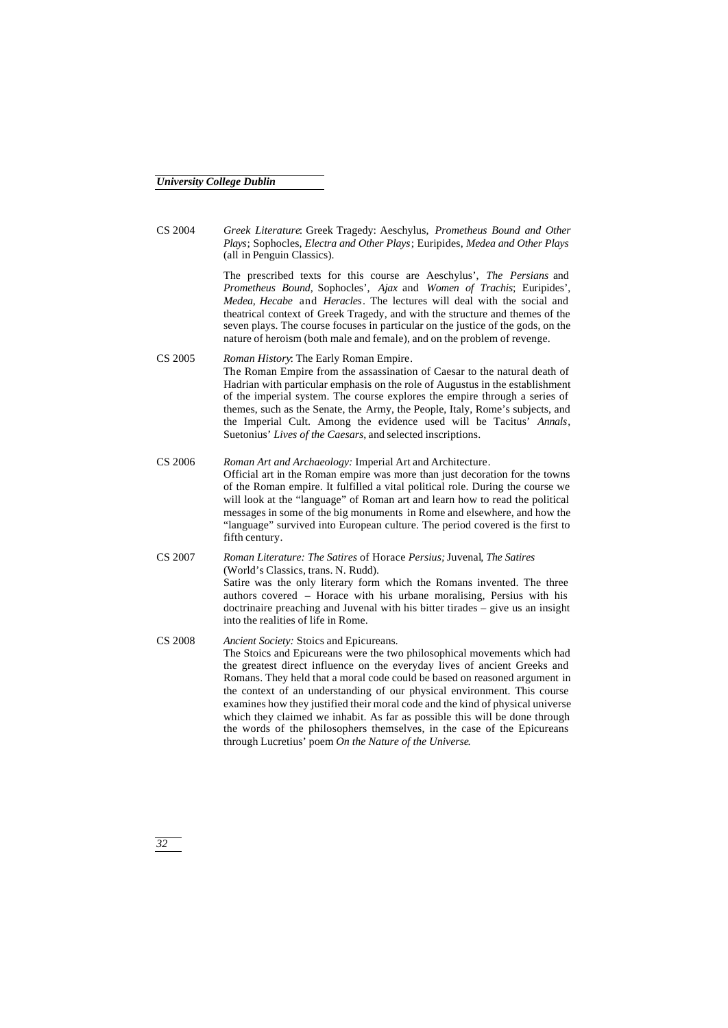CS 2004 *Greek Literature*: Greek Tragedy: Aeschylus, *Prometheus Bound and Other Plays*; Sophocles, *Electra and Other Plays*; Euripides, *Medea and Other Plays* (all in Penguin Classics).

The prescribed texts for this course are Aeschylus', *The Persians* and *Prometheus Bound*, Sophocles', *Ajax* and *Women of Trachis*; Euripides', *Medea, Hecabe* and *Heracles*. The lectures will deal with the social and theatrical context of Greek Tragedy, and with the structure and themes of the seven plays. The course focuses in particular on the justice of the gods, on the nature of heroism (both male and female), and on the problem of revenge.

CS 2005 *Roman History*: The Early Roman Empire.
The Roman Empire from the assassination of Caesar to the natural death of Hadrian with particular emphasis on the role of Augustus in the establishment of the imperial system. The course explores the empire through a series of themes, such as the Senate, the Army, the People, Italy, Rome's subjects, and the Imperial Cult. Among the evidence used will be Tacitus' *Annals*, Suetonius' *Lives of the Caesars*, and selected inscriptions.

CS 2006 *Roman Art and Archaeology:* Imperial Art and Architecture.
Official art in the Roman empire was more than just decoration for the towns of the Roman empire. It fulfilled a vital political role. During the course we will look at the "language" of Roman art and learn how to read the political messages in some of the big monuments in Rome and elsewhere, and how the "language" survived into European culture. The period covered is the first to fifth century.

CS 2007 *Roman Literature: The Satires* of Horace *Persius;* Juvenal, *The Satires* (World's Classics, trans. N. Rudd).
Satire was the only literary form which the Romans invented. The three authors covered – Horace with his urbane moralising, Persius with his doctrinaire preaching and Juvenal with his bitter tirades – give us an insight into the realities of life in Rome.

CS 2008 *Ancient Society:* Stoics and Epicureans.
The Stoics and Epicureans were the two philosophical movements which had the greatest direct influence on the everyday lives of ancient Greeks and Romans. They held that a moral code could be based on reasoned argument in the context of an understanding of our physical environment. This course examines how they justified their moral code and the kind of physical universe which they claimed we inhabit. As far as possible this will be done through the words of the philosophers themselves, in the case of the Epicureans through Lucretius' poem *On the Nature of the Universe*.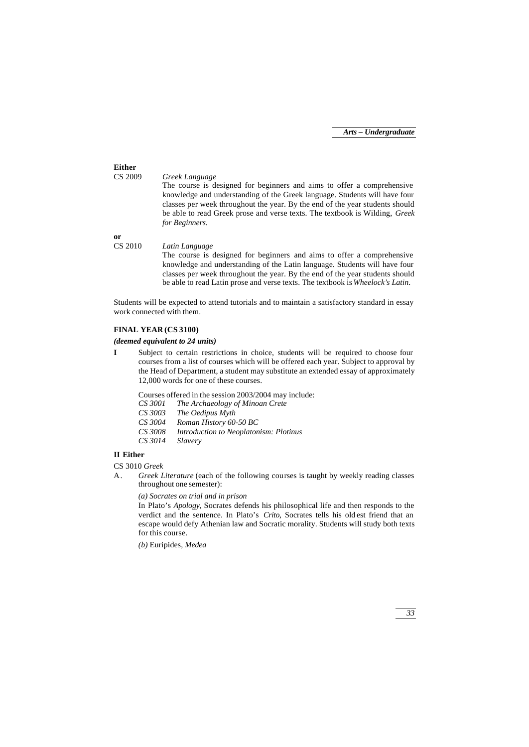**Either**

CS 2009 *Greek Language*

The course is designed for beginners and aims to offer a comprehensive knowledge and understanding of the Greek language. Students will have four classes per week throughout the year. By the end of the year students should be able to read Greek prose and verse texts. The textbook is Wilding, *Greek for Beginners.*

**or**

CS 2010 *Latin Language*

The course is designed for beginners and aims to offer a comprehensive knowledge and understanding of the Latin language. Students will have four classes per week throughout the year. By the end of the year students should be able to read Latin prose and verse texts. The textbook is *Wheelock's Latin*.

Students will be expected to attend tutorials and to maintain a satisfactory standard in essay work connected with them.

### FINAL YEAR (CS 3100)

***(deemed equivalent to 24 units)***

**I** Subject to certain restrictions in choice, students will be required to choose four courses from a list of courses which will be offered each year. Subject to approval by the Head of Department, a student may substitute an extended essay of approximately 12,000 words for one of these courses.

Courses offered in the session 2003/2004 may include:

- *CS 3001 The Archaeology of Minoan Crete*
- *CS 3003 The Oedipus Myth*
- *CS 3004 Roman History 60-50 BC*
- *CS 3008 Introduction to Neoplatonism: Plotinus*
- *CS 3014 Slavery*

### II Either

CS 3010 *Greek*

A. *Greek Literature* (each of the following courses is taught by weekly reading classes throughout one semester):

*(a) Socrates on trial and in prison*

In Plato's *Apology*, Socrates defends his philosophical life and then responds to the verdict and the sentence. In Plato's *Crito*, Socrates tells his oldest friend that an escape would defy Athenian law and Socratic morality. Students will study both texts for this course.

*(b)* Euripides, *Medea*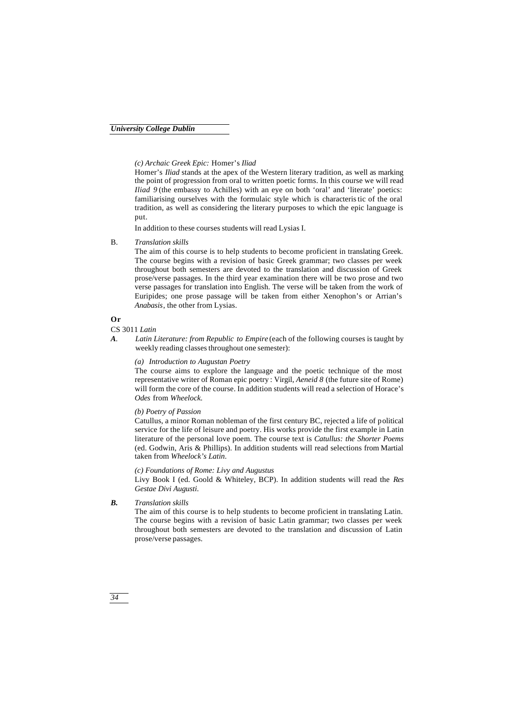*(c) Archaic Greek Epic:* Homer's *Iliad*

Homer's *Iliad* stands at the apex of the Western literary tradition, as well as marking the point of progression from oral to written poetic forms. In this course we will read *Iliad 9* (the embassy to Achilles) with an eye on both 'oral' and 'literate' poetics: familiarising ourselves with the formulaic style which is characteristic of the oral tradition, as well as considering the literary purposes to which the epic language is put.

In addition to these courses students will read Lysias I.

B. *Translation skills*

The aim of this course is to help students to become proficient in translating Greek. The course begins with a revision of basic Greek grammar; two classes per week throughout both semesters are devoted to the translation and discussion of Greek prose/verse passages. In the third year examination there will be two prose and two verse passages for translation into English. The verse will be taken from the work of Euripides; one prose passage will be taken from either Xenophon's or Arrian's *Anabasis*, the other from Lysias.

**Or**

CS 3011 *Latin*

***A***. *Latin Literature: from Republic to Empire* (each of the following courses is taught by weekly reading classes throughout one semester):

*(a) Introduction to Augustan Poetry*

The course aims to explore the language and the poetic technique of the most representative writer of Roman epic poetry: Virgil, *Aeneid 8* (the future site of Rome) will form the core of the course. In addition students will read a selection of Horace's *Odes* from *Wheelock*.

*(b) Poetry of Passion*

Catullus, a minor Roman nobleman of the first century BC, rejected a life of political service for the life of leisure and poetry. His works provide the first example in Latin literature of the personal love poem. The course text is *Catullus: the Shorter Poems* (ed. Godwin, Aris & Phillips). In addition students will read selections from Martial taken from *Wheelock's Latin*.

*(c) Foundations of Rome: Livy and Augustus*

Livy Book I (ed. Goold & Whiteley, BCP). In addition students will read the *Res Gestae Divi Augusti*.

***B.*** *Translation skills*

The aim of this course is to help students to become proficient in translating Latin. The course begins with a revision of basic Latin grammar; two classes per week throughout both semesters are devoted to the translation and discussion of Latin prose/verse passages.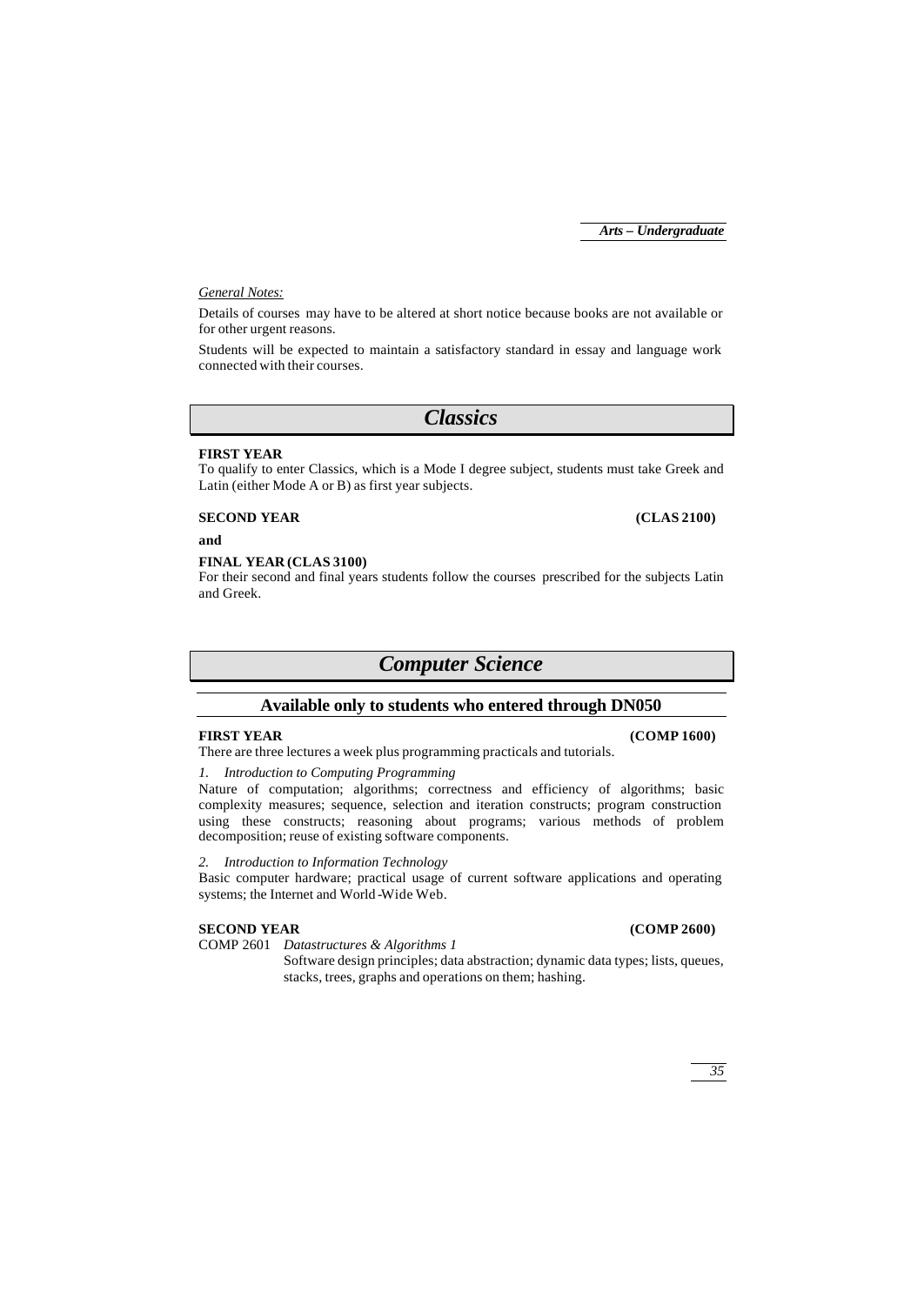*General Notes:*

Details of courses may have to be altered at short notice because books are not available or for other urgent reasons.

Students will be expected to maintain a satisfactory standard in essay and language work connected with their courses.

# *Classics*

**FIRST YEAR**

To qualify to enter Classics, which is a Mode I degree subject, students must take Greek and Latin (either Mode A or B) as first year subjects.

**SECOND YEAR** **(CLAS 2100)**

**and**

**FINAL YEAR (CLAS 3100)**

For their second and final years students follow the courses prescribed for the subjects Latin and Greek.

# *Computer Science*

## Available only to students who entered through DN050

**FIRST YEAR** **(COMP 1600)**

There are three lectures a week plus programming practicals and tutorials.

*1. Introduction to Computing Programming*

Nature of computation; algorithms; correctness and efficiency of algorithms; basic complexity measures; sequence, selection and iteration constructs; program construction using these constructs; reasoning about programs; various methods of problem decomposition; reuse of existing software components.

*2. Introduction to Information Technology*

Basic computer hardware; practical usage of current software applications and operating systems; the Internet and World-Wide Web.

**SECOND YEAR** **(COMP 2600)**

COMP 2601 *Datastructures & Algorithms 1*

Software design principles; data abstraction; dynamic data types; lists, queues, stacks, trees, graphs and operations on them; hashing.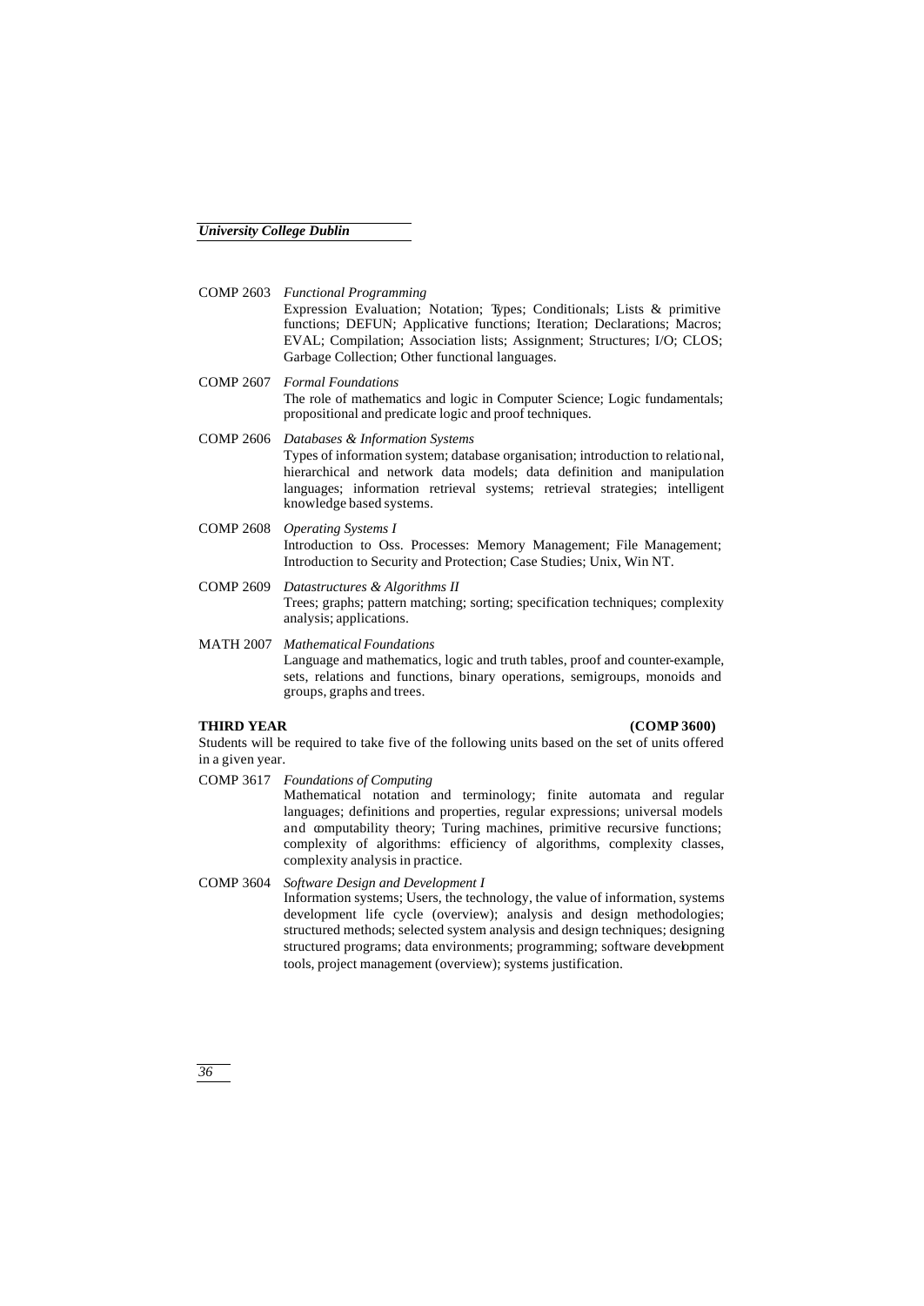COMP 2603 *Functional Programming*
Expression Evaluation; Notation; Types; Conditionals; Lists & primitive functions; DEFUN; Applicative functions; Iteration; Declarations; Macros; EVAL; Compilation; Association lists; Assignment; Structures; I/O; CLOS; Garbage Collection; Other functional languages.

COMP 2607 *Formal Foundations*
The role of mathematics and logic in Computer Science; Logic fundamentals; propositional and predicate logic and proof techniques.

COMP 2606 *Databases & Information Systems*
Types of information system; database organisation; introduction to relational, hierarchical and network data models; data definition and manipulation languages; information retrieval systems; retrieval strategies; intelligent knowledge based systems.

COMP 2608 *Operating Systems I*
Introduction to Oss. Processes: Memory Management; File Management; Introduction to Security and Protection; Case Studies; Unix, Win NT.

COMP 2609 *Datastructures & Algorithms II*
Trees; graphs; pattern matching; sorting; specification techniques; complexity analysis; applications.

MATH 2007 *Mathematical Foundations*
Language and mathematics, logic and truth tables, proof and counter-example, sets, relations and functions, binary operations, semigroups, monoids and groups, graphs and trees.

**THIRD YEAR (COMP 3600)**

Students will be required to take five of the following units based on the set of units offered in a given year.

COMP 3617 *Foundations of Computing*
Mathematical notation and terminology; finite automata and regular languages; definitions and properties, regular expressions; universal models and computability theory; Turing machines, primitive recursive functions; complexity of algorithms: efficiency of algorithms, complexity classes, complexity analysis in practice.

COMP 3604 *Software Design and Development I*
Information systems; Users, the technology, the value of information, systems development life cycle (overview); analysis and design methodologies; structured methods; selected system analysis and design techniques; designing structured programs; data environments; programming; software development tools, project management (overview); systems justification.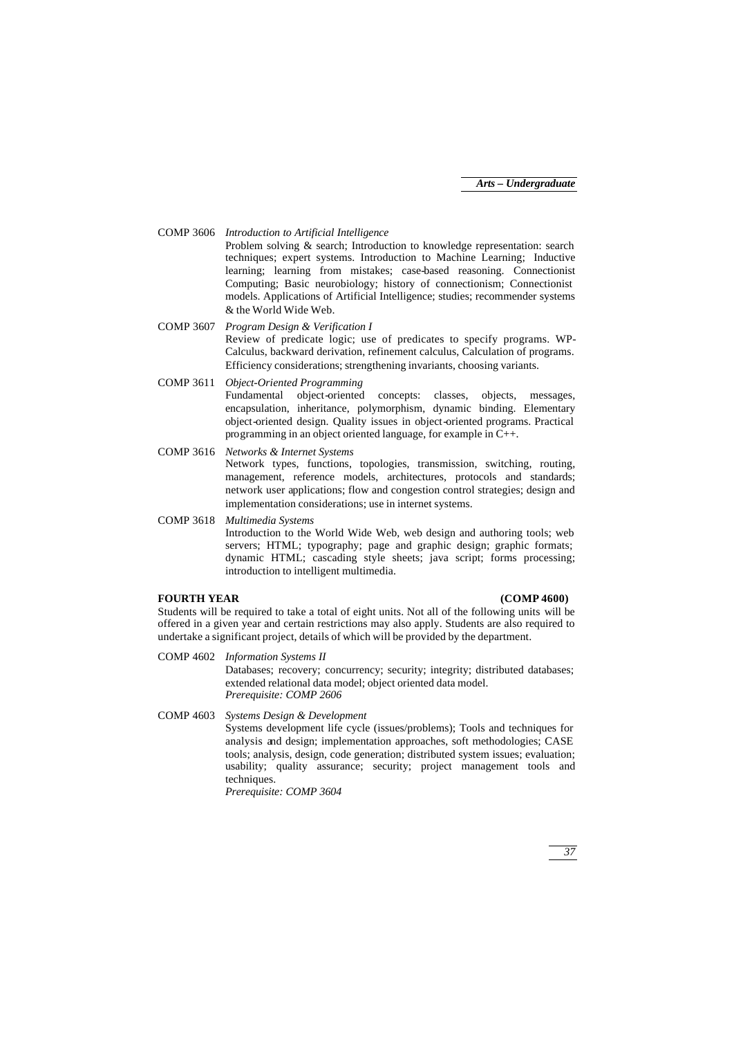COMP 3606 *Introduction to Artificial Intelligence*
Problem solving & search; Introduction to knowledge representation: search techniques; expert systems. Introduction to Machine Learning; Inductive learning; learning from mistakes; case-based reasoning. Connectionist Computing; Basic neurobiology; history of connectionism; Connectionist models. Applications of Artificial Intelligence; studies; recommender systems & the World Wide Web.

COMP 3607 *Program Design & Verification I*
Review of predicate logic; use of predicates to specify programs. WP-Calculus, backward derivation, refinement calculus, Calculation of programs. Efficiency considerations; strengthening invariants, choosing variants.

COMP 3611 *Object-Oriented Programming*
Fundamental object-oriented concepts: classes, objects, messages, encapsulation, inheritance, polymorphism, dynamic binding. Elementary object-oriented design. Quality issues in object-oriented programs. Practical programming in an object oriented language, for example in C++.

COMP 3616 *Networks & Internet Systems*
Network types, functions, topologies, transmission, switching, routing, management, reference models, architectures, protocols and standards; network user applications; flow and congestion control strategies; design and implementation considerations; use in internet systems.

COMP 3618 *Multimedia Systems*
Introduction to the World Wide Web, web design and authoring tools; web servers; HTML; typography; page and graphic design; graphic formats; dynamic HTML; cascading style sheets; java script; forms processing; introduction to intelligent multimedia.

**FOURTH YEAR (COMP 4600)**

Students will be required to take a total of eight units. Not all of the following units will be offered in a given year and certain restrictions may also apply. Students are also required to undertake a significant project, details of which will be provided by the department.

COMP 4602 *Information Systems II*
Databases; recovery; concurrency; security; integrity; distributed databases; extended relational data model; object oriented data model.
*Prerequisite: COMP 2606*

COMP 4603 *Systems Design & Development*
Systems development life cycle (issues/problems); Tools and techniques for analysis and design; implementation approaches, soft methodologies; CASE tools; analysis, design, code generation; distributed system issues; evaluation; usability; quality assurance; security; project management tools and techniques.
*Prerequisite: COMP 3604*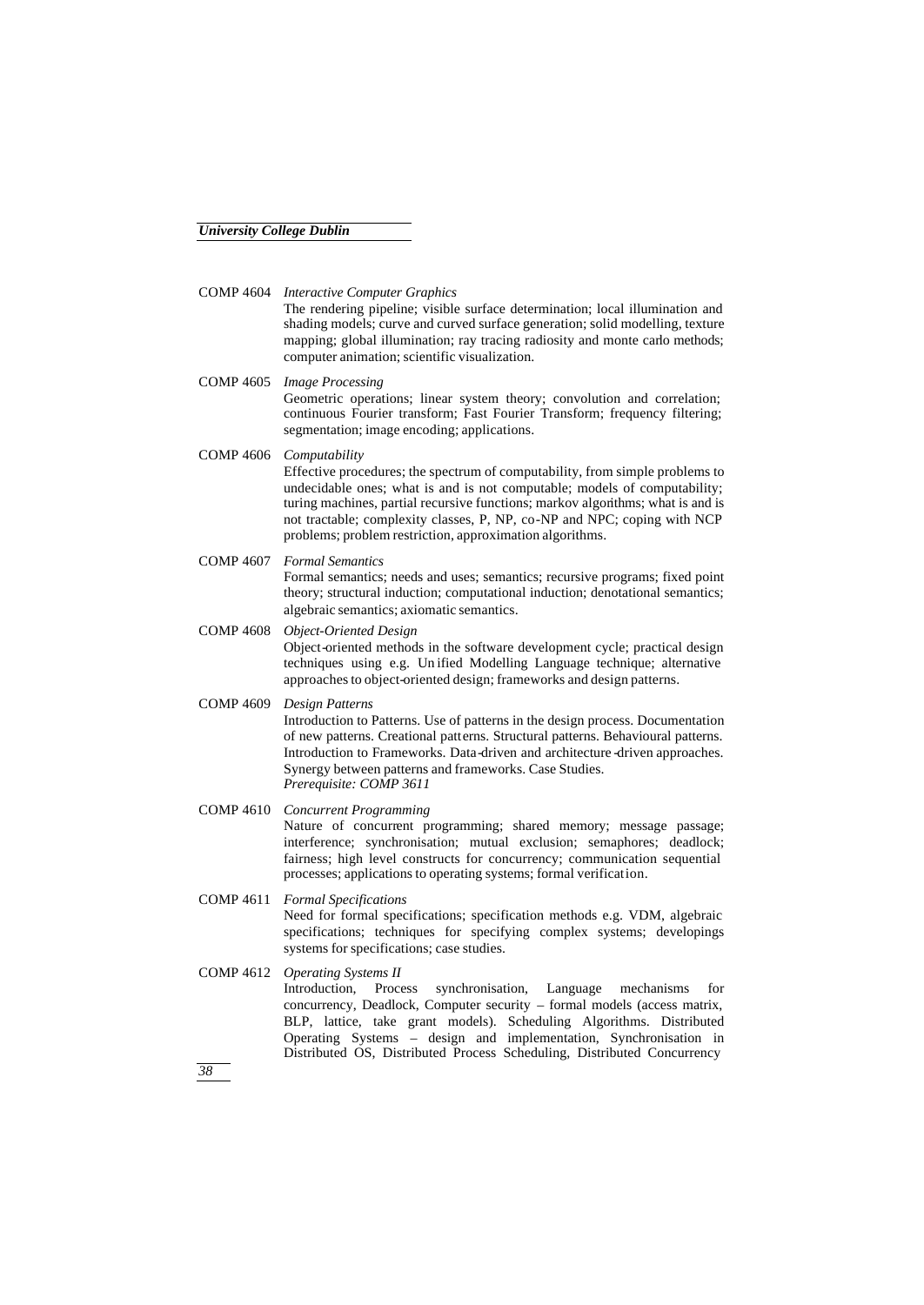COMP 4604 *Interactive Computer Graphics*
The rendering pipeline; visible surface determination; local illumination and shading models; curve and curved surface generation; solid modelling, texture mapping; global illumination; ray tracing radiosity and monte carlo methods; computer animation; scientific visualization.

COMP 4605 *Image Processing*
Geometric operations; linear system theory; convolution and correlation; continuous Fourier transform; Fast Fourier Transform; frequency filtering; segmentation; image encoding; applications.

COMP 4606 *Computability*
Effective procedures; the spectrum of computability, from simple problems to undecidable ones; what is and is not computable; models of computability; turing machines, partial recursive functions; markov algorithms; what is and is not tractable; complexity classes, P, NP, co-NP and NPC; coping with NCP problems; problem restriction, approximation algorithms.

COMP 4607 *Formal Semantics*
Formal semantics; needs and uses; semantics; recursive programs; fixed point theory; structural induction; computational induction; denotational semantics; algebraic semantics; axiomatic semantics.

COMP 4608 *Object-Oriented Design*
Object-oriented methods in the software development cycle; practical design techniques using e.g. Unified Modelling Language technique; alternative approaches to object-oriented design; frameworks and design patterns.

COMP 4609 *Design Patterns*
Introduction to Patterns. Use of patterns in the design process. Documentation of new patterns. Creational patterns. Structural patterns. Behavioural patterns. Introduction to Frameworks. Data-driven and architecture-driven approaches. Synergy between patterns and frameworks. Case Studies.
*Prerequisite: COMP 3611*

COMP 4610 *Concurrent Programming*
Nature of concurrent programming; shared memory; message passage; interference; synchronisation; mutual exclusion; semaphores; deadlock; fairness; high level constructs for concurrency; communication sequential processes; applications to operating systems; formal verification.

COMP 4611 *Formal Specifications*
Need for formal specifications; specification methods e.g. VDM, algebraic specifications; techniques for specifying complex systems; developings systems for specifications; case studies.

COMP 4612 *Operating Systems II*
Introduction, Process synchronisation, Language mechanisms for concurrency, Deadlock, Computer security – formal models (access matrix, BLP, lattice, take grant models). Scheduling Algorithms. Distributed Operating Systems – design and implementation, Synchronisation in Distributed OS, Distributed Process Scheduling, Distributed Concurrency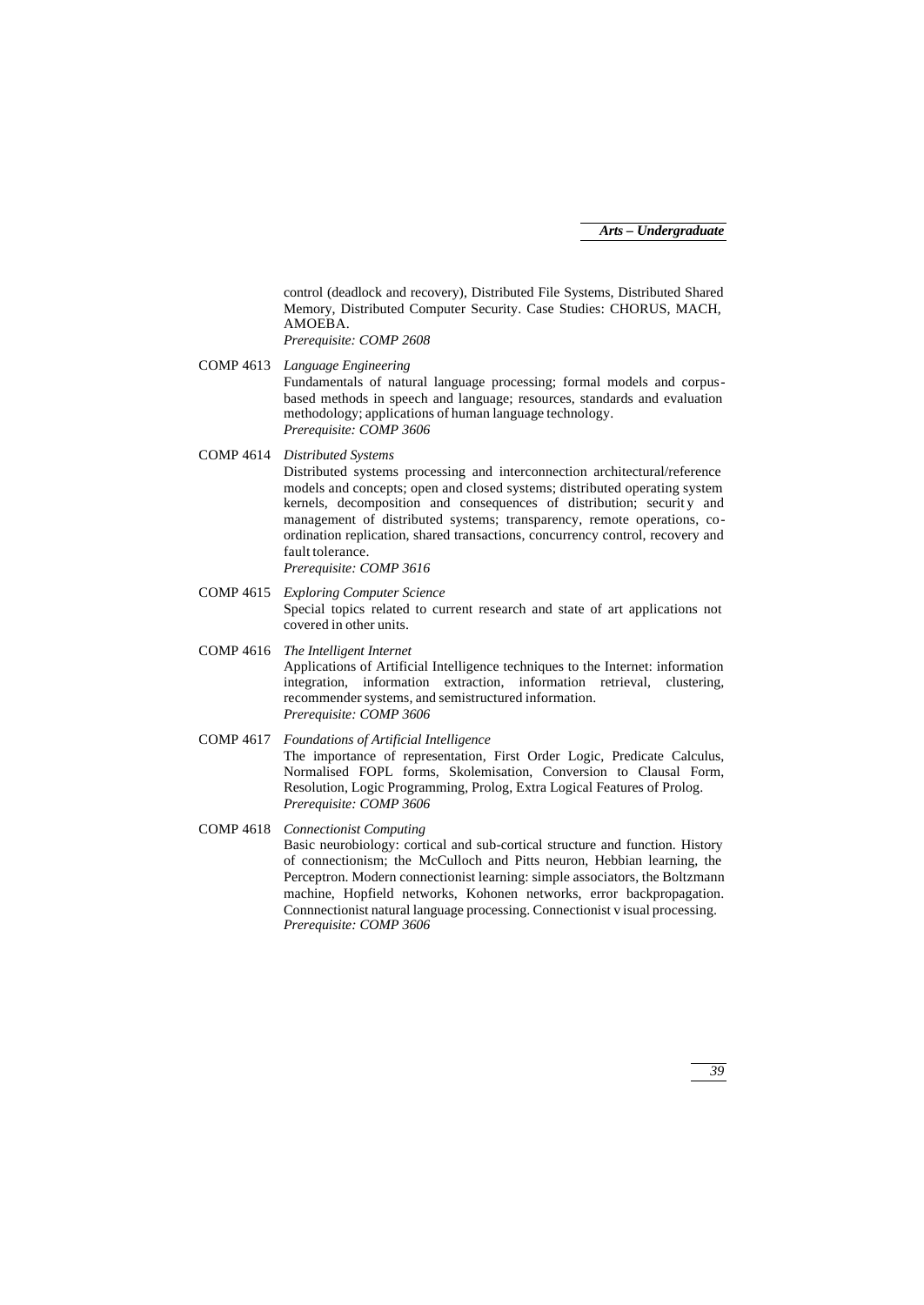control (deadlock and recovery), Distributed File Systems, Distributed Shared Memory, Distributed Computer Security. Case Studies: CHORUS, MACH, AMOEBA.
*Prerequisite: COMP 2608*

COMP 4613 *Language Engineering*
Fundamentals of natural language processing; formal models and corpus-based methods in speech and language; resources, standards and evaluation methodology; applications of human language technology.
*Prerequisite: COMP 3606*

COMP 4614 *Distributed Systems*
Distributed systems processing and interconnection architectural/reference models and concepts; open and closed systems; distributed operating system kernels, decomposition and consequences of distribution; security and management of distributed systems; transparency, remote operations, co-ordination replication, shared transactions, concurrency control, recovery and fault tolerance.
*Prerequisite: COMP 3616*

COMP 4615 *Exploring Computer Science*
Special topics related to current research and state of art applications not covered in other units.

COMP 4616 *The Intelligent Internet*
Applications of Artificial Intelligence techniques to the Internet: information integration, information extraction, information retrieval, clustering, recommender systems, and semistructured information.
*Prerequisite: COMP 3606*

COMP 4617 *Foundations of Artificial Intelligence*
The importance of representation, First Order Logic, Predicate Calculus, Normalised FOPL forms, Skolemisation, Conversion to Clausal Form, Resolution, Logic Programming, Prolog, Extra Logical Features of Prolog.
*Prerequisite: COMP 3606*

COMP 4618 *Connectionist Computing*
Basic neurobiology: cortical and sub-cortical structure and function. History of connectionism; the McCulloch and Pitts neuron, Hebbian learning, the Perceptron. Modern connectionist learning: simple associators, the Boltzmann machine, Hopfield networks, Kohonen networks, error backpropagation. Connnectionist natural language processing. Connectionist visual processing.
*Prerequisite: COMP 3606*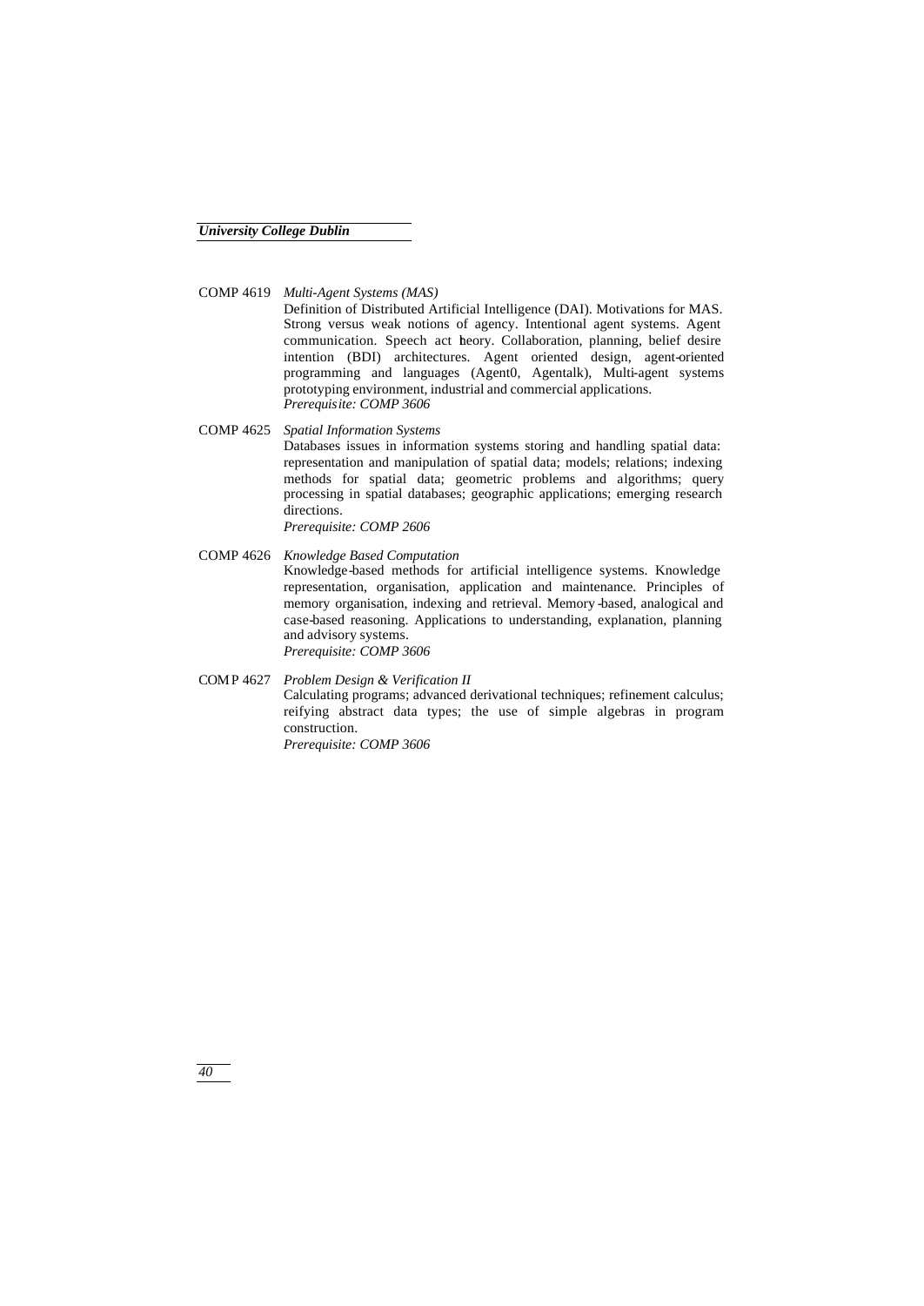COMP 4619 *Multi-Agent Systems (MAS)*

Definition of Distributed Artificial Intelligence (DAI). Motivations for MAS. Strong versus weak notions of agency. Intentional agent systems. Agent communication. Speech act heory. Collaboration, planning, belief desire intention (BDI) architectures. Agent oriented design, agent-oriented programming and languages (Agent0, Agentalk), Multi-agent systems prototyping environment, industrial and commercial applications.

*Prerequisite: COMP 3606*

COMP 4625 *Spatial Information Systems*

Databases issues in information systems storing and handling spatial data: representation and manipulation of spatial data; models; relations; indexing methods for spatial data; geometric problems and algorithms; query processing in spatial databases; geographic applications; emerging research directions.

*Prerequisite: COMP 2606*

COMP 4626 *Knowledge Based Computation*

Knowledge-based methods for artificial intelligence systems. Knowledge representation, organisation, application and maintenance. Principles of memory organisation, indexing and retrieval. Memory-based, analogical and case-based reasoning. Applications to understanding, explanation, planning and advisory systems.

*Prerequisite: COMP 3606*

COMP 4627 *Problem Design & Verification II*

Calculating programs; advanced derivational techniques; refinement calculus; reifying abstract data types; the use of simple algebras in program construction.

*Prerequisite: COMP 3606*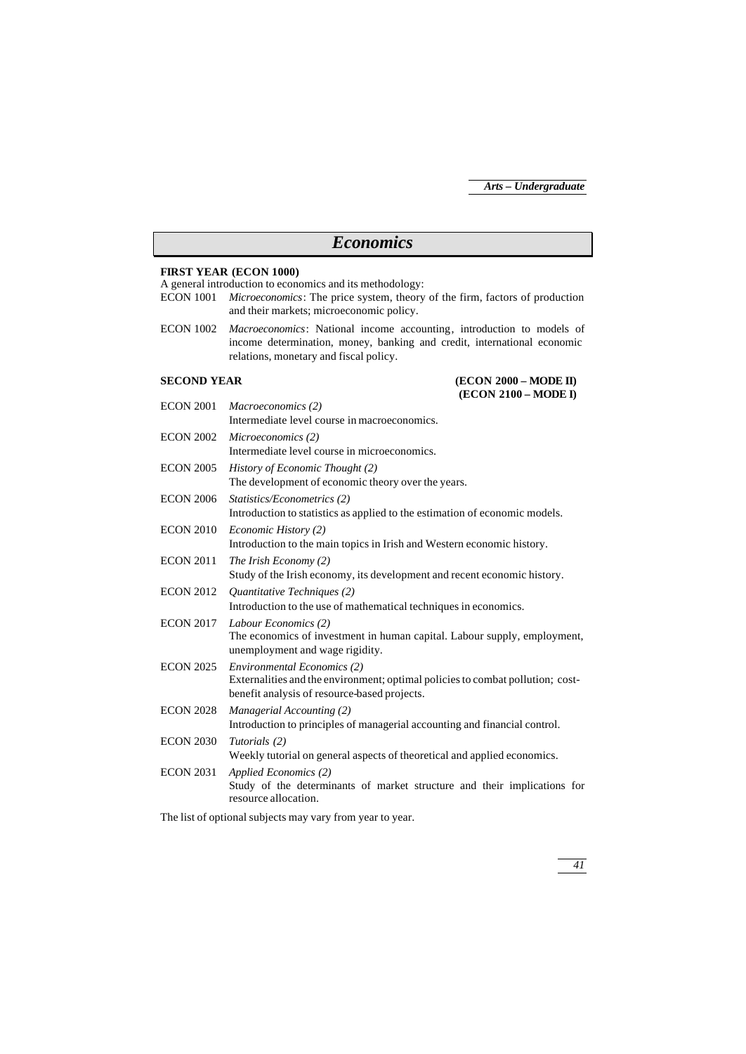# *Economics*

**FIRST YEAR (ECON 1000)**

A general introduction to economics and its methodology:

ECON 1001 *Microeconomics*: The price system, theory of the firm, factors of production and their markets; microeconomic policy.

ECON 1002 *Macroeconomics*: National income accounting, introduction to models of income determination, money, banking and credit, international economic relations, monetary and fiscal policy.

**SECOND YEAR** **(ECON 2000 – MODE II)**
**(ECON 2100 – MODE I)**

ECON 2001 *Macroeconomics (2)*
Intermediate level course in macroeconomics.

ECON 2002 *Microeconomics (2)*
Intermediate level course in microeconomics.

ECON 2005 *History of Economic Thought (2)*
The development of economic theory over the years.

ECON 2006 *Statistics/Econometrics (2)*
Introduction to statistics as applied to the estimation of economic models.

ECON 2010 *Economic History (2)*
Introduction to the main topics in Irish and Western economic history.

ECON 2011 *The Irish Economy (2)*
Study of the Irish economy, its development and recent economic history.

ECON 2012 *Quantitative Techniques (2)*
Introduction to the use of mathematical techniques in economics.

ECON 2017 *Labour Economics (2)*
The economics of investment in human capital. Labour supply, employment, unemployment and wage rigidity.

ECON 2025 *Environmental Economics (2)*
Externalities and the environment; optimal policies to combat pollution; cost-benefit analysis of resource-based projects.

ECON 2028 *Managerial Accounting (2)*
Introduction to principles of managerial accounting and financial control.

ECON 2030 *Tutorials (2)*
Weekly tutorial on general aspects of theoretical and applied economics.

ECON 2031 *Applied Economics (2)*
Study of the determinants of market structure and their implications for resource allocation.

The list of optional subjects may vary from year to year.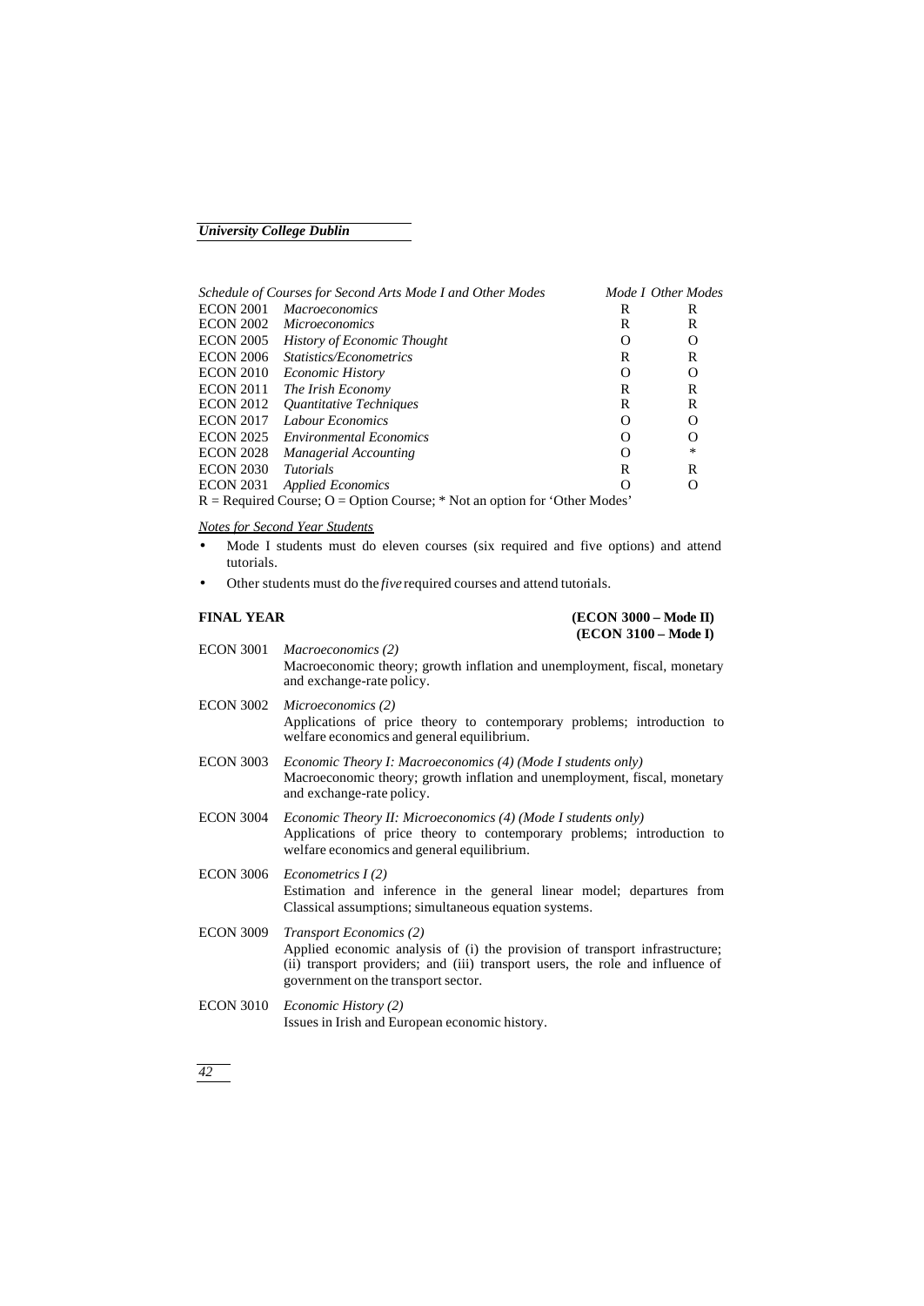| *Schedule of Courses for Second Arts Mode I and Other Modes* | | *Mode I* | *Other Modes* |
|---|---|---|---|
| ECON 2001 | *Macroeconomics* | R | R |
| ECON 2002 | *Microeconomics* | R | R |
| ECON 2005 | *History of Economic Thought* | O | O |
| ECON 2006 | *Statistics/Econometrics* | R | R |
| ECON 2010 | *Economic History* | O | O |
| ECON 2011 | *The Irish Economy* | R | R |
| ECON 2012 | *Quantitative Techniques* | R | R |
| ECON 2017 | *Labour Economics* | O | O |
| ECON 2025 | *Environmental Economics* | O | O |
| ECON 2028 | *Managerial Accounting* | O | * |
| ECON 2030 | *Tutorials* | R | R |
| ECON 2031 | *Applied Economics* | O | O |

R = Required Course; O = Option Course; * Not an option for 'Other Modes'

*Notes for Second Year Students*

- Mode I students must do eleven courses (six required and five options) and attend tutorials.
- Other students must do the *five* required courses and attend tutorials.

**FINAL YEAR** **(ECON 3000 – Mode II)**
**(ECON 3100 – Mode I)**

ECON 3001 *Macroeconomics (2)*
Macroeconomic theory; growth inflation and unemployment, fiscal, monetary and exchange-rate policy.

ECON 3002 *Microeconomics (2)*
Applications of price theory to contemporary problems; introduction to welfare economics and general equilibrium.

ECON 3003 *Economic Theory I: Macroeconomics (4) (Mode I students only)*
Macroeconomic theory; growth inflation and unemployment, fiscal, monetary and exchange-rate policy.

ECON 3004 *Economic Theory II: Microeconomics (4) (Mode I students only)*
Applications of price theory to contemporary problems; introduction to welfare economics and general equilibrium.

ECON 3006 *Econometrics I (2)*
Estimation and inference in the general linear model; departures from Classical assumptions; simultaneous equation systems.

ECON 3009 *Transport Economics (2)*
Applied economic analysis of (i) the provision of transport infrastructure; (ii) transport providers; and (iii) transport users, the role and influence of government on the transport sector.

ECON 3010 *Economic History (2)*
Issues in Irish and European economic history.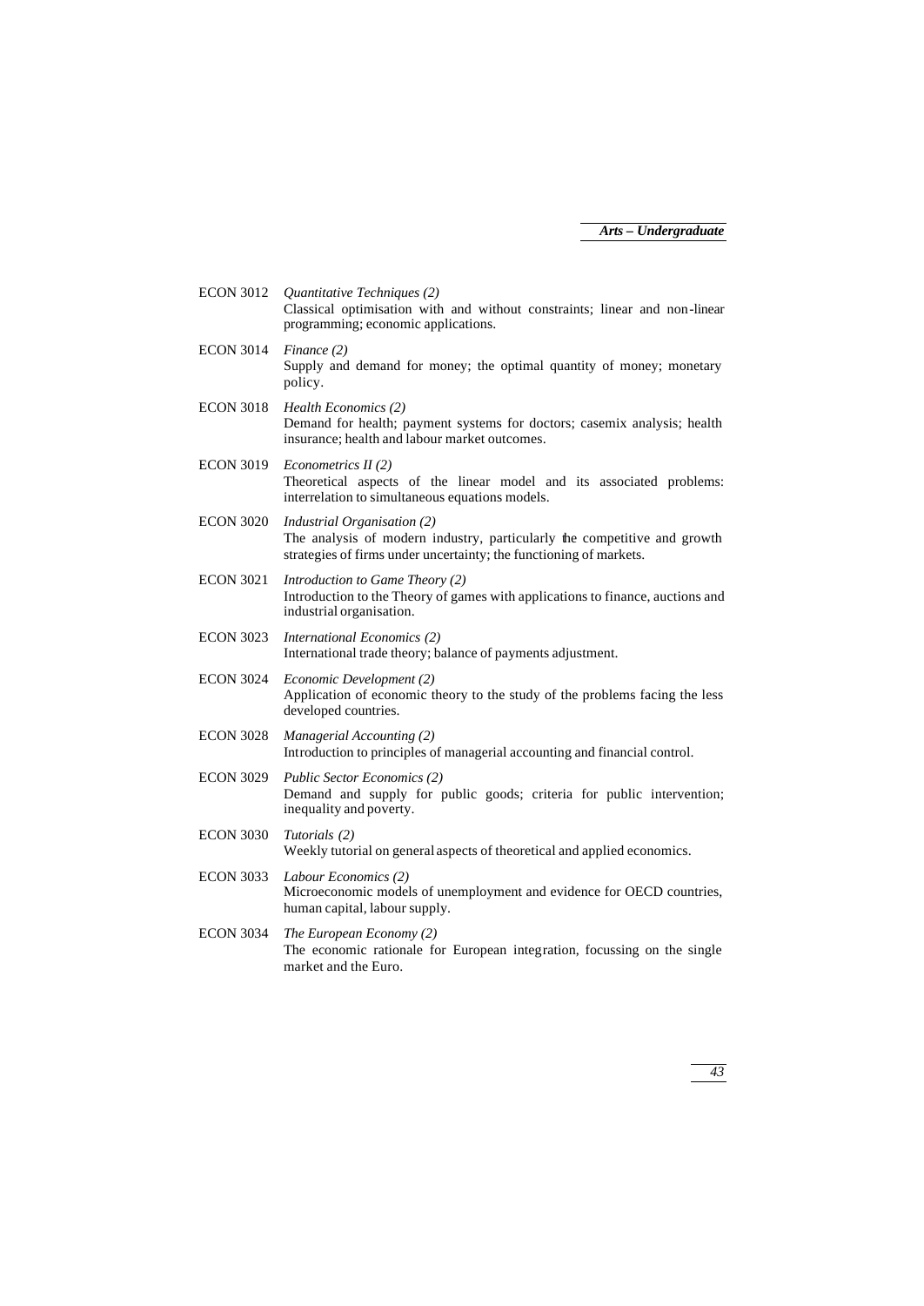ECON 3012 *Quantitative Techniques (2)*
Classical optimisation with and without constraints; linear and non-linear programming; economic applications.

ECON 3014 *Finance (2)*
Supply and demand for money; the optimal quantity of money; monetary policy.

ECON 3018 *Health Economics (2)*
Demand for health; payment systems for doctors; casemix analysis; health insurance; health and labour market outcomes.

ECON 3019 *Econometrics II (2)*
Theoretical aspects of the linear model and its associated problems: interrelation to simultaneous equations models.

ECON 3020 *Industrial Organisation (2)*
The analysis of modern industry, particularly the competitive and growth strategies of firms under uncertainty; the functioning of markets.

ECON 3021 *Introduction to Game Theory (2)*
Introduction to the Theory of games with applications to finance, auctions and industrial organisation.

ECON 3023 *International Economics (2)*
International trade theory; balance of payments adjustment.

ECON 3024 *Economic Development (2)*
Application of economic theory to the study of the problems facing the less developed countries.

ECON 3028 *Managerial Accounting (2)*
Introduction to principles of managerial accounting and financial control.

ECON 3029 *Public Sector Economics (2)*
Demand and supply for public goods; criteria for public intervention; inequality and poverty.

ECON 3030 *Tutorials (2)*
Weekly tutorial on general aspects of theoretical and applied economics.

ECON 3033 *Labour Economics (2)*
Microeconomic models of unemployment and evidence for OECD countries, human capital, labour supply.

ECON 3034 *The European Economy (2)*
The economic rationale for European integration, focussing on the single market and the Euro.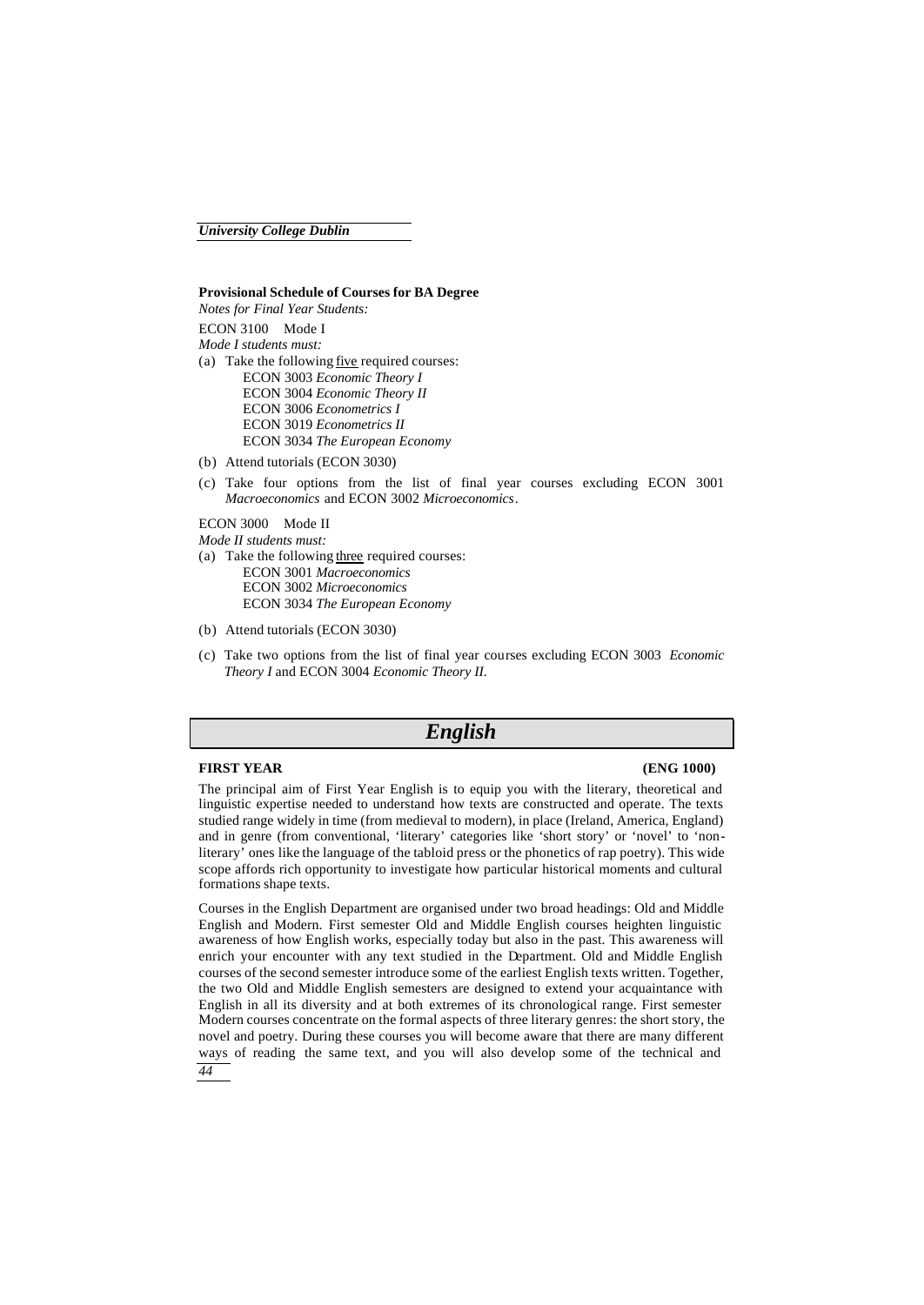**Provisional Schedule of Courses for BA Degree**

*Notes for Final Year Students:*

ECON 3100 Mode I

*Mode I students must:*

(a) Take the following five required courses:
  - ECON 3003 *Economic Theory I*
  - ECON 3004 *Economic Theory II*
  - ECON 3006 *Econometrics I*
  - ECON 3019 *Econometrics II*
  - ECON 3034 *The European Economy*

(b) Attend tutorials (ECON 3030)

(c) Take four options from the list of final year courses excluding ECON 3001 *Macroeconomics* and ECON 3002 *Microeconomics*.

ECON 3000 Mode II

*Mode II students must:*

(a) Take the following three required courses:
  - ECON 3001 *Macroeconomics*
  - ECON 3002 *Microeconomics*
  - ECON 3034 *The European Economy*

(b) Attend tutorials (ECON 3030)

(c) Take two options from the list of final year courses excluding ECON 3003 *Economic Theory I* and ECON 3004 *Economic Theory II.*

# *English*

**FIRST YEAR (ENG 1000)**

The principal aim of First Year English is to equip you with the literary, theoretical and linguistic expertise needed to understand how texts are constructed and operate. The texts studied range widely in time (from medieval to modern), in place (Ireland, America, England) and in genre (from conventional, 'literary' categories like 'short story' or 'novel' to 'non-literary' ones like the language of the tabloid press or the phonetics of rap poetry). This wide scope affords rich opportunity to investigate how particular historical moments and cultural formations shape texts.

Courses in the English Department are organised under two broad headings: Old and Middle English and Modern. First semester Old and Middle English courses heighten linguistic awareness of how English works, especially today but also in the past. This awareness will enrich your encounter with any text studied in the Department. Old and Middle English courses of the second semester introduce some of the earliest English texts written. Together, the two Old and Middle English semesters are designed to extend your acquaintance with English in all its diversity and at both extremes of its chronological range. First semester Modern courses concentrate on the formal aspects of three literary genres: the short story, the novel and poetry. During these courses you will become aware that there are many different ways of reading the same text, and you will also develop some of the technical and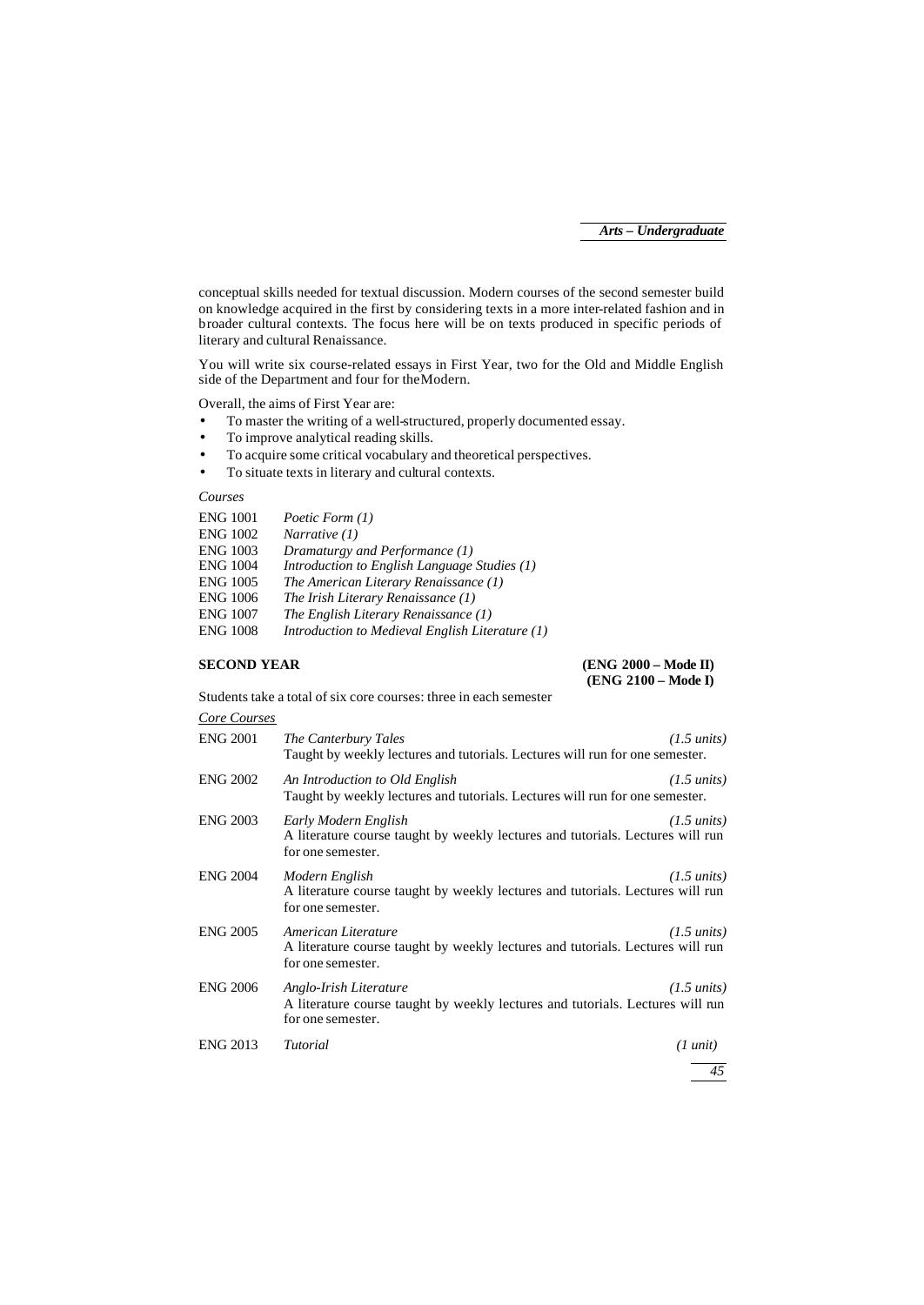conceptual skills needed for textual discussion. Modern courses of the second semester build on knowledge acquired in the first by considering texts in a more inter-related fashion and in broader cultural contexts. The focus here will be on texts produced in specific periods of literary and cultural Renaissance.

You will write six course-related essays in First Year, two for the Old and Middle English side of the Department and four for the Modern.

Overall, the aims of First Year are:

- To master the writing of a well-structured, properly documented essay.
- To improve analytical reading skills.
- To acquire some critical vocabulary and theoretical perspectives.
- To situate texts in literary and cultural contexts.

*Courses*

| | |
|---|---|
| ENG 1001 | *Poetic Form (1)* |
| ENG 1002 | *Narrative (1)* |
| ENG 1003 | *Dramaturgy and Performance (1)* |
| ENG 1004 | *Introduction to English Language Studies (1)* |
| ENG 1005 | *The American Literary Renaissance (1)* |
| ENG 1006 | *The Irish Literary Renaissance (1)* |
| ENG 1007 | *The English Literary Renaissance (1)* |
| ENG 1008 | *Introduction to Medieval English Literature (1)* |

## SECOND YEAR

**(ENG 2000 – Mode II)**
**(ENG 2100 – Mode I)**

Students take a total of six core courses: three in each semester

*Core Courses*

**ENG 2001** *The Canterbury Tales* *(1.5 units)*
Taught by weekly lectures and tutorials. Lectures will run for one semester.

**ENG 2002** *An Introduction to Old English* *(1.5 units)*
Taught by weekly lectures and tutorials. Lectures will run for one semester.

**ENG 2003** *Early Modern English* *(1.5 units)*
A literature course taught by weekly lectures and tutorials. Lectures will run for one semester.

**ENG 2004** *Modern English* *(1.5 units)*
A literature course taught by weekly lectures and tutorials. Lectures will run for one semester.

**ENG 2005** *American Literature* *(1.5 units)*
A literature course taught by weekly lectures and tutorials. Lectures will run for one semester.

**ENG 2006** *Anglo-Irish Literature* *(1.5 units)*
A literature course taught by weekly lectures and tutorials. Lectures will run for one semester.

**ENG 2013** *Tutorial* *(1 unit)*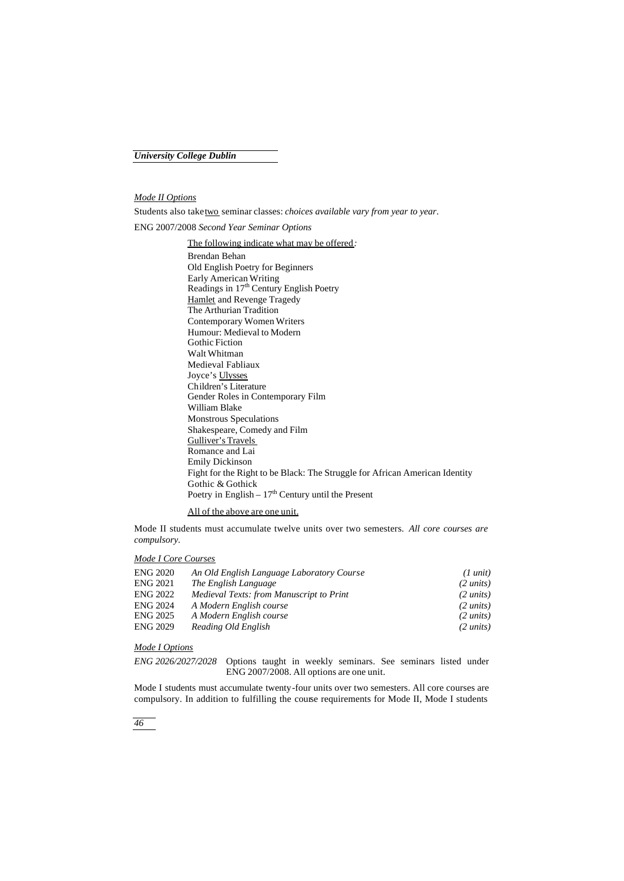*Mode II Options*

Students also take two seminar classes: *choices available vary from year to year*.

ENG 2007/2008 *Second Year Seminar Options*

The following indicate what may be offered*:*

- Brendan Behan
- Old English Poetry for Beginners
- Early American Writing
- Readings in 17th Century English Poetry
- Hamlet and Revenge Tragedy
- The Arthurian Tradition
- Contemporary Women Writers
- Humour: Medieval to Modern
- Gothic Fiction
- Walt Whitman
- Medieval Fabliaux
- Joyce's Ulysses
- Children's Literature
- Gender Roles in Contemporary Film
- William Blake
- Monstrous Speculations
- Shakespeare, Comedy and Film
- Gulliver's Travels
- Romance and Lai
- Emily Dickinson
- Fight for the Right to be Black: The Struggle for African American Identity
- Gothic & Gothick
- Poetry in English – 17th Century until the Present

All of the above are one unit.

Mode II students must accumulate twelve units over two semesters. *All core courses are compulsory.*

*Mode I Core Courses*

| | | |
|---|---|---|
| ENG 2020 | *An Old English Language Laboratory Course* | *(1 unit)* |
| ENG 2021 | *The English Language* | *(2 units)* |
| ENG 2022 | *Medieval Texts: from Manuscript to Print* | *(2 units)* |
| ENG 2024 | *A Modern English course* | *(2 units)* |
| ENG 2025 | *A Modern English course* | *(2 units)* |
| ENG 2029 | *Reading Old English* | *(2 units)* |

*Mode I Options*

*ENG 2026/2027/2028* Options taught in weekly seminars. See seminars listed under ENG 2007/2008. All options are one unit.

Mode I students must accumulate twenty-four units over two semesters. All core courses are compulsory. In addition to fulfilling the course requirements for Mode II, Mode I students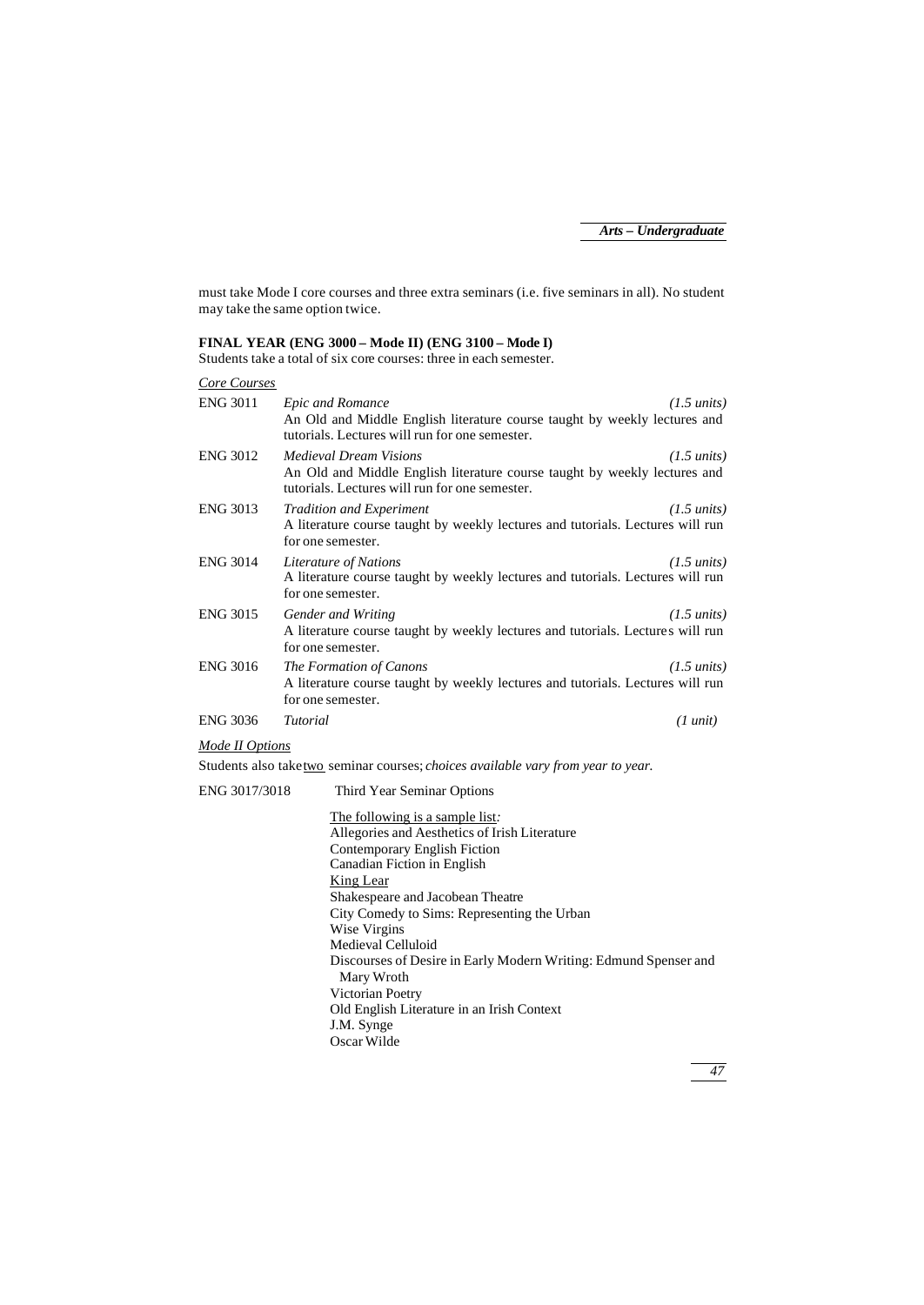must take Mode I core courses and three extra seminars (i.e. five seminars in all). No student may take the same option twice.

**FINAL YEAR (ENG 3000 – Mode II) (ENG 3100 – Mode I)**

Students take a total of six core courses: three in each semester.

<u>Core Courses</u>

ENG 3011 *Epic and Romance* *(1.5 units)*
An Old and Middle English literature course taught by weekly lectures and tutorials. Lectures will run for one semester.

ENG 3012 *Medieval Dream Visions* *(1.5 units)*
An Old and Middle English literature course taught by weekly lectures and tutorials. Lectures will run for one semester.

ENG 3013 *Tradition and Experiment* *(1.5 units)*
A literature course taught by weekly lectures and tutorials. Lectures will run for one semester.

ENG 3014 *Literature of Nations* *(1.5 units)*
A literature course taught by weekly lectures and tutorials. Lectures will run for one semester.

ENG 3015 *Gender and Writing* *(1.5 units)*
A literature course taught by weekly lectures and tutorials. Lectures will run for one semester.

ENG 3016 *The Formation of Canons* *(1.5 units)*
A literature course taught by weekly lectures and tutorials. Lectures will run for one semester.

ENG 3036 *Tutorial* *(1 unit)*

<u>*Mode II Options*</u>

Students also take <u>two</u> seminar courses; *choices available vary from year to year.*

ENG 3017/3018 Third Year Seminar Options

<u>The following is a sample list</u>*:*
Allegories and Aesthetics of Irish Literature
Contemporary English Fiction
Canadian Fiction in English
<u>King Lear</u>
Shakespeare and Jacobean Theatre
City Comedy to Sims: Representing the Urban
Wise Virgins
Medieval Celluloid
Discourses of Desire in Early Modern Writing: Edmund Spenser and Mary Wroth
Victorian Poetry
Old English Literature in an Irish Context
J.M. Synge
Oscar Wilde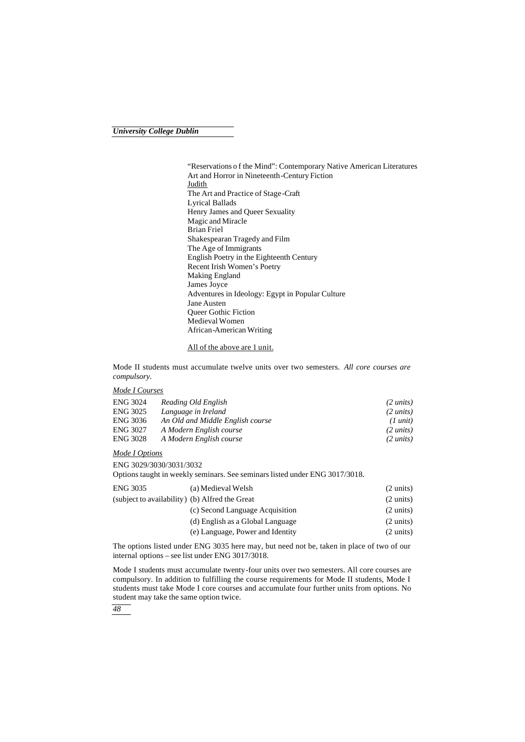"Reservations of the Mind": Contemporary Native American Literatures
Art and Horror in Nineteenth-Century Fiction
Judith
The Art and Practice of Stage-Craft
Lyrical Ballads
Henry James and Queer Sexuality
Magic and Miracle
Brian Friel
Shakespearan Tragedy and Film
The Age of Immigrants
English Poetry in the Eighteenth Century
Recent Irish Women's Poetry
Making England
James Joyce
Adventures in Ideology: Egypt in Popular Culture
Jane Austen
Queer Gothic Fiction
Medieval Women
African-American Writing

All of the above are 1 unit.

Mode II students must accumulate twelve units over two semesters. *All core courses are compulsory.*

*Mode I Courses*

| | | |
|---|---|---|
| ENG 3024 | *Reading Old English* | *(2 units)* |
| ENG 3025 | *Language in Ireland* | *(2 units)* |
| ENG 3036 | *An Old and Middle English course* | *(1 unit)* |
| ENG 3027 | *A Modern English course* | *(2 units)* |
| ENG 3028 | *A Modern English course* | *(2 units)* |

*Mode I Options*

ENG 3029/3030/3031/3032

Options taught in weekly seminars. See seminars listed under ENG 3017/3018.

| | | |
|---|---|---|
| ENG 3035 | (a) Medieval Welsh | (2 units) |
| (subject to availability) | (b) Alfred the Great | (2 units) |
| | (c) Second Language Acquisition | (2 units) |
| | (d) English as a Global Language | (2 units) |
| | (e) Language, Power and Identity | (2 units) |

The options listed under ENG 3035 here may, but need not be, taken in place of two of our internal options – see list under ENG 3017/3018.

Mode I students must accumulate twenty-four units over two semesters. All core courses are compulsory. In addition to fulfilling the course requirements for Mode II students, Mode I students must take Mode I core courses and accumulate four further units from options. No student may take the same option twice.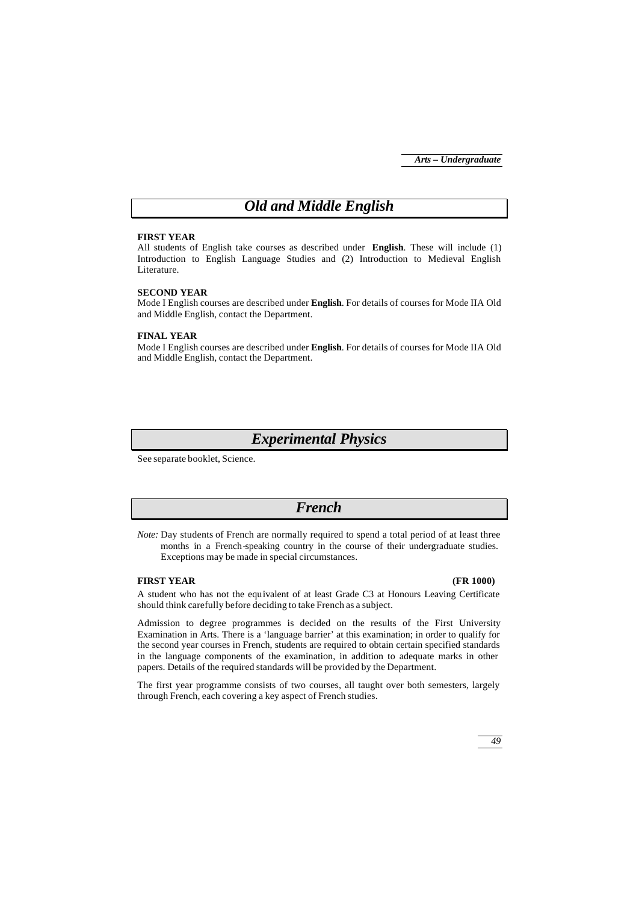# Old and Middle English

**FIRST YEAR**

All students of English take courses as described under **English**. These will include (1) Introduction to English Language Studies and (2) Introduction to Medieval English Literature.

**SECOND YEAR**

Mode I English courses are described under **English**. For details of courses for Mode IIA Old and Middle English, contact the Department.

**FINAL YEAR**

Mode I English courses are described under **English**. For details of courses for Mode IIA Old and Middle English, contact the Department.

# Experimental Physics

See separate booklet, Science.

# French

*Note:* Day students of French are normally required to spend a total period of at least three months in a French-speaking country in the course of their undergraduate studies. Exceptions may be made in special circumstances.

**FIRST YEAR** **(FR 1000)**

A student who has not the equivalent of at least Grade C3 at Honours Leaving Certificate should think carefully before deciding to take French as a subject.

Admission to degree programmes is decided on the results of the First University Examination in Arts. There is a 'language barrier' at this examination; in order to qualify for the second year courses in French, students are required to obtain certain specified standards in the language components of the examination, in addition to adequate marks in other papers. Details of the required standards will be provided by the Department.

The first year programme consists of two courses, all taught over both semesters, largely through French, each covering a key aspect of French studies.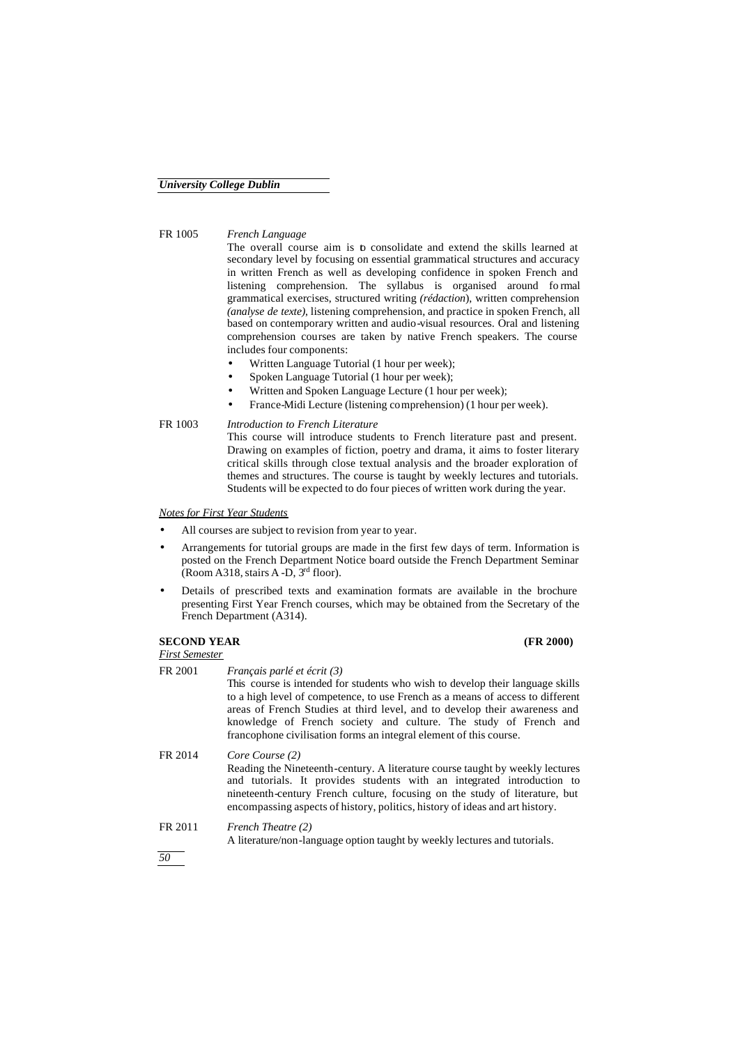**FR 1005** *French Language*

The overall course aim is to consolidate and extend the skills learned at secondary level by focusing on essential grammatical structures and accuracy in written French as well as developing confidence in spoken French and listening comprehension. The syllabus is organised around formal grammatical exercises, structured writing *(rédaction*), written comprehension *(analyse de texte)*, listening comprehension, and practice in spoken French, all based on contemporary written and audio-visual resources. Oral and listening comprehension courses are taken by native French speakers. The course includes four components:

- Written Language Tutorial (1 hour per week);
- Spoken Language Tutorial (1 hour per week);
- Written and Spoken Language Lecture (1 hour per week);
- France-Midi Lecture (listening comprehension) (1 hour per week).

**FR 1003** *Introduction to French Literature*

This course will introduce students to French literature past and present. Drawing on examples of fiction, poetry and drama, it aims to foster literary critical skills through close textual analysis and the broader exploration of themes and structures. The course is taught by weekly lectures and tutorials. Students will be expected to do four pieces of written work during the year.

*Notes for First Year Students*

- All courses are subject to revision from year to year.
- Arrangements for tutorial groups are made in the first few days of term. Information is posted on the French Department Notice board outside the French Department Seminar (Room A318, stairs A -D, 3rd floor).
- Details of prescribed texts and examination formats are available in the brochure presenting First Year French courses, which may be obtained from the Secretary of the French Department (A314).

## SECOND YEAR (FR 2000)

*First Semester*

**FR 2001** *Français parlé et écrit (3)*

This course is intended for students who wish to develop their language skills to a high level of competence, to use French as a means of access to different areas of French Studies at third level, and to develop their awareness and knowledge of French society and culture. The study of French and francophone civilisation forms an integral element of this course.

**FR 2014** *Core Course (2)*

Reading the Nineteenth-century. A literature course taught by weekly lectures and tutorials. It provides students with an integrated introduction to nineteenth-century French culture, focusing on the study of literature, but encompassing aspects of history, politics, history of ideas and art history.

**FR 2011** *French Theatre (2)*

A literature/non-language option taught by weekly lectures and tutorials.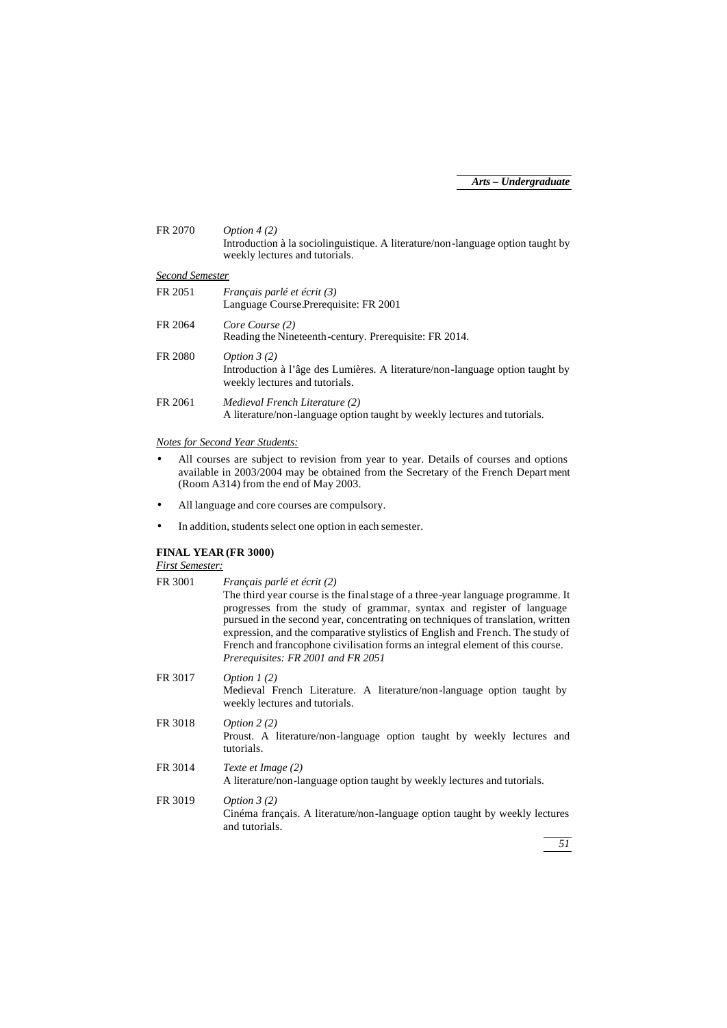FR 2070 *Option 4 (2)*
Introduction à la sociolinguistique. A literature/non-language option taught by weekly lectures and tutorials.

*Second Semester*

FR 2051 *Français parlé et écrit (3)*
Language Course.Prerequisite: FR 2001

FR 2064 *Core Course (2)*
Reading the Nineteenth-century. Prerequisite: FR 2014.

FR 2080 *Option 3 (2)*
Introduction à l'âge des Lumières. A literature/non-language option taught by weekly lectures and tutorials.

FR 2061 *Medieval French Literature (2)*
A literature/non-language option taught by weekly lectures and tutorials.

*Notes for Second Year Students:*

- All courses are subject to revision from year to year. Details of courses and options available in 2003/2004 may be obtained from the Secretary of the French Department (Room A314) from the end of May 2003.
- All language and core courses are compulsory.
- In addition, students select one option in each semester.

**FINAL YEAR (FR 3000)**

*First Semester:*

FR 3001 *Français parlé et écrit (2)*
The third year course is the final stage of a three-year language programme. It progresses from the study of grammar, syntax and register of language pursued in the second year, concentrating on techniques of translation, written expression, and the comparative stylistics of English and French. The study of French and francophone civilisation forms an integral element of this course.
*Prerequisites: FR 2001 and FR 2051*

FR 3017 *Option 1 (2)*
Medieval French Literature. A literature/non-language option taught by weekly lectures and tutorials.

FR 3018 *Option 2 (2)*
Proust. A literature/non-language option taught by weekly lectures and tutorials.

FR 3014 *Texte et Image (2)*
A literature/non-language option taught by weekly lectures and tutorials.

FR 3019 *Option 3 (2)*
Cinéma français. A literature/non-language option taught by weekly lectures and tutorials.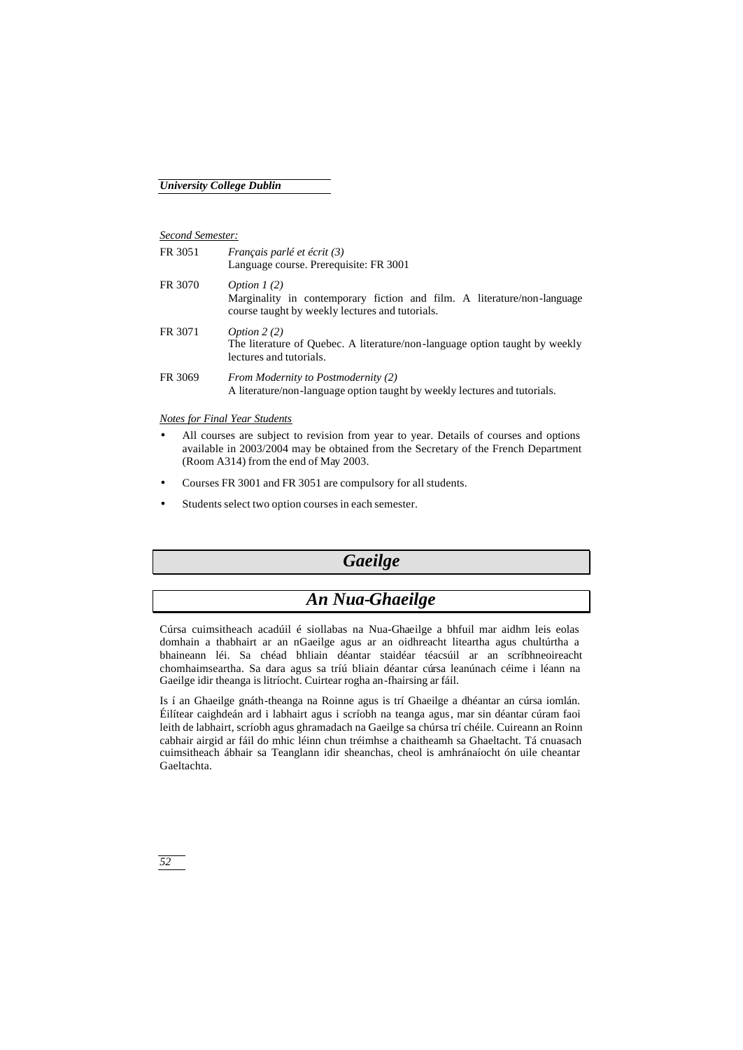*Second Semester:*

| | |
|---|---|
| FR 3051 | *Français parlé et écrit (3)*<br>Language course. Prerequisite: FR 3001 |
| FR 3070 | *Option 1 (2)*<br>Marginality in contemporary fiction and film. A literature/non-language course taught by weekly lectures and tutorials. |
| FR 3071 | *Option 2 (2)*<br>The literature of Quebec. A literature/non-language option taught by weekly lectures and tutorials. |
| FR 3069 | *From Modernity to Postmodernity (2)*<br>A literature/non-language option taught by weekly lectures and tutorials. |

*Notes for Final Year Students*

- All courses are subject to revision from year to year. Details of courses and options available in 2003/2004 may be obtained from the Secretary of the French Department (Room A314) from the end of May 2003.
- Courses FR 3001 and FR 3051 are compulsory for all students.
- Students select two option courses in each semester.

# *Gaeilge*

## *An Nua-Ghaeilge*

Cúrsa cuimsitheach acadúil é siollabas na Nua-Ghaeilge a bhfuil mar aidhm leis eolas domhain a thabhairt ar an nGaeilge agus ar an oidhreacht liteartha agus chultúrtha a bhaineann léi. Sa chéad bhliain déantar staidéar téacsúil ar an scríbhneoireacht chomhaimseartha. Sa dara agus sa tríú bliain déantar cúrsa leanúnach céime i léann na Gaeilge idir theanga is litríocht. Cuirtear rogha an-fhairsing ar fáil.

Is í an Ghaeilge gnáth-theanga na Roinne agus is trí Ghaeilge a dhéantar an cúrsa iomlán. Éilítear caighdeán ard i labhairt agus i scríobh na teanga agus, mar sin déantar cúram faoi leith de labhairt, scríobh agus ghramadach na Gaeilge sa chúrsa trí chéile. Cuireann an Roinn cabhair airgid ar fáil do mhic léinn chun tréimhse a chaitheamh sa Ghaeltacht. Tá cnuasach cuimsitheach ábhair sa Teanglann idir sheanchas, cheol is amhránaíocht ón uile cheantar Gaeltachta.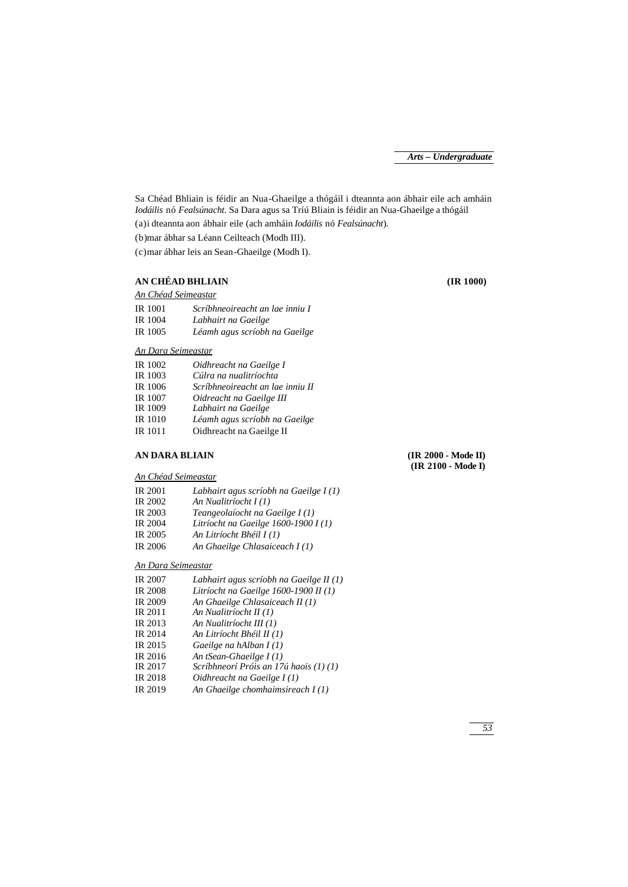Sa Chéad Bhliain is féidir an Nua-Ghaeilge a thógáil i dteannta aon ábhair eile ach amháin *Iodáilis* nó *Fealsúnacht*. Sa Dara agus sa Tríú Bliain is féidir an Nua-Ghaeilge a thógáil

(a) i dteannta aon ábhair eile (ach amháin *Iodáilis* nó *Fealsúnacht*).

(b) mar ábhar sa Léann Ceilteach (Modh III).

(c) mar ábhar leis an Sean-Ghaeilge (Modh I).

## AN CHÉAD BHLIAIN (IR 1000)

*An Chéad Seimeastar*

| | |
|---|---|
| IR 1001 | *Scríbhneoireacht an lae inniu I* |
| IR 1004 | *Labhairt na Gaeilge* |
| IR 1005 | *Léamh agus scríobh na Gaeilge* |

*An Dara Seimeastar*

| | |
|---|---|
| IR 1002 | *Oidhreacht na Gaeilge I* |
| IR 1003 | *Cúlra na nualitríochta* |
| IR 1006 | *Scríbhneoireacht an lae inniu II* |
| IR 1007 | *Oidreacht na Gaeilge III* |
| IR 1009 | *Labhairt na Gaeilge* |
| IR 1010 | *Léamh agus scríobh na Gaeilge* |
| IR 1011 | Oidhreacht na Gaeilge II |

## AN DARA BLIAIN (IR 2000 - Mode II) (IR 2100 - Mode I)

*An Chéad Seimeastar*

| | |
|---|---|
| IR 2001 | *Labhairt agus scríobh na Gaeilge I (1)* |
| IR 2002 | *An Nualitríocht I (1)* |
| IR 2003 | *Teangeolaíocht na Gaeilge I (1)* |
| IR 2004 | *Litríocht na Gaeilge 1600-1900 I (1)* |
| IR 2005 | *An Litríocht Bhéil I (1)* |
| IR 2006 | *An Ghaeilge Chlasaiceach I (1)* |

*An Dara Seimeastar*

| | |
|---|---|
| IR 2007 | *Labhairt agus scríobh na Gaeilge II (1)* |
| IR 2008 | *Litríocht na Gaeilge 1600-1900 II (1)* |
| IR 2009 | *An Ghaeilge Chlasaiceach II (1)* |
| IR 2011 | *An Nualitríocht II (1)* |
| IR 2013 | *An Nualitríocht III (1)* |
| IR 2014 | *An Litríocht Bhéil II (1)* |
| IR 2015 | *Gaeilge na hAlban I (1)* |
| IR 2016 | *An tSean-Ghaeilge I (1)* |
| IR 2017 | *Scríbhneorí Próis an 17ú haois (1) (1)* |
| IR 2018 | *Oidhreacht na Gaeilge I (1)* |
| IR 2019 | *An Ghaeilge chomhaimsireach I (1)* |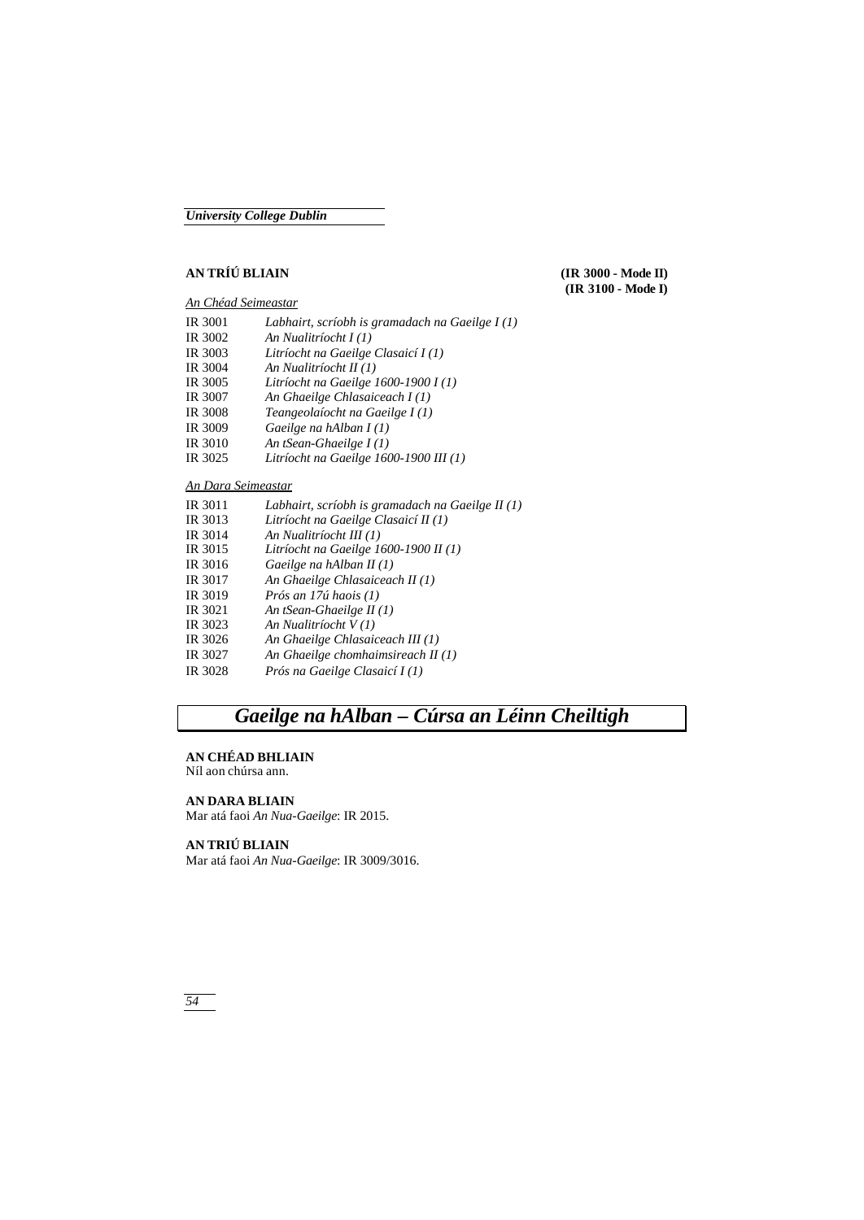**AN TRÍÚ BLIAIN** **(IR 3000 - Mode II)**
**(IR 3100 - Mode I)**

*An Chéad Seimeastar*

| | |
|---|---|
| IR 3001 | *Labhairt, scríobh is gramadach na Gaeilge I (1)* |
| IR 3002 | *An Nualitríocht I (1)* |
| IR 3003 | *Litríocht na Gaeilge Clasaicí I (1)* |
| IR 3004 | *An Nualitríocht II (1)* |
| IR 3005 | *Litríocht na Gaeilge 1600-1900 I (1)* |
| IR 3007 | *An Ghaeilge Chlasaiceach I (1)* |
| IR 3008 | *Teangeolaíocht na Gaeilge I (1)* |
| IR 3009 | *Gaeilge na hAlban I (1)* |
| IR 3010 | *An tSean-Ghaeilge I (1)* |
| IR 3025 | *Litríocht na Gaeilge 1600-1900 III (1)* |

*An Dara Seimeastar*

| | |
|---|---|
| IR 3011 | *Labhairt, scríobh is gramadach na Gaeilge II (1)* |
| IR 3013 | *Litríocht na Gaeilge Clasaicí II (1)* |
| IR 3014 | *An Nualitríocht III (1)* |
| IR 3015 | *Litríocht na Gaeilge 1600-1900 II (1)* |
| IR 3016 | *Gaeilge na hAlban II (1)* |
| IR 3017 | *An Ghaeilge Chlasaiceach II (1)* |
| IR 3019 | *Prós an 17ú haois (1)* |
| IR 3021 | *An tSean-Ghaeilge II (1)* |
| IR 3023 | *An Nualitríocht V (1)* |
| IR 3026 | *An Ghaeilge Chlasaiceach III (1)* |
| IR 3027 | *An Ghaeilge chomhaimsireach II (1)* |
| IR 3028 | *Prós na Gaeilge Clasaicí I (1)* |

# *Gaeilge na hAlban – Cúrsa an Léinn Cheiltigh*

**AN CHÉAD BHLIAIN**
Níl aon chúrsa ann.

**AN DARA BLIAIN**
Mar atá faoi *An Nua-Gaeilge*: IR 2015.

**AN TRIÚ BLIAIN**
Mar atá faoi *An Nua-Gaeilge*: IR 3009/3016.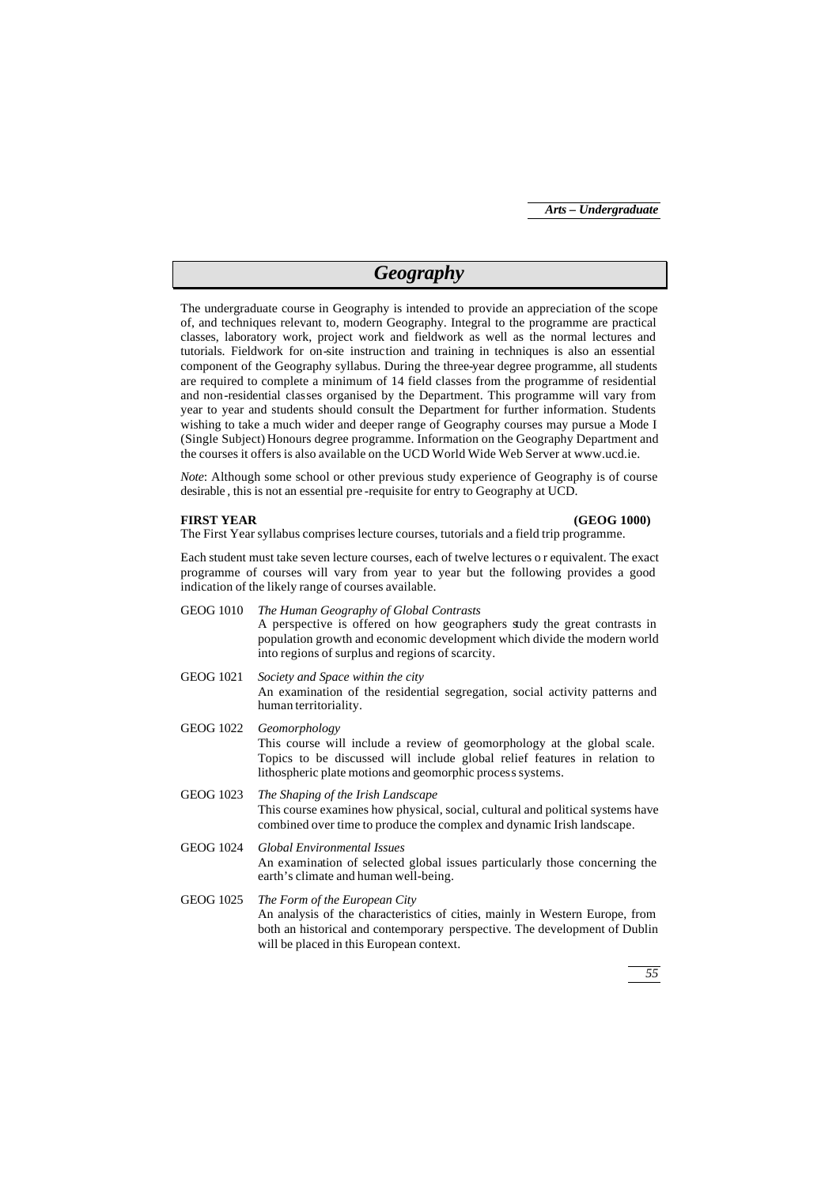# Geography

The undergraduate course in Geography is intended to provide an appreciation of the scope of, and techniques relevant to, modern Geography. Integral to the programme are practical classes, laboratory work, project work and fieldwork as well as the normal lectures and tutorials. Fieldwork for on-site instruction and training in techniques is also an essential component of the Geography syllabus. During the three-year degree programme, all students are required to complete a minimum of 14 field classes from the programme of residential and non-residential classes organised by the Department. This programme will vary from year to year and students should consult the Department for further information. Students wishing to take a much wider and deeper range of Geography courses may pursue a Mode I (Single Subject) Honours degree programme. Information on the Geography Department and the courses it offers is also available on the UCD World Wide Web Server at www.ucd.ie.

*Note*: Although some school or other previous study experience of Geography is of course desirable, this is not an essential pre-requisite for entry to Geography at UCD.

**FIRST YEAR** **(GEOG 1000)**

The First Year syllabus comprises lecture courses, tutorials and a field trip programme.

Each student must take seven lecture courses, each of twelve lectures or equivalent. The exact programme of courses will vary from year to year but the following provides a good indication of the likely range of courses available.

GEOG 1010 *The Human Geography of Global Contrasts*
A perspective is offered on how geographers study the great contrasts in population growth and economic development which divide the modern world into regions of surplus and regions of scarcity.

GEOG 1021 *Society and Space within the city*
An examination of the residential segregation, social activity patterns and human territoriality.

GEOG 1022 *Geomorphology*
This course will include a review of geomorphology at the global scale. Topics to be discussed will include global relief features in relation to lithospheric plate motions and geomorphic process systems.

GEOG 1023 *The Shaping of the Irish Landscape*
This course examines how physical, social, cultural and political systems have combined over time to produce the complex and dynamic Irish landscape.

GEOG 1024 *Global Environmental Issues*
An examination of selected global issues particularly those concerning the earth's climate and human well-being.

GEOG 1025 *The Form of the European City*
An analysis of the characteristics of cities, mainly in Western Europe, from both an historical and contemporary perspective. The development of Dublin will be placed in this European context.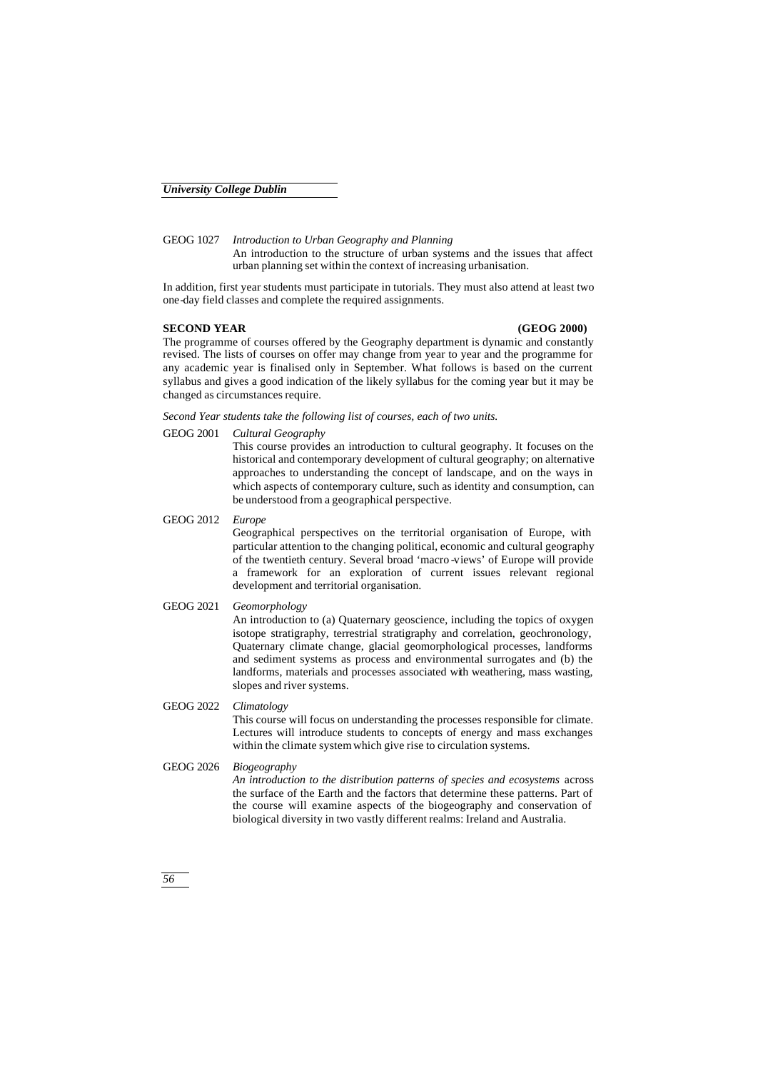GEOG 1027 *Introduction to Urban Geography and Planning*
An introduction to the structure of urban systems and the issues that affect urban planning set within the context of increasing urbanisation.

In addition, first year students must participate in tutorials. They must also attend at least two one-day field classes and complete the required assignments.

**SECOND YEAR** **(GEOG 2000)**

The programme of courses offered by the Geography department is dynamic and constantly revised. The lists of courses on offer may change from year to year and the programme for any academic year is finalised only in September. What follows is based on the current syllabus and gives a good indication of the likely syllabus for the coming year but it may be changed as circumstances require.

*Second Year students take the following list of courses, each of two units.*

GEOG 2001 *Cultural Geography*
This course provides an introduction to cultural geography. It focuses on the historical and contemporary development of cultural geography; on alternative approaches to understanding the concept of landscape, and on the ways in which aspects of contemporary culture, such as identity and consumption, can be understood from a geographical perspective.

GEOG 2012 *Europe*
Geographical perspectives on the territorial organisation of Europe, with particular attention to the changing political, economic and cultural geography of the twentieth century. Several broad 'macro-views' of Europe will provide a framework for an exploration of current issues relevant regional development and territorial organisation.

GEOG 2021 *Geomorphology*
An introduction to (a) Quaternary geoscience, including the topics of oxygen isotope stratigraphy, terrestrial stratigraphy and correlation, geochronology, Quaternary climate change, glacial geomorphological processes, landforms and sediment systems as process and environmental surrogates and (b) the landforms, materials and processes associated with weathering, mass wasting, slopes and river systems.

GEOG 2022 *Climatology*
This course will focus on understanding the processes responsible for climate. Lectures will introduce students to concepts of energy and mass exchanges within the climate system which give rise to circulation systems.

GEOG 2026 *Biogeography*
*An introduction to the distribution patterns of species and ecosystems* across the surface of the Earth and the factors that determine these patterns. Part of the course will examine aspects of the biogeography and conservation of biological diversity in two vastly different realms: Ireland and Australia.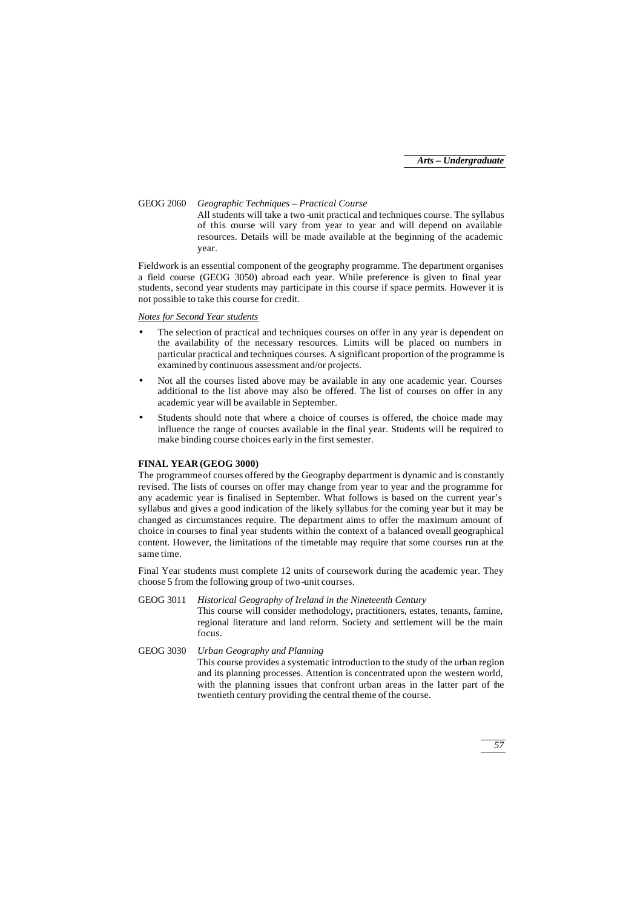GEOG 2060 *Geographic Techniques – Practical Course*

All students will take a two-unit practical and techniques course. The syllabus of this course will vary from year to year and will depend on available resources. Details will be made available at the beginning of the academic year.

Fieldwork is an essential component of the geography programme. The department organises a field course (GEOG 3050) abroad each year. While preference is given to final year students, second year students may participate in this course if space permits. However it is not possible to take this course for credit.

*Notes for Second Year students*

- The selection of practical and techniques courses on offer in any year is dependent on the availability of the necessary resources. Limits will be placed on numbers in particular practical and techniques courses. A significant proportion of the programme is examined by continuous assessment and/or projects.
- Not all the courses listed above may be available in any one academic year. Courses additional to the list above may also be offered. The list of courses on offer in any academic year will be available in September.
- Students should note that where a choice of courses is offered, the choice made may influence the range of courses available in the final year. Students will be required to make binding course choices early in the first semester.

**FINAL YEAR (GEOG 3000)**

The programme of courses offered by the Geography department is dynamic and is constantly revised. The lists of courses on offer may change from year to year and the programme for any academic year is finalised in September. What follows is based on the current year's syllabus and gives a good indication of the likely syllabus for the coming year but it may be changed as circumstances require. The department aims to offer the maximum amount of choice in courses to final year students within the context of a balanced overall geographical content. However, the limitations of the timetable may require that some courses run at the same time.

Final Year students must complete 12 units of coursework during the academic year. They choose 5 from the following group of two-unit courses.

GEOG 3011 *Historical Geography of Ireland in the Nineteenth Century*

This course will consider methodology, practitioners, estates, tenants, famine, regional literature and land reform. Society and settlement will be the main focus.

GEOG 3030 *Urban Geography and Planning*

This course provides a systematic introduction to the study of the urban region and its planning processes. Attention is concentrated upon the western world, with the planning issues that confront urban areas in the latter part of the twentieth century providing the central theme of the course.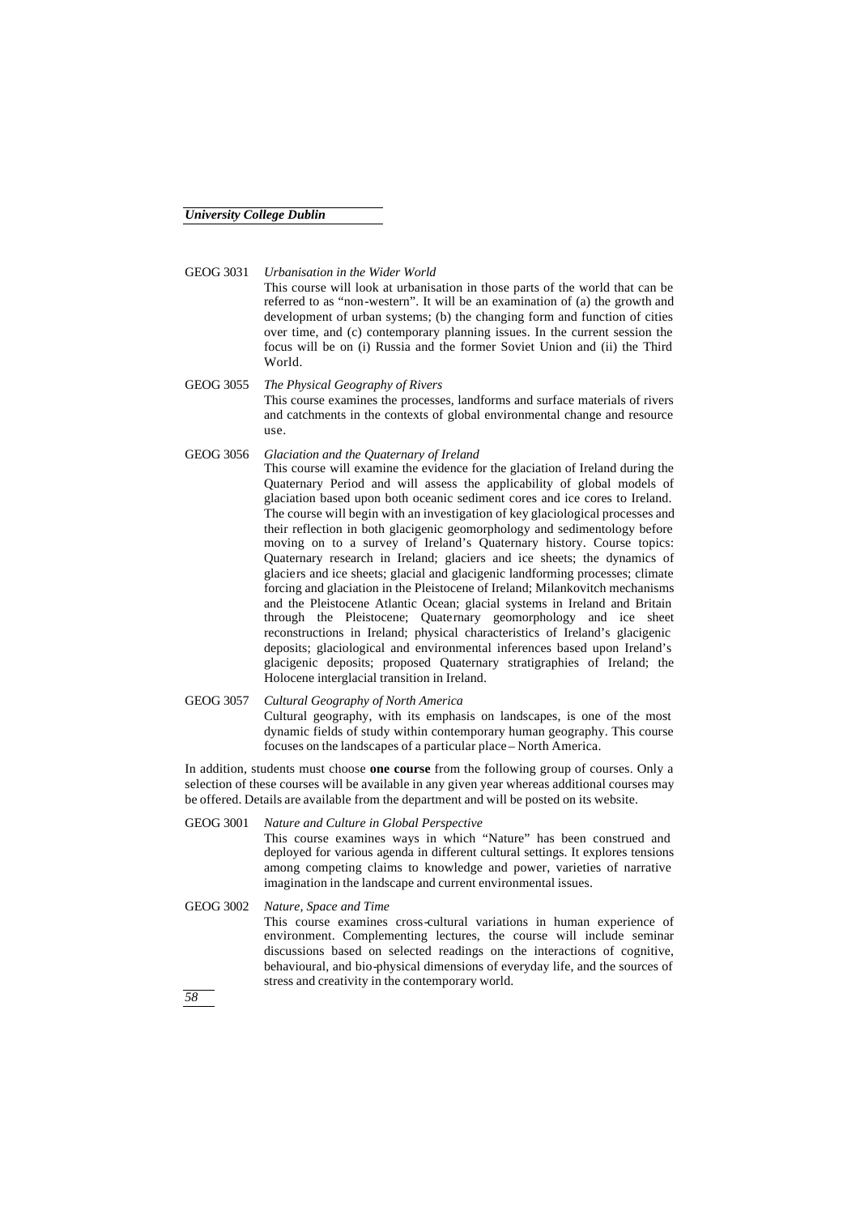GEOG 3031 *Urbanisation in the Wider World*

This course will look at urbanisation in those parts of the world that can be referred to as "non-western". It will be an examination of (a) the growth and development of urban systems; (b) the changing form and function of cities over time, and (c) contemporary planning issues. In the current session the focus will be on (i) Russia and the former Soviet Union and (ii) the Third World.

GEOG 3055 *The Physical Geography of Rivers*

This course examines the processes, landforms and surface materials of rivers and catchments in the contexts of global environmental change and resource use.

GEOG 3056 *Glaciation and the Quaternary of Ireland*

This course will examine the evidence for the glaciation of Ireland during the Quaternary Period and will assess the applicability of global models of glaciation based upon both oceanic sediment cores and ice cores to Ireland. The course will begin with an investigation of key glaciological processes and their reflection in both glacigenic geomorphology and sedimentology before moving on to a survey of Ireland's Quaternary history. Course topics: Quaternary research in Ireland; glaciers and ice sheets; the dynamics of glaciers and ice sheets; glacial and glacigenic landforming processes; climate forcing and glaciation in the Pleistocene of Ireland; Milankovitch mechanisms and the Pleistocene Atlantic Ocean; glacial systems in Ireland and Britain through the Pleistocene; Quaternary geomorphology and ice sheet reconstructions in Ireland; physical characteristics of Ireland's glacigenic deposits; glaciological and environmental inferences based upon Ireland's glacigenic deposits; proposed Quaternary stratigraphies of Ireland; the Holocene interglacial transition in Ireland.

GEOG 3057 *Cultural Geography of North America*

Cultural geography, with its emphasis on landscapes, is one of the most dynamic fields of study within contemporary human geography. This course focuses on the landscapes of a particular place – North America.

In addition, students must choose **one course** from the following group of courses. Only a selection of these courses will be available in any given year whereas additional courses may be offered. Details are available from the department and will be posted on its website.

GEOG 3001 *Nature and Culture in Global Perspective*

This course examines ways in which "Nature" has been construed and deployed for various agenda in different cultural settings. It explores tensions among competing claims to knowledge and power, varieties of narrative imagination in the landscape and current environmental issues.

GEOG 3002 *Nature, Space and Time*

This course examines cross-cultural variations in human experience of environment. Complementing lectures, the course will include seminar discussions based on selected readings on the interactions of cognitive, behavioural, and bio-physical dimensions of everyday life, and the sources of stress and creativity in the contemporary world.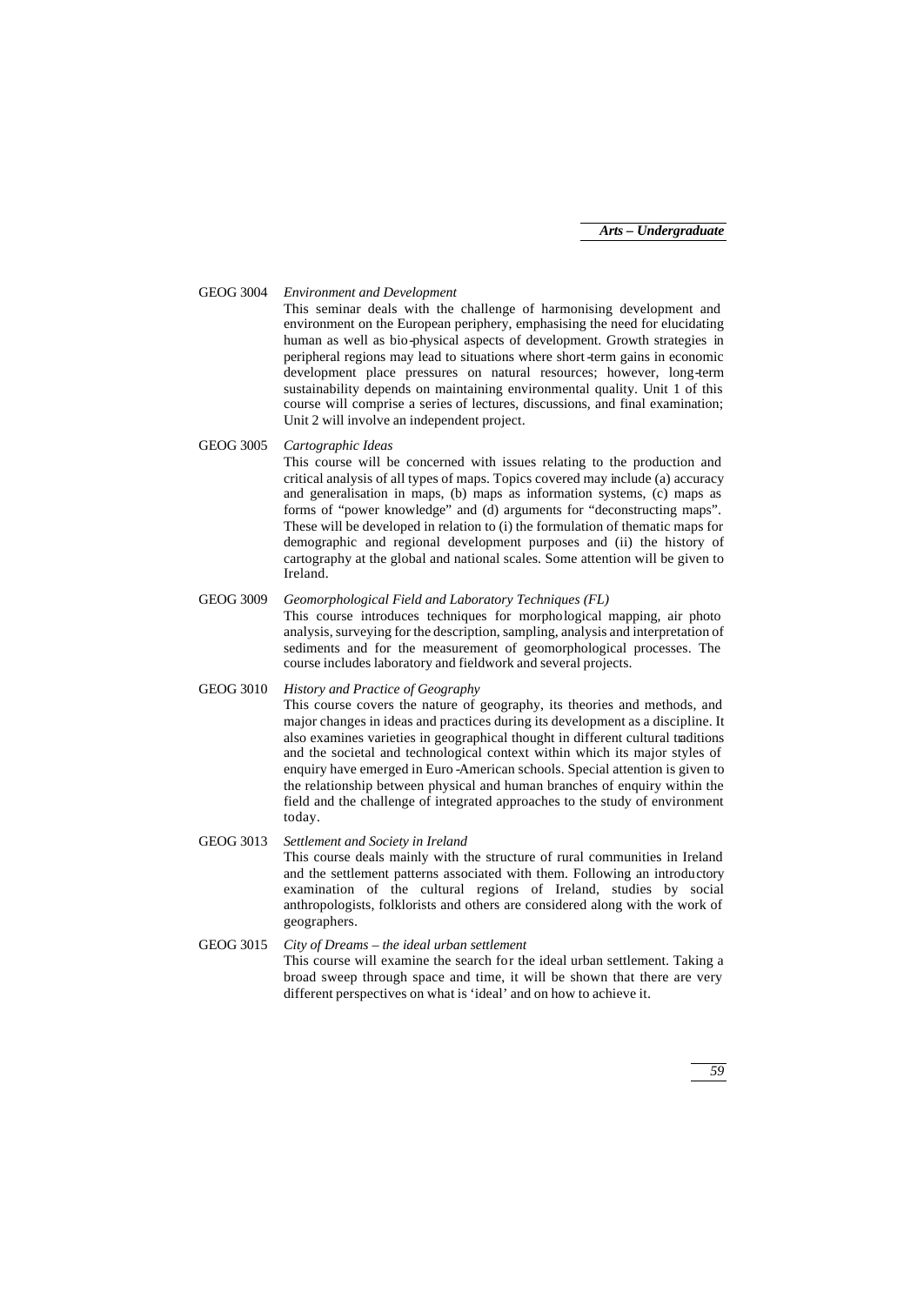**GEOG 3004** *Environment and Development*

This seminar deals with the challenge of harmonising development and environment on the European periphery, emphasising the need for elucidating human as well as bio-physical aspects of development. Growth strategies in peripheral regions may lead to situations where short-term gains in economic development place pressures on natural resources; however, long-term sustainability depends on maintaining environmental quality. Unit 1 of this course will comprise a series of lectures, discussions, and final examination; Unit 2 will involve an independent project.

**GEOG 3005** *Cartographic Ideas*

This course will be concerned with issues relating to the production and critical analysis of all types of maps. Topics covered may include (a) accuracy and generalisation in maps, (b) maps as information systems, (c) maps as forms of "power knowledge" and (d) arguments for "deconstructing maps". These will be developed in relation to (i) the formulation of thematic maps for demographic and regional development purposes and (ii) the history of cartography at the global and national scales. Some attention will be given to Ireland.

**GEOG 3009** *Geomorphological Field and Laboratory Techniques (FL)*

This course introduces techniques for morphological mapping, air photo analysis, surveying for the description, sampling, analysis and interpretation of sediments and for the measurement of geomorphological processes. The course includes laboratory and fieldwork and several projects.

**GEOG 3010** *History and Practice of Geography*

This course covers the nature of geography, its theories and methods, and major changes in ideas and practices during its development as a discipline. It also examines varieties in geographical thought in different cultural traditions and the societal and technological context within which its major styles of enquiry have emerged in Euro-American schools. Special attention is given to the relationship between physical and human branches of enquiry within the field and the challenge of integrated approaches to the study of environment today.

**GEOG 3013** *Settlement and Society in Ireland*

This course deals mainly with the structure of rural communities in Ireland and the settlement patterns associated with them. Following an introductory examination of the cultural regions of Ireland, studies by social anthropologists, folklorists and others are considered along with the work of geographers.

**GEOG 3015** *City of Dreams – the ideal urban settlement*

This course will examine the search for the ideal urban settlement. Taking a broad sweep through space and time, it will be shown that there are very different perspectives on what is 'ideal' and on how to achieve it.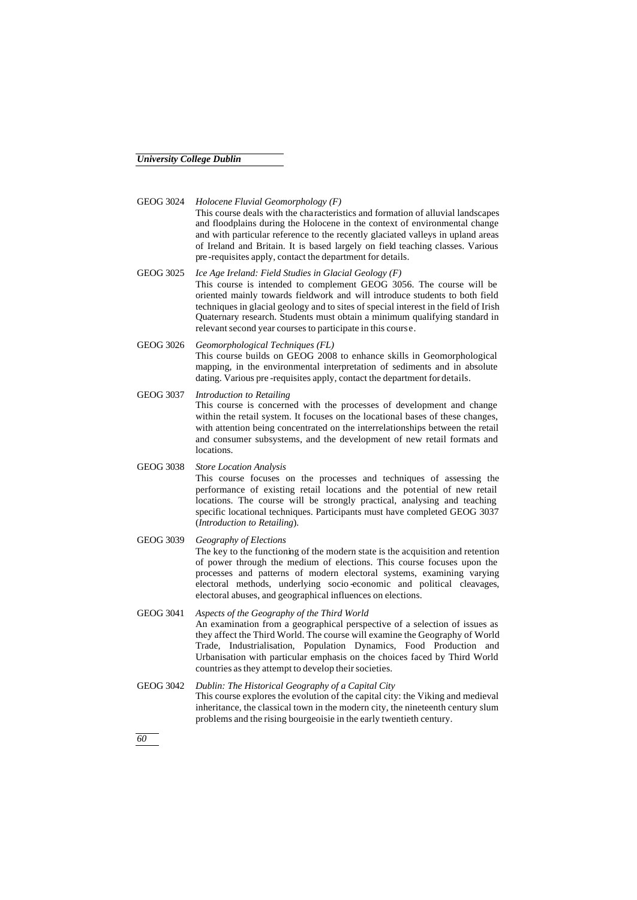GEOG 3024 *Holocene Fluvial Geomorphology (F)*
This course deals with the characteristics and formation of alluvial landscapes and floodplains during the Holocene in the context of environmental change and with particular reference to the recently glaciated valleys in upland areas of Ireland and Britain. It is based largely on field teaching classes. Various pre-requisites apply, contact the department for details.

GEOG 3025 *Ice Age Ireland: Field Studies in Glacial Geology (F)*
This course is intended to complement GEOG 3056. The course will be oriented mainly towards fieldwork and will introduce students to both field techniques in glacial geology and to sites of special interest in the field of Irish Quaternary research. Students must obtain a minimum qualifying standard in relevant second year courses to participate in this course.

GEOG 3026 *Geomorphological Techniques (FL)*
This course builds on GEOG 2008 to enhance skills in Geomorphological mapping, in the environmental interpretation of sediments and in absolute dating. Various pre-requisites apply, contact the department for details.

GEOG 3037 *Introduction to Retailing*
This course is concerned with the processes of development and change within the retail system. It focuses on the locational bases of these changes, with attention being concentrated on the interrelationships between the retail and consumer subsystems, and the development of new retail formats and locations.

GEOG 3038 *Store Location Analysis*
This course focuses on the processes and techniques of assessing the performance of existing retail locations and the potential of new retail locations. The course will be strongly practical, analysing and teaching specific locational techniques. Participants must have completed GEOG 3037 (*Introduction to Retailing*).

GEOG 3039 *Geography of Elections*
The key to the functioning of the modern state is the acquisition and retention of power through the medium of elections. This course focuses upon the processes and patterns of modern electoral systems, examining varying electoral methods, underlying socio-economic and political cleavages, electoral abuses, and geographical influences on elections.

GEOG 3041 *Aspects of the Geography of the Third World*
An examination from a geographical perspective of a selection of issues as they affect the Third World. The course will examine the Geography of World Trade, Industrialisation, Population Dynamics, Food Production and Urbanisation with particular emphasis on the choices faced by Third World countries as they attempt to develop their societies.

GEOG 3042 *Dublin: The Historical Geography of a Capital City*
This course explores the evolution of the capital city: the Viking and medieval inheritance, the classical town in the modern city, the nineteenth century slum problems and the rising bourgeoisie in the early twentieth century.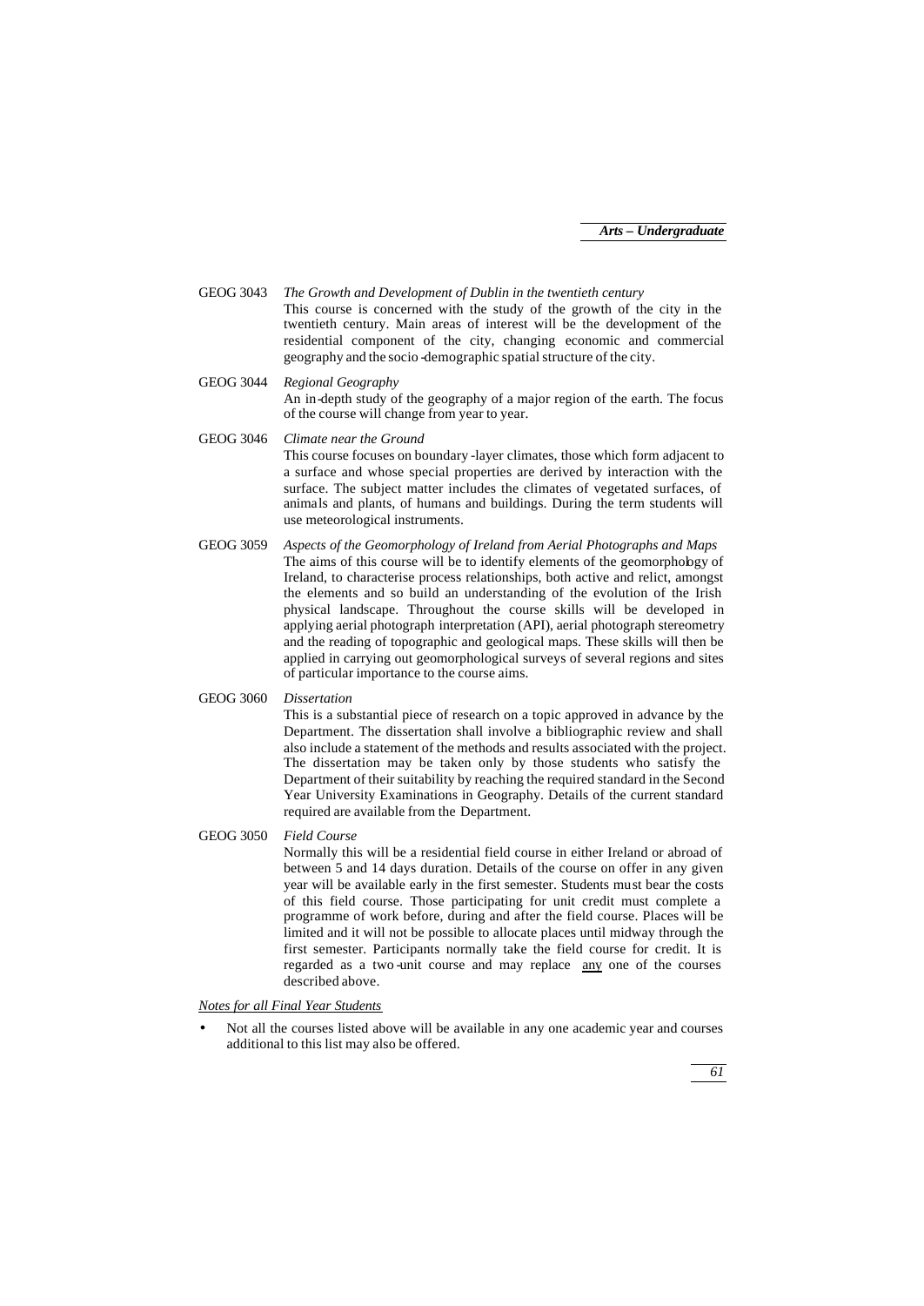**GEOG 3043** *The Growth and Development of Dublin in the twentieth century*

This course is concerned with the study of the growth of the city in the twentieth century. Main areas of interest will be the development of the residential component of the city, changing economic and commercial geography and the socio-demographic spatial structure of the city.

**GEOG 3044** *Regional Geography*

An in-depth study of the geography of a major region of the earth. The focus of the course will change from year to year.

**GEOG 3046** *Climate near the Ground*

This course focuses on boundary-layer climates, those which form adjacent to a surface and whose special properties are derived by interaction with the surface. The subject matter includes the climates of vegetated surfaces, of animals and plants, of humans and buildings. During the term students will use meteorological instruments.

**GEOG 3059** *Aspects of the Geomorphology of Ireland from Aerial Photographs and Maps*

The aims of this course will be to identify elements of the geomorphology of Ireland, to characterise process relationships, both active and relict, amongst the elements and so build an understanding of the evolution of the Irish physical landscape. Throughout the course skills will be developed in applying aerial photograph interpretation (API), aerial photograph stereometry and the reading of topographic and geological maps. These skills will then be applied in carrying out geomorphological surveys of several regions and sites of particular importance to the course aims.

**GEOG 3060** *Dissertation*

This is a substantial piece of research on a topic approved in advance by the Department. The dissertation shall involve a bibliographic review and shall also include a statement of the methods and results associated with the project. The dissertation may be taken only by those students who satisfy the Department of their suitability by reaching the required standard in the Second Year University Examinations in Geography. Details of the current standard required are available from the Department.

**GEOG 3050** *Field Course*

Normally this will be a residential field course in either Ireland or abroad of between 5 and 14 days duration. Details of the course on offer in any given year will be available early in the first semester. Students must bear the costs of this field course. Those participating for unit credit must complete a programme of work before, during and after the field course. Places will be limited and it will not be possible to allocate places until midway through the first semester. Participants normally take the field course for credit. It is regarded as a two-unit course and may replace <u>any</u> one of the courses described above.

*<u>Notes for all Final Year Students</u>*

- Not all the courses listed above will be available in any one academic year and courses additional to this list may also be offered.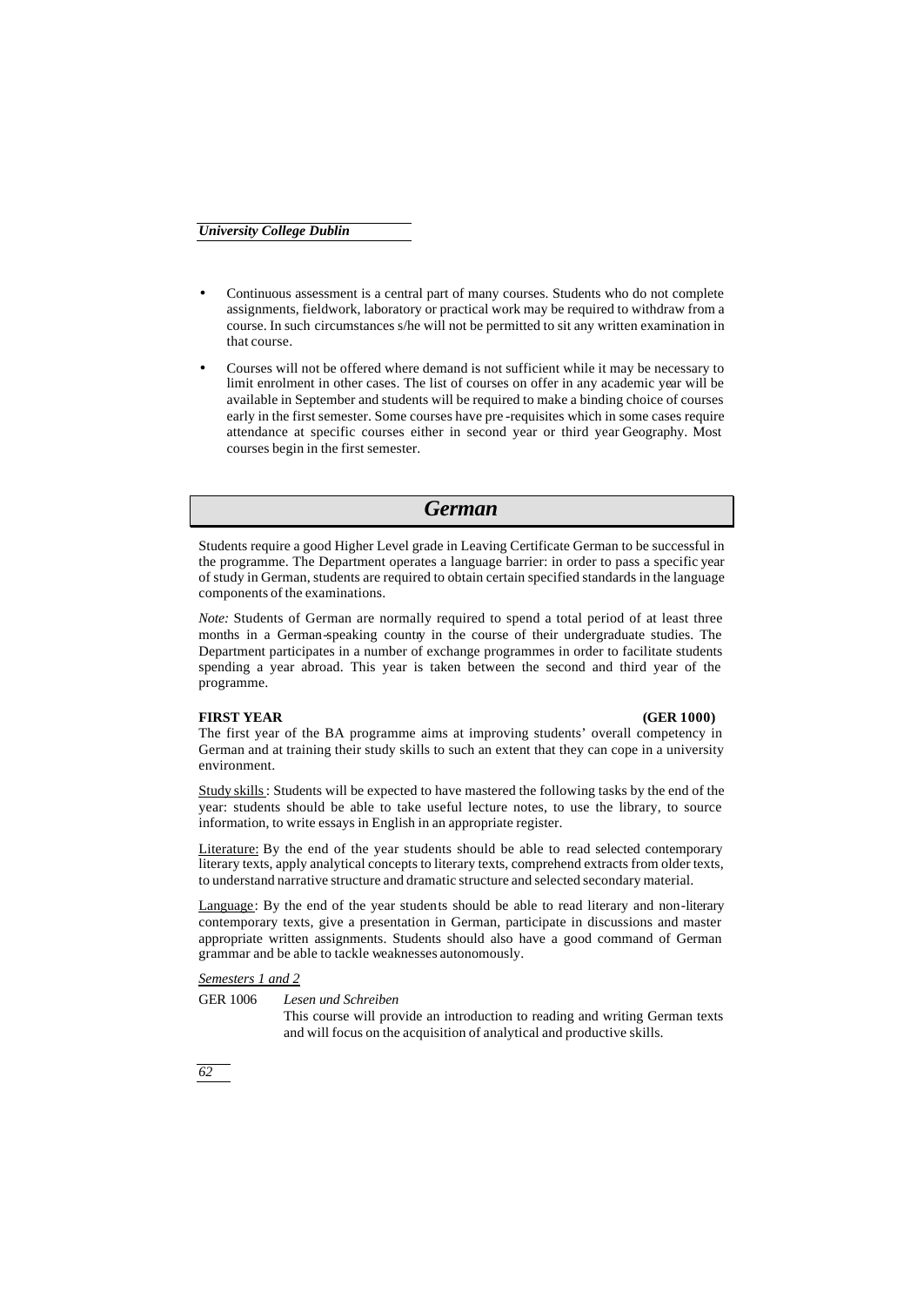- Continuous assessment is a central part of many courses. Students who do not complete assignments, fieldwork, laboratory or practical work may be required to withdraw from a course. In such circumstances s/he will not be permitted to sit any written examination in that course.
- Courses will not be offered where demand is not sufficient while it may be necessary to limit enrolment in other cases. The list of courses on offer in any academic year will be available in September and students will be required to make a binding choice of courses early in the first semester. Some courses have pre -requisites which in some cases require attendance at specific courses either in second year or third year Geography. Most courses begin in the first semester.

# *German*

Students require a good Higher Level grade in Leaving Certificate German to be successful in the programme. The Department operates a language barrier: in order to pass a specific year of study in German, students are required to obtain certain specified standards in the language components of the examinations.

*Note:* Students of German are normally required to spend a total period of at least three months in a German-speaking county in the course of their undergraduate studies. The Department participates in a number of exchange programmes in order to facilitate students spending a year abroad. This year is taken between the second and third year of the programme.

**FIRST YEAR (GER 1000)**

The first year of the BA programme aims at improving students' overall competency in German and at training their study skills to such an extent that they can cope in a university environment.

Study skills: Students will be expected to have mastered the following tasks by the end of the year: students should be able to take useful lecture notes, to use the library, to source information, to write essays in English in an appropriate register.

Literature: By the end of the year students should be able to read selected contemporary literary texts, apply analytical concepts to literary texts, comprehend extracts from older texts, to understand narrative structure and dramatic structure and selected secondary material.

Language: By the end of the year students should be able to read literary and non-literary contemporary texts, give a presentation in German, participate in discussions and master appropriate written assignments. Students should also have a good command of German grammar and be able to tackle weaknesses autonomously.

*Semesters 1 and 2*

GER 1006 *Lesen und Schreiben*

This course will provide an introduction to reading and writing German texts and will focus on the acquisition of analytical and productive skills.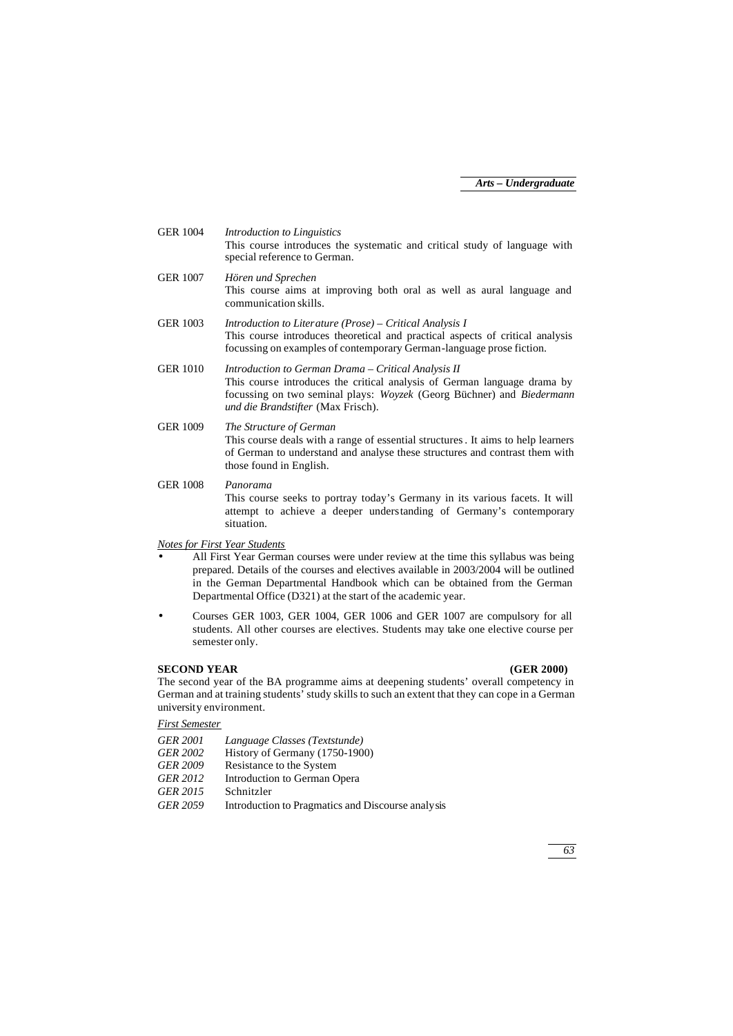GER 1004 *Introduction to Linguistics*
This course introduces the systematic and critical study of language with special reference to German.

GER 1007 *Hören und Sprechen*
This course aims at improving both oral as well as aural language and communication skills.

GER 1003 *Introduction to Literature (Prose) – Critical Analysis I*
This course introduces theoretical and practical aspects of critical analysis focussing on examples of contemporary German-language prose fiction.

GER 1010 *Introduction to German Drama – Critical Analysis II*
This course introduces the critical analysis of German language drama by focussing on two seminal plays: *Woyzek* (Georg Büchner) and *Biedermann und die Brandstifter* (Max Frisch).

GER 1009 *The Structure of German*
This course deals with a range of essential structures. It aims to help learners of German to understand and analyse these structures and contrast them with those found in English.

GER 1008 *Panorama*
This course seeks to portray today's Germany in its various facets. It will attempt to achieve a deeper understanding of Germany's contemporary situation.

*Notes for First Year Students*

- All First Year German courses were under review at the time this syllabus was being prepared. Details of the courses and electives available in 2003/2004 will be outlined in the German Departmental Handbook which can be obtained from the German Departmental Office (D321) at the start of the academic year.
- Courses GER 1003, GER 1004, GER 1006 and GER 1007 are compulsory for all students. All other courses are electives. Students may take one elective course per semester only.

**SECOND YEAR (GER 2000)**

The second year of the BA programme aims at deepening students' overall competency in German and at training students' study skills to such an extent that they can cope in a German university environment.

*First Semester*

*GER 2001* *Language Classes (Textstunde)*
*GER 2002* History of Germany (1750-1900)
*GER 2009* Resistance to the System
*GER 2012* Introduction to German Opera
*GER 2015* Schnitzler
*GER 2059* Introduction to Pragmatics and Discourse analysis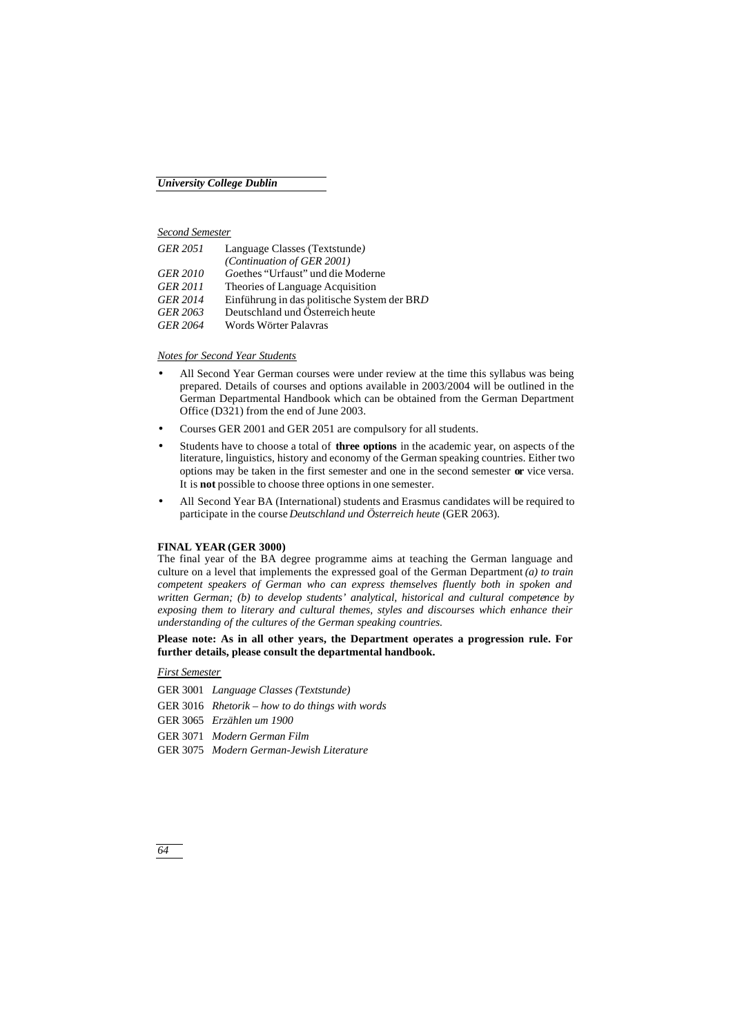*Second Semester*

| | |
|---|---|
| *GER 2051* | Language Classes (Textstunde) *(Continuation of GER 2001)* |
| *GER 2010* | Goethes "Urfaust" und die Moderne |
| *GER 2011* | Theories of Language Acquisition |
| *GER 2014* | Einführung in das politische System der BRD |
| *GER 2063* | Deutschland und Österreich heute |
| *GER 2064* | Words Wörter Palavras |

*Notes for Second Year Students*

- All Second Year German courses were under review at the time this syllabus was being prepared. Details of courses and options available in 2003/2004 will be outlined in the German Departmental Handbook which can be obtained from the German Department Office (D321) from the end of June 2003.
- Courses GER 2001 and GER 2051 are compulsory for all students.
- Students have to choose a total of **three options** in the academic year, on aspects of the literature, linguistics, history and economy of the German speaking countries. Either two options may be taken in the first semester and one in the second semester **or** vice versa. It is **not** possible to choose three options in one semester.
- All Second Year BA (International) students and Erasmus candidates will be required to participate in the course *Deutschland und Österreich heute* (GER 2063).

**FINAL YEAR (GER 3000)**

The final year of the BA degree programme aims at teaching the German language and culture on a level that implements the expressed goal of the German Department *(a) to train competent speakers of German who can express themselves fluently both in spoken and written German; (b) to develop students' analytical, historical and cultural competence by exposing them to literary and cultural themes, styles and discourses which enhance their understanding of the cultures of the German speaking countries.*

**Please note: As in all other years, the Department operates a progression rule. For further details, please consult the departmental handbook.**

*First Semester*

GER 3001 *Language Classes (Textstunde)*

GER 3016 *Rhetorik – how to do things with words*

GER 3065 *Erzählen um 1900*

GER 3071 *Modern German Film*

GER 3075 *Modern German-Jewish Literature*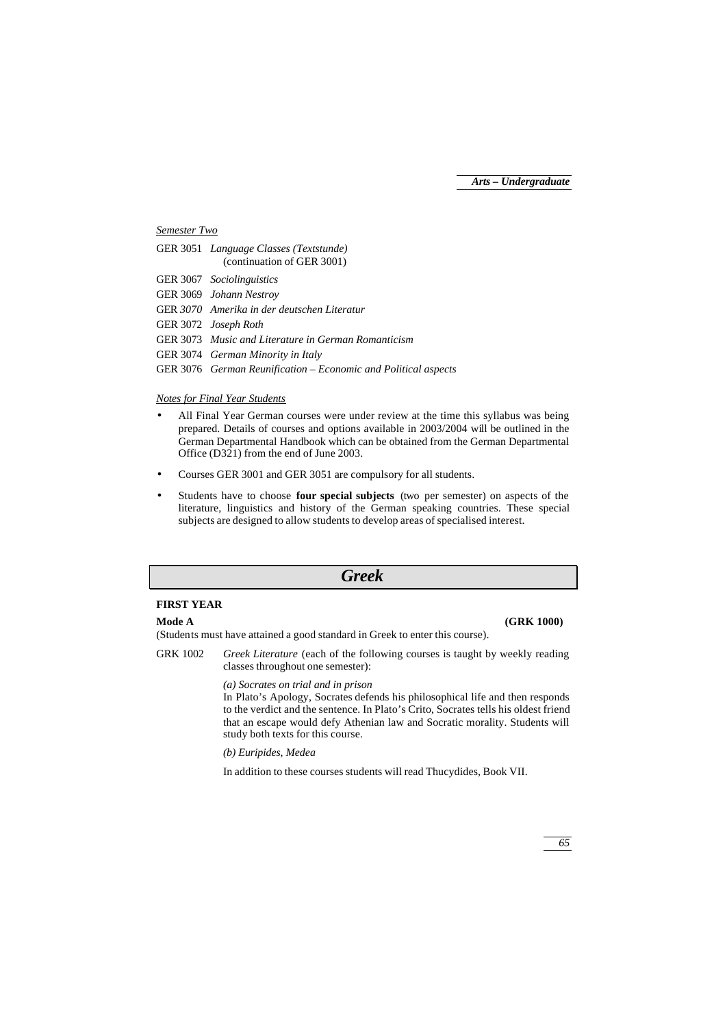*Semester Two*

GER 3051 *Language Classes (Textstunde)* (continuation of GER 3001)

GER 3067 *Sociolinguistics*

GER 3069 *Johann Nestroy*

GER *3070 Amerika in der deutschen Literatur*

GER 3072 *Joseph Roth*

GER 3073 *Music and Literature in German Romanticism*

GER 3074 *German Minority in Italy*

GER 3076 *German Reunification – Economic and Political aspects*

*Notes for Final Year Students*

- All Final Year German courses were under review at the time this syllabus was being prepared. Details of courses and options available in 2003/2004 will be outlined in the German Departmental Handbook which can be obtained from the German Departmental Office (D321) from the end of June 2003.
- Courses GER 3001 and GER 3051 are compulsory for all students.
- Students have to choose **four special subjects** (two per semester) on aspects of the literature, linguistics and history of the German speaking countries. These special subjects are designed to allow students to develop areas of specialised interest.

# *Greek*

## FIRST YEAR

**Mode A** **(GRK 1000)**

(Students must have attained a good standard in Greek to enter this course).

GRK 1002 *Greek Literature* (each of the following courses is taught by weekly reading classes throughout one semester):

*(a) Socrates on trial and in prison*
In Plato's Apology, Socrates defends his philosophical life and then responds to the verdict and the sentence. In Plato's Crito, Socrates tells his oldest friend that an escape would defy Athenian law and Socratic morality. Students will study both texts for this course.

*(b) Euripides, Medea*

In addition to these courses students will read Thucydides, Book VII.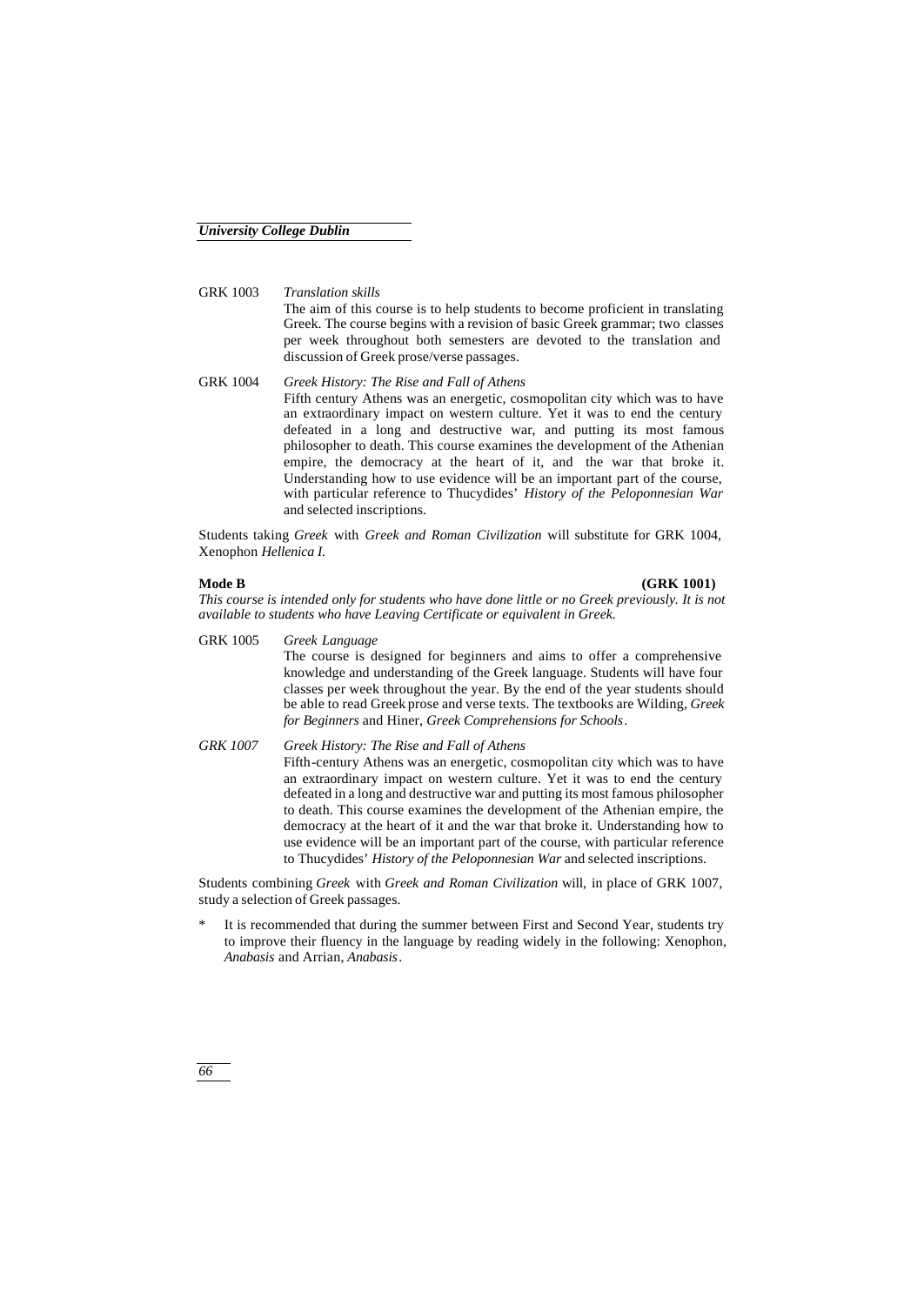GRK 1003 *Translation skills*

The aim of this course is to help students to become proficient in translating Greek. The course begins with a revision of basic Greek grammar; two classes per week throughout both semesters are devoted to the translation and discussion of Greek prose/verse passages.

GRK 1004 *Greek History: The Rise and Fall of Athens*

Fifth century Athens was an energetic, cosmopolitan city which was to have an extraordinary impact on western culture. Yet it was to end the century defeated in a long and destructive war, and putting its most famous philosopher to death. This course examines the development of the Athenian empire, the democracy at the heart of it, and the war that broke it. Understanding how to use evidence will be an important part of the course, with particular reference to Thucydides' *History of the Peloponnesian War* and selected inscriptions.

Students taking *Greek* with *Greek and Roman Civilization* will substitute for GRK 1004, Xenophon *Hellenica I.*

**Mode B** **(GRK 1001)**

*This course is intended only for students who have done little or no Greek previously. It is not available to students who have Leaving Certificate or equivalent in Greek.*

GRK 1005 *Greek Language*

The course is designed for beginners and aims to offer a comprehensive knowledge and understanding of the Greek language. Students will have four classes per week throughout the year. By the end of the year students should be able to read Greek prose and verse texts. The textbooks are Wilding, *Greek for Beginners* and Hiner, *Greek Comprehensions for Schools*.

*GRK 1007* *Greek History: The Rise and Fall of Athens*

Fifth-century Athens was an energetic, cosmopolitan city which was to have an extraordinary impact on western culture. Yet it was to end the century defeated in a long and destructive war and putting its most famous philosopher to death. This course examines the development of the Athenian empire, the democracy at the heart of it and the war that broke it. Understanding how to use evidence will be an important part of the course, with particular reference to Thucydides' *History of the Peloponnesian War* and selected inscriptions.

Students combining *Greek* with *Greek and Roman Civilization* will, in place of GRK 1007, study a selection of Greek passages.

\* It is recommended that during the summer between First and Second Year, students try to improve their fluency in the language by reading widely in the following: Xenophon, *Anabasis* and Arrian, *Anabasis*.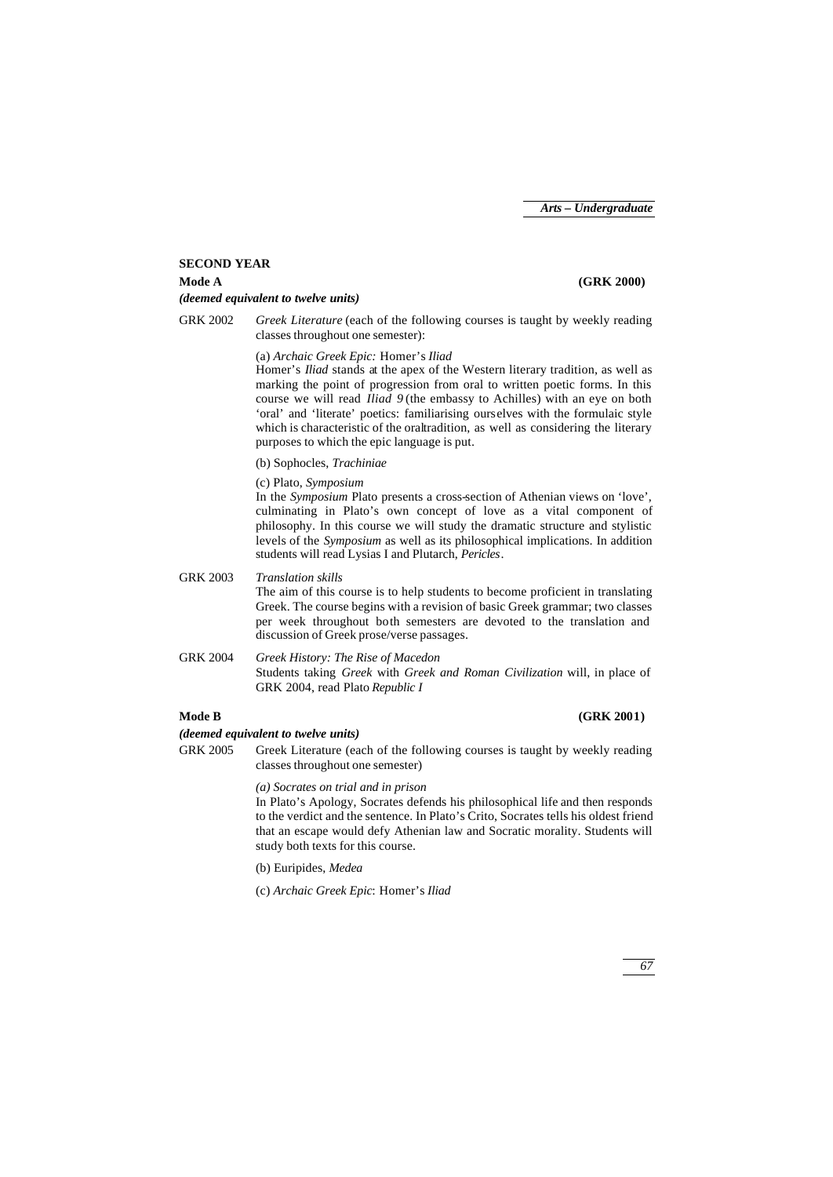## SECOND YEAR

**Mode A** **(GRK 2000)**

***(deemed equivalent to twelve units)***

GRK 2002 *Greek Literature* (each of the following courses is taught by weekly reading classes throughout one semester):

(a) *Archaic Greek Epic:* Homer's *Iliad*

Homer's *Iliad* stands at the apex of the Western literary tradition, as well as marking the point of progression from oral to written poetic forms. In this course we will read *Iliad 9* (the embassy to Achilles) with an eye on both 'oral' and 'literate' poetics: familiarising ourselves with the formulaic style which is characteristic of the oraltradition, as well as considering the literary purposes to which the epic language is put.

(b) Sophocles, *Trachiniae*

(c) Plato, *Symposium*

In the *Symposium* Plato presents a cross-section of Athenian views on 'love', culminating in Plato's own concept of love as a vital component of philosophy. In this course we will study the dramatic structure and stylistic levels of the *Symposium* as well as its philosophical implications. In addition students will read Lysias I and Plutarch, *Pericles*.

GRK 2003 *Translation skills*

The aim of this course is to help students to become proficient in translating Greek. The course begins with a revision of basic Greek grammar; two classes per week throughout both semesters are devoted to the translation and discussion of Greek prose/verse passages.

GRK 2004 *Greek History: The Rise of Macedon*

Students taking *Greek* with *Greek and Roman Civilization* will, in place of GRK 2004, read Plato *Republic I*

**Mode B** **(GRK 2001)**

***(deemed equivalent to twelve units)***

GRK 2005 Greek Literature (each of the following courses is taught by weekly reading classes throughout one semester)

*(a) Socrates on trial and in prison*

In Plato's Apology, Socrates defends his philosophical life and then responds to the verdict and the sentence. In Plato's Crito, Socrates tells his oldest friend that an escape would defy Athenian law and Socratic morality. Students will study both texts for this course.

(b) Euripides, *Medea*

(c) *Archaic Greek Epic*: Homer's *Iliad*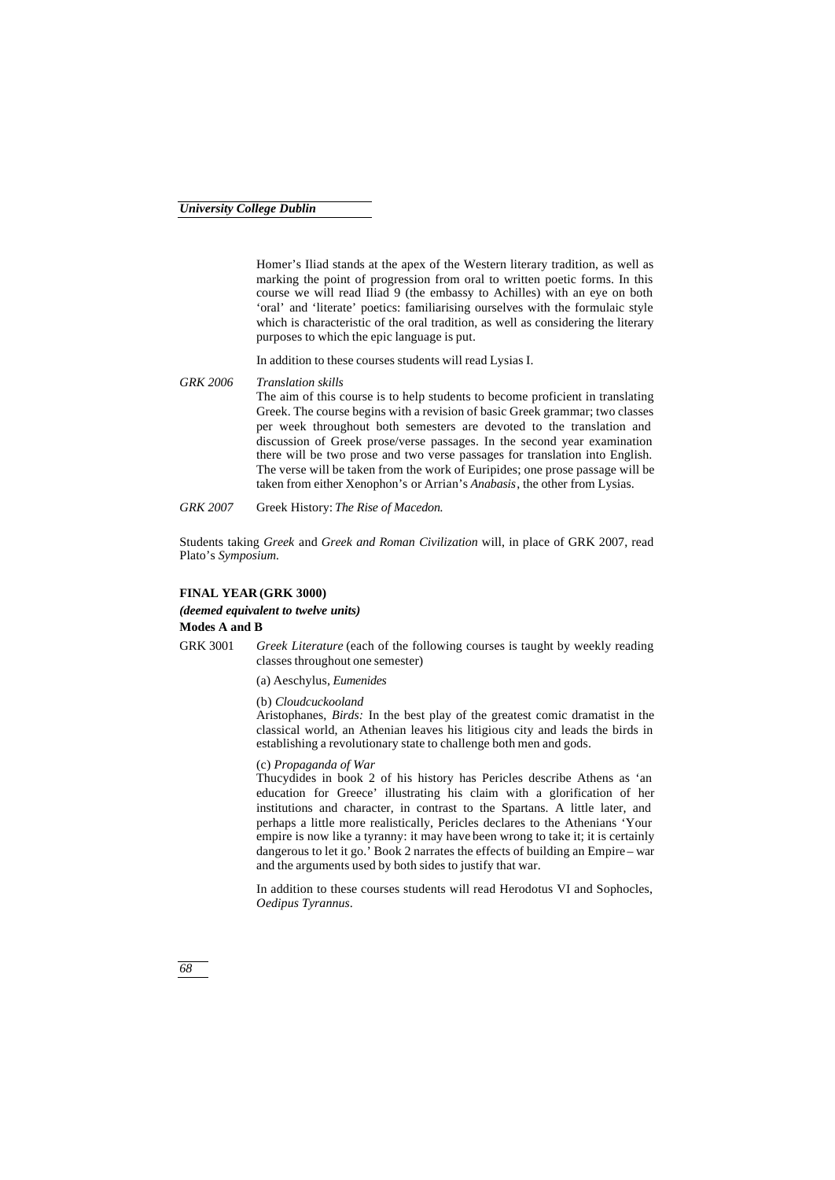Homer's Iliad stands at the apex of the Western literary tradition, as well as marking the point of progression from oral to written poetic forms. In this course we will read Iliad 9 (the embassy to Achilles) with an eye on both 'oral' and 'literate' poetics: familiarising ourselves with the formulaic style which is characteristic of the oral tradition, as well as considering the literary purposes to which the epic language is put.

In addition to these courses students will read Lysias I.

*GRK 2006* *Translation skills*
The aim of this course is to help students to become proficient in translating Greek. The course begins with a revision of basic Greek grammar; two classes per week throughout both semesters are devoted to the translation and discussion of Greek prose/verse passages. In the second year examination there will be two prose and two verse passages for translation into English. The verse will be taken from the work of Euripides; one prose passage will be taken from either Xenophon's or Arrian's *Anabasis*, the other from Lysias.

*GRK 2007* Greek History: *The Rise of Macedon.*

Students taking *Greek* and *Greek and Roman Civilization* will, in place of GRK 2007, read Plato's *Symposium.*

**FINAL YEAR (GRK 3000)**

***(deemed equivalent to twelve units)***

**Modes A and B**

GRK 3001 *Greek Literature* (each of the following courses is taught by weekly reading classes throughout one semester)

(a) Aeschylus, *Eumenides*

(b) *Cloudcuckooland*
Aristophanes, *Birds:* In the best play of the greatest comic dramatist in the classical world, an Athenian leaves his litigious city and leads the birds in establishing a revolutionary state to challenge both men and gods.

(c) *Propaganda of War*
Thucydides in book 2 of his history has Pericles describe Athens as 'an education for Greece' illustrating his claim with a glorification of her institutions and character, in contrast to the Spartans. A little later, and perhaps a little more realistically, Pericles declares to the Athenians 'Your empire is now like a tyranny: it may have been wrong to take it; it is certainly dangerous to let it go.' Book 2 narrates the effects of building an Empire – war and the arguments used by both sides to justify that war.

In addition to these courses students will read Herodotus VI and Sophocles, *Oedipus Tyrannus*.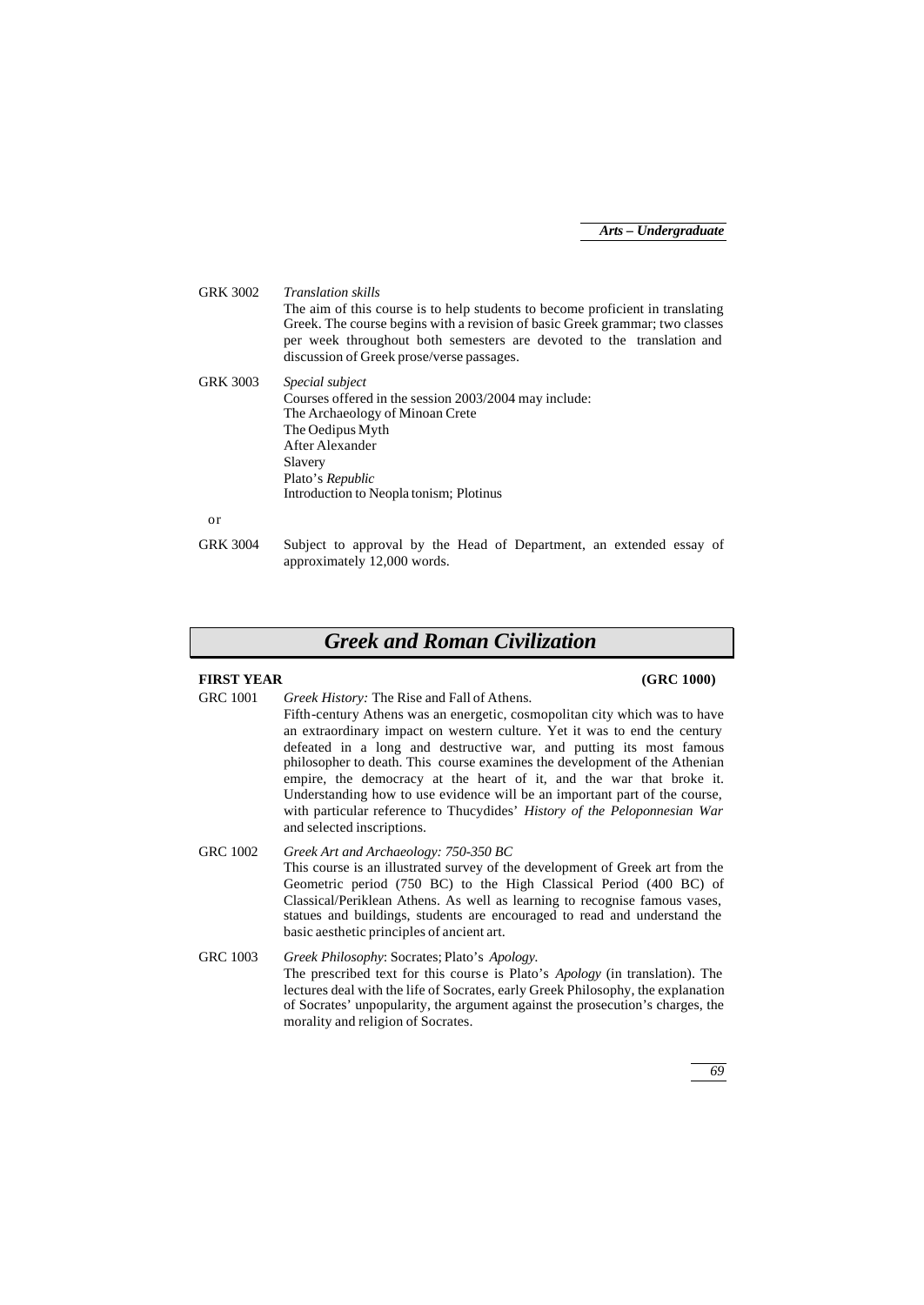GRK 3002 *Translation skills*
The aim of this course is to help students to become proficient in translating Greek. The course begins with a revision of basic Greek grammar; two classes per week throughout both semesters are devoted to the translation and discussion of Greek prose/verse passages.

GRK 3003 *Special subject*
Courses offered in the session 2003/2004 may include:
The Archaeology of Minoan Crete
The Oedipus Myth
After Alexander
Slavery
Plato's *Republic*
Introduction to Neopla tonism; Plotinus

or

GRK 3004 Subject to approval by the Head of Department, an extended essay of approximately 12,000 words.

# *Greek and Roman Civilization*

**FIRST YEAR** **(GRC 1000)**

GRC 1001 *Greek History:* The Rise and Fall of Athens.
Fifth-century Athens was an energetic, cosmopolitan city which was to have an extraordinary impact on western culture. Yet it was to end the century defeated in a long and destructive war, and putting its most famous philosopher to death. This course examines the development of the Athenian empire, the democracy at the heart of it, and the war that broke it. Understanding how to use evidence will be an important part of the course, with particular reference to Thucydides' *History of the Peloponnesian War* and selected inscriptions.

GRC 1002 *Greek Art and Archaeology: 750-350 BC*
This course is an illustrated survey of the development of Greek art from the Geometric period (750 BC) to the High Classical Period (400 BC) of Classical/Periklean Athens. As well as learning to recognise famous vases, statues and buildings, students are encouraged to read and understand the basic aesthetic principles of ancient art.

GRC 1003 *Greek Philosophy*: Socrates; Plato's *Apology.*
The prescribed text for this course is Plato's *Apology* (in translation). The lectures deal with the life of Socrates, early Greek Philosophy, the explanation of Socrates' unpopularity, the argument against the prosecution's charges, the morality and religion of Socrates.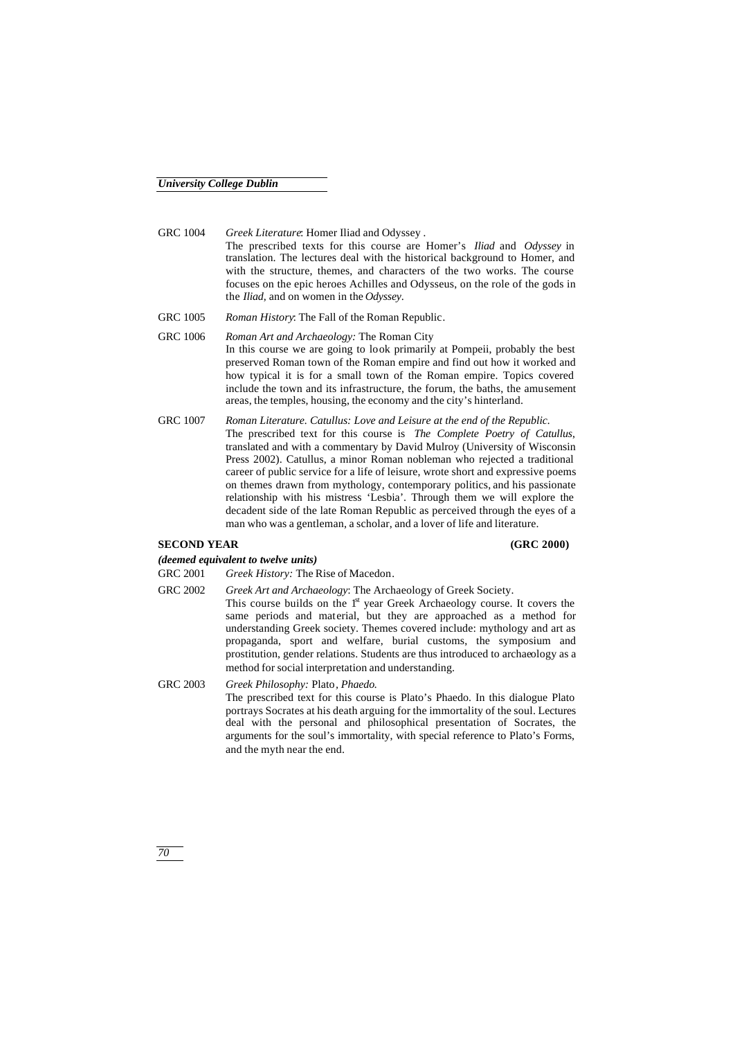GRC 1004 *Greek Literature*: Homer Iliad and Odyssey .
The prescribed texts for this course are Homer's *Iliad* and *Odyssey* in translation. The lectures deal with the historical background to Homer, and with the structure, themes, and characters of the two works. The course focuses on the epic heroes Achilles and Odysseus, on the role of the gods in the *Iliad*, and on women in the *Odyssey*.

GRC 1005 *Roman History*: The Fall of the Roman Republic.

GRC 1006 *Roman Art and Archaeology:* The Roman City
In this course we are going to look primarily at Pompeii, probably the best preserved Roman town of the Roman empire and find out how it worked and how typical it is for a small town of the Roman empire. Topics covered include the town and its infrastructure, the forum, the baths, the amusement areas, the temples, housing, the economy and the city's hinterland.

GRC 1007 *Roman Literature. Catullus: Love and Leisure at the end of the Republic.*
The prescribed text for this course is *The Complete Poetry of Catullus*, translated and with a commentary by David Mulroy (University of Wisconsin Press 2002). Catullus, a minor Roman nobleman who rejected a traditional career of public service for a life of leisure, wrote short and expressive poems on themes drawn from mythology, contemporary politics, and his passionate relationship with his mistress 'Lesbia'. Through them we will explore the decadent side of the late Roman Republic as perceived through the eyes of a man who was a gentleman, a scholar, and a lover of life and literature.

**SECOND YEAR (GRC 2000)**

***(deemed equivalent to twelve units)***

GRC 2001 *Greek History:* The Rise of Macedon.

GRC 2002 *Greek Art and Archaeology*: The Archaeology of Greek Society.
This course builds on the 1st year Greek Archaeology course. It covers the same periods and material, but they are approached as a method for understanding Greek society. Themes covered include: mythology and art as propaganda, sport and welfare, burial customs, the symposium and prostitution, gender relations. Students are thus introduced to archaeology as a method for social interpretation and understanding.

GRC 2003 *Greek Philosophy:* Plato, *Phaedo.*
The prescribed text for this course is Plato's Phaedo. In this dialogue Plato portrays Socrates at his death arguing for the immortality of the soul. Lectures deal with the personal and philosophical presentation of Socrates, the arguments for the soul's immortality, with special reference to Plato's Forms, and the myth near the end.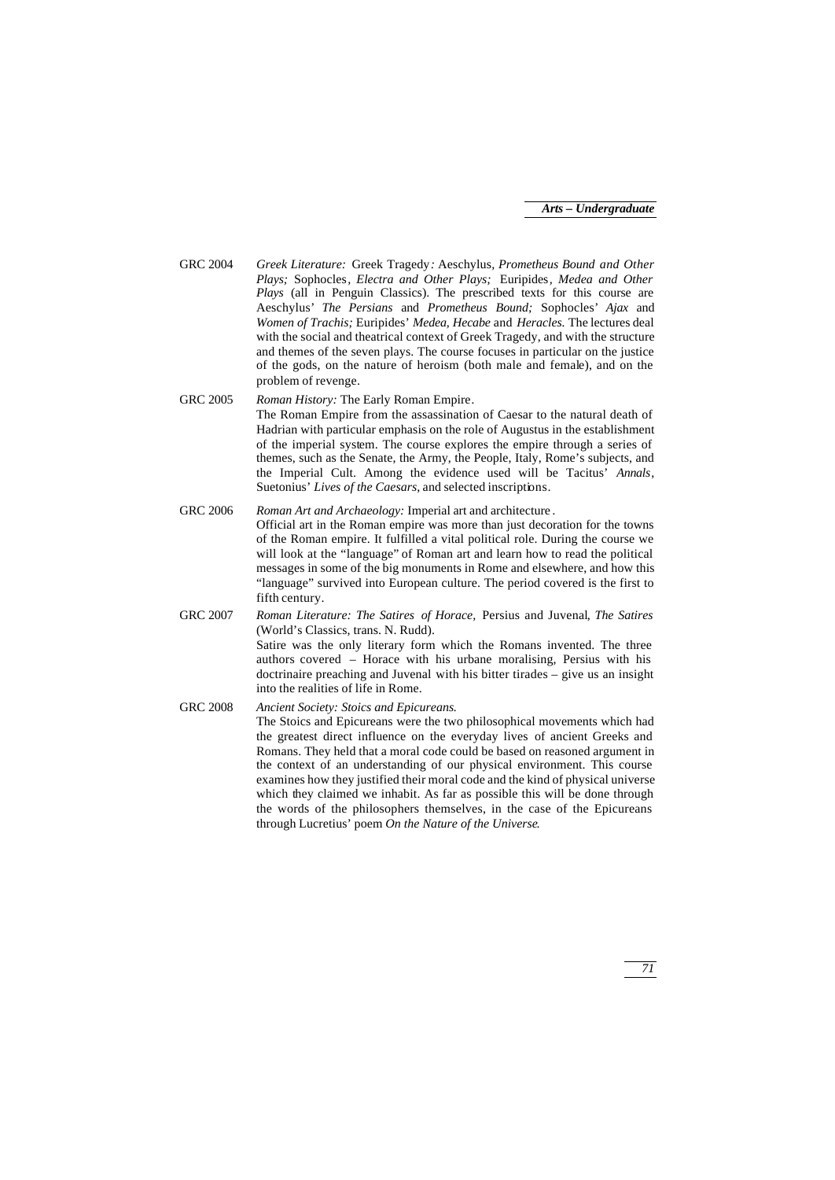GRC 2004 *Greek Literature:* Greek Tragedy*:* Aeschylus, *Prometheus Bound and Other Plays;* Sophocles, *Electra and Other Plays;* Euripides, *Medea and Other Plays* (all in Penguin Classics). The prescribed texts for this course are Aeschylus' *The Persians* and *Prometheus Bound;* Sophocles' *Ajax* and *Women of Trachis;* Euripides' *Medea, Hecabe* and *Heracles.* The lectures deal with the social and theatrical context of Greek Tragedy, and with the structure and themes of the seven plays. The course focuses in particular on the justice of the gods, on the nature of heroism (both male and female), and on the problem of revenge.

GRC 2005 *Roman History:* The Early Roman Empire.
The Roman Empire from the assassination of Caesar to the natural death of Hadrian with particular emphasis on the role of Augustus in the establishment of the imperial system. The course explores the empire through a series of themes, such as the Senate, the Army, the People, Italy, Rome's subjects, and the Imperial Cult. Among the evidence used will be Tacitus' *Annals*, Suetonius' *Lives of the Caesars*, and selected inscriptions.

GRC 2006 *Roman Art and Archaeology:* Imperial art and architecture.
Official art in the Roman empire was more than just decoration for the towns of the Roman empire. It fulfilled a vital political role. During the course we will look at the "language" of Roman art and learn how to read the political messages in some of the big monuments in Rome and elsewhere, and how this "language" survived into European culture. The period covered is the first to fifth century.

GRC 2007 *Roman Literature: The Satires of Horace,* Persius and Juvenal, *The Satires* (World's Classics, trans. N. Rudd).
Satire was the only literary form which the Romans invented. The three authors covered – Horace with his urbane moralising, Persius with his doctrinaire preaching and Juvenal with his bitter tirades – give us an insight into the realities of life in Rome.

GRC 2008 *Ancient Society: Stoics and Epicureans.*
The Stoics and Epicureans were the two philosophical movements which had the greatest direct influence on the everyday lives of ancient Greeks and Romans. They held that a moral code could be based on reasoned argument in the context of an understanding of our physical environment. This course examines how they justified their moral code and the kind of physical universe which they claimed we inhabit. As far as possible this will be done through the words of the philosophers themselves, in the case of the Epicureans through Lucretius' poem *On the Nature of the Universe*.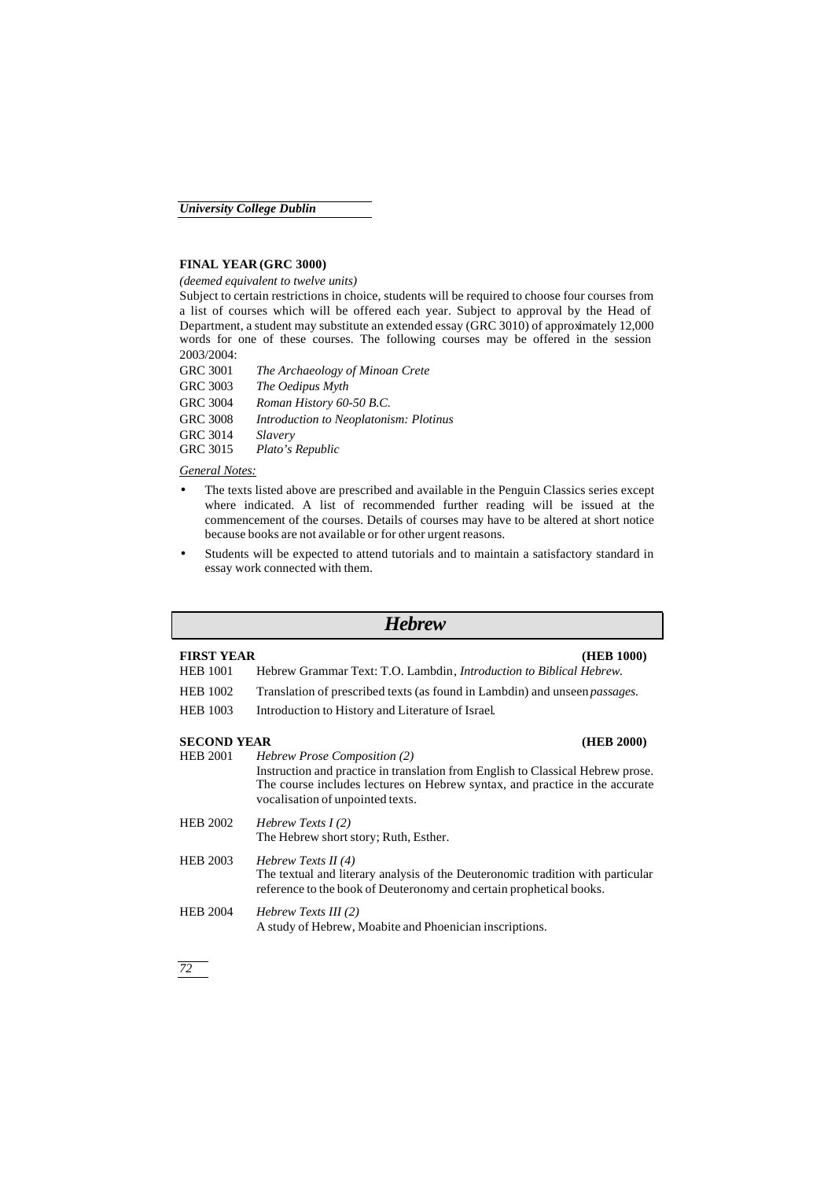**FINAL YEAR (GRC 3000)**

*(deemed equivalent to twelve units)*

Subject to certain restrictions in choice, students will be required to choose four courses from a list of courses which will be offered each year. Subject to approval by the Head of Department, a student may substitute an extended essay (GRC 3010) of approximately 12,000 words for one of these courses. The following courses may be offered in the session 2003/2004:

| | |
|---|---|
| GRC 3001 | *The Archaeology of Minoan Crete* |
| GRC 3003 | *The Oedipus Myth* |
| GRC 3004 | *Roman History 60-50 B.C.* |
| GRC 3008 | *Introduction to Neoplatonism: Plotinus* |
| GRC 3014 | *Slavery* |
| GRC 3015 | *Plato's Republic* |

*General Notes:*

- The texts listed above are prescribed and available in the Penguin Classics series except where indicated. A list of recommended further reading will be issued at the commencement of the courses. Details of courses may have to be altered at short notice because books are not available or for other urgent reasons.
- Students will be expected to attend tutorials and to maintain a satisfactory standard in essay work connected with them.

# *Hebrew*

**FIRST YEAR (HEB 1000)**

HEB 1001 Hebrew Grammar Text: T.O. Lambdin, *Introduction to Biblical Hebrew.*

HEB 1002 Translation of prescribed texts (as found in Lambdin) and unseen *passages.*

HEB 1003 Introduction to History and Literature of Israel.

**SECOND YEAR (HEB 2000)**

HEB 2001 *Hebrew Prose Composition (2)*
Instruction and practice in translation from English to Classical Hebrew prose. The course includes lectures on Hebrew syntax, and practice in the accurate vocalisation of unpointed texts.

HEB 2002 *Hebrew Texts I (2)*
The Hebrew short story; Ruth, Esther.

HEB 2003 *Hebrew Texts II (4)*
The textual and literary analysis of the Deuteronomic tradition with particular reference to the book of Deuteronomy and certain prophetical books.

HEB 2004 *Hebrew Texts III (2)*
A study of Hebrew, Moabite and Phoenician inscriptions.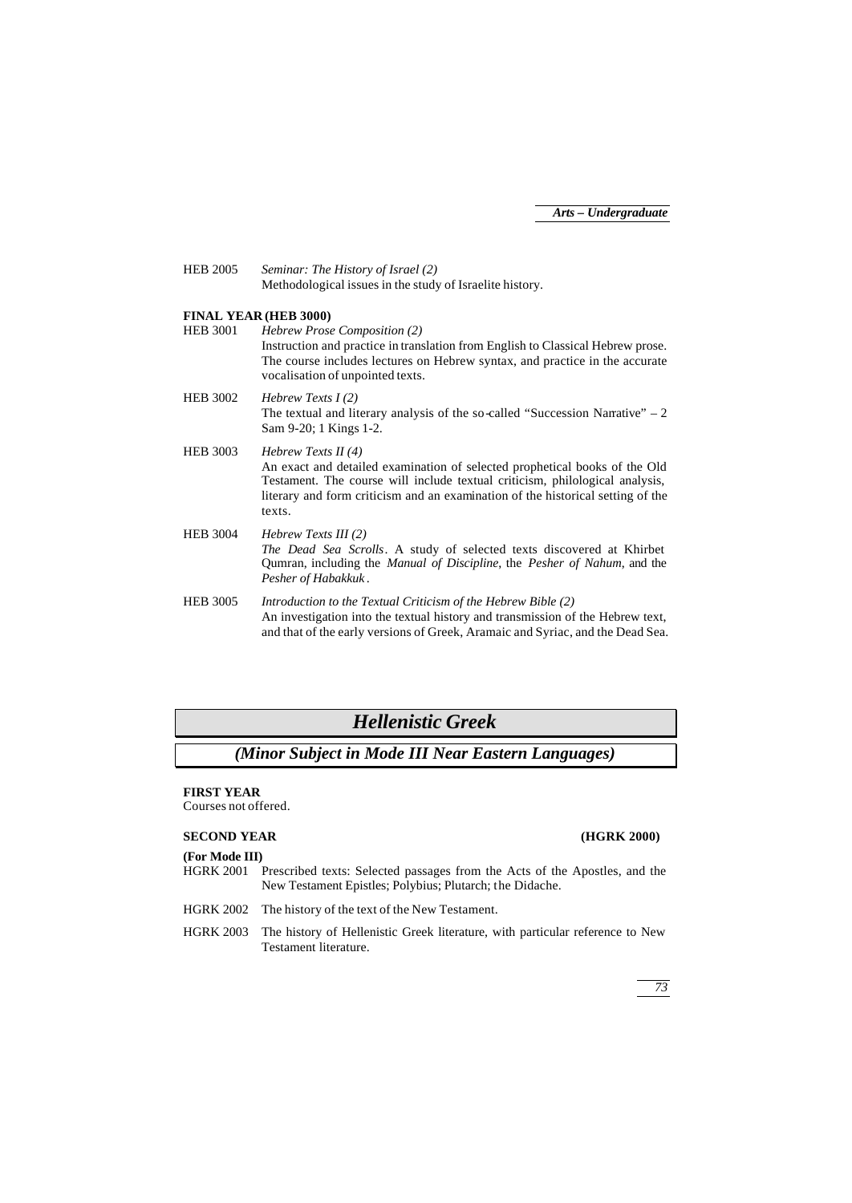HEB 2005 *Seminar: The History of Israel (2)*
Methodological issues in the study of Israelite history.

**FINAL YEAR (HEB 3000)**

HEB 3001 *Hebrew Prose Composition (2)*
Instruction and practice in translation from English to Classical Hebrew prose. The course includes lectures on Hebrew syntax, and practice in the accurate vocalisation of unpointed texts.

HEB 3002 *Hebrew Texts I (2)*
The textual and literary analysis of the so-called "Succession Narrative" – 2 Sam 9-20; 1 Kings 1-2.

HEB 3003 *Hebrew Texts II (4)*
An exact and detailed examination of selected prophetical books of the Old Testament. The course will include textual criticism, philological analysis, literary and form criticism and an examination of the historical setting of the texts.

HEB 3004 *Hebrew Texts III (2)*
*The Dead Sea Scrolls*. A study of selected texts discovered at Khirbet Qumran, including the *Manual of Discipline*, the *Pesher of Nahum*, and the *Pesher of Habakkuk*.

HEB 3005 *Introduction to the Textual Criticism of the Hebrew Bible (2)*
An investigation into the textual history and transmission of the Hebrew text, and that of the early versions of Greek, Aramaic and Syriac, and the Dead Sea.

# *Hellenistic Greek*

## *(Minor Subject in Mode III Near Eastern Languages)*

**FIRST YEAR**
Courses not offered.

**SECOND YEAR** **(HGRK 2000)**

**(For Mode III)**

HGRK 2001 Prescribed texts: Selected passages from the Acts of the Apostles, and the New Testament Epistles; Polybius; Plutarch; the Didache.

HGRK 2002 The history of the text of the New Testament.

HGRK 2003 The history of Hellenistic Greek literature, with particular reference to New Testament literature.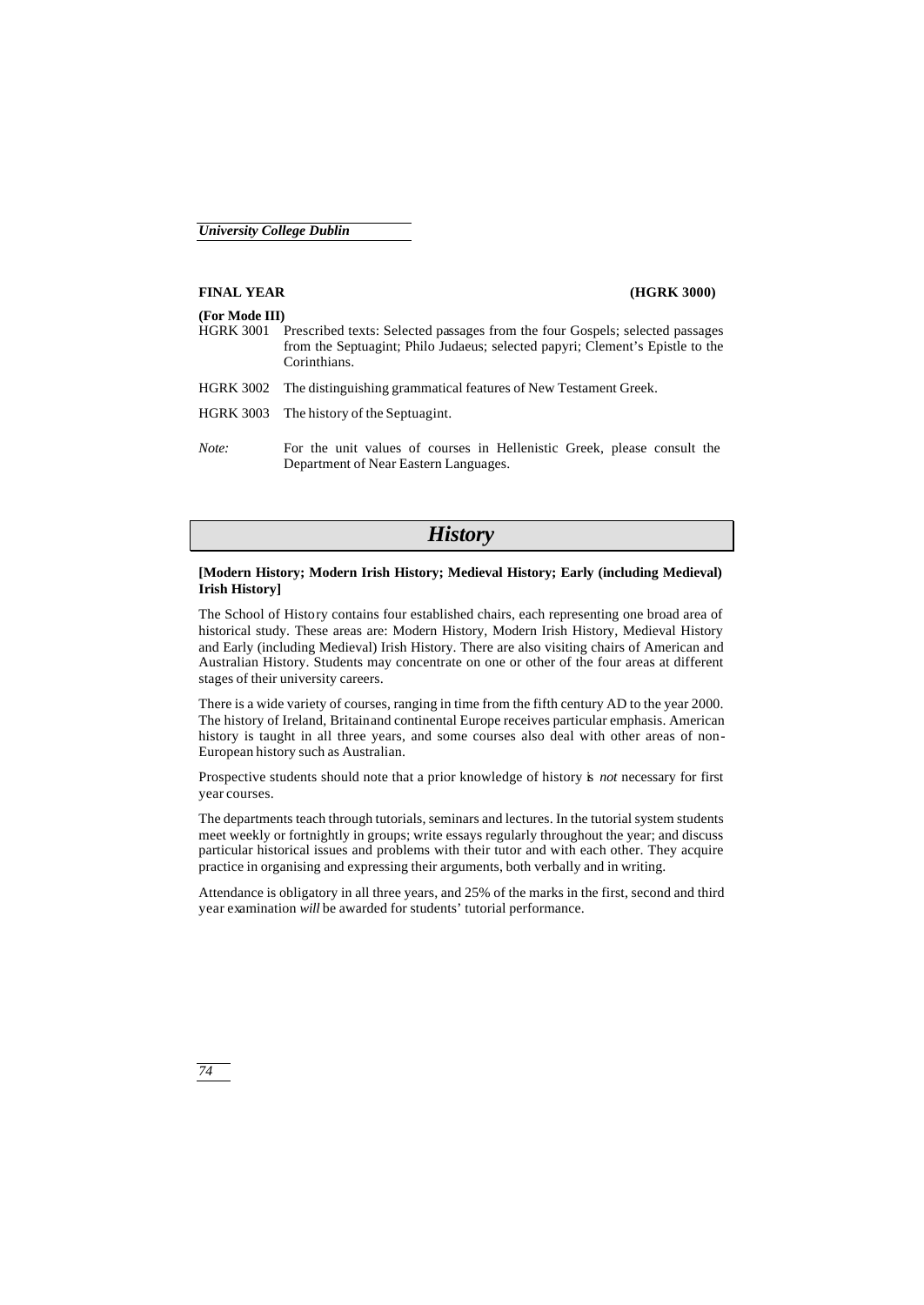**FINAL YEAR** **(HGRK 3000)**

**(For Mode III)**

| | |
|---|---|
| HGRK 3001 | Prescribed texts: Selected passages from the four Gospels; selected passages from the Septuagint; Philo Judaeus; selected papyri; Clement's Epistle to the Corinthians. |
| HGRK 3002 | The distinguishing grammatical features of New Testament Greek. |
| HGRK 3003 | The history of the Septuagint. |
| *Note:* | For the unit values of courses in Hellenistic Greek, please consult the Department of Near Eastern Languages. |

# *History*

**[Modern History; Modern Irish History; Medieval History; Early (including Medieval) Irish History]**

The School of History contains four established chairs, each representing one broad area of historical study. These areas are: Modern History, Modern Irish History, Medieval History and Early (including Medieval) Irish History. There are also visiting chairs of American and Australian History. Students may concentrate on one or other of the four areas at different stages of their university careers.

There is a wide variety of courses, ranging in time from the fifth century AD to the year 2000. The history of Ireland, Britain and continental Europe receives particular emphasis. American history is taught in all three years, and some courses also deal with other areas of non-European history such as Australian.

Prospective students should note that a prior knowledge of history is *not* necessary for first year courses.

The departments teach through tutorials, seminars and lectures. In the tutorial system students meet weekly or fortnightly in groups; write essays regularly throughout the year; and discuss particular historical issues and problems with their tutor and with each other. They acquire practice in organising and expressing their arguments, both verbally and in writing.

Attendance is obligatory in all three years, and 25% of the marks in the first, second and third year examination *will* be awarded for students' tutorial performance.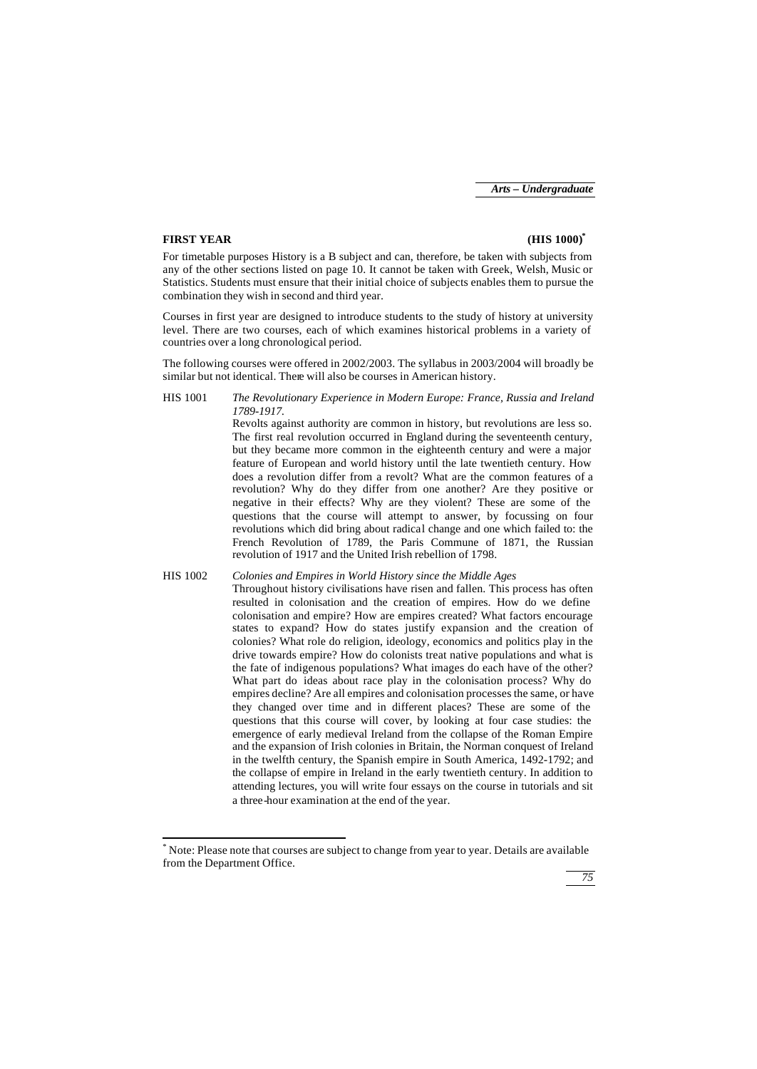## FIRST YEAR (HIS 1000)*

For timetable purposes History is a B subject and can, therefore, be taken with subjects from any of the other sections listed on page 10. It cannot be taken with Greek, Welsh, Music or Statistics. Students must ensure that their initial choice of subjects enables them to pursue the combination they wish in second and third year.

Courses in first year are designed to introduce students to the study of history at university level. There are two courses, each of which examines historical problems in a variety of countries over a long chronological period.

The following courses were offered in 2002/2003. The syllabus in 2003/2004 will broadly be similar but not identical. There will also be courses in American history.

HIS 1001 *The Revolutionary Experience in Modern Europe: France, Russia and Ireland 1789-1917.*

Revolts against authority are common in history, but revolutions are less so. The first real revolution occurred in England during the seventeenth century, but they became more common in the eighteenth century and were a major feature of European and world history until the late twentieth century. How does a revolution differ from a revolt? What are the common features of a revolution? Why do they differ from one another? Are they positive or negative in their effects? Why are they violent? These are some of the questions that the course will attempt to answer, by focussing on four revolutions which did bring about radical change and one which failed to: the French Revolution of 1789, the Paris Commune of 1871, the Russian revolution of 1917 and the United Irish rebellion of 1798.

HIS 1002 *Colonies and Empires in World History since the Middle Ages*

Throughout history civilisations have risen and fallen. This process has often resulted in colonisation and the creation of empires. How do we define colonisation and empire? How are empires created? What factors encourage states to expand? How do states justify expansion and the creation of colonies? What role do religion, ideology, economics and politics play in the drive towards empire? How do colonists treat native populations and what is the fate of indigenous populations? What images do each have of the other? What part do ideas about race play in the colonisation process? Why do empires decline? Are all empires and colonisation processes the same, or have they changed over time and in different places? These are some of the questions that this course will cover, by looking at four case studies: the emergence of early medieval Ireland from the collapse of the Roman Empire and the expansion of Irish colonies in Britain, the Norman conquest of Ireland in the twelfth century, the Spanish empire in South America, 1492-1792; and the collapse of empire in Ireland in the early twentieth century. In addition to attending lectures, you will write four essays on the course in tutorials and sit a three-hour examination at the end of the year.

---

* Note: Please note that courses are subject to change from year to year. Details are available from the Department Office.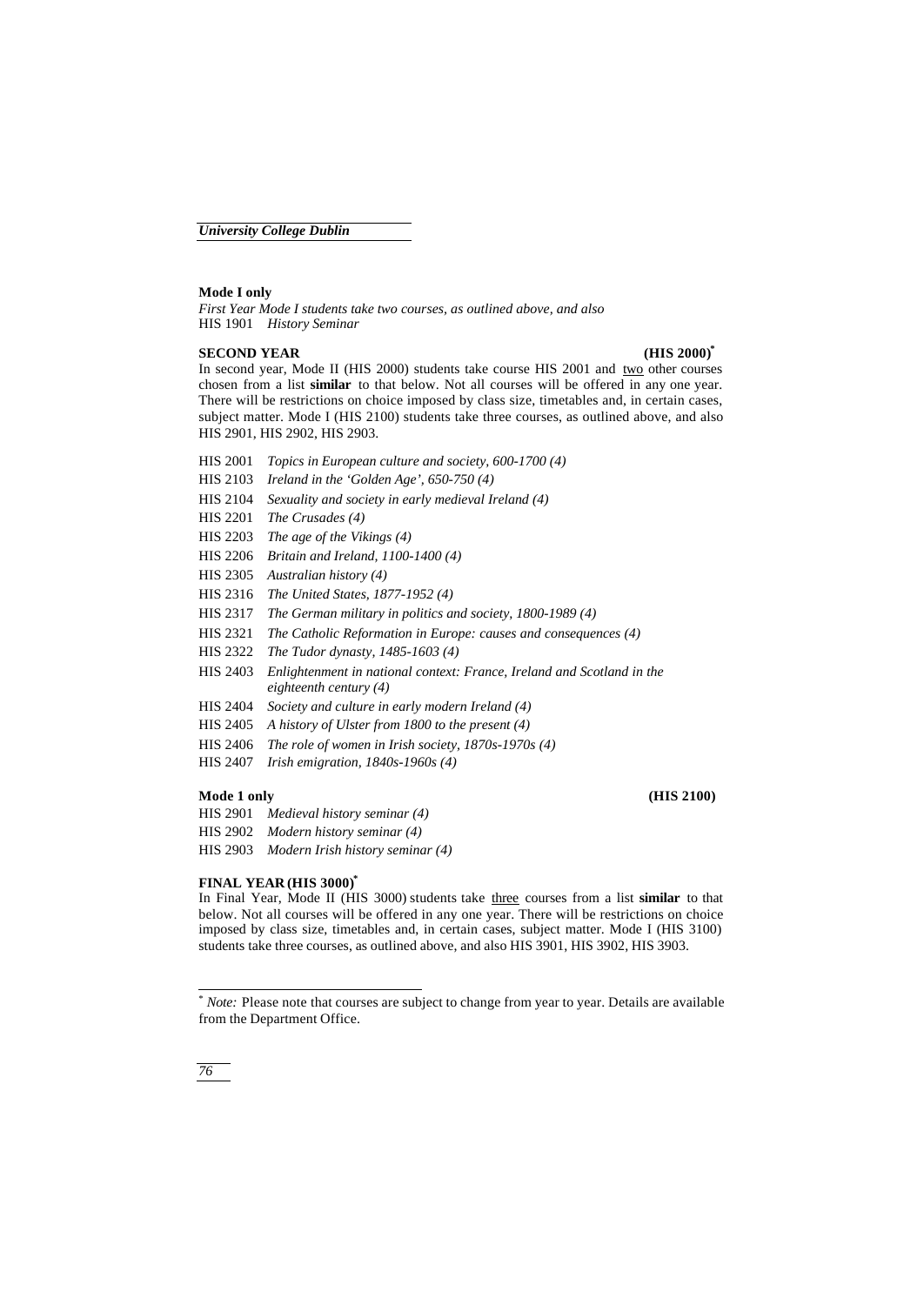**Mode I only**

*First Year Mode I students take two courses, as outlined above, and also*
HIS 1901 *History Seminar*

**SECOND YEAR (HIS 2000)***

In second year, Mode II (HIS 2000) students take course HIS 2001 and two other courses chosen from a list **similar** to that below. Not all courses will be offered in any one year. There will be restrictions on choice imposed by class size, timetables and, in certain cases, subject matter. Mode I (HIS 2100) students take three courses, as outlined above, and also HIS 2901, HIS 2902, HIS 2903.

HIS 2001 *Topics in European culture and society, 600-1700 (4)*
HIS 2103 *Ireland in the 'Golden Age', 650-750 (4)*
HIS 2104 *Sexuality and society in early medieval Ireland (4)*
HIS 2201 *The Crusades (4)*
HIS 2203 *The age of the Vikings (4)*
HIS 2206 *Britain and Ireland, 1100-1400 (4)*
HIS 2305 *Australian history (4)*
HIS 2316 *The United States, 1877-1952 (4)*
HIS 2317 *The German military in politics and society, 1800-1989 (4)*
HIS 2321 *The Catholic Reformation in Europe: causes and consequences (4)*
HIS 2322 *The Tudor dynasty, 1485-1603 (4)*
HIS 2403 *Enlightenment in national context: France, Ireland and Scotland in the eighteenth century (4)*
HIS 2404 *Society and culture in early modern Ireland (4)*
HIS 2405 *A history of Ulster from 1800 to the present (4)*
HIS 2406 *The role of women in Irish society, 1870s-1970s (4)*
HIS 2407 *Irish emigration, 1840s-1960s (4)*

**Mode 1 only (HIS 2100)**

HIS 2901 *Medieval history seminar (4)*
HIS 2902 *Modern history seminar (4)*
HIS 2903 *Modern Irish history seminar (4)*

**FINAL YEAR (HIS 3000)***

In Final Year, Mode II (HIS 3000) students take three courses from a list **similar** to that below. Not all courses will be offered in any one year. There will be restrictions on choice imposed by class size, timetables and, in certain cases, subject matter. Mode I (HIS 3100) students take three courses, as outlined above, and also HIS 3901, HIS 3902, HIS 3903.

---

\* *Note:* Please note that courses are subject to change from year to year. Details are available from the Department Office.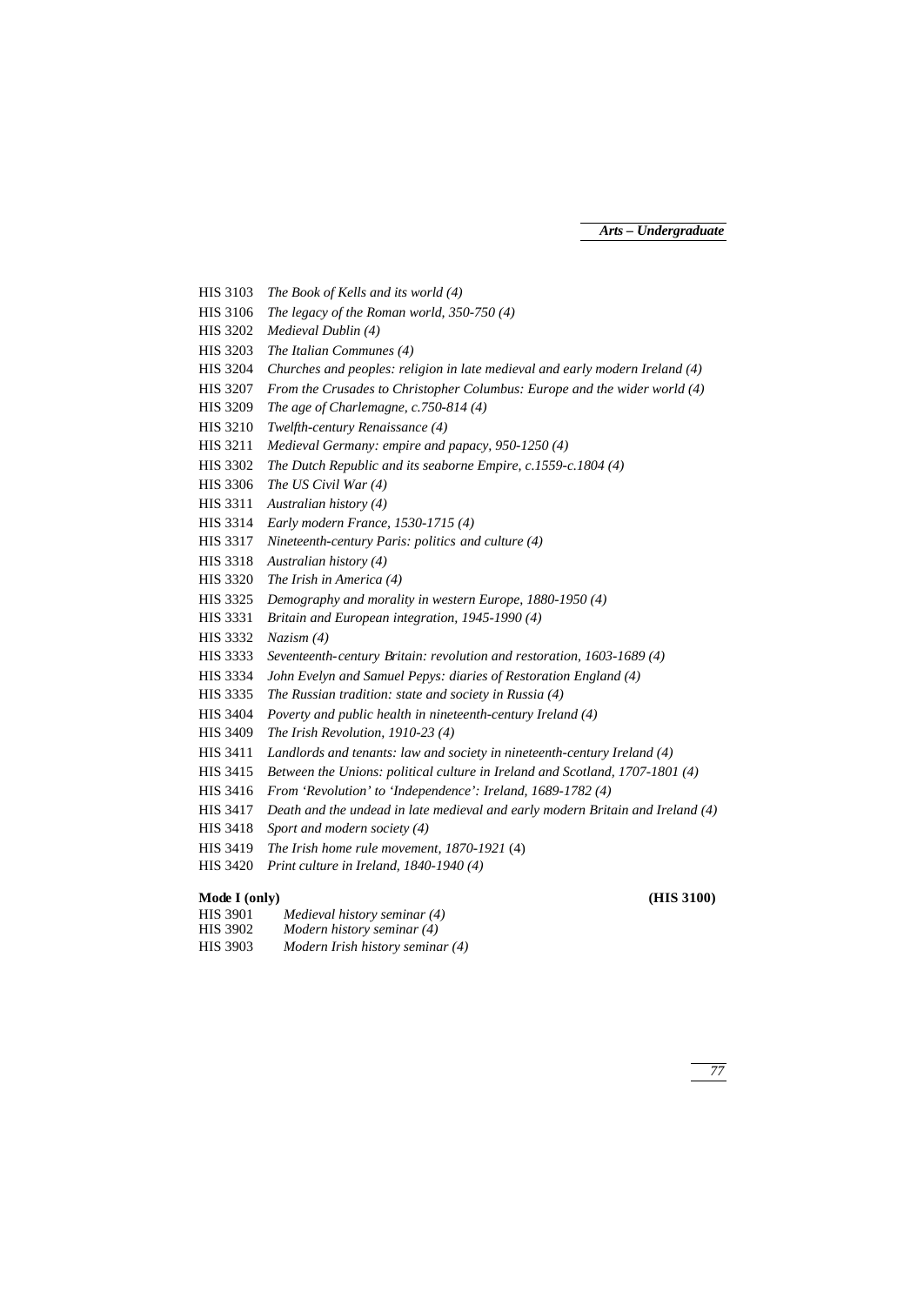HIS 3103 *The Book of Kells and its world (4)*
HIS 3106 *The legacy of the Roman world, 350-750 (4)*
HIS 3202 *Medieval Dublin (4)*
HIS 3203 *The Italian Communes (4)*
HIS 3204 *Churches and peoples: religion in late medieval and early modern Ireland (4)*
HIS 3207 *From the Crusades to Christopher Columbus: Europe and the wider world (4)*
HIS 3209 *The age of Charlemagne, c.750-814 (4)*
HIS 3210 *Twelfth-century Renaissance (4)*
HIS 3211 *Medieval Germany: empire and papacy, 950-1250 (4)*
HIS 3302 *The Dutch Republic and its seaborne Empire, c.1559-c.1804 (4)*
HIS 3306 *The US Civil War (4)*
HIS 3311 *Australian history (4)*
HIS 3314 *Early modern France, 1530-1715 (4)*
HIS 3317 *Nineteenth-century Paris: politics and culture (4)*
HIS 3318 *Australian history (4)*
HIS 3320 *The Irish in America (4)*
HIS 3325 *Demography and morality in western Europe, 1880-1950 (4)*
HIS 3331 *Britain and European integration, 1945-1990 (4)*
HIS 3332 *Nazism (4)*
HIS 3333 *Seventeenth-century Britain: revolution and restoration, 1603-1689 (4)*
HIS 3334 *John Evelyn and Samuel Pepys: diaries of Restoration England (4)*
HIS 3335 *The Russian tradition: state and society in Russia (4)*
HIS 3404 *Poverty and public health in nineteenth-century Ireland (4)*
HIS 3409 *The Irish Revolution, 1910-23 (4)*
HIS 3411 *Landlords and tenants: law and society in nineteenth-century Ireland (4)*
HIS 3415 *Between the Unions: political culture in Ireland and Scotland, 1707-1801 (4)*
HIS 3416 *From 'Revolution' to 'Independence': Ireland, 1689-1782 (4)*
HIS 3417 *Death and the undead in late medieval and early modern Britain and Ireland (4)*
HIS 3418 *Sport and modern society (4)*
HIS 3419 *The Irish home rule movement, 1870-1921* (4)
HIS 3420 *Print culture in Ireland, 1840-1940 (4)*

**Mode I (only)** **(HIS 3100)**

HIS 3901 *Medieval history seminar (4)*
HIS 3902 *Modern history seminar (4)*
HIS 3903 *Modern Irish history seminar (4)*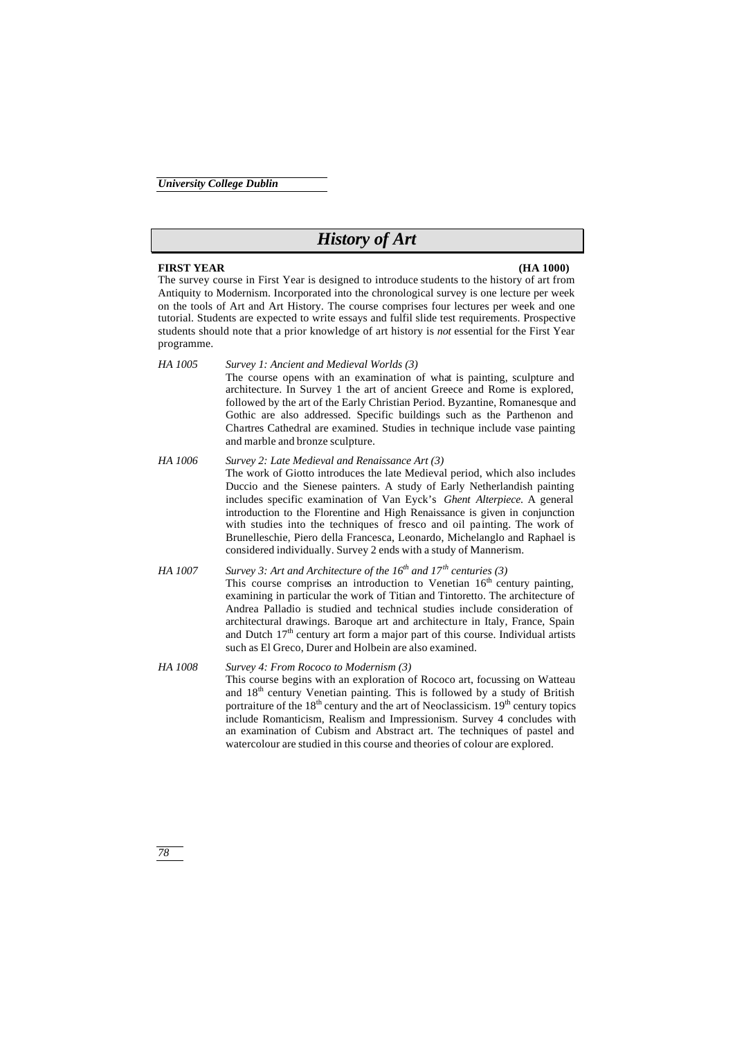# History of Art

**FIRST YEAR** **(HA 1000)**

The survey course in First Year is designed to introduce students to the history of art from Antiquity to Modernism. Incorporated into the chronological survey is one lecture per week on the tools of Art and Art History. The course comprises four lectures per week and one tutorial. Students are expected to write essays and fulfil slide test requirements. Prospective students should note that a prior knowledge of art history is *not* essential for the First Year programme.

*HA 1005* *Survey 1: Ancient and Medieval Worlds (3)*

The course opens with an examination of what is painting, sculpture and architecture. In Survey 1 the art of ancient Greece and Rome is explored, followed by the art of the Early Christian Period. Byzantine, Romanesque and Gothic are also addressed. Specific buildings such as the Parthenon and Chartres Cathedral are examined. Studies in technique include vase painting and marble and bronze sculpture.

*HA 1006* *Survey 2: Late Medieval and Renaissance Art (3)*

The work of Giotto introduces the late Medieval period, which also includes Duccio and the Sienese painters. A study of Early Netherlandish painting includes specific examination of Van Eyck's *Ghent Alterpiece*. A general introduction to the Florentine and High Renaissance is given in conjunction with studies into the techniques of fresco and oil painting. The work of Brunelleschie, Piero della Francesca, Leonardo, Michelanglo and Raphael is considered individually. Survey 2 ends with a study of Mannerism.

*HA 1007* *Survey 3: Art and Architecture of the 16th and 17th centuries (3)*

This course comprises an introduction to Venetian 16th century painting, examining in particular the work of Titian and Tintoretto. The architecture of Andrea Palladio is studied and technical studies include consideration of architectural drawings. Baroque art and architecture in Italy, France, Spain and Dutch 17th century art form a major part of this course. Individual artists such as El Greco, Durer and Holbein are also examined.

*HA 1008* *Survey 4: From Rococo to Modernism (3)*

This course begins with an exploration of Rococo art, focussing on Watteau and 18th century Venetian painting. This is followed by a study of British portraiture of the 18th century and the art of Neoclassicism. 19th century topics include Romanticism, Realism and Impressionism. Survey 4 concludes with an examination of Cubism and Abstract art. The techniques of pastel and watercolour are studied in this course and theories of colour are explored.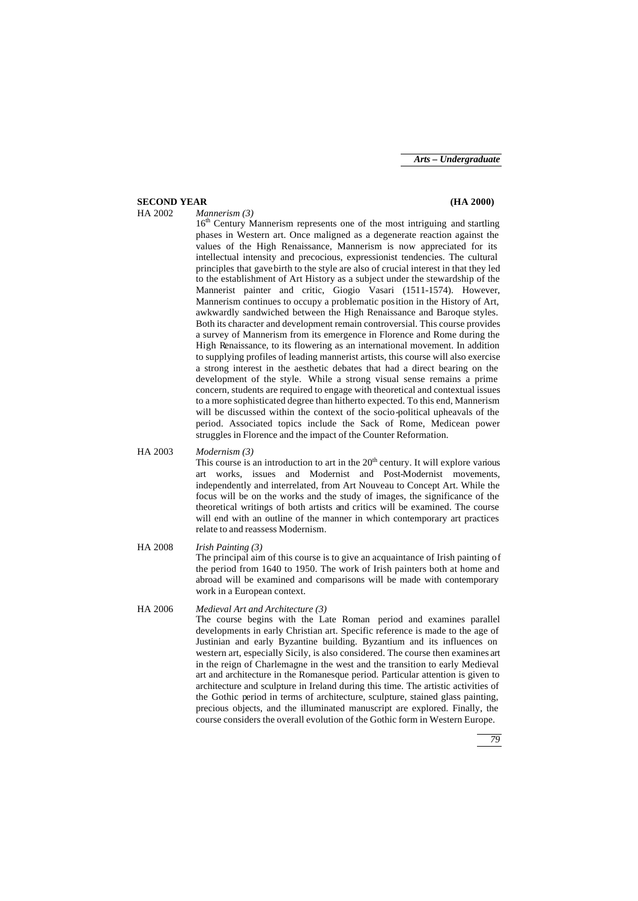## SECOND YEAR (HA 2000)

**HA 2002** *Mannerism (3)*

16th Century Mannerism represents one of the most intriguing and startling phases in Western art. Once maligned as a degenerate reaction against the values of the High Renaissance, Mannerism is now appreciated for its intellectual intensity and precocious, expressionist tendencies. The cultural principles that gave birth to the style are also of crucial interest in that they led to the establishment of Art History as a subject under the stewardship of the Mannerist painter and critic, Giogio Vasari (1511-1574). However, Mannerism continues to occupy a problematic position in the History of Art, awkwardly sandwiched between the High Renaissance and Baroque styles. Both its character and development remain controversial. This course provides a survey of Mannerism from its emergence in Florence and Rome during the High Renaissance, to its flowering as an international movement. In addition to supplying profiles of leading mannerist artists, this course will also exercise a strong interest in the aesthetic debates that had a direct bearing on the development of the style. While a strong visual sense remains a prime concern, students are required to engage with theoretical and contextual issues to a more sophisticated degree than hitherto expected. To this end, Mannerism will be discussed within the context of the socio-political upheavals of the period. Associated topics include the Sack of Rome, Medicean power struggles in Florence and the impact of the Counter Reformation.

**HA 2003** *Modernism (3)*

This course is an introduction to art in the 20th century. It will explore various art works, issues and Modernist and Post-Modernist movements, independently and interrelated, from Art Nouveau to Concept Art. While the focus will be on the works and the study of images, the significance of the theoretical writings of both artists and critics will be examined. The course will end with an outline of the manner in which contemporary art practices relate to and reassess Modernism.

**HA 2008** *Irish Painting (3)*

The principal aim of this course is to give an acquaintance of Irish painting of the period from 1640 to 1950. The work of Irish painters both at home and abroad will be examined and comparisons will be made with contemporary work in a European context.

**HA 2006** *Medieval Art and Architecture (3)*

The course begins with the Late Roman period and examines parallel developments in early Christian art. Specific reference is made to the age of Justinian and early Byzantine building. Byzantium and its influences on western art, especially Sicily, is also considered. The course then examines art in the reign of Charlemagne in the west and the transition to early Medieval art and architecture in the Romanesque period. Particular attention is given to architecture and sculpture in Ireland during this time. The artistic activities of the Gothic period in terms of architecture, sculpture, stained glass painting, precious objects, and the illuminated manuscript are explored. Finally, the course considers the overall evolution of the Gothic form in Western Europe.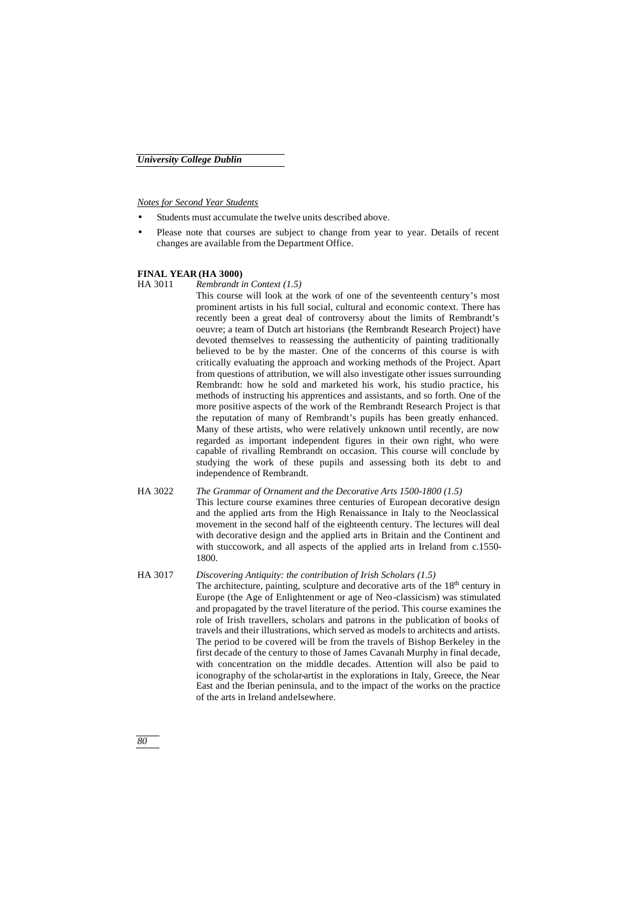*Notes for Second Year Students*

- Students must accumulate the twelve units described above.
- Please note that courses are subject to change from year to year. Details of recent changes are available from the Department Office.

**FINAL YEAR (HA 3000)**

HA 3011 *Rembrandt in Context (1.5)*

This course will look at the work of one of the seventeenth century's most prominent artists in his full social, cultural and economic context. There has recently been a great deal of controversy about the limits of Rembrandt's oeuvre; a team of Dutch art historians (the Rembrandt Research Project) have devoted themselves to reassessing the authenticity of painting traditionally believed to be by the master. One of the concerns of this course is with critically evaluating the approach and working methods of the Project. Apart from questions of attribution, we will also investigate other issues surrounding Rembrandt: how he sold and marketed his work, his studio practice, his methods of instructing his apprentices and assistants, and so forth. One of the more positive aspects of the work of the Rembrandt Research Project is that the reputation of many of Rembrandt's pupils has been greatly enhanced. Many of these artists, who were relatively unknown until recently, are now regarded as important independent figures in their own right, who were capable of rivalling Rembrandt on occasion. This course will conclude by studying the work of these pupils and assessing both its debt to and independence of Rembrandt.

HA 3022 *The Grammar of Ornament and the Decorative Arts 1500-1800 (1.5)*

This lecture course examines three centuries of European decorative design and the applied arts from the High Renaissance in Italy to the Neoclassical movement in the second half of the eighteenth century. The lectures will deal with decorative design and the applied arts in Britain and the Continent and with stuccowork, and all aspects of the applied arts in Ireland from c.1550-1800.

HA 3017 *Discovering Antiquity: the contribution of Irish Scholars (1.5)*

The architecture, painting, sculpture and decorative arts of the 18th century in Europe (the Age of Enlightenment or age of Neo-classicism) was stimulated and propagated by the travel literature of the period. This course examines the role of Irish travellers, scholars and patrons in the publication of books of travels and their illustrations, which served as models to architects and artists. The period to be covered will be from the travels of Bishop Berkeley in the first decade of the century to those of James Cavanah Murphy in final decade, with concentration on the middle decades. Attention will also be paid to iconography of the scholar-artist in the explorations in Italy, Greece, the Near East and the Iberian peninsula, and to the impact of the works on the practice of the arts in Ireland and elsewhere.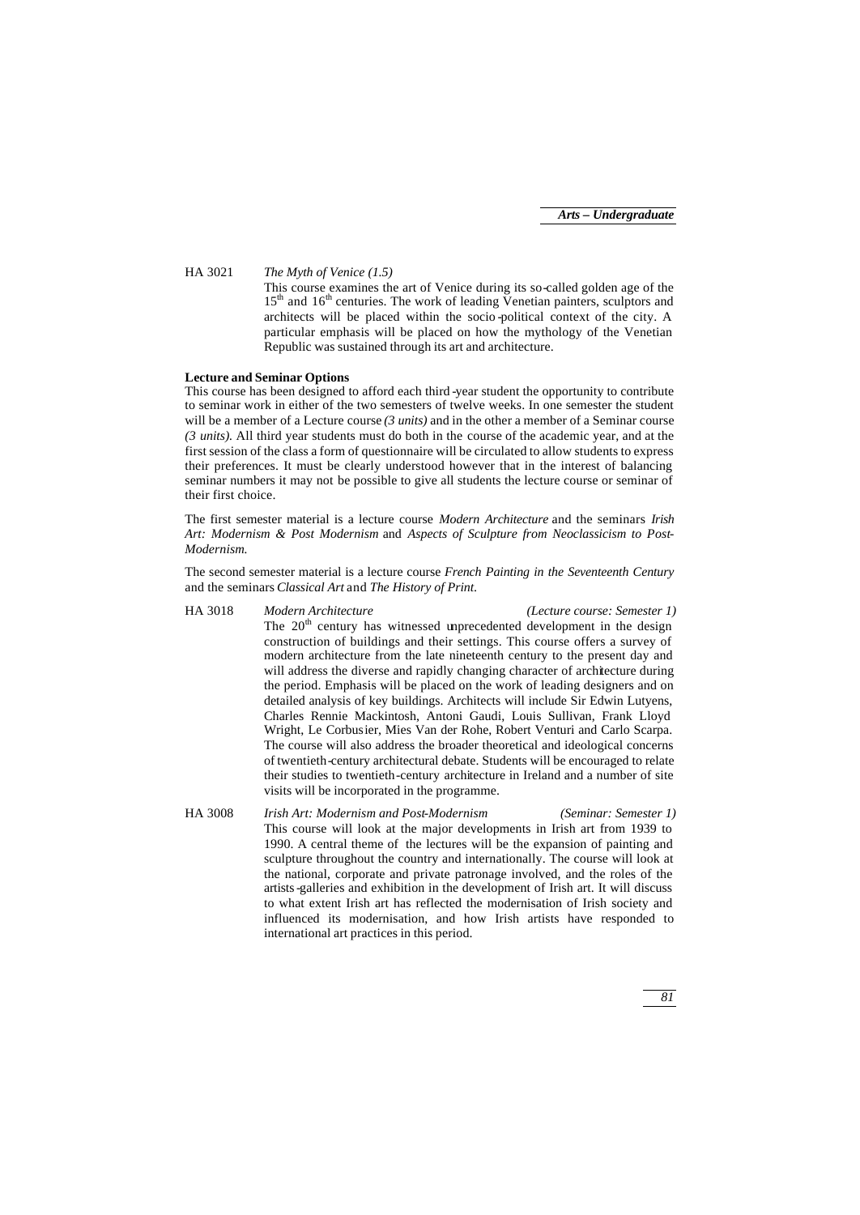HA 3021 *The Myth of Venice (1.5)*

This course examines the art of Venice during its so-called golden age of the 15th and 16th centuries. The work of leading Venetian painters, sculptors and architects will be placed within the socio-political context of the city. A particular emphasis will be placed on how the mythology of the Venetian Republic was sustained through its art and architecture.

**Lecture and Seminar Options**

This course has been designed to afford each third-year student the opportunity to contribute to seminar work in either of the two semesters of twelve weeks. In one semester the student will be a member of a Lecture course *(3 units)* and in the other a member of a Seminar course *(3 units).* All third year students must do both in the course of the academic year, and at the first session of the class a form of questionnaire will be circulated to allow students to express their preferences. It must be clearly understood however that in the interest of balancing seminar numbers it may not be possible to give all students the lecture course or seminar of their first choice.

The first semester material is a lecture course *Modern Architecture* and the seminars *Irish Art: Modernism & Post Modernism* and *Aspects of Sculpture from Neoclassicism to Post-Modernism.*

The second semester material is a lecture course *French Painting in the Seventeenth Century* and the seminars *Classical Art* and *The History of Print.*

HA 3018 *Modern Architecture* *(Lecture course: Semester 1)*

The 20th century has witnessed unprecedented development in the design construction of buildings and their settings. This course offers a survey of modern architecture from the late nineteenth century to the present day and will address the diverse and rapidly changing character of architecture during the period. Emphasis will be placed on the work of leading designers and on detailed analysis of key buildings. Architects will include Sir Edwin Lutyens, Charles Rennie Mackintosh, Antoni Gaudi, Louis Sullivan, Frank Lloyd Wright, Le Corbusier, Mies Van der Rohe, Robert Venturi and Carlo Scarpa. The course will also address the broader theoretical and ideological concerns of twentieth-century architectural debate. Students will be encouraged to relate their studies to twentieth-century architecture in Ireland and a number of site visits will be incorporated in the programme.

HA 3008 *Irish Art: Modernism and Post-Modernism* *(Seminar: Semester 1)*

This course will look at the major developments in Irish art from 1939 to 1990. A central theme of the lectures will be the expansion of painting and sculpture throughout the country and internationally. The course will look at the national, corporate and private patronage involved, and the roles of the artists-galleries and exhibition in the development of Irish art. It will discuss to what extent Irish art has reflected the modernisation of Irish society and influenced its modernisation, and how Irish artists have responded to international art practices in this period.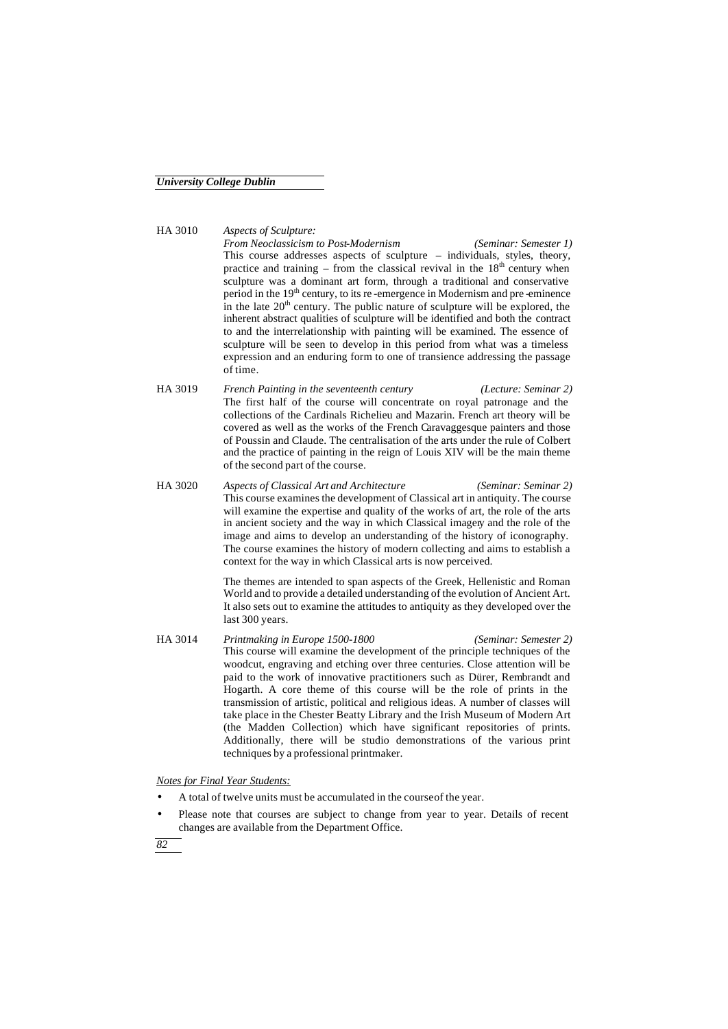HA 3010 *Aspects of Sculpture: From Neoclassicism to Post-Modernism* *(Seminar: Semester 1)*

This course addresses aspects of sculpture – individuals, styles, theory, practice and training – from the classical revival in the 18th century when sculpture was a dominant art form, through a traditional and conservative period in the 19th century, to its re-emergence in Modernism and pre-eminence in the late 20th century. The public nature of sculpture will be explored, the inherent abstract qualities of sculpture will be identified and both the contract to and the interrelationship with painting will be examined. The essence of sculpture will be seen to develop in this period from what was a timeless expression and an enduring form to one of transience addressing the passage of time.

HA 3019 *French Painting in the seventeenth century* *(Lecture: Seminar 2)*

The first half of the course will concentrate on royal patronage and the collections of the Cardinals Richelieu and Mazarin. French art theory will be covered as well as the works of the French Caravaggesque painters and those of Poussin and Claude. The centralisation of the arts under the rule of Colbert and the practice of painting in the reign of Louis XIV will be the main theme of the second part of the course.

HA 3020 *Aspects of Classical Art and Architecture* *(Seminar: Seminar 2)*

This course examines the development of Classical art in antiquity. The course will examine the expertise and quality of the works of art, the role of the arts in ancient society and the way in which Classical imagery and the role of the image and aims to develop an understanding of the history of iconography. The course examines the history of modern collecting and aims to establish a context for the way in which Classical arts is now perceived.

The themes are intended to span aspects of the Greek, Hellenistic and Roman World and to provide a detailed understanding of the evolution of Ancient Art. It also sets out to examine the attitudes to antiquity as they developed over the last 300 years.

HA 3014 *Printmaking in Europe 1500-1800* *(Seminar: Semester 2)*

This course will examine the development of the principle techniques of the woodcut, engraving and etching over three centuries. Close attention will be paid to the work of innovative practitioners such as Dürer, Rembrandt and Hogarth. A core theme of this course will be the role of prints in the transmission of artistic, political and religious ideas. A number of classes will take place in the Chester Beatty Library and the Irish Museum of Modern Art (the Madden Collection) which have significant repositories of prints. Additionally, there will be studio demonstrations of the various print techniques by a professional printmaker.

*Notes for Final Year Students:*

- A total of twelve units must be accumulated in the course of the year.
- Please note that courses are subject to change from year to year. Details of recent changes are available from the Department Office.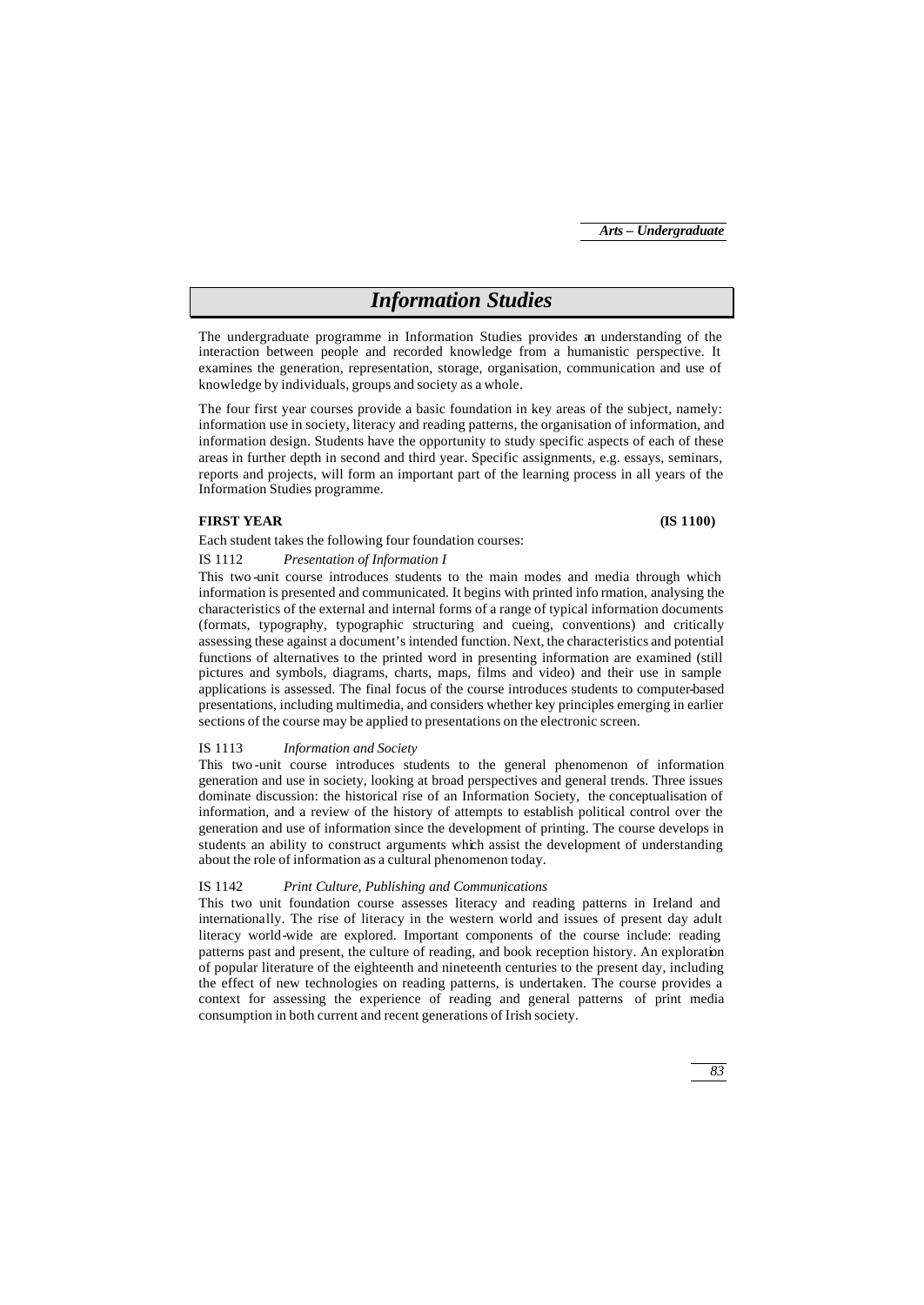# Information Studies

The undergraduate programme in Information Studies provides an understanding of the interaction between people and recorded knowledge from a humanistic perspective. It examines the generation, representation, storage, organisation, communication and use of knowledge by individuals, groups and society as a whole.

The four first year courses provide a basic foundation in key areas of the subject, namely: information use in society, literacy and reading patterns, the organisation of information, and information design. Students have the opportunity to study specific aspects of each of these areas in further depth in second and third year. Specific assignments, e.g. essays, seminars, reports and projects, will form an important part of the learning process in all years of the Information Studies programme.

**FIRST YEAR** **(IS 1100)**

Each student takes the following four foundation courses:

IS 1112 *Presentation of Information I*

This two-unit course introduces students to the main modes and media through which information is presented and communicated. It begins with printed information, analysing the characteristics of the external and internal forms of a range of typical information documents (formats, typography, typographic structuring and cueing, conventions) and critically assessing these against a document's intended function. Next, the characteristics and potential functions of alternatives to the printed word in presenting information are examined (still pictures and symbols, diagrams, charts, maps, films and video) and their use in sample applications is assessed. The final focus of the course introduces students to computer-based presentations, including multimedia, and considers whether key principles emerging in earlier sections of the course may be applied to presentations on the electronic screen.

IS 1113 *Information and Society*

This two-unit course introduces students to the general phenomenon of information generation and use in society, looking at broad perspectives and general trends. Three issues dominate discussion: the historical rise of an Information Society, the conceptualisation of information, and a review of the history of attempts to establish political control over the generation and use of information since the development of printing. The course develops in students an ability to construct arguments which assist the development of understanding about the role of information as a cultural phenomenon today.

IS 1142 *Print Culture, Publishing and Communications*

This two unit foundation course assesses literacy and reading patterns in Ireland and internationally. The rise of literacy in the western world and issues of present day adult literacy world-wide are explored. Important components of the course include: reading patterns past and present, the culture of reading, and book reception history. An exploration of popular literature of the eighteenth and nineteenth centuries to the present day, including the effect of new technologies on reading patterns, is undertaken. The course provides a context for assessing the experience of reading and general patterns of print media consumption in both current and recent generations of Irish society.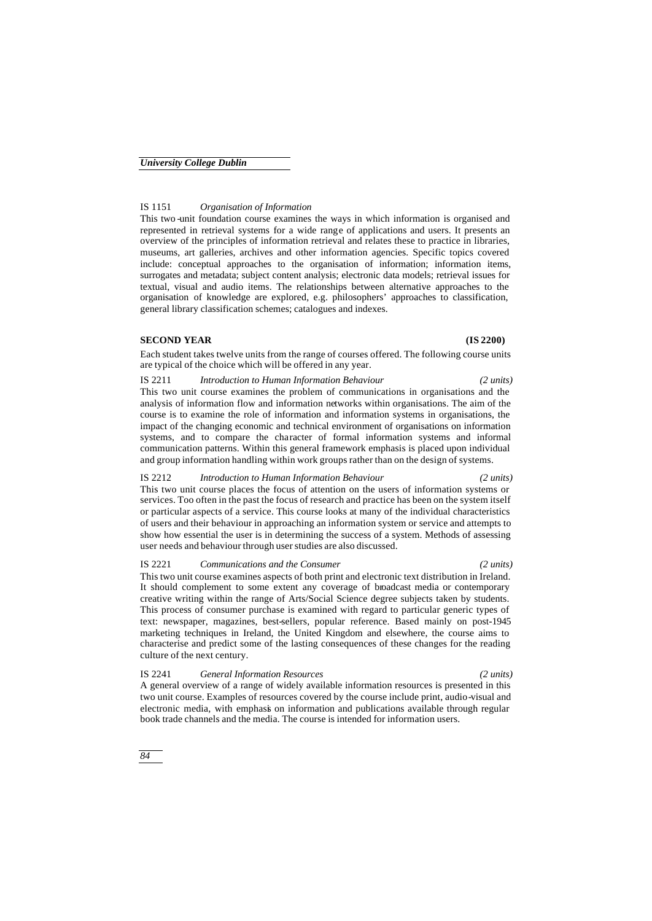IS 1151 *Organisation of Information*

This two-unit foundation course examines the ways in which information is organised and represented in retrieval systems for a wide range of applications and users. It presents an overview of the principles of information retrieval and relates these to practice in libraries, museums, art galleries, archives and other information agencies. Specific topics covered include: conceptual approaches to the organisation of information; information items, surrogates and metadata; subject content analysis; electronic data models; retrieval issues for textual, visual and audio items. The relationships between alternative approaches to the organisation of knowledge are explored, e.g. philosophers' approaches to classification, general library classification schemes; catalogues and indexes.

## SECOND YEAR (IS 2200)

Each student takes twelve units from the range of courses offered. The following course units are typical of the choice which will be offered in any year.

IS 2211 *Introduction to Human Information Behaviour* *(2 units)*

This two unit course examines the problem of communications in organisations and the analysis of information flow and information networks within organisations. The aim of the course is to examine the role of information and information systems in organisations, the impact of the changing economic and technical environment of organisations on information systems, and to compare the character of formal information systems and informal communication patterns. Within this general framework emphasis is placed upon individual and group information handling within work groups rather than on the design of systems.

IS 2212 *Introduction to Human Information Behaviour* *(2 units)*

This two unit course places the focus of attention on the users of information systems or services. Too often in the past the focus of research and practice has been on the system itself or particular aspects of a service. This course looks at many of the individual characteristics of users and their behaviour in approaching an information system or service and attempts to show how essential the user is in determining the success of a system. Methods of assessing user needs and behaviour through user studies are also discussed.

IS 2221 *Communications and the Consumer* *(2 units)*

This two unit course examines aspects of both print and electronic text distribution in Ireland. It should complement to some extent any coverage of broadcast media or contemporary creative writing within the range of Arts/Social Science degree subjects taken by students. This process of consumer purchase is examined with regard to particular generic types of text: newspaper, magazines, best-sellers, popular reference. Based mainly on post-1945 marketing techniques in Ireland, the United Kingdom and elsewhere, the course aims to characterise and predict some of the lasting consequences of these changes for the reading culture of the next century.

IS 2241 *General Information Resources* *(2 units)*

A general overview of a range of widely available information resources is presented in this two unit course. Examples of resources covered by the course include print, audio-visual and electronic media, with emphasis on information and publications available through regular book trade channels and the media. The course is intended for information users.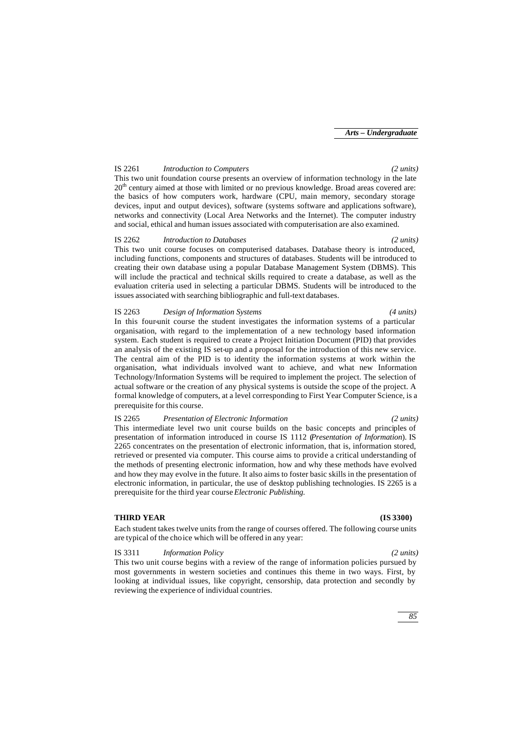IS 2261 *Introduction to Computers* *(2 units)*

This two unit foundation course presents an overview of information technology in the late 20th century aimed at those with limited or no previous knowledge. Broad areas covered are: the basics of how computers work, hardware (CPU, main memory, secondary storage devices, input and output devices), software (systems software and applications software), networks and connectivity (Local Area Networks and the Internet). The computer industry and social, ethical and human issues associated with computerisation are also examined.

IS 2262 *Introduction to Databases* *(2 units)*

This two unit course focuses on computerised databases. Database theory is introduced, including functions, components and structures of databases. Students will be introduced to creating their own database using a popular Database Management System (DBMS). This will include the practical and technical skills required to create a database, as well as the evaluation criteria used in selecting a particular DBMS. Students will be introduced to the issues associated with searching bibliographic and full-text databases.

IS 2263 *Design of Information Systems* *(4 units)*

In this four-unit course the student investigates the information systems of a particular organisation, with regard to the implementation of a new technology based information system. Each student is required to create a Project Initiation Document (PID) that provides an analysis of the existing IS set-up and a proposal for the introduction of this new service. The central aim of the PID is to identity the information systems at work within the organisation, what individuals involved want to achieve, and what new Information Technology/Information Systems will be required to implement the project. The selection of actual software or the creation of any physical systems is outside the scope of the project. A formal knowledge of computers, at a level corresponding to First Year Computer Science, is a prerequisite for this course.

IS 2265 *Presentation of Electronic Information* *(2 units)*

This intermediate level two unit course builds on the basic concepts and principles of presentation of information introduced in course IS 1112 (*Presentation of Information*). IS 2265 concentrates on the presentation of electronic information, that is, information stored, retrieved or presented via computer. This course aims to provide a critical understanding of the methods of presenting electronic information, how and why these methods have evolved and how they may evolve in the future. It also aims to foster basic skills in the presentation of electronic information, in particular, the use of desktop publishing technologies. IS 2265 is a prerequisite for the third year course *Electronic Publishing.*

## THIRD YEAR (IS 3300)

Each student takes twelve units from the range of courses offered. The following course units are typical of the choice which will be offered in any year:

IS 3311 *Information Policy* *(2 units)*

This two unit course begins with a review of the range of information policies pursued by most governments in western societies and continues this theme in two ways. First, by looking at individual issues, like copyright, censorship, data protection and secondly by reviewing the experience of individual countries.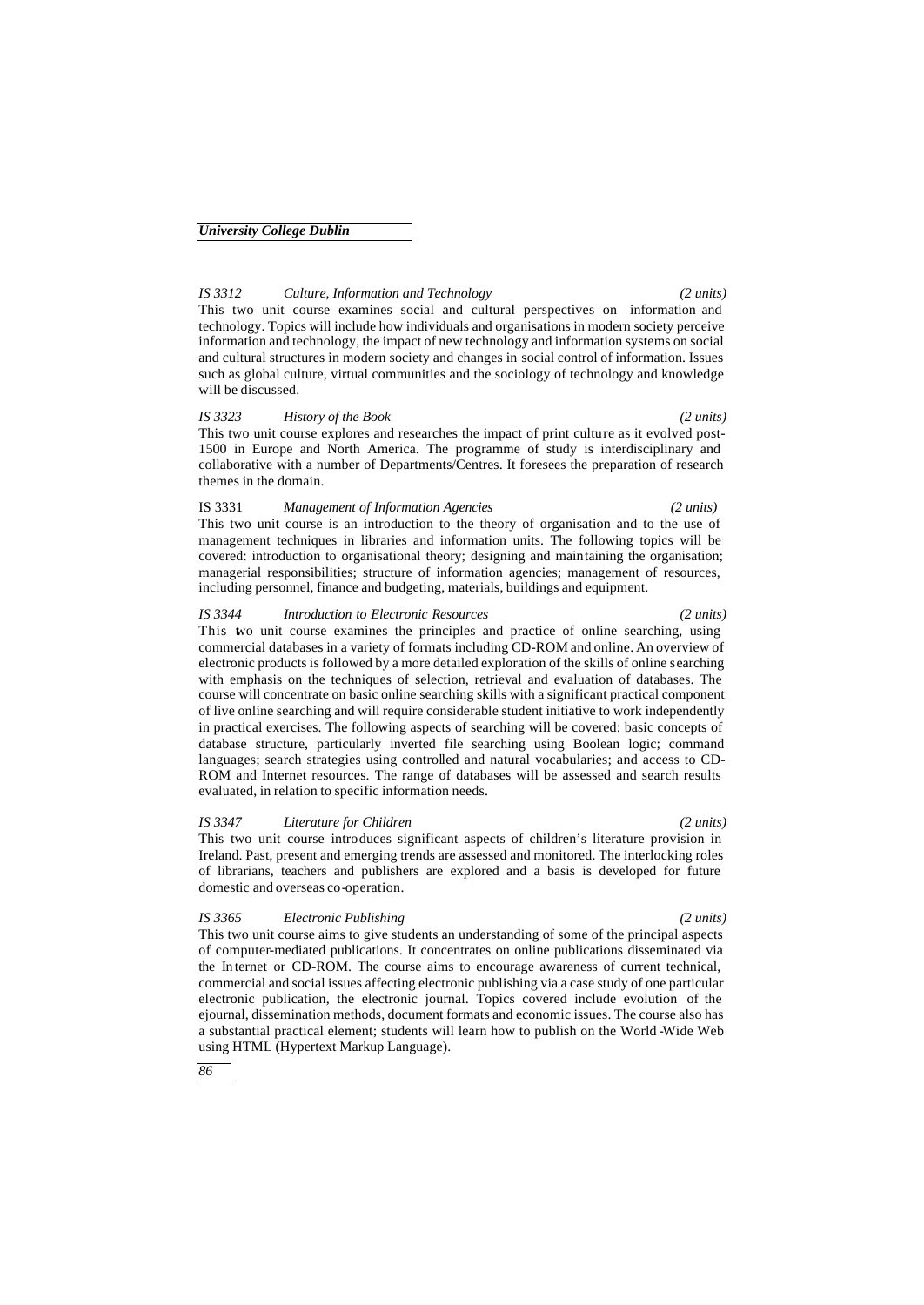*IS 3312 Culture, Information and Technology (2 units)*

This two unit course examines social and cultural perspectives on information and technology. Topics will include how individuals and organisations in modern society perceive information and technology, the impact of new technology and information systems on social and cultural structures in modern society and changes in social control of information. Issues such as global culture, virtual communities and the sociology of technology and knowledge will be discussed.

*IS 3323 History of the Book (2 units)*

This two unit course explores and researches the impact of print culture as it evolved post-1500 in Europe and North America. The programme of study is interdisciplinary and collaborative with a number of Departments/Centres. It foresees the preparation of research themes in the domain.

IS 3331 *Management of Information Agencies (2 units)*

This two unit course is an introduction to the theory of organisation and to the use of management techniques in libraries and information units. The following topics will be covered: introduction to organisational theory; designing and maintaining the organisation; managerial responsibilities; structure of information agencies; management of resources, including personnel, finance and budgeting, materials, buildings and equipment.

*IS 3344 Introduction to Electronic Resources (2 units)*

This two unit course examines the principles and practice of online searching, using commercial databases in a variety of formats including CD-ROM and online. An overview of electronic products is followed by a more detailed exploration of the skills of online searching with emphasis on the techniques of selection, retrieval and evaluation of databases. The course will concentrate on basic online searching skills with a significant practical component of live online searching and will require considerable student initiative to work independently in practical exercises. The following aspects of searching will be covered: basic concepts of database structure, particularly inverted file searching using Boolean logic; command languages; search strategies using controlled and natural vocabularies; and access to CD-ROM and Internet resources. The range of databases will be assessed and search results evaluated, in relation to specific information needs.

*IS 3347 Literature for Children (2 units)*

This two unit course introduces significant aspects of children's literature provision in Ireland. Past, present and emerging trends are assessed and monitored. The interlocking roles of librarians, teachers and publishers are explored and a basis is developed for future domestic and overseas co-operation.

*IS 3365 Electronic Publishing (2 units)*

This two unit course aims to give students an understanding of some of the principal aspects of computer-mediated publications. It concentrates on online publications disseminated via the Internet or CD-ROM. The course aims to encourage awareness of current technical, commercial and social issues affecting electronic publishing via a case study of one particular electronic publication, the electronic journal. Topics covered include evolution of the ejournal, dissemination methods, document formats and economic issues. The course also has a substantial practical element; students will learn how to publish on the World-Wide Web using HTML (Hypertext Markup Language).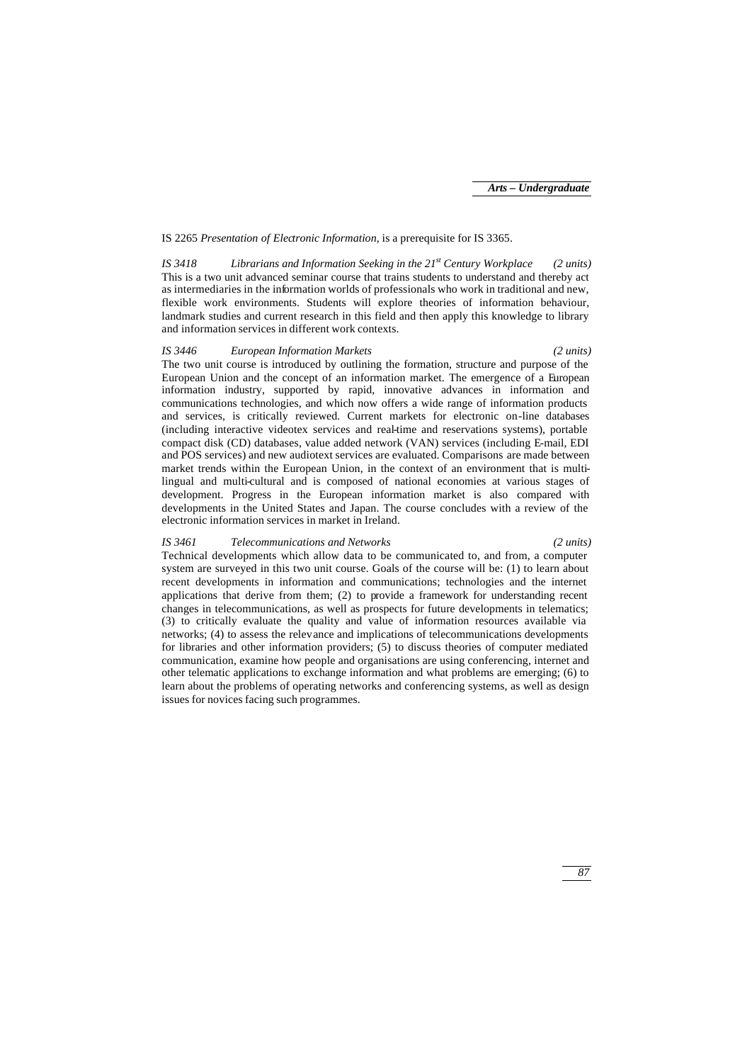IS 2265 *Presentation of Electronic Information*, is a prerequisite for IS 3365.

*IS 3418 Librarians and Information Seeking in the 21st Century Workplace (2 units)*
This is a two unit advanced seminar course that trains students to understand and thereby act as intermediaries in the information worlds of professionals who work in traditional and new, flexible work environments. Students will explore theories of information behaviour, landmark studies and current research in this field and then apply this knowledge to library and information services in different work contexts.

*IS 3446 European Information Markets (2 units)*
The two unit course is introduced by outlining the formation, structure and purpose of the European Union and the concept of an information market. The emergence of a European information industry, supported by rapid, innovative advances in information and communications technologies, and which now offers a wide range of information products and services, is critically reviewed. Current markets for electronic on-line databases (including interactive videotex services and real-time and reservations systems), portable compact disk (CD) databases, value added network (VAN) services (including E-mail, EDI and POS services) and new audiotext services are evaluated. Comparisons are made between market trends within the European Union, in the context of an environment that is multi-lingual and multi-cultural and is composed of national economies at various stages of development. Progress in the European information market is also compared with developments in the United States and Japan. The course concludes with a review of the electronic information services in market in Ireland.

*IS 3461 Telecommunications and Networks (2 units)*
Technical developments which allow data to be communicated to, and from, a computer system are surveyed in this two unit course. Goals of the course will be: (1) to learn about recent developments in information and communications; technologies and the internet applications that derive from them; (2) to provide a framework for understanding recent changes in telecommunications, as well as prospects for future developments in telematics; (3) to critically evaluate the quality and value of information resources available via networks; (4) to assess the relevance and implications of telecommunications developments for libraries and other information providers; (5) to discuss theories of computer mediated communication, examine how people and organisations are using conferencing, internet and other telematic applications to exchange information and what problems are emerging; (6) to learn about the problems of operating networks and conferencing systems, as well as design issues for novices facing such programmes.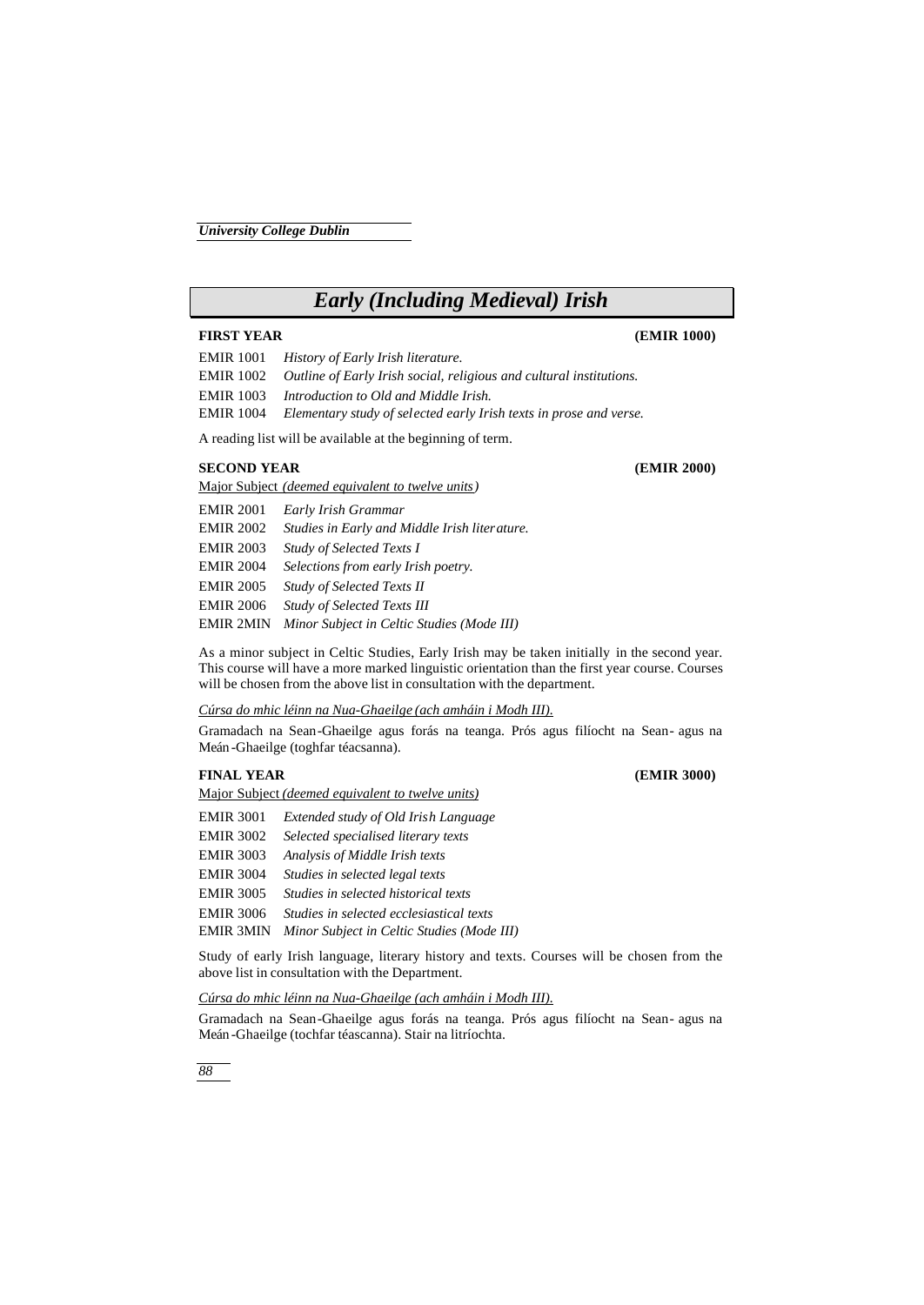# Early (Including Medieval) Irish

**FIRST YEAR** **(EMIR 1000)**

EMIR 1001 *History of Early Irish literature.*
EMIR 1002 *Outline of Early Irish social, religious and cultural institutions.*
EMIR 1003 *Introduction to Old and Middle Irish.*
EMIR 1004 *Elementary study of selected early Irish texts in prose and verse.*

A reading list will be available at the beginning of term.

**SECOND YEAR** **(EMIR 2000)**

Major Subject *(deemed equivalent to twelve units)*

EMIR 2001 *Early Irish Grammar*
EMIR 2002 *Studies in Early and Middle Irish literature.*
EMIR 2003 *Study of Selected Texts I*
EMIR 2004 *Selections from early Irish poetry.*
EMIR 2005 *Study of Selected Texts II*
EMIR 2006 *Study of Selected Texts III*
EMIR 2MIN *Minor Subject in Celtic Studies (Mode III)*

As a minor subject in Celtic Studies, Early Irish may be taken initially in the second year. This course will have a more marked linguistic orientation than the first year course. Courses will be chosen from the above list in consultation with the department.

*Cúrsa do mhic léinn na Nua-Ghaeilge (ach amháin i Modh III).*

Gramadach na Sean-Ghaeilge agus forás na teanga. Prós agus filíocht na Sean- agus na Meán-Ghaeilge (toghfar téacsanna).

**FINAL YEAR** **(EMIR 3000)**

Major Subject *(deemed equivalent to twelve units)*

EMIR 3001 *Extended study of Old Irish Language*
EMIR 3002 *Selected specialised literary texts*
EMIR 3003 *Analysis of Middle Irish texts*
EMIR 3004 *Studies in selected legal texts*
EMIR 3005 *Studies in selected historical texts*
EMIR 3006 *Studies in selected ecclesiastical texts*
EMIR 3MIN *Minor Subject in Celtic Studies (Mode III)*

Study of early Irish language, literary history and texts. Courses will be chosen from the above list in consultation with the Department.

*Cúrsa do mhic léinn na Nua-Ghaeilge (ach amháin i Modh III).*

Gramadach na Sean-Ghaeilge agus forás na teanga. Prós agus filíocht na Sean- agus na Meán-Ghaeilge (tochfar téascanna). Stair na litríochta.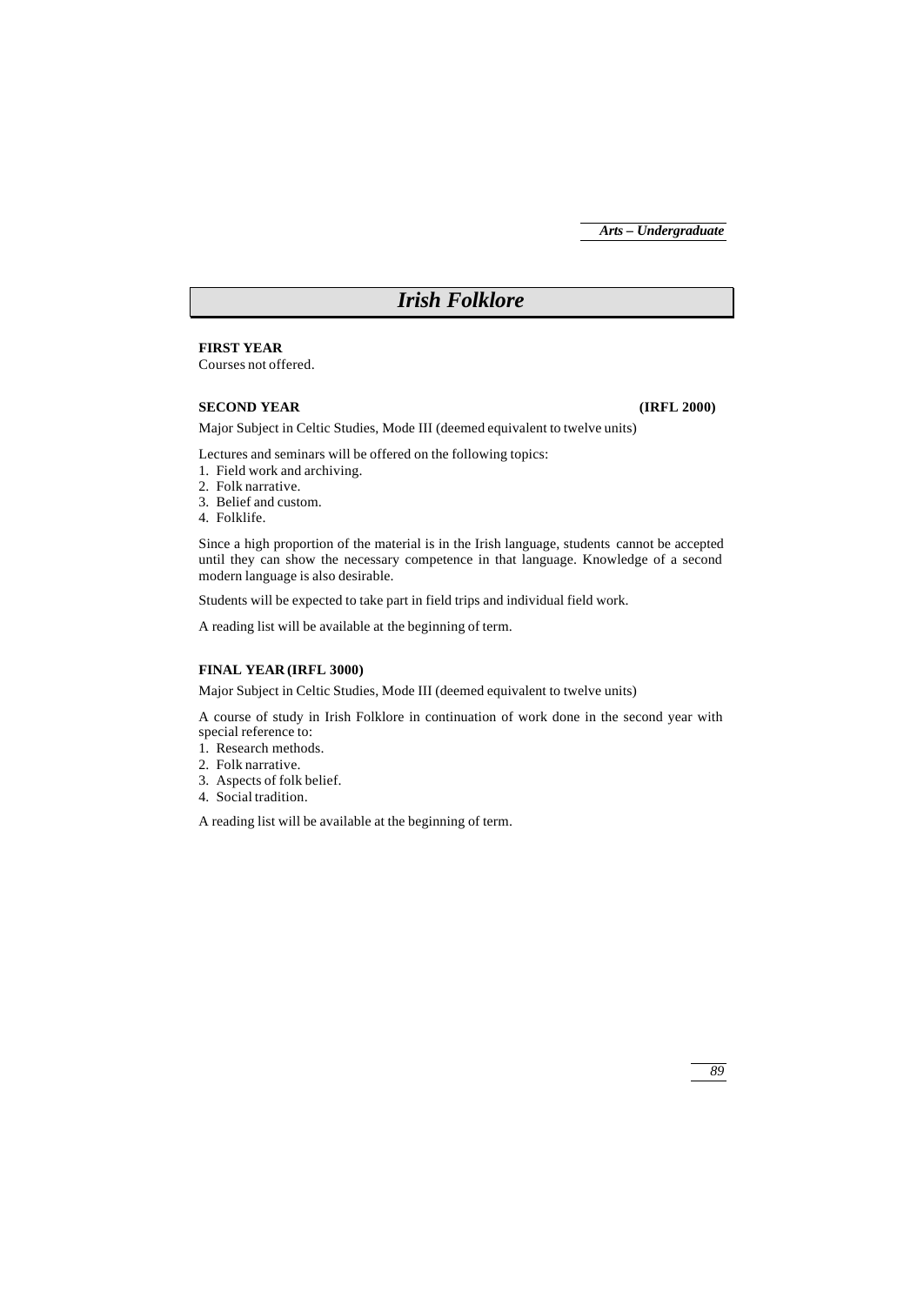# Irish Folklore

**FIRST YEAR**
Courses not offered.

**SECOND YEAR** **(IRFL 2000)**

Major Subject in Celtic Studies, Mode III (deemed equivalent to twelve units)

Lectures and seminars will be offered on the following topics:

1. Field work and archiving.
2. Folk narrative.
3. Belief and custom.
4. Folklife.

Since a high proportion of the material is in the Irish language, students cannot be accepted until they can show the necessary competence in that language. Knowledge of a second modern language is also desirable.

Students will be expected to take part in field trips and individual field work.

A reading list will be available at the beginning of term.

**FINAL YEAR (IRFL 3000)**

Major Subject in Celtic Studies, Mode III (deemed equivalent to twelve units)

A course of study in Irish Folklore in continuation of work done in the second year with special reference to:

1. Research methods.
2. Folk narrative.
3. Aspects of folk belief.
4. Social tradition.

A reading list will be available at the beginning of term.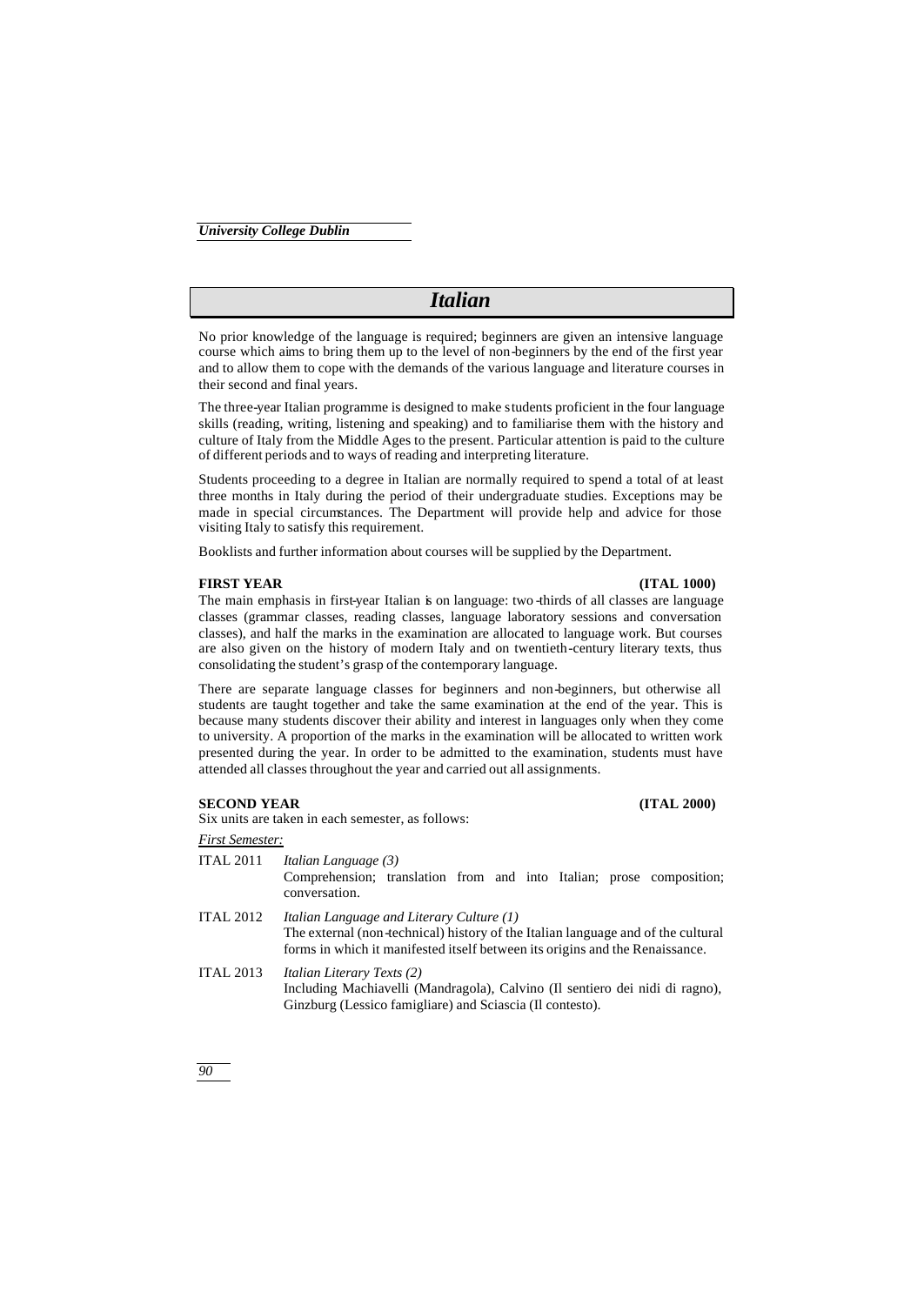# *Italian*

No prior knowledge of the language is required; beginners are given an intensive language course which aims to bring them up to the level of non-beginners by the end of the first year and to allow them to cope with the demands of the various language and literature courses in their second and final years.

The three-year Italian programme is designed to make students proficient in the four language skills (reading, writing, listening and speaking) and to familiarise them with the history and culture of Italy from the Middle Ages to the present. Particular attention is paid to the culture of different periods and to ways of reading and interpreting literature.

Students proceeding to a degree in Italian are normally required to spend a total of at least three months in Italy during the period of their undergraduate studies. Exceptions may be made in special circumstances. The Department will provide help and advice for those visiting Italy to satisfy this requirement.

Booklists and further information about courses will be supplied by the Department.

## FIRST YEAR (ITAL 1000)

The main emphasis in first-year Italian is on language: two-thirds of all classes are language classes (grammar classes, reading classes, language laboratory sessions and conversation classes), and half the marks in the examination are allocated to language work. But courses are also given on the history of modern Italy and on twentieth-century literary texts, thus consolidating the student's grasp of the contemporary language.

There are separate language classes for beginners and non-beginners, but otherwise all students are taught together and take the same examination at the end of the year. This is because many students discover their ability and interest in languages only when they come to university. A proportion of the marks in the examination will be allocated to written work presented during the year. In order to be admitted to the examination, students must have attended all classes throughout the year and carried out all assignments.

## SECOND YEAR (ITAL 2000)

Six units are taken in each semester, as follows:

<u>*First Semester:*</u>

ITAL 2011 *Italian Language (3)*
Comprehension; translation from and into Italian; prose composition; conversation.

ITAL 2012 *Italian Language and Literary Culture (1)*
The external (non-technical) history of the Italian language and of the cultural forms in which it manifested itself between its origins and the Renaissance.

ITAL 2013 *Italian Literary Texts (2)*
Including Machiavelli (Mandragola), Calvino (Il sentiero dei nidi di ragno), Ginzburg (Lessico famigliare) and Sciascia (Il contesto).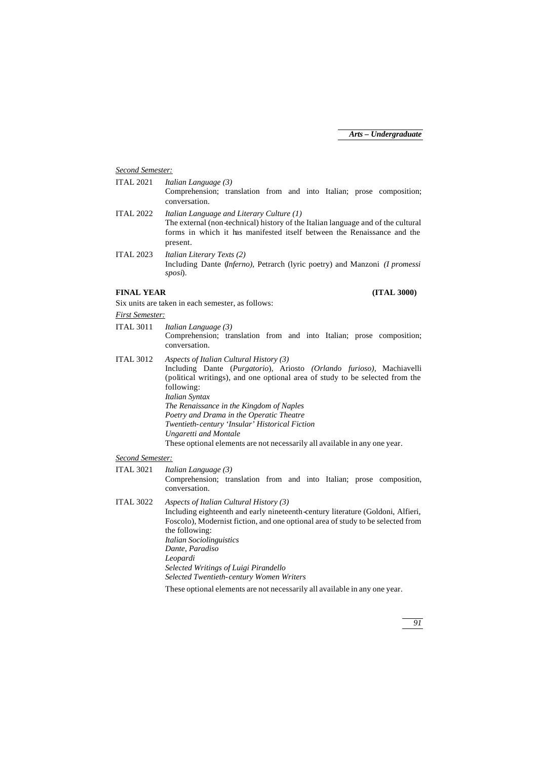*Second Semester:*

ITAL 2021 *Italian Language (3)*
Comprehension; translation from and into Italian; prose composition; conversation.

ITAL 2022 *Italian Language and Literary Culture (1)*
The external (non-technical) history of the Italian language and of the cultural forms in which it has manifested itself between the Renaissance and the present.

ITAL 2023 *Italian Literary Texts (2)*
Including Dante (*Inferno)*, Petrarch (lyric poetry) and Manzoni *(I promessi sposi*).

**FINAL YEAR (ITAL 3000)**

Six units are taken in each semester, as follows:

*First Semester:*

ITAL 3011 *Italian Language (3)*
Comprehension; translation from and into Italian; prose composition; conversation.

ITAL 3012 *Aspects of Italian Cultural History (3)*
Including Dante (*Purgatorio*), Ariosto *(Orlando furioso),* Machiavelli (political writings), and one optional area of study to be selected from the following:
*Italian Syntax*
*The Renaissance in the Kingdom of Naples*
*Poetry and Drama in the Operatic Theatre*
*Twentieth-century 'Insular' Historical Fiction*
*Ungaretti and Montale*
These optional elements are not necessarily all available in any one year.

*Second Semester:*

ITAL 3021 *Italian Language (3)*
Comprehension; translation from and into Italian; prose composition, conversation.

ITAL 3022 *Aspects of Italian Cultural History (3)*
Including eighteenth and early nineteenth-century literature (Goldoni, Alfieri, Foscolo), Modernist fiction, and one optional area of study to be selected from the following:
*Italian Sociolinguistics*
*Dante, Paradiso*
*Leopardi*
*Selected Writings of Luigi Pirandello*
*Selected Twentieth-century Women Writers*
These optional elements are not necessarily all available in any one year.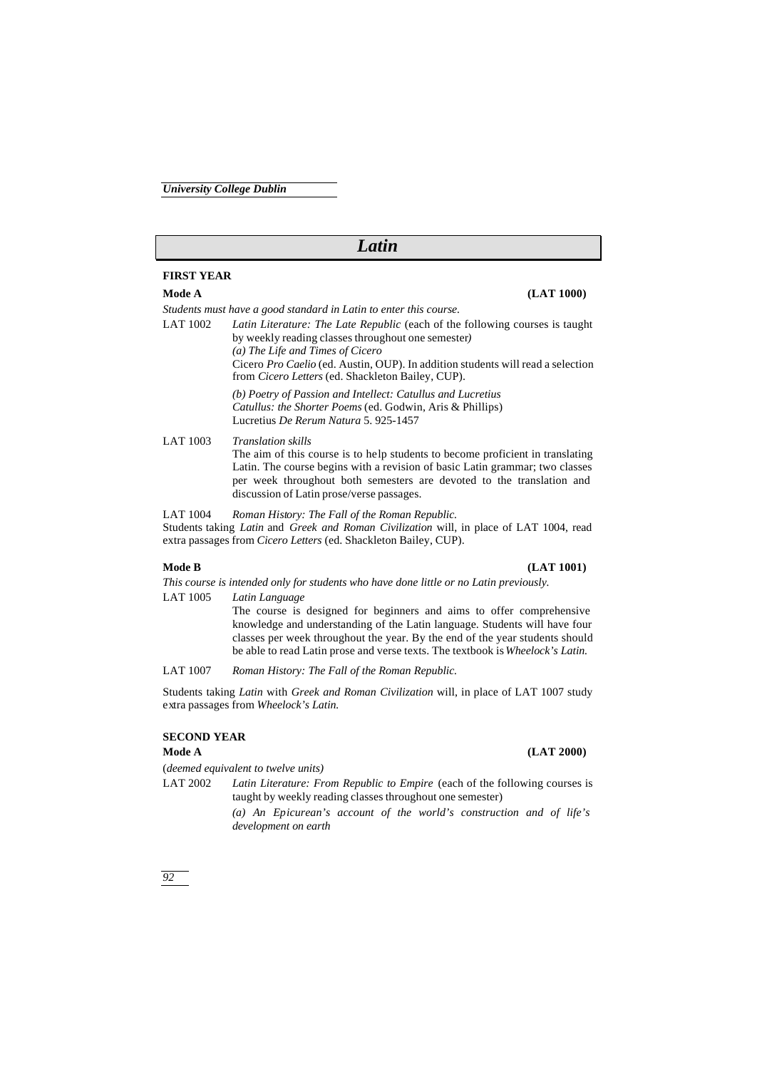# Latin

## FIRST YEAR

**Mode A** **(LAT 1000)**

*Students must have a good standard in Latin to enter this course.*

LAT 1002 *Latin Literature: The Late Republic* (each of the following courses is taught by weekly reading classes throughout one semester*)*

*(a) The Life and Times of Cicero*
Cicero *Pro Caelio* (ed. Austin, OUP). In addition students will read a selection from *Cicero Letters* (ed. Shackleton Bailey, CUP).

*(b) Poetry of Passion and Intellect: Catullus and Lucretius*
*Catullus: the Shorter Poems* (ed. Godwin, Aris & Phillips)
Lucretius *De Rerum Natura* 5. 925-1457

LAT 1003 *Translation skills*
The aim of this course is to help students to become proficient in translating Latin. The course begins with a revision of basic Latin grammar; two classes per week throughout both semesters are devoted to the translation and discussion of Latin prose/verse passages.

LAT 1004 *Roman History: The Fall of the Roman Republic.*
Students taking *Latin* and *Greek and Roman Civilization* will, in place of LAT 1004, read extra passages from *Cicero Letters* (ed. Shackleton Bailey, CUP).

**Mode B** **(LAT 1001)**

*This course is intended only for students who have done little or no Latin previously.*

LAT 1005 *Latin Language*
The course is designed for beginners and aims to offer comprehensive knowledge and understanding of the Latin language. Students will have four classes per week throughout the year. By the end of the year students should be able to read Latin prose and verse texts. The textbook is *Wheelock's Latin.*

LAT 1007 *Roman History: The Fall of the Roman Republic.*

Students taking *Latin* with *Greek and Roman Civilization* will, in place of LAT 1007 study extra passages from *Wheelock's Latin.*

## SECOND YEAR

**Mode A** **(LAT 2000)**

(*deemed equivalent to twelve units)*

LAT 2002 *Latin Literature: From Republic to Empire* (each of the following courses is taught by weekly reading classes throughout one semester)

*(a) An Epicurean's account of the world's construction and of life's development on earth*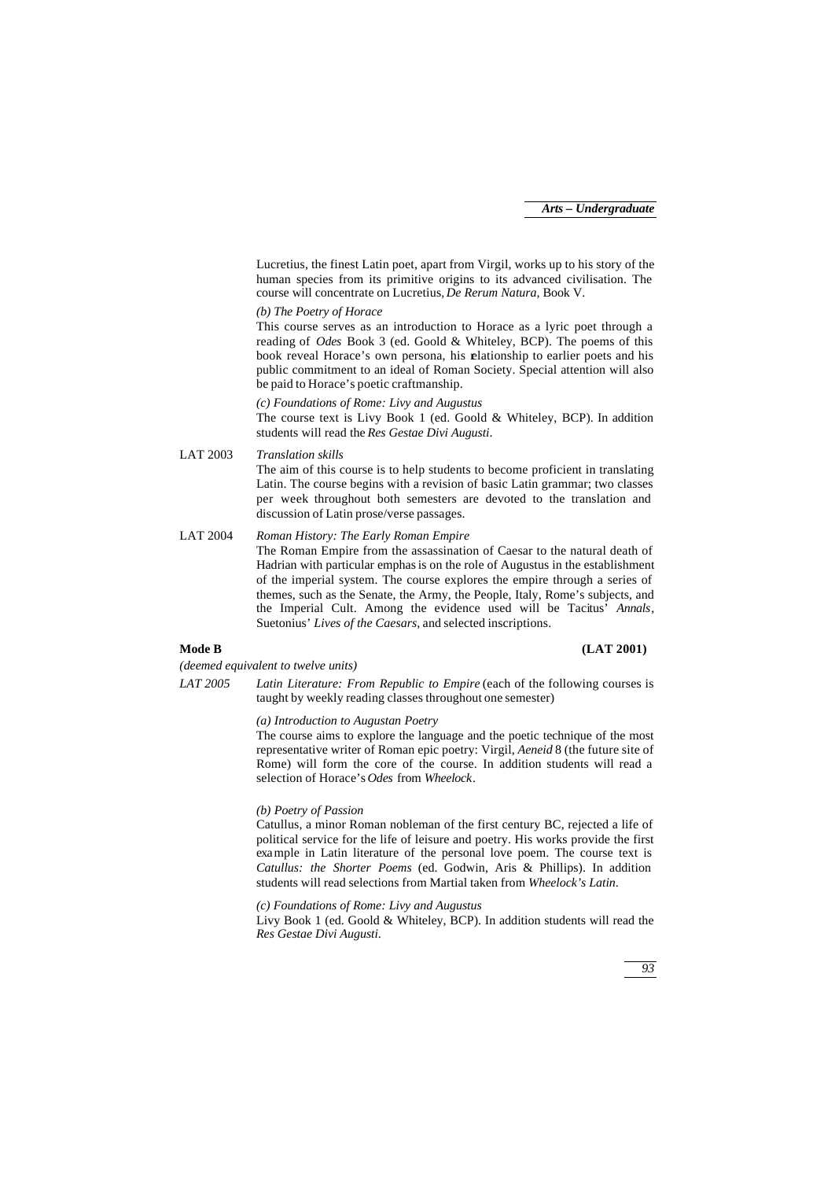Lucretius, the finest Latin poet, apart from Virgil, works up to his story of the human species from its primitive origins to its advanced civilisation. The course will concentrate on Lucretius, *De Rerum Natura*, Book V.

*(b) The Poetry of Horace*

This course serves as an introduction to Horace as a lyric poet through a reading of *Odes* Book 3 (ed. Goold & Whiteley, BCP). The poems of this book reveal Horace's own persona, his relationship to earlier poets and his public commitment to an ideal of Roman Society. Special attention will also be paid to Horace's poetic craftmanship.

*(c) Foundations of Rome: Livy and Augustus*

The course text is Livy Book 1 (ed. Goold & Whiteley, BCP). In addition students will read the *Res Gestae Divi Augusti*.

LAT 2003 *Translation skills*

The aim of this course is to help students to become proficient in translating Latin. The course begins with a revision of basic Latin grammar; two classes per week throughout both semesters are devoted to the translation and discussion of Latin prose/verse passages.

LAT 2004 *Roman History: The Early Roman Empire*

The Roman Empire from the assassination of Caesar to the natural death of Hadrian with particular emphasis on the role of Augustus in the establishment of the imperial system. The course explores the empire through a series of themes, such as the Senate, the Army, the People, Italy, Rome's subjects, and the Imperial Cult. Among the evidence used will be Tacitus' *Annals*, Suetonius' *Lives of the Caesars*, and selected inscriptions.

**Mode B** **(LAT 2001)**

*(deemed equivalent to twelve units)*

*LAT 2005* *Latin Literature: From Republic to Empire* (each of the following courses is taught by weekly reading classes throughout one semester)

*(a) Introduction to Augustan Poetry*

The course aims to explore the language and the poetic technique of the most representative writer of Roman epic poetry: Virgil, *Aeneid* 8 (the future site of Rome) will form the core of the course. In addition students will read a selection of Horace's *Odes* from *Wheelock*.

*(b) Poetry of Passion*

Catullus, a minor Roman nobleman of the first century BC, rejected a life of political service for the life of leisure and poetry. His works provide the first example in Latin literature of the personal love poem. The course text is *Catullus: the Shorter Poems* (ed. Godwin, Aris & Phillips). In addition students will read selections from Martial taken from *Wheelock's Latin*.

*(c) Foundations of Rome: Livy and Augustus*

Livy Book 1 (ed. Goold & Whiteley, BCP). In addition students will read the *Res Gestae Divi Augusti*.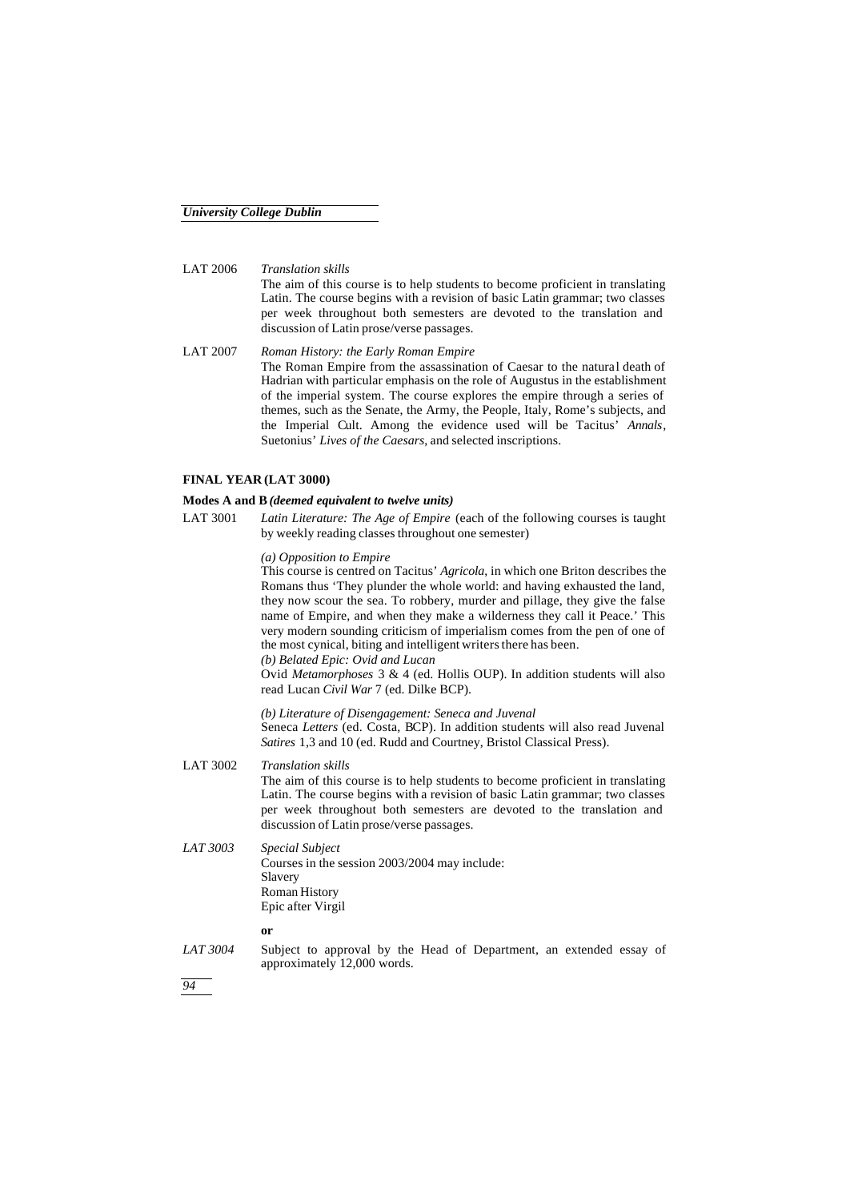LAT 2006 *Translation skills*

The aim of this course is to help students to become proficient in translating Latin. The course begins with a revision of basic Latin grammar; two classes per week throughout both semesters are devoted to the translation and discussion of Latin prose/verse passages.

LAT 2007 *Roman History: the Early Roman Empire*

The Roman Empire from the assassination of Caesar to the natural death of Hadrian with particular emphasis on the role of Augustus in the establishment of the imperial system. The course explores the empire through a series of themes, such as the Senate, the Army, the People, Italy, Rome's subjects, and the Imperial Cult. Among the evidence used will be Tacitus' *Annals*, Suetonius' *Lives of the Caesars*, and selected inscriptions.

**FINAL YEAR (LAT 3000)**

**Modes A and B *(deemed equivalent to twelve units)***

LAT 3001 *Latin Literature: The Age of Empire* (each of the following courses is taught by weekly reading classes throughout one semester)

*(a) Opposition to Empire*

This course is centred on Tacitus' *Agricola*, in which one Briton describes the Romans thus 'They plunder the whole world: and having exhausted the land, they now scour the sea. To robbery, murder and pillage, they give the false name of Empire, and when they make a wilderness they call it Peace.' This very modern sounding criticism of imperialism comes from the pen of one of the most cynical, biting and intelligent writers there has been.

*(b) Belated Epic: Ovid and Lucan*

Ovid *Metamorphoses* 3 & 4 (ed. Hollis OUP). In addition students will also read Lucan *Civil War* 7 (ed. Dilke BCP).

*(b) Literature of Disengagement: Seneca and Juvenal*

Seneca *Letters* (ed. Costa, BCP). In addition students will also read Juvenal *Satires* 1,3 and 10 (ed. Rudd and Courtney, Bristol Classical Press).

LAT 3002 *Translation skills*

The aim of this course is to help students to become proficient in translating Latin. The course begins with a revision of basic Latin grammar; two classes per week throughout both semesters are devoted to the translation and discussion of Latin prose/verse passages.

*LAT 3003* *Special Subject*

Courses in the session 2003/2004 may include:
Slavery
Roman History
Epic after Virgil

**or**

*LAT 3004* Subject to approval by the Head of Department, an extended essay of approximately 12,000 words.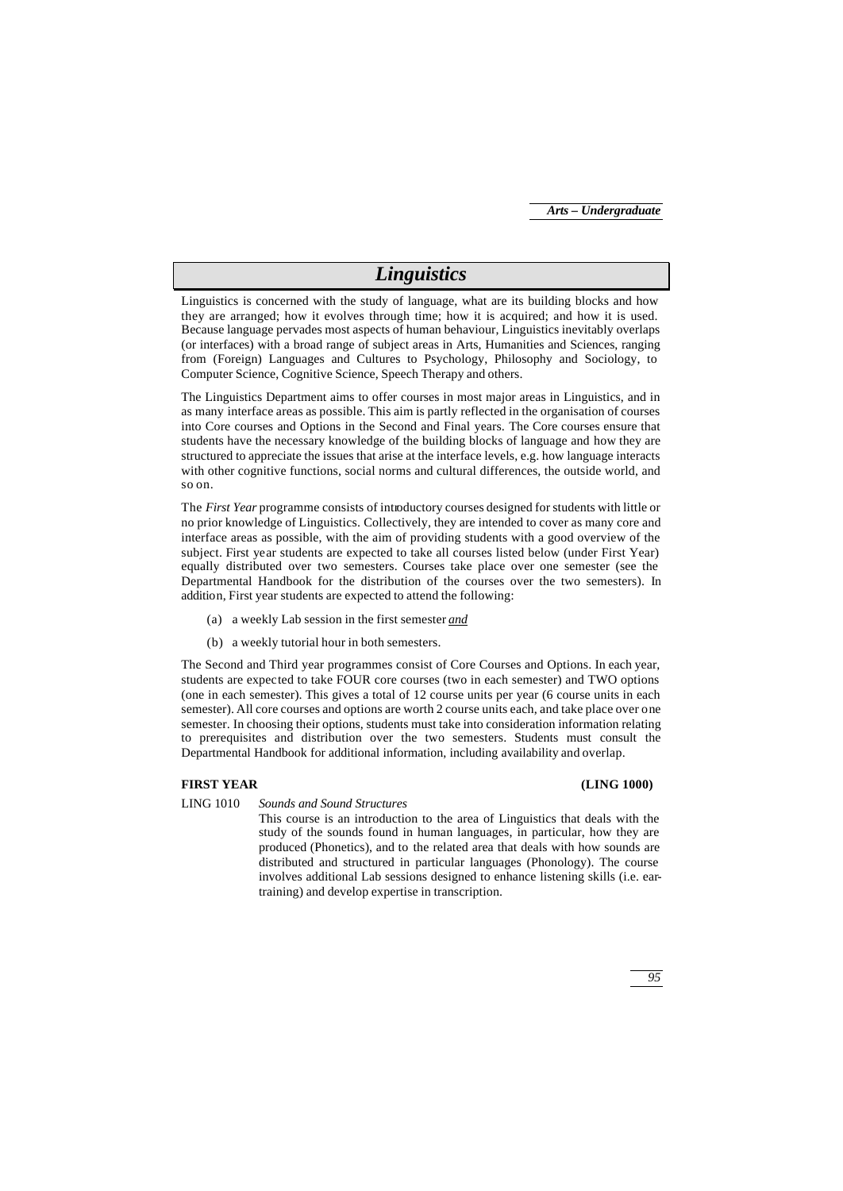# Linguistics

Linguistics is concerned with the study of language, what are its building blocks and how they are arranged; how it evolves through time; how it is acquired; and how it is used. Because language pervades most aspects of human behaviour, Linguistics inevitably overlaps (or interfaces) with a broad range of subject areas in Arts, Humanities and Sciences, ranging from (Foreign) Languages and Cultures to Psychology, Philosophy and Sociology, to Computer Science, Cognitive Science, Speech Therapy and others.

The Linguistics Department aims to offer courses in most major areas in Linguistics, and in as many interface areas as possible. This aim is partly reflected in the organisation of courses into Core courses and Options in the Second and Final years. The Core courses ensure that students have the necessary knowledge of the building blocks of language and how they are structured to appreciate the issues that arise at the interface levels, e.g. how language interacts with other cognitive functions, social norms and cultural differences, the outside world, and so on.

The *First Year* programme consists of introductory courses designed for students with little or no prior knowledge of Linguistics. Collectively, they are intended to cover as many core and interface areas as possible, with the aim of providing students with a good overview of the subject. First year students are expected to take all courses listed below (under First Year) equally distributed over two semesters. Courses take place over one semester (see the Departmental Handbook for the distribution of the courses over the two semesters). In addition, First year students are expected to attend the following:

(a) a weekly Lab session in the first semester ***and***

(b) a weekly tutorial hour in both semesters.

The Second and Third year programmes consist of Core Courses and Options. In each year, students are expected to take FOUR core courses (two in each semester) and TWO options (one in each semester). This gives a total of 12 course units per year (6 course units in each semester). All core courses and options are worth 2 course units each, and take place over one semester. In choosing their options, students must take into consideration information relating to prerequisites and distribution over the two semesters. Students must consult the Departmental Handbook for additional information, including availability and overlap.

**FIRST YEAR (LING 1000)**

LING 1010 *Sounds and Sound Structures*

This course is an introduction to the area of Linguistics that deals with the study of the sounds found in human languages, in particular, how they are produced (Phonetics), and to the related area that deals with how sounds are distributed and structured in particular languages (Phonology). The course involves additional Lab sessions designed to enhance listening skills (i.e. ear-training) and develop expertise in transcription.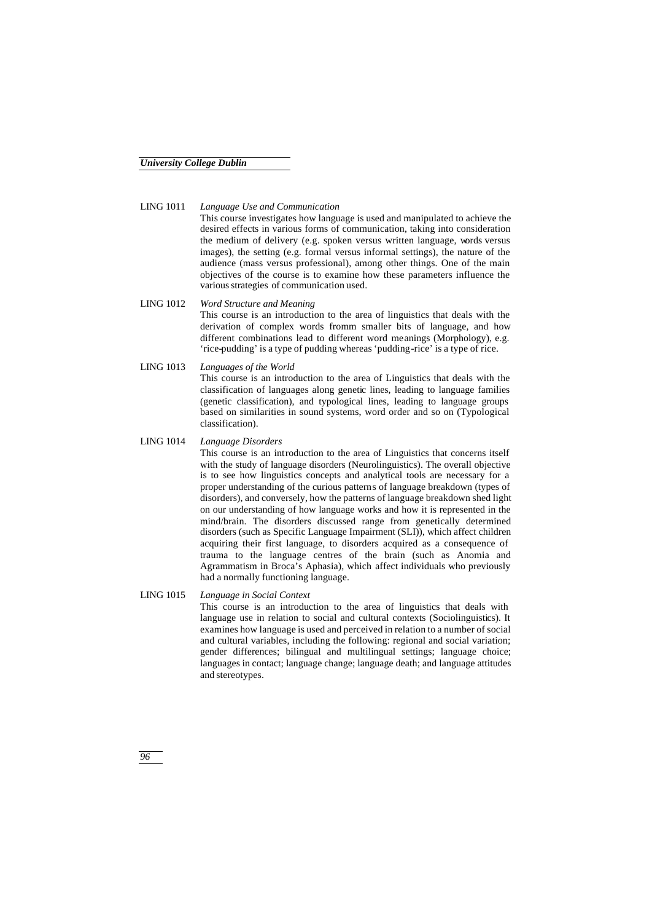**LING 1011** *Language Use and Communication*

This course investigates how language is used and manipulated to achieve the desired effects in various forms of communication, taking into consideration the medium of delivery (e.g. spoken versus written language, words versus images), the setting (e.g. formal versus informal settings), the nature of the audience (mass versus professional), among other things. One of the main objectives of the course is to examine how these parameters influence the various strategies of communication used.

**LING 1012** *Word Structure and Meaning*

This course is an introduction to the area of linguistics that deals with the derivation of complex words fromm smaller bits of language, and how different combinations lead to different word meanings (Morphology), e.g. 'rice-pudding' is a type of pudding whereas 'pudding-rice' is a type of rice.

**LING 1013** *Languages of the World*

This course is an introduction to the area of Linguistics that deals with the classification of languages along genetic lines, leading to language families (genetic classification), and typological lines, leading to language groups based on similarities in sound systems, word order and so on (Typological classification).

**LING 1014** *Language Disorders*

This course is an introduction to the area of Linguistics that concerns itself with the study of language disorders (Neurolinguistics). The overall objective is to see how linguistics concepts and analytical tools are necessary for a proper understanding of the curious patterns of language breakdown (types of disorders), and conversely, how the patterns of language breakdown shed light on our understanding of how language works and how it is represented in the mind/brain. The disorders discussed range from genetically determined disorders (such as Specific Language Impairment (SLI)), which affect children acquiring their first language, to disorders acquired as a consequence of trauma to the language centres of the brain (such as Anomia and Agrammatism in Broca's Aphasia), which affect individuals who previously had a normally functioning language.

**LING 1015** *Language in Social Context*

This course is an introduction to the area of linguistics that deals with language use in relation to social and cultural contexts (Sociolinguistics). It examines how language is used and perceived in relation to a number of social and cultural variables, including the following: regional and social variation; gender differences; bilingual and multilingual settings; language choice; languages in contact; language change; language death; and language attitudes and stereotypes.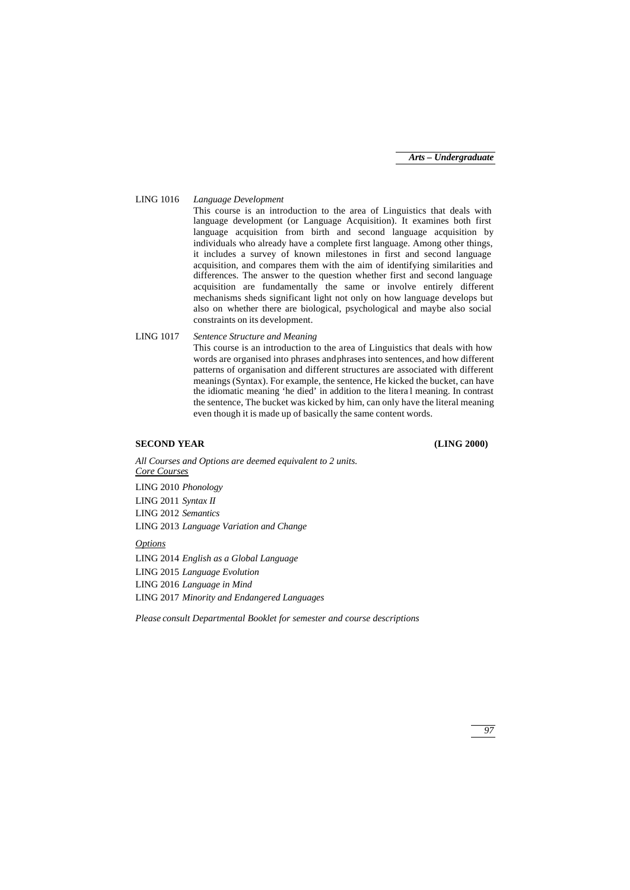LING 1016 *Language Development*

This course is an introduction to the area of Linguistics that deals with language development (or Language Acquisition). It examines both first language acquisition from birth and second language acquisition by individuals who already have a complete first language. Among other things, it includes a survey of known milestones in first and second language acquisition, and compares them with the aim of identifying similarities and differences. The answer to the question whether first and second language acquisition are fundamentally the same or involve entirely different mechanisms sheds significant light not only on how language develops but also on whether there are biological, psychological and maybe also social constraints on its development.

LING 1017 *Sentence Structure and Meaning*

This course is an introduction to the area of Linguistics that deals with how words are organised into phrases and phrases into sentences, and how different patterns of organisation and different structures are associated with different meanings (Syntax). For example, the sentence, He kicked the bucket, can have the idiomatic meaning 'he died' in addition to the literal meaning. In contrast the sentence, The bucket was kicked by him, can only have the literal meaning even though it is made up of basically the same content words.

## SECOND YEAR (LING 2000)

*All Courses and Options are deemed equivalent to 2 units.*

*Core Courses*

LING 2010 *Phonology*

LING 2011 *Syntax II*

LING 2012 *Semantics*

LING 2013 *Language Variation and Change*

*Options*

LING 2014 *English as a Global Language*

LING 2015 *Language Evolution*

LING 2016 *Language in Mind*

LING 2017 *Minority and Endangered Languages*

*Please consult Departmental Booklet for semester and course descriptions*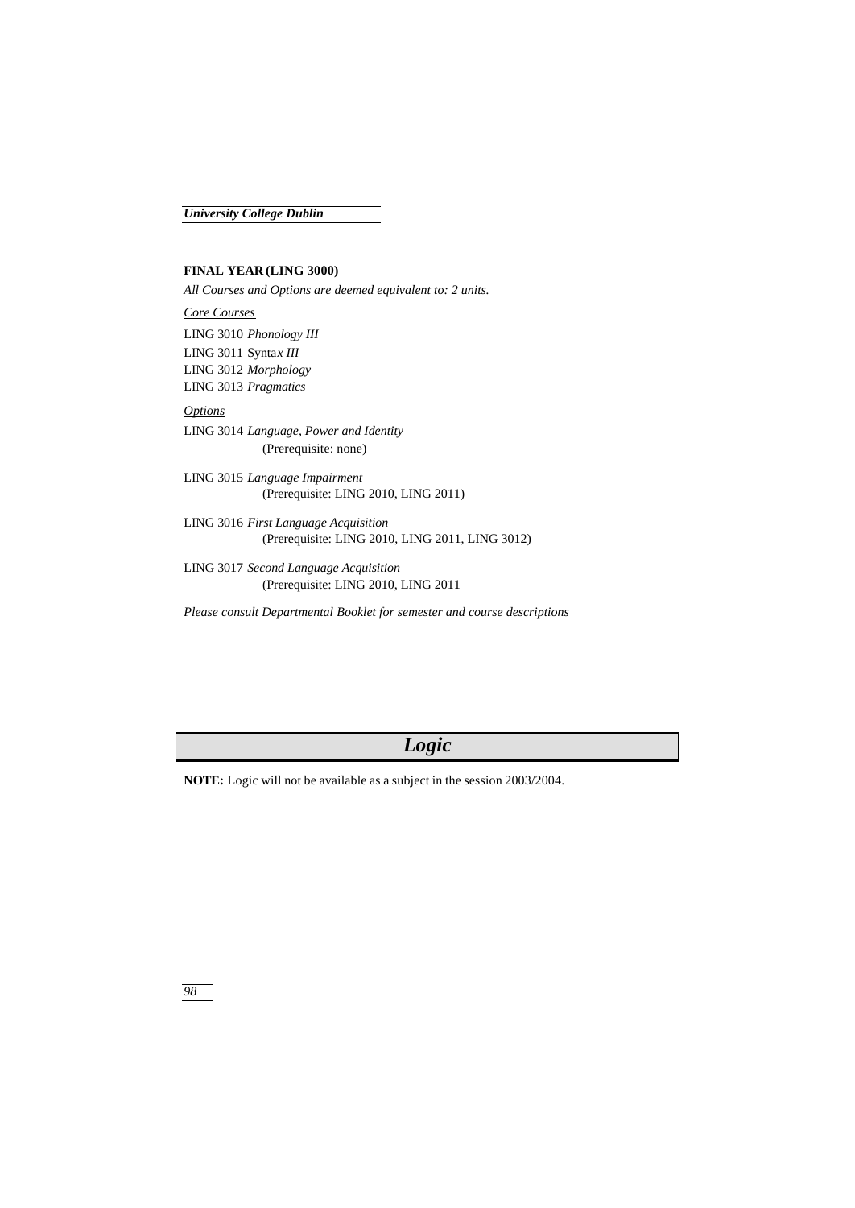**FINAL YEAR (LING 3000)**

*All Courses and Options are deemed equivalent to: 2 units.*

<u>*Core Courses*</u>

LING 3010 *Phonology III*
LING 3011 Synta*x III*
LING 3012 *Morphology*
LING 3013 *Pragmatics*

<u>*Options*</u>

LING 3014 *Language, Power and Identity*
(Prerequisite: none)

LING 3015 *Language Impairment*
(Prerequisite: LING 2010, LING 2011)

LING 3016 *First Language Acquisition*
(Prerequisite: LING 2010, LING 2011, LING 3012)

LING 3017 *Second Language Acquisition*
(Prerequisite: LING 2010, LING 2011

*Please consult Departmental Booklet for semester and course descriptions*

# *Logic*

**NOTE:** Logic will not be available as a subject in the session 2003/2004.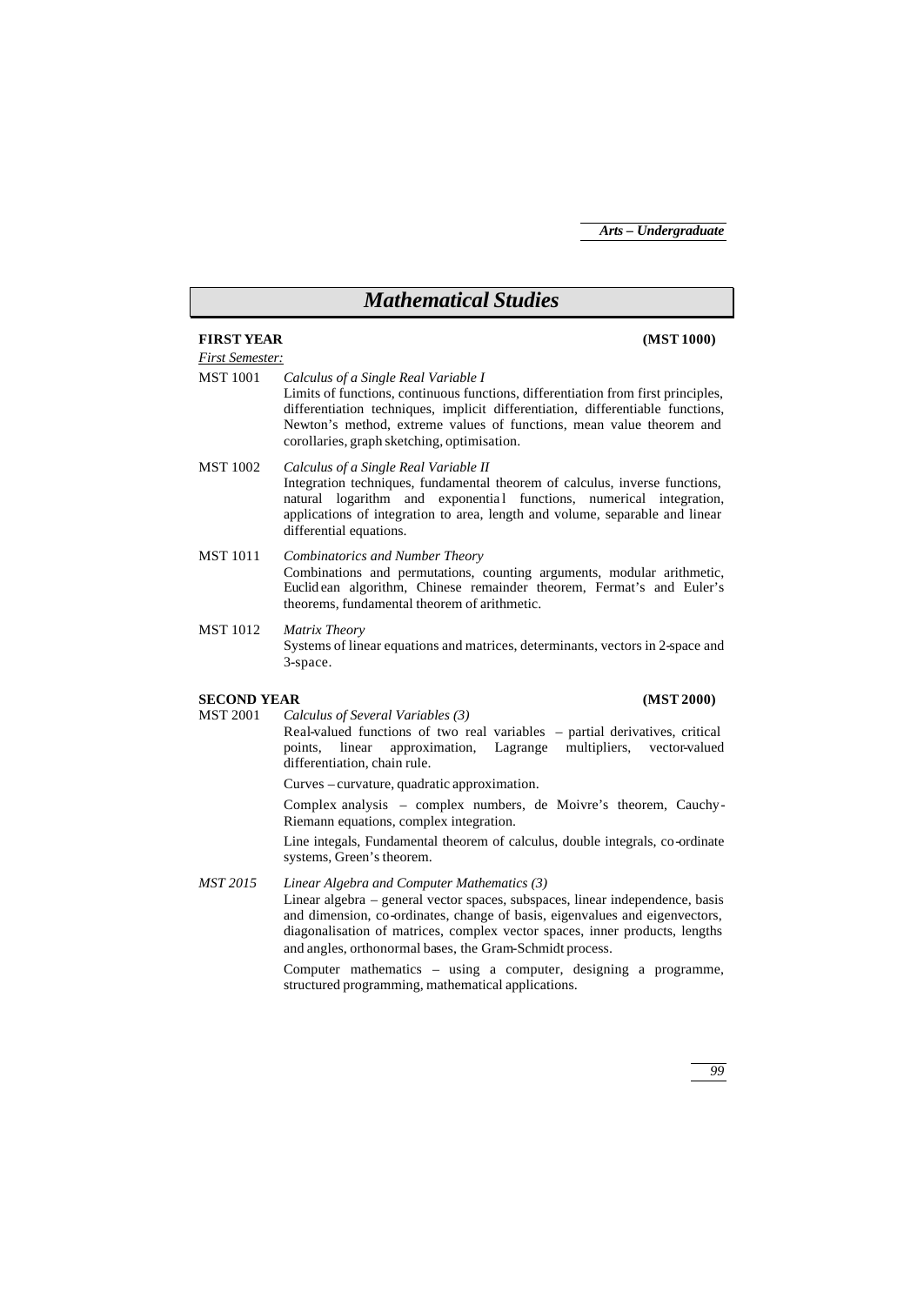# Mathematical Studies

**FIRST YEAR** **(MST 1000)**

*First Semester:*

MST 1001 *Calculus of a Single Real Variable I*
Limits of functions, continuous functions, differentiation from first principles, differentiation techniques, implicit differentiation, differentiable functions, Newton's method, extreme values of functions, mean value theorem and corollaries, graph sketching, optimisation.

MST 1002 *Calculus of a Single Real Variable II*
Integration techniques, fundamental theorem of calculus, inverse functions, natural logarithm and exponential functions, numerical integration, applications of integration to area, length and volume, separable and linear differential equations.

MST 1011 *Combinatorics and Number Theory*
Combinations and permutations, counting arguments, modular arithmetic, Euclidean algorithm, Chinese remainder theorem, Fermat's and Euler's theorems, fundamental theorem of arithmetic.

MST 1012 *Matrix Theory*
Systems of linear equations and matrices, determinants, vectors in 2-space and 3-space.

**SECOND YEAR** **(MST 2000)**

MST 2001 *Calculus of Several Variables (3)*
Real-valued functions of two real variables – partial derivatives, critical points, linear approximation, Lagrange multipliers, vector-valued differentiation, chain rule.

Curves – curvature, quadratic approximation.

Complex analysis – complex numbers, de Moivre's theorem, Cauchy-Riemann equations, complex integration.

Line integals, Fundamental theorem of calculus, double integrals, co-ordinate systems, Green's theorem.

*MST 2015* *Linear Algebra and Computer Mathematics (3)*
Linear algebra – general vector spaces, subspaces, linear independence, basis and dimension, co-ordinates, change of basis, eigenvalues and eigenvectors, diagonalisation of matrices, complex vector spaces, inner products, lengths and angles, orthonormal bases, the Gram-Schmidt process.

Computer mathematics – using a computer, designing a programme, structured programming, mathematical applications.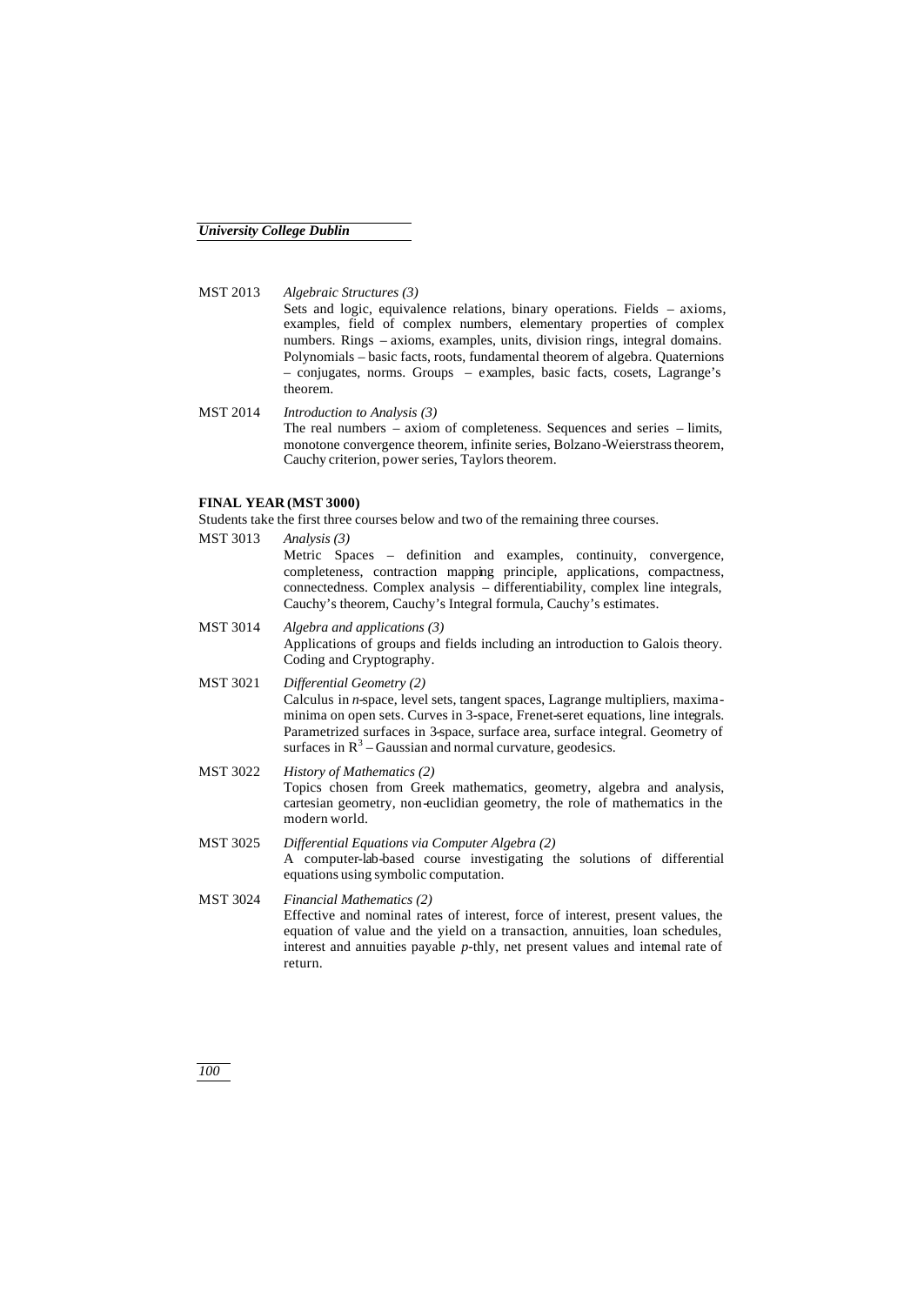MST 2013 *Algebraic Structures (3)*
Sets and logic, equivalence relations, binary operations. Fields – axioms, examples, field of complex numbers, elementary properties of complex numbers. Rings – axioms, examples, units, division rings, integral domains. Polynomials – basic facts, roots, fundamental theorem of algebra. Quaternions – conjugates, norms. Groups – examples, basic facts, cosets, Lagrange's theorem.

MST 2014 *Introduction to Analysis (3)*
The real numbers – axiom of completeness. Sequences and series – limits, monotone convergence theorem, infinite series, Bolzano-Weierstrass theorem, Cauchy criterion, power series, Taylors theorem.

**FINAL YEAR (MST 3000)**

Students take the first three courses below and two of the remaining three courses.

MST 3013 *Analysis (3)*
Metric Spaces – definition and examples, continuity, convergence, completeness, contraction mapping principle, applications, compactness, connectedness. Complex analysis – differentiability, complex line integrals, Cauchy's theorem, Cauchy's Integral formula, Cauchy's estimates.

MST 3014 *Algebra and applications (3)*
Applications of groups and fields including an introduction to Galois theory. Coding and Cryptography.

MST 3021 *Differential Geometry (2)*
Calculus in *n*-space, level sets, tangent spaces, Lagrange multipliers, maxima-minima on open sets. Curves in 3-space, Frenet-seret equations, line integrals. Parametrized surfaces in 3-space, surface area, surface integral. Geometry of surfaces in $R^3$ – Gaussian and normal curvature, geodesics.

MST 3022 *History of Mathematics (2)*
Topics chosen from Greek mathematics, geometry, algebra and analysis, cartesian geometry, non-euclidian geometry, the role of mathematics in the modern world.

MST 3025 *Differential Equations via Computer Algebra (2)*
A computer-lab-based course investigating the solutions of differential equations using symbolic computation.

MST 3024 *Financial Mathematics (2)*
Effective and nominal rates of interest, force of interest, present values, the equation of value and the yield on a transaction, annuities, loan schedules, interest and annuities payable *p*-thly, net present values and internal rate of return.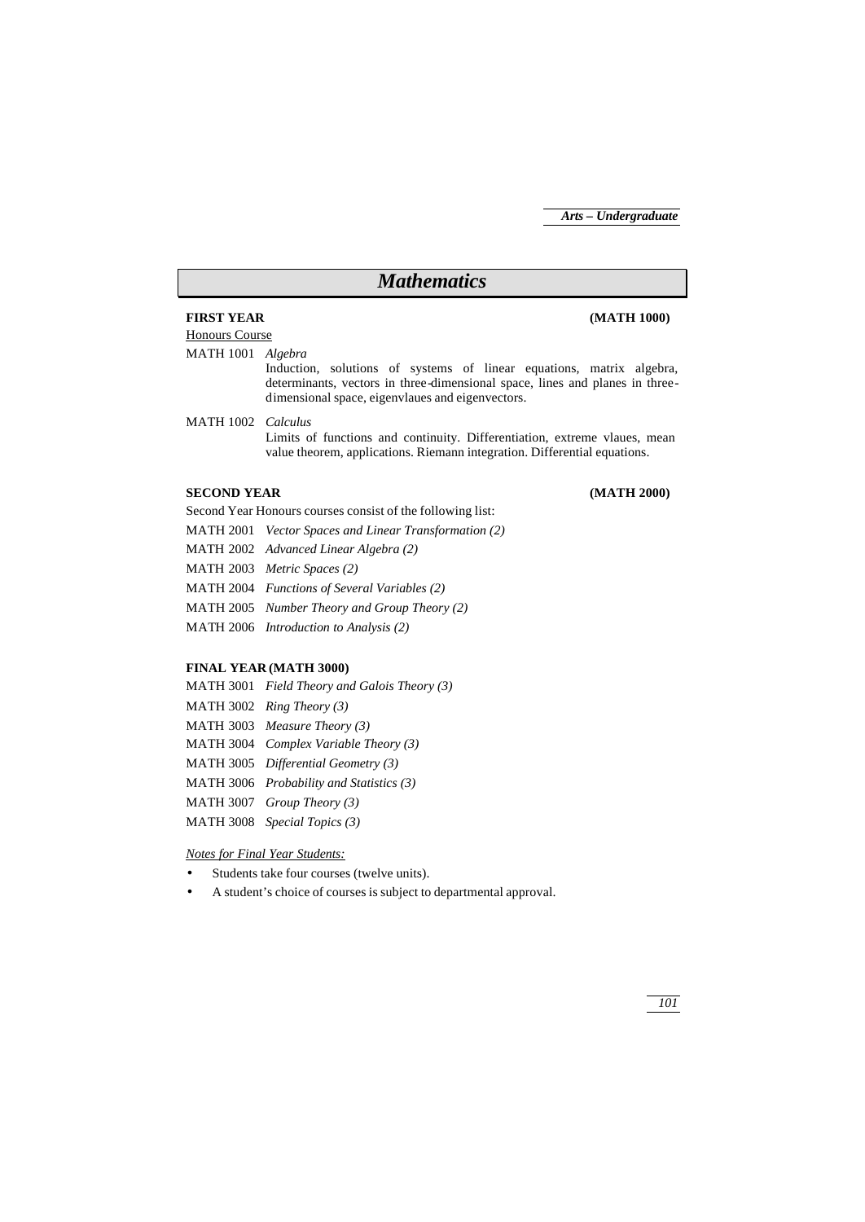# Mathematics

## FIRST YEAR (MATH 1000)

Honours Course

MATH 1001 *Algebra*

Induction, solutions of systems of linear equations, matrix algebra, determinants, vectors in three-dimensional space, lines and planes in three-dimensional space, eigenvlaues and eigenvectors.

MATH 1002 *Calculus*

Limits of functions and continuity. Differentiation, extreme vlaues, mean value theorem, applications. Riemann integration. Differential equations.

## SECOND YEAR (MATH 2000)

Second Year Honours courses consist of the following list:

MATH 2001 *Vector Spaces and Linear Transformation (2)*

MATH 2002 *Advanced Linear Algebra (2)*

MATH 2003 *Metric Spaces (2)*

MATH 2004 *Functions of Several Variables (2)*

MATH 2005 *Number Theory and Group Theory (2)*

MATH 2006 *Introduction to Analysis (2)*

## FINAL YEAR (MATH 3000)

MATH 3001 *Field Theory and Galois Theory (3)*

MATH 3002 *Ring Theory (3)*

MATH 3003 *Measure Theory (3)*

MATH 3004 *Complex Variable Theory (3)*

MATH 3005 *Differential Geometry (3)*

MATH 3006 *Probability and Statistics (3)*

MATH 3007 *Group Theory (3)*

MATH 3008 *Special Topics (3)*

*Notes for Final Year Students:*

- Students take four courses (twelve units).
- A student's choice of courses is subject to departmental approval.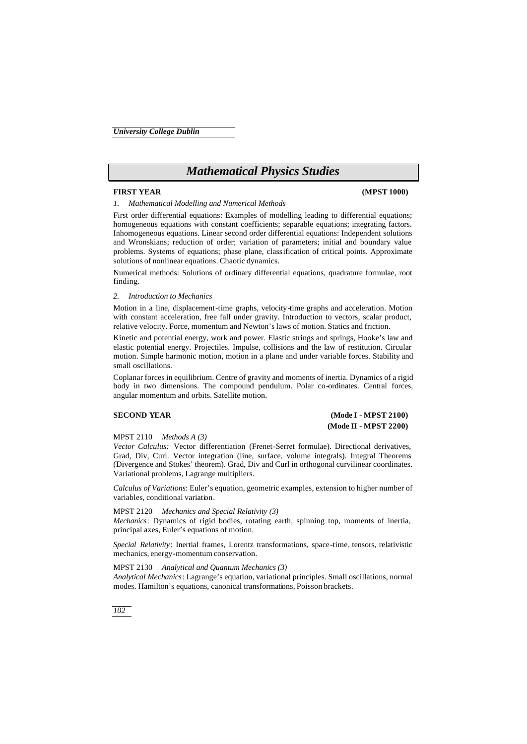# Mathematical Physics Studies

## FIRST YEAR (MPST 1000)

*1. Mathematical Modelling and Numerical Methods*

First order differential equations: Examples of modelling leading to differential equations; homogeneous equations with constant coefficients; separable equations; integrating factors. Inhomogeneous equations. Linear second order differential equations: Independent solutions and Wronskians; reduction of order; variation of parameters; initial and boundary value problems. Systems of equations; phase plane, classification of critical points. Approximate solutions of nonlinear equations. Chaotic dynamics.

Numerical methods: Solutions of ordinary differential equations, quadrature formulae, root finding.

*2. Introduction to Mechanics*

Motion in a line, displacement-time graphs, velocity-time graphs and acceleration. Motion with constant acceleration, free fall under gravity. Introduction to vectors, scalar product, relative velocity. Force, momentum and Newton's laws of motion. Statics and friction.

Kinetic and potential energy, work and power. Elastic strings and springs, Hooke's law and elastic potential energy. Projectiles. Impulse, collisions and the law of restitution. Circular motion. Simple harmonic motion, motion in a plane and under variable forces. Stability and small oscillations.

Coplanar forces in equilibrium. Centre of gravity and moments of inertia. Dynamics of a rigid body in two dimensions. The compound pendulum. Polar co-ordinates. Central forces, angular momentum and orbits. Satellite motion.

## SECOND YEAR (Mode I - MPST 2100) (Mode II - MPST 2200)

MPST 2110 *Methods A (3)*
*Vector Calculus:* Vector differentiation (Frenet-Serret formulae). Directional derivatives, Grad, Div, Curl. Vector integration (line, surface, volume integrals). Integral Theorems (Divergence and Stokes' theorem). Grad, Div and Curl in orthogonal curvilinear coordinates. Variational problems, Lagrange multipliers.

*Calculus of Variations*: Euler's equation, geometric examples, extension to higher number of variables, conditional variation.

MPST 2120 *Mechanics and Special Relativity (3)*
*Mechanics*: Dynamics of rigid bodies, rotating earth, spinning top, moments of inertia, principal axes, Euler's equations of motion.

*Special Relativity*: Inertial frames, Lorentz transformations, space-time, tensors, relativistic mechanics, energy-momentum conservation.

MPST 2130 *Analytical and Quantum Mechanics (3)*
*Analytical Mechanics*: Lagrange's equation, variational principles. Small oscillations, normal modes. Hamilton's equations, canonical transformations, Poisson brackets.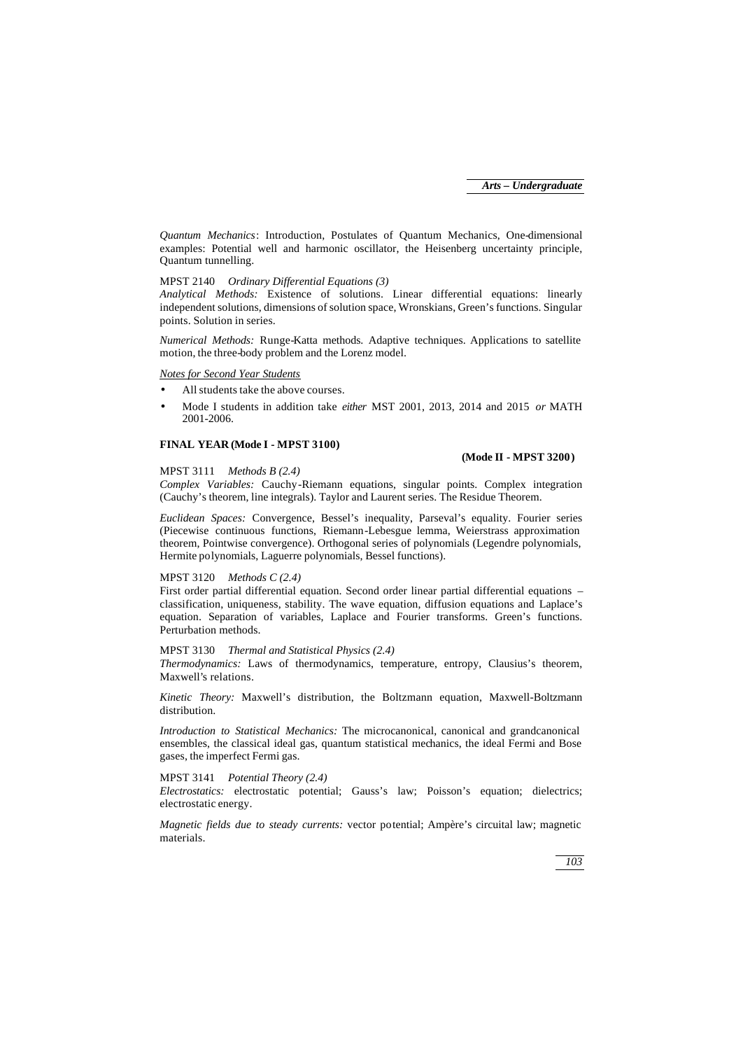*Quantum Mechanics*: Introduction, Postulates of Quantum Mechanics, One-dimensional examples: Potential well and harmonic oscillator, the Heisenberg uncertainty principle, Quantum tunnelling.

MPST 2140 *Ordinary Differential Equations (3)*
*Analytical Methods:* Existence of solutions. Linear differential equations: linearly independent solutions, dimensions of solution space, Wronskians, Green's functions. Singular points. Solution in series.

*Numerical Methods:* Runge-Katta methods. Adaptive techniques. Applications to satellite motion, the three-body problem and the Lorenz model.

<u>*Notes for Second Year Students*</u>

- All students take the above courses.
- Mode I students in addition take *either* MST 2001, 2013, 2014 and 2015 *or* MATH 2001-2006.

**FINAL YEAR (Mode I - MPST 3100)**

**(Mode II - MPST 3200)**

MPST 3111 *Methods B (2.4)*
*Complex Variables:* Cauchy-Riemann equations, singular points. Complex integration (Cauchy's theorem, line integrals). Taylor and Laurent series. The Residue Theorem.

*Euclidean Spaces:* Convergence, Bessel's inequality, Parseval's equality. Fourier series (Piecewise continuous functions, Riemann-Lebesgue lemma, Weierstrass approximation theorem, Pointwise convergence). Orthogonal series of polynomials (Legendre polynomials, Hermite polynomials, Laguerre polynomials, Bessel functions).

MPST 3120 *Methods C (2.4)*
First order partial differential equation. Second order linear partial differential equations – classification, uniqueness, stability. The wave equation, diffusion equations and Laplace's equation. Separation of variables, Laplace and Fourier transforms. Green's functions. Perturbation methods.

MPST 3130 *Thermal and Statistical Physics (2.4)*
*Thermodynamics:* Laws of thermodynamics, temperature, entropy, Clausius's theorem, Maxwell's relations.

*Kinetic Theory:* Maxwell's distribution, the Boltzmann equation, Maxwell-Boltzmann distribution.

*Introduction to Statistical Mechanics:* The microcanonical, canonical and grandcanonical ensembles, the classical ideal gas, quantum statistical mechanics, the ideal Fermi and Bose gases, the imperfect Fermi gas.

MPST 3141 *Potential Theory (2.4)*
*Electrostatics:* electrostatic potential; Gauss's law; Poisson's equation; dielectrics; electrostatic energy.

*Magnetic fields due to steady currents:* vector potential; Ampère's circuital law; magnetic materials.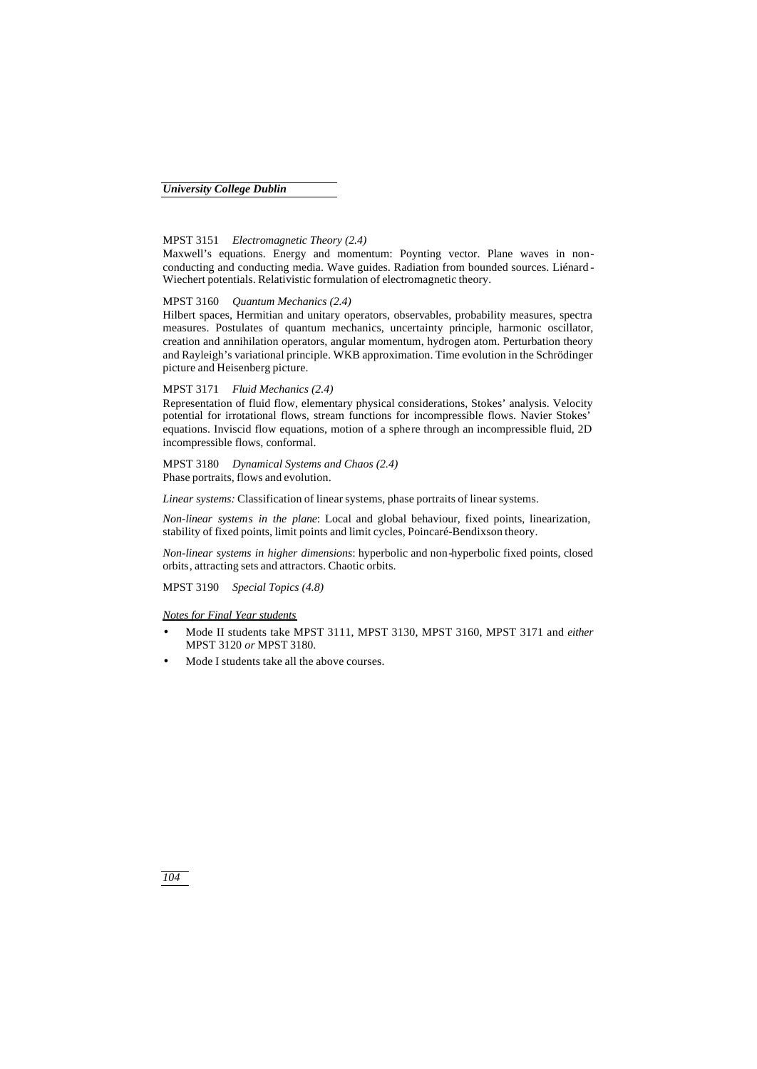MPST 3151 *Electromagnetic Theory (2.4)*

Maxwell's equations. Energy and momentum: Poynting vector. Plane waves in non-conducting and conducting media. Wave guides. Radiation from bounded sources. Liénard-Wiechert potentials. Relativistic formulation of electromagnetic theory.

MPST 3160 *Quantum Mechanics (2.4)*

Hilbert spaces, Hermitian and unitary operators, observables, probability measures, spectra measures. Postulates of quantum mechanics, uncertainty principle, harmonic oscillator, creation and annihilation operators, angular momentum, hydrogen atom. Perturbation theory and Rayleigh's variational principle. WKB approximation. Time evolution in the Schrödinger picture and Heisenberg picture.

MPST 3171 *Fluid Mechanics (2.4)*

Representation of fluid flow, elementary physical considerations, Stokes' analysis. Velocity potential for irrotational flows, stream functions for incompressible flows. Navier Stokes' equations. Inviscid flow equations, motion of a sphere through an incompressible fluid, 2D incompressible flows, conformal.

MPST 3180 *Dynamical Systems and Chaos (2.4)*

Phase portraits, flows and evolution.

*Linear systems:* Classification of linear systems, phase portraits of linear systems.

*Non-linear systems in the plane*: Local and global behaviour, fixed points, linearization, stability of fixed points, limit points and limit cycles, Poincaré-Bendixson theory.

*Non-linear systems in higher dimensions*: hyperbolic and non-hyperbolic fixed points, closed orbits, attracting sets and attractors. Chaotic orbits.

MPST 3190 *Special Topics (4.8)*

*Notes for Final Year students*

- Mode II students take MPST 3111, MPST 3130, MPST 3160, MPST 3171 and *either* MPST 3120 *or* MPST 3180.
- Mode I students take all the above courses.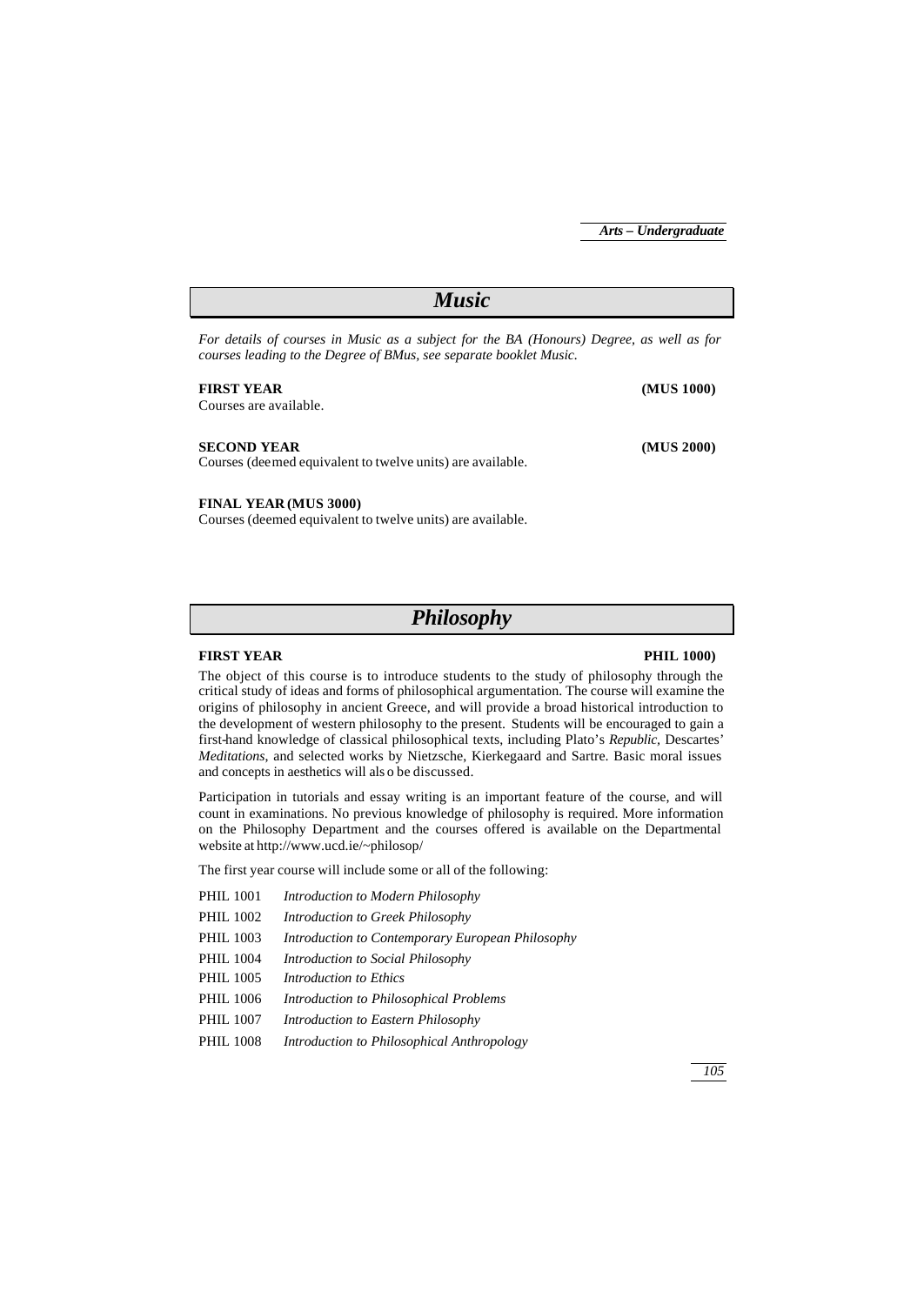# Music

*For details of courses in Music as a subject for the BA (Honours) Degree, as well as for courses leading to the Degree of BMus, see separate booklet Music.*

**FIRST YEAR** **(MUS 1000)**

Courses are available.

**SECOND YEAR** **(MUS 2000)**

Courses (deemed equivalent to twelve units) are available.

**FINAL YEAR (MUS 3000)**

Courses (deemed equivalent to twelve units) are available.

# Philosophy

**FIRST YEAR** **PHIL 1000)**

The object of this course is to introduce students to the study of philosophy through the critical study of ideas and forms of philosophical argumentation. The course will examine the origins of philosophy in ancient Greece, and will provide a broad historical introduction to the development of western philosophy to the present. Students will be encouraged to gain a first-hand knowledge of classical philosophical texts, including Plato's *Republic*, Descartes' *Meditations*, and selected works by Nietzsche, Kierkegaard and Sartre. Basic moral issues and concepts in aesthetics will also be discussed.

Participation in tutorials and essay writing is an important feature of the course, and will count in examinations. No previous knowledge of philosophy is required. More information on the Philosophy Department and the courses offered is available on the Departmental website at http://www.ucd.ie/~philosop/

The first year course will include some or all of the following:

- PHIL 1001 *Introduction to Modern Philosophy*
- PHIL 1002 *Introduction to Greek Philosophy*
- PHIL 1003 *Introduction to Contemporary European Philosophy*
- PHIL 1004 *Introduction to Social Philosophy*
- PHIL 1005 *Introduction to Ethics*
- PHIL 1006 *Introduction to Philosophical Problems*
- PHIL 1007 *Introduction to Eastern Philosophy*
- PHIL 1008 *Introduction to Philosophical Anthropology*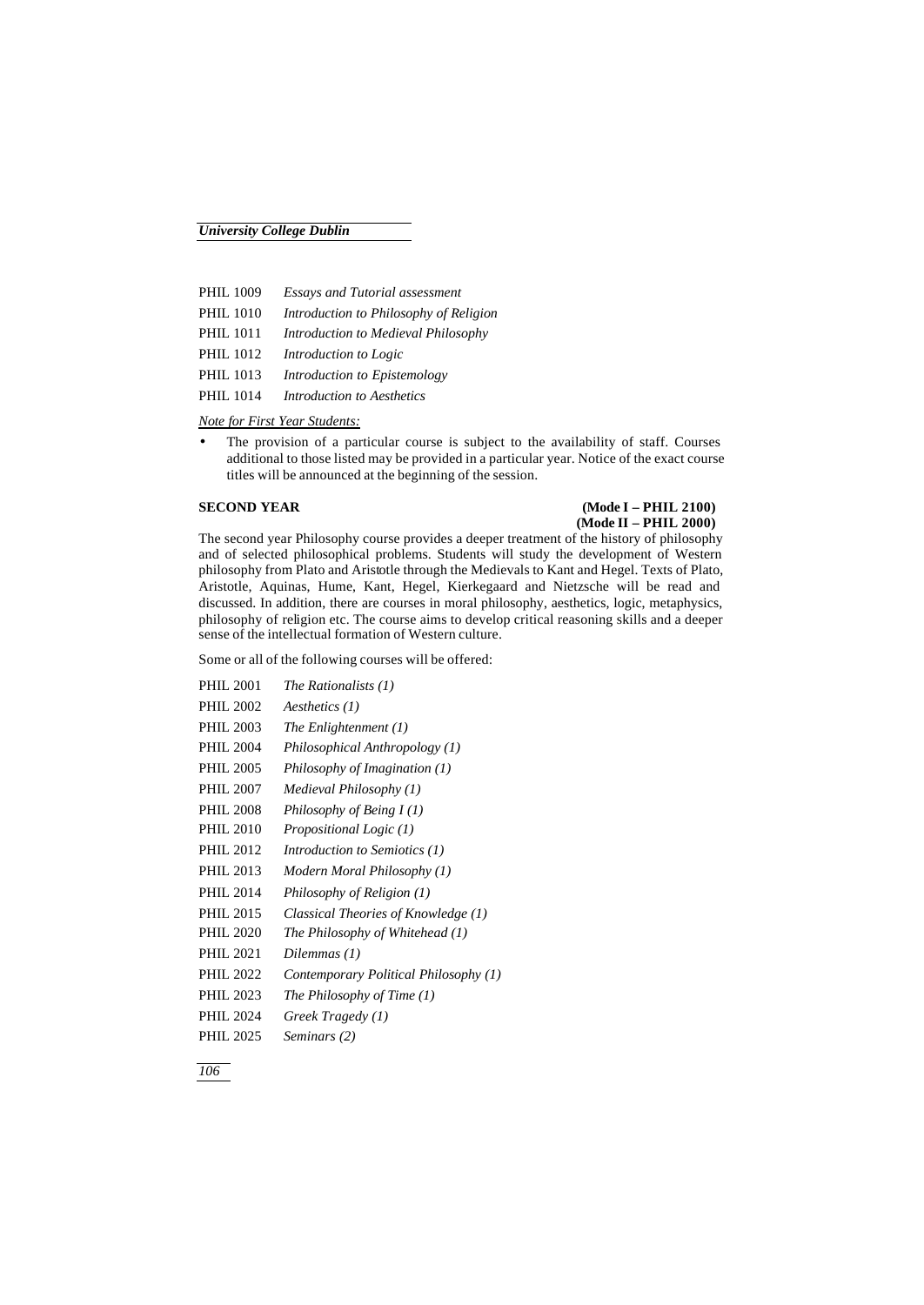| | |
|---|---|
| PHIL 1009 | *Essays and Tutorial assessment* |
| PHIL 1010 | *Introduction to Philosophy of Religion* |
| PHIL 1011 | *Introduction to Medieval Philosophy* |
| PHIL 1012 | *Introduction to Logic* |
| PHIL 1013 | *Introduction to Epistemology* |
| PHIL 1014 | *Introduction to Aesthetics* |

*Note for First Year Students:*

- The provision of a particular course is subject to the availability of staff. Courses additional to those listed may be provided in a particular year. Notice of the exact course titles will be announced at the beginning of the session.

**SECOND YEAR** **(Mode I – PHIL 2100)**
**(Mode II – PHIL 2000)**

The second year Philosophy course provides a deeper treatment of the history of philosophy and of selected philosophical problems. Students will study the development of Western philosophy from Plato and Aristotle through the Medievals to Kant and Hegel. Texts of Plato, Aristotle, Aquinas, Hume, Kant, Hegel, Kierkegaard and Nietzsche will be read and discussed. In addition, there are courses in moral philosophy, aesthetics, logic, metaphysics, philosophy of religion etc. The course aims to develop critical reasoning skills and a deeper sense of the intellectual formation of Western culture.

Some or all of the following courses will be offered:

| | |
|---|---|
| PHIL 2001 | *The Rationalists (1)* |
| PHIL 2002 | *Aesthetics (1)* |
| PHIL 2003 | *The Enlightenment (1)* |
| PHIL 2004 | *Philosophical Anthropology (1)* |
| PHIL 2005 | *Philosophy of Imagination (1)* |
| PHIL 2007 | *Medieval Philosophy (1)* |
| PHIL 2008 | *Philosophy of Being I (1)* |
| PHIL 2010 | *Propositional Logic (1)* |
| PHIL 2012 | *Introduction to Semiotics (1)* |
| PHIL 2013 | *Modern Moral Philosophy (1)* |
| PHIL 2014 | *Philosophy of Religion (1)* |
| PHIL 2015 | *Classical Theories of Knowledge (1)* |
| PHIL 2020 | *The Philosophy of Whitehead (1)* |
| PHIL 2021 | *Dilemmas (1)* |
| PHIL 2022 | *Contemporary Political Philosophy (1)* |
| PHIL 2023 | *The Philosophy of Time (1)* |
| PHIL 2024 | *Greek Tragedy (1)* |
| PHIL 2025 | *Seminars (2)* |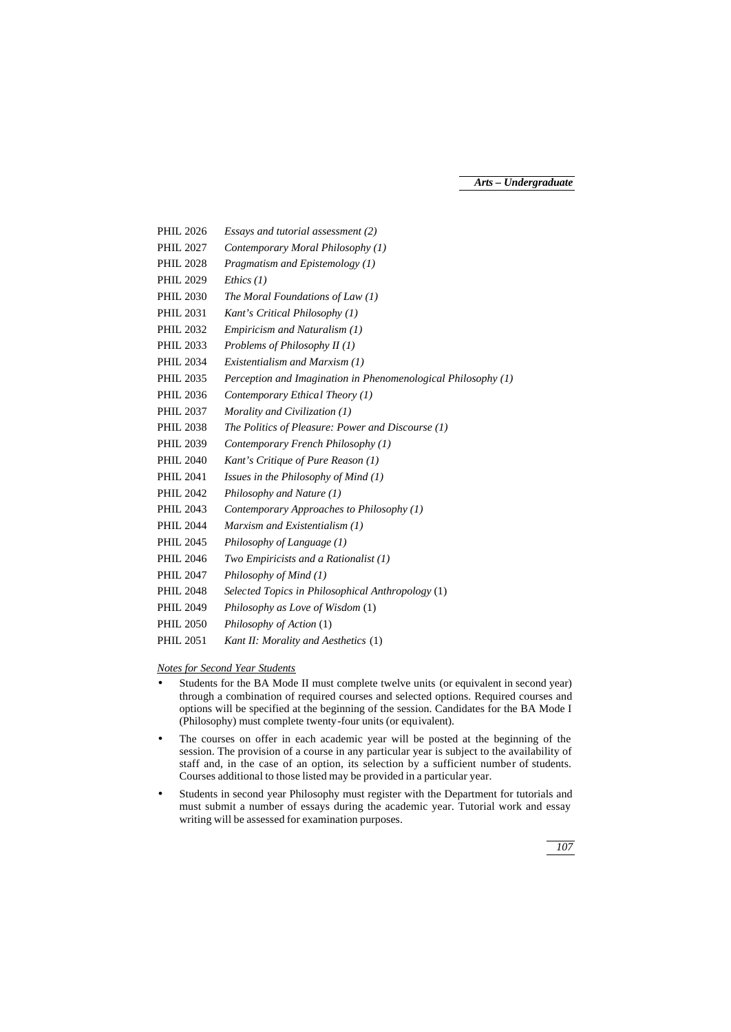PHIL 2026 *Essays and tutorial assessment (2)*
PHIL 2027 *Contemporary Moral Philosophy (1)*
PHIL 2028 *Pragmatism and Epistemology (1)*
PHIL 2029 *Ethics (1)*
PHIL 2030 *The Moral Foundations of Law (1)*
PHIL 2031 *Kant's Critical Philosophy (1)*
PHIL 2032 *Empiricism and Naturalism (1)*
PHIL 2033 *Problems of Philosophy II (1)*
PHIL 2034 *Existentialism and Marxism (1)*
PHIL 2035 *Perception and Imagination in Phenomenological Philosophy (1)*
PHIL 2036 *Contemporary Ethical Theory (1)*
PHIL 2037 *Morality and Civilization (1)*
PHIL 2038 *The Politics of Pleasure: Power and Discourse (1)*
PHIL 2039 *Contemporary French Philosophy (1)*
PHIL 2040 *Kant's Critique of Pure Reason (1)*
PHIL 2041 *Issues in the Philosophy of Mind (1)*
PHIL 2042 *Philosophy and Nature (1)*
PHIL 2043 *Contemporary Approaches to Philosophy (1)*
PHIL 2044 *Marxism and Existentialism (1)*
PHIL 2045 *Philosophy of Language (1)*
PHIL 2046 *Two Empiricists and a Rationalist (1)*
PHIL 2047 *Philosophy of Mind (1)*
PHIL 2048 *Selected Topics in Philosophical Anthropology* (1)
PHIL 2049 *Philosophy as Love of Wisdom* (1)
PHIL 2050 *Philosophy of Action* (1)
PHIL 2051 *Kant II: Morality and Aesthetics* (1)

*Notes for Second Year Students*

- Students for the BA Mode II must complete twelve units (or equivalent in second year) through a combination of required courses and selected options. Required courses and options will be specified at the beginning of the session. Candidates for the BA Mode I (Philosophy) must complete twenty-four units (or equivalent).
- The courses on offer in each academic year will be posted at the beginning of the session. The provision of a course in any particular year is subject to the availability of staff and, in the case of an option, its selection by a sufficient number of students. Courses additional to those listed may be provided in a particular year.
- Students in second year Philosophy must register with the Department for tutorials and must submit a number of essays during the academic year. Tutorial work and essay writing will be assessed for examination purposes.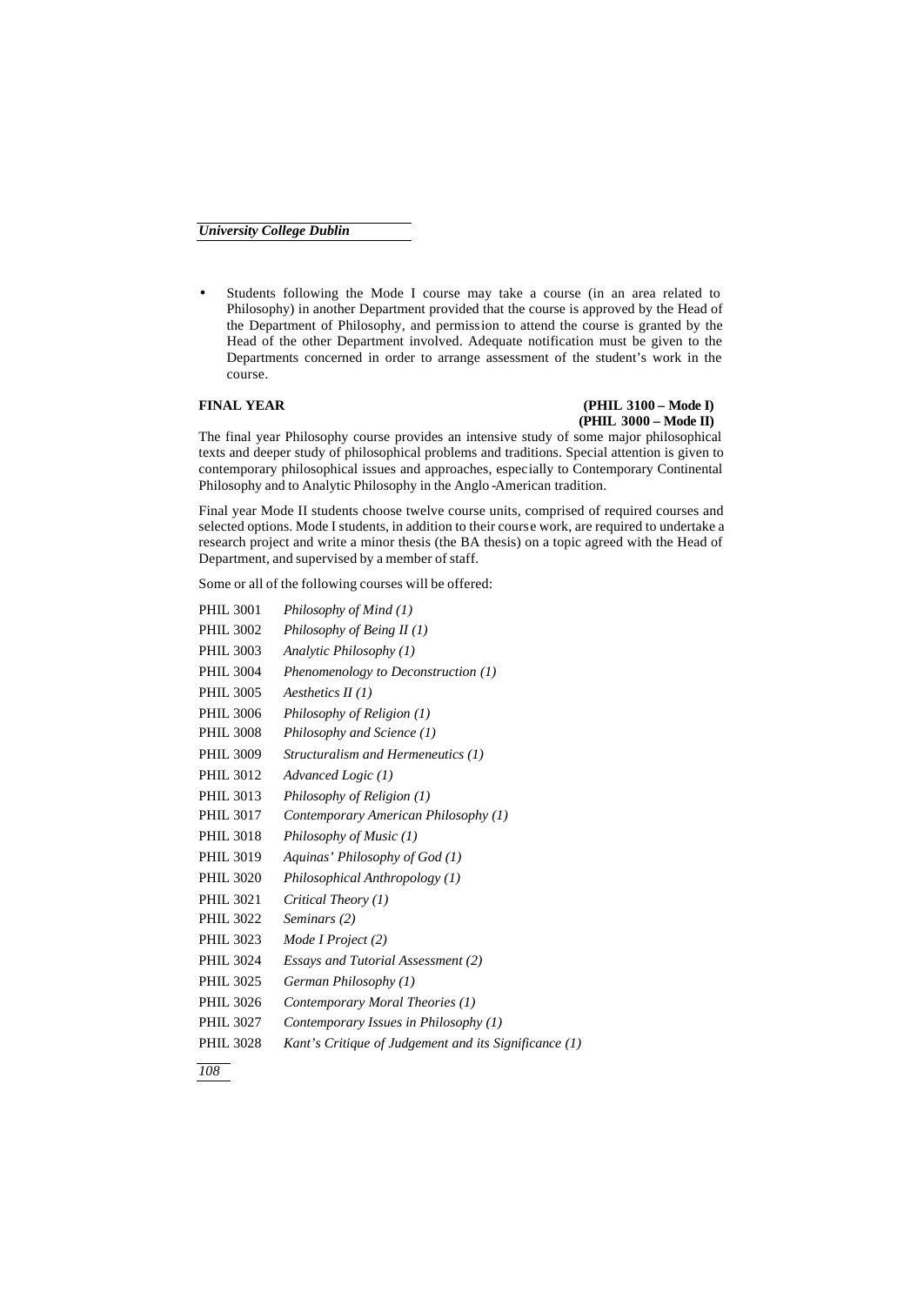- Students following the Mode I course may take a course (in an area related to Philosophy) in another Department provided that the course is approved by the Head of the Department of Philosophy, and permission to attend the course is granted by the Head of the other Department involved. Adequate notification must be given to the Departments concerned in order to arrange assessment of the student's work in the course.

### FINAL YEAR (PHIL 3100 – Mode I) (PHIL 3000 – Mode II)

The final year Philosophy course provides an intensive study of some major philosophical texts and deeper study of philosophical problems and traditions. Special attention is given to contemporary philosophical issues and approaches, especially to Contemporary Continental Philosophy and to Analytic Philosophy in the Anglo-American tradition.

Final year Mode II students choose twelve course units, comprised of required courses and selected options. Mode I students, in addition to their course work, are required to undertake a research project and write a minor thesis (the BA thesis) on a topic agreed with the Head of Department, and supervised by a member of staff.

Some or all of the following courses will be offered:

| | |
|---|---|
| PHIL 3001 | *Philosophy of Mind (1)* |
| PHIL 3002 | *Philosophy of Being II (1)* |
| PHIL 3003 | *Analytic Philosophy (1)* |
| PHIL 3004 | *Phenomenology to Deconstruction (1)* |
| PHIL 3005 | *Aesthetics II (1)* |
| PHIL 3006 | *Philosophy of Religion (1)* |
| PHIL 3008 | *Philosophy and Science (1)* |
| PHIL 3009 | *Structuralism and Hermeneutics (1)* |
| PHIL 3012 | *Advanced Logic (1)* |
| PHIL 3013 | *Philosophy of Religion (1)* |
| PHIL 3017 | *Contemporary American Philosophy (1)* |
| PHIL 3018 | *Philosophy of Music (1)* |
| PHIL 3019 | *Aquinas' Philosophy of God (1)* |
| PHIL 3020 | *Philosophical Anthropology (1)* |
| PHIL 3021 | *Critical Theory (1)* |
| PHIL 3022 | *Seminars (2)* |
| PHIL 3023 | *Mode I Project (2)* |
| PHIL 3024 | *Essays and Tutorial Assessment (2)* |
| PHIL 3025 | *German Philosophy (1)* |
| PHIL 3026 | *Contemporary Moral Theories (1)* |
| PHIL 3027 | *Contemporary Issues in Philosophy (1)* |
| PHIL 3028 | *Kant's Critique of Judgement and its Significance (1)* |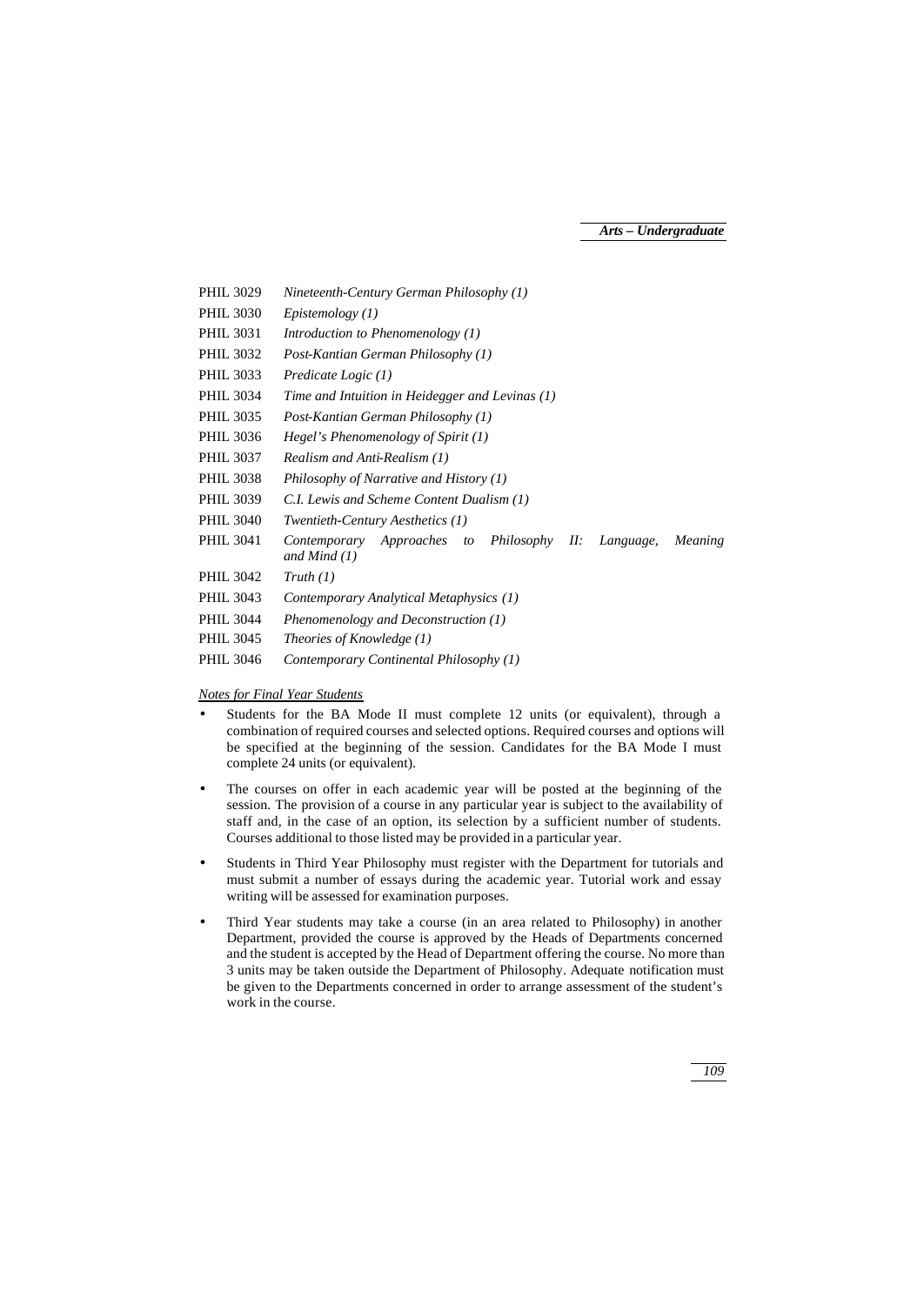| | |
|---|---|
| PHIL 3029 | *Nineteenth-Century German Philosophy (1)* |
| PHIL 3030 | *Epistemology (1)* |
| PHIL 3031 | *Introduction to Phenomenology (1)* |
| PHIL 3032 | *Post-Kantian German Philosophy (1)* |
| PHIL 3033 | *Predicate Logic (1)* |
| PHIL 3034 | *Time and Intuition in Heidegger and Levinas (1)* |
| PHIL 3035 | *Post-Kantian German Philosophy (1)* |
| PHIL 3036 | *Hegel's Phenomenology of Spirit (1)* |
| PHIL 3037 | *Realism and Anti-Realism (1)* |
| PHIL 3038 | *Philosophy of Narrative and History (1)* |
| PHIL 3039 | *C.I. Lewis and Scheme Content Dualism (1)* |
| PHIL 3040 | *Twentieth-Century Aesthetics (1)* |
| PHIL 3041 | *Contemporary Approaches to Philosophy II: Language, Meaning and Mind (1)* |
| PHIL 3042 | *Truth (1)* |
| PHIL 3043 | *Contemporary Analytical Metaphysics (1)* |
| PHIL 3044 | *Phenomenology and Deconstruction (1)* |
| PHIL 3045 | *Theories of Knowledge (1)* |
| PHIL 3046 | *Contemporary Continental Philosophy (1)* |

*Notes for Final Year Students*

- Students for the BA Mode II must complete 12 units (or equivalent), through a combination of required courses and selected options. Required courses and options will be specified at the beginning of the session. Candidates for the BA Mode I must complete 24 units (or equivalent).
- The courses on offer in each academic year will be posted at the beginning of the session. The provision of a course in any particular year is subject to the availability of staff and, in the case of an option, its selection by a sufficient number of students. Courses additional to those listed may be provided in a particular year.
- Students in Third Year Philosophy must register with the Department for tutorials and must submit a number of essays during the academic year. Tutorial work and essay writing will be assessed for examination purposes.
- Third Year students may take a course (in an area related to Philosophy) in another Department, provided the course is approved by the Heads of Departments concerned and the student is accepted by the Head of Department offering the course. No more than 3 units may be taken outside the Department of Philosophy. Adequate notification must be given to the Departments concerned in order to arrange assessment of the student's work in the course.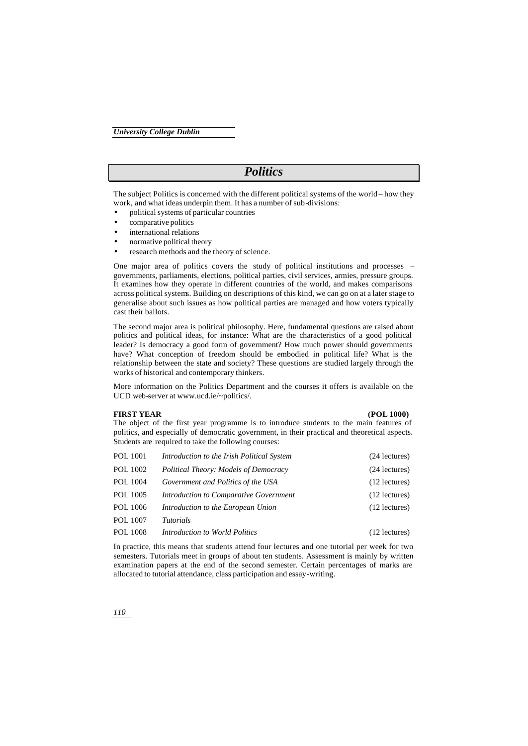# Politics

The subject Politics is concerned with the different political systems of the world – how they work, and what ideas underpin them. It has a number of sub-divisions:

- political systems of particular countries
- comparative politics
- international relations
- normative political theory
- research methods and the theory of science.

One major area of politics covers the study of political institutions and processes – governments, parliaments, elections, political parties, civil services, armies, pressure groups. It examines how they operate in different countries of the world, and makes comparisons across political systems. Building on descriptions of this kind, we can go on at a later stage to generalise about such issues as how political parties are managed and how voters typically cast their ballots.

The second major area is political philosophy. Here, fundamental questions are raised about politics and political ideas, for instance: What are the characteristics of a good political leader? Is democracy a good form of government? How much power should governments have? What conception of freedom should be embodied in political life? What is the relationship between the state and society? These questions are studied largely through the works of historical and contemporary thinkers.

More information on the Politics Department and the courses it offers is available on the UCD web-server at www.ucd.ie/~politics/.

**FIRST YEAR** **(POL 1000)**

The object of the first year programme is to introduce students to the main features of politics, and especially of democratic government, in their practical and theoretical aspects. Students are required to take the following courses:

| | | |
|---|---|---|
| POL 1001 | *Introduction to the Irish Political System* | (24 lectures) |
| POL 1002 | *Political Theory: Models of Democracy* | (24 lectures) |
| POL 1004 | *Government and Politics of the USA* | (12 lectures) |
| POL 1005 | *Introduction to Comparative Government* | (12 lectures) |
| POL 1006 | *Introduction to the European Union* | (12 lectures) |
| POL 1007 | *Tutorials* | |
| POL 1008 | *Introduction to World Politics* | (12 lectures) |

In practice, this means that students attend four lectures and one tutorial per week for two semesters. Tutorials meet in groups of about ten students. Assessment is mainly by written examination papers at the end of the second semester. Certain percentages of marks are allocated to tutorial attendance, class participation and essay-writing.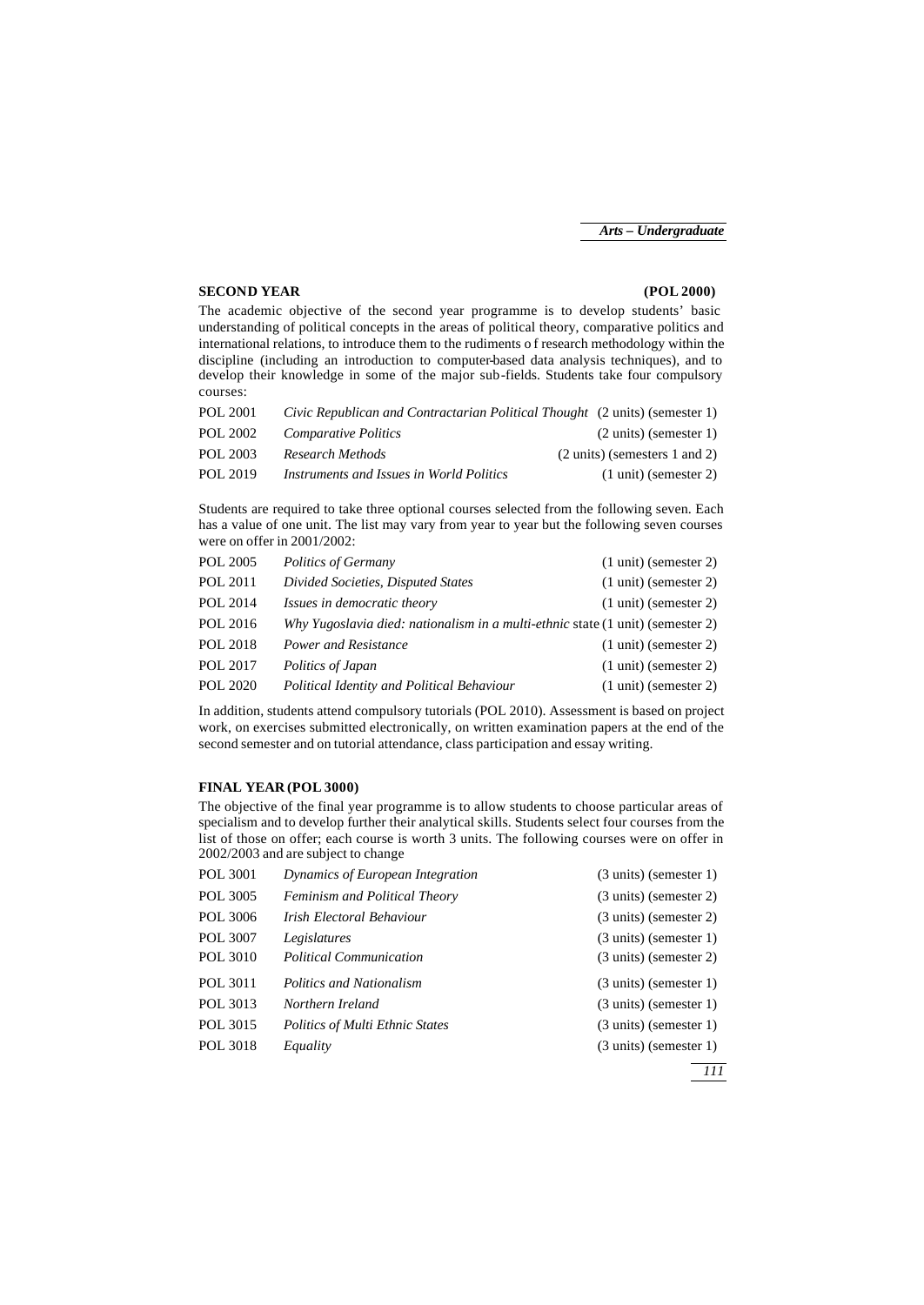**SECOND YEAR (POL 2000)**

The academic objective of the second year programme is to develop students' basic understanding of political concepts in the areas of political theory, comparative politics and international relations, to introduce them to the rudiments o f research methodology within the discipline (including an introduction to computer-based data analysis techniques), and to develop their knowledge in some of the major sub-fields. Students take four compulsory courses:

| | | |
|---|---|---|
| POL 2001 | *Civic Republican and Contractarian Political Thought* | (2 units) (semester 1) |
| POL 2002 | *Comparative Politics* | (2 units) (semester 1) |
| POL 2003 | *Research Methods* | (2 units) (semesters 1 and 2) |
| POL 2019 | *Instruments and Issues in World Politics* | (1 unit) (semester 2) |

Students are required to take three optional courses selected from the following seven. Each has a value of one unit. The list may vary from year to year but the following seven courses were on offer in 2001/2002:

| | | |
|---|---|---|
| POL 2005 | *Politics of Germany* | (1 unit) (semester 2) |
| POL 2011 | *Divided Societies, Disputed States* | (1 unit) (semester 2) |
| POL 2014 | *Issues in democratic theory* | (1 unit) (semester 2) |
| POL 2016 | *Why Yugoslavia died: nationalism in a multi-ethnic* state | (1 unit) (semester 2) |
| POL 2018 | *Power and Resistance* | (1 unit) (semester 2) |
| POL 2017 | *Politics of Japan* | (1 unit) (semester 2) |
| POL 2020 | *Political Identity and Political Behaviour* | (1 unit) (semester 2) |

In addition, students attend compulsory tutorials (POL 2010). Assessment is based on project work, on exercises submitted electronically, on written examination papers at the end of the second semester and on tutorial attendance, class participation and essay writing.

**FINAL YEAR (POL 3000)**

The objective of the final year programme is to allow students to choose particular areas of specialism and to develop further their analytical skills. Students select four courses from the list of those on offer; each course is worth 3 units. The following courses were on offer in 2002/2003 and are subject to change

| | | |
|---|---|---|
| POL 3001 | *Dynamics of European Integration* | (3 units) (semester 1) |
| POL 3005 | *Feminism and Political Theory* | (3 units) (semester 2) |
| POL 3006 | *Irish Electoral Behaviour* | (3 units) (semester 2) |
| POL 3007 | *Legislatures* | (3 units) (semester 1) |
| POL 3010 | *Political Communication* | (3 units) (semester 2) |
| POL 3011 | *Politics and Nationalism* | (3 units) (semester 1) |
| POL 3013 | *Northern Ireland* | (3 units) (semester 1) |
| POL 3015 | *Politics of Multi Ethnic States* | (3 units) (semester 1) |
| POL 3018 | *Equality* | (3 units) (semester 1) |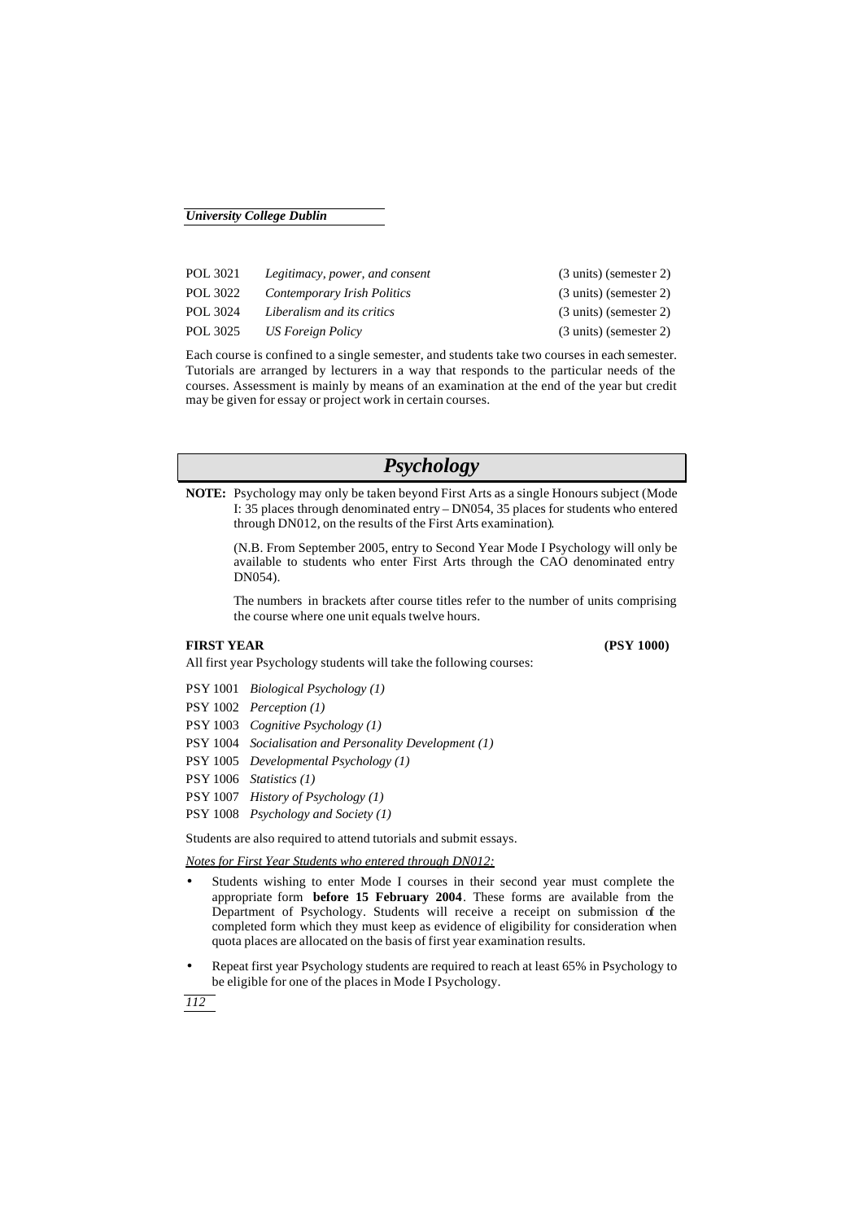| | | |
|---|---|---|
| POL 3021 | *Legitimacy, power, and consent* | (3 units) (semester 2) |
| POL 3022 | *Contemporary Irish Politics* | (3 units) (semester 2) |
| POL 3024 | *Liberalism and its critics* | (3 units) (semester 2) |
| POL 3025 | *US Foreign Policy* | (3 units) (semester 2) |

Each course is confined to a single semester, and students take two courses in each semester. Tutorials are arranged by lecturers in a way that responds to the particular needs of the courses. Assessment is mainly by means of an examination at the end of the year but credit may be given for essay or project work in certain courses.

# *Psychology*

**NOTE:** Psychology may only be taken beyond First Arts as a single Honours subject (Mode I: 35 places through denominated entry – DN054, 35 places for students who entered through DN012, on the results of the First Arts examination).

(N.B. From September 2005, entry to Second Year Mode I Psychology will only be available to students who enter First Arts through the CAO denominated entry DN054).

The numbers in brackets after course titles refer to the number of units comprising the course where one unit equals twelve hours.

**FIRST YEAR** **(PSY 1000)**

All first year Psychology students will take the following courses:

PSY 1001 *Biological Psychology (1)*
PSY 1002 *Perception (1)*
PSY 1003 *Cognitive Psychology (1)*
PSY 1004 *Socialisation and Personality Development (1)*
PSY 1005 *Developmental Psychology (1)*
PSY 1006 *Statistics (1)*
PSY 1007 *History of Psychology (1)*
PSY 1008 *Psychology and Society (1)*

Students are also required to attend tutorials and submit essays.

<u>*Notes for First Year Students who entered through DN012:*</u>

- Students wishing to enter Mode I courses in their second year must complete the appropriate form **before 15 February 2004**. These forms are available from the Department of Psychology. Students will receive a receipt on submission of the completed form which they must keep as evidence of eligibility for consideration when quota places are allocated on the basis of first year examination results.
- Repeat first year Psychology students are required to reach at least 65% in Psychology to be eligible for one of the places in Mode I Psychology.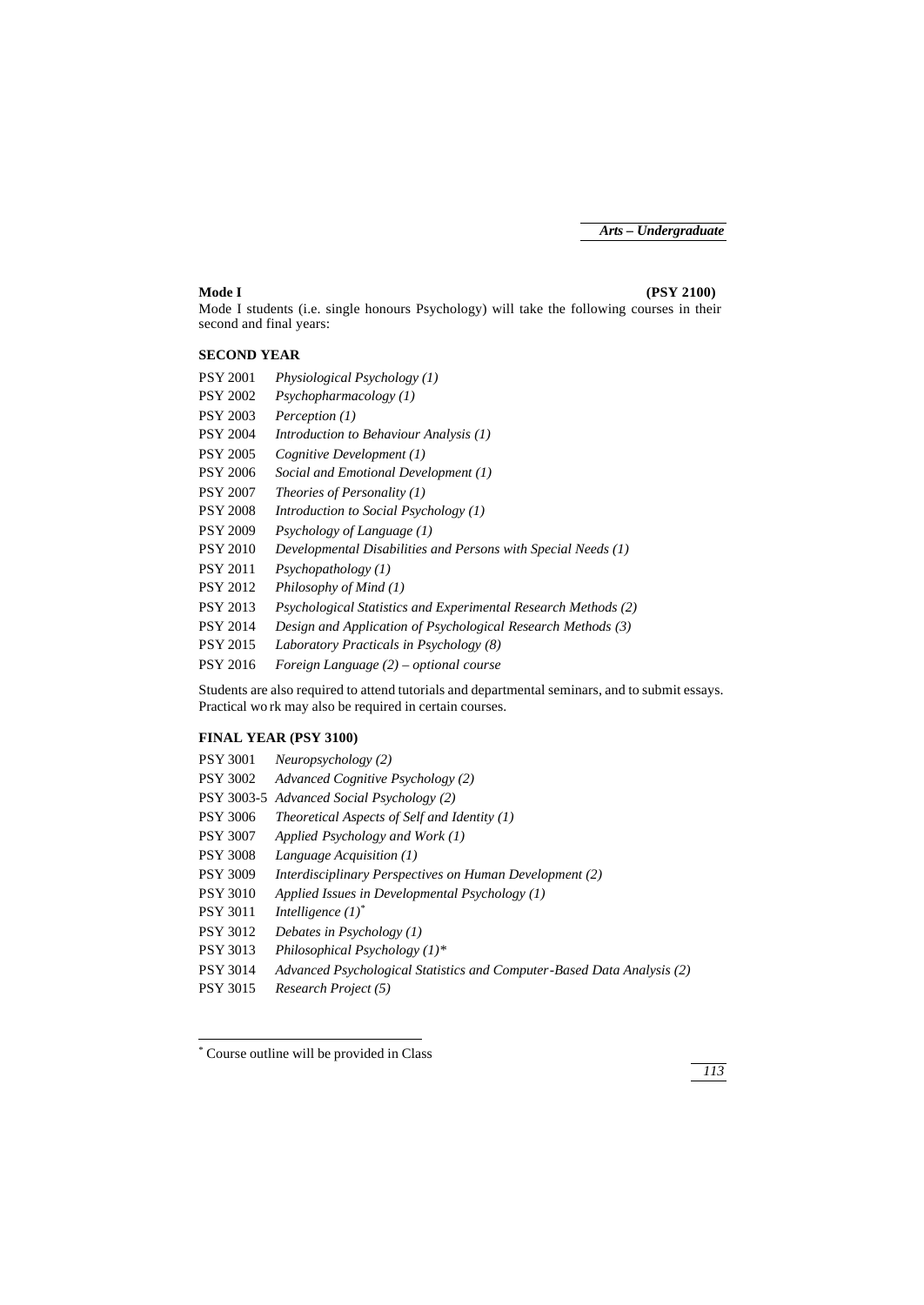**Mode I** **(PSY 2100)**

Mode I students (i.e. single honours Psychology) will take the following courses in their second and final years:

### SECOND YEAR

PSY 2001 *Physiological Psychology (1)*
PSY 2002 *Psychopharmacology (1)*
PSY 2003 *Perception (1)*
PSY 2004 *Introduction to Behaviour Analysis (1)*
PSY 2005 *Cognitive Development (1)*
PSY 2006 *Social and Emotional Development (1)*
PSY 2007 *Theories of Personality (1)*
PSY 2008 *Introduction to Social Psychology (1)*
PSY 2009 *Psychology of Language (1)*
PSY 2010 *Developmental Disabilities and Persons with Special Needs (1)*
PSY 2011 *Psychopathology (1)*
PSY 2012 *Philosophy of Mind (1)*
PSY 2013 *Psychological Statistics and Experimental Research Methods (2)*
PSY 2014 *Design and Application of Psychological Research Methods (3)*
PSY 2015 *Laboratory Practicals in Psychology (8)*
PSY 2016 *Foreign Language (2) – optional course*

Students are also required to attend tutorials and departmental seminars, and to submit essays. Practical work may also be required in certain courses.

### FINAL YEAR (PSY 3100)

PSY 3001 *Neuropsychology (2)*
PSY 3002 *Advanced Cognitive Psychology (2)*
PSY 3003-5 *Advanced Social Psychology (2)*
PSY 3006 *Theoretical Aspects of Self and Identity (1)*
PSY 3007 *Applied Psychology and Work (1)*
PSY 3008 *Language Acquisition (1)*
PSY 3009 *Interdisciplinary Perspectives on Human Development (2)*
PSY 3010 *Applied Issues in Developmental Psychology (1)*
PSY 3011 *Intelligence (1)**
PSY 3012 *Debates in Psychology (1)*
PSY 3013 *Philosophical Psychology (1)**
PSY 3014 *Advanced Psychological Statistics and Computer-Based Data Analysis (2)*
PSY 3015 *Research Project (5)*

---

* Course outline will be provided in Class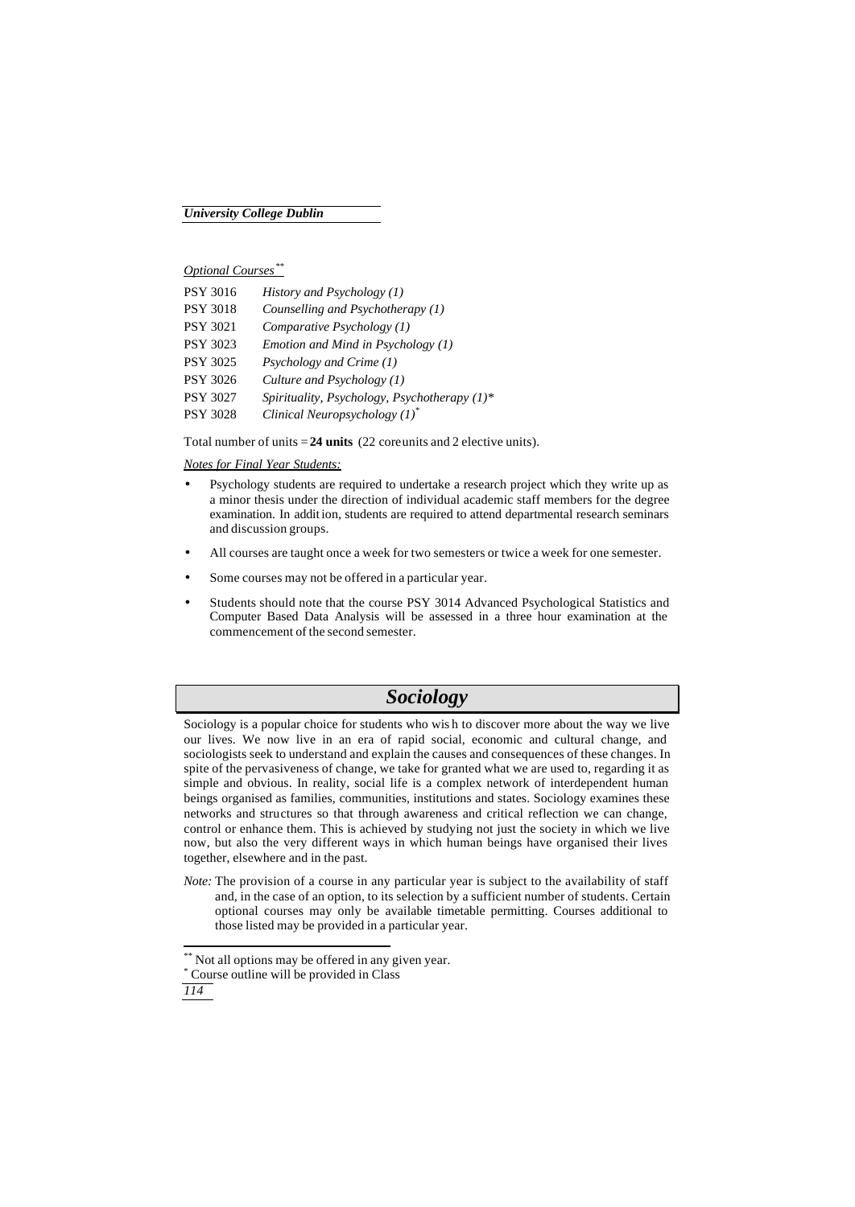*Optional Courses*[**]

| | |
|---|---|
| PSY 3016 | *History and Psychology (1)* |
| PSY 3018 | *Counselling and Psychotherapy (1)* |
| PSY 3021 | *Comparative Psychology (1)* |
| PSY 3023 | *Emotion and Mind in Psychology (1)* |
| PSY 3025 | *Psychology and Crime (1)* |
| PSY 3026 | *Culture and Psychology (1)* |
| PSY 3027 | *Spirituality, Psychology, Psychotherapy (1)** |
| PSY 3028 | *Clinical Neuropsychology (1)*[*] |

Total number of units = **24 units** (22 core units and 2 elective units).

*Notes for Final Year Students:*

- Psychology students are required to undertake a research project which they write up as a minor thesis under the direction of individual academic staff members for the degree examination. In addition, students are required to attend departmental research seminars and discussion groups.
- All courses are taught once a week for two semesters or twice a week for one semester.
- Some courses may not be offered in a particular year.
- Students should note that the course PSY 3014 Advanced Psychological Statistics and Computer Based Data Analysis will be assessed in a three hour examination at the commencement of the second semester.

# Sociology

Sociology is a popular choice for students who wish to discover more about the way we live our lives. We now live in an era of rapid social, economic and cultural change, and sociologists seek to understand and explain the causes and consequences of these changes. In spite of the pervasiveness of change, we take for granted what we are used to, regarding it as simple and obvious. In reality, social life is a complex network of interdependent human beings organised as families, communities, institutions and states. Sociology examines these networks and structures so that through awareness and critical reflection we can change, control or enhance them. This is achieved by studying not just the society in which we live now, but also the very different ways in which human beings have organised their lives together, elsewhere and in the past.

*Note:* The provision of a course in any particular year is subject to the availability of staff and, in the case of an option, to its selection by a sufficient number of students. Certain optional courses may only be available timetable permitting. Courses additional to those listed may be provided in a particular year.

---

[**] Not all options may be offered in any given year.

[*] Course outline will be provided in Class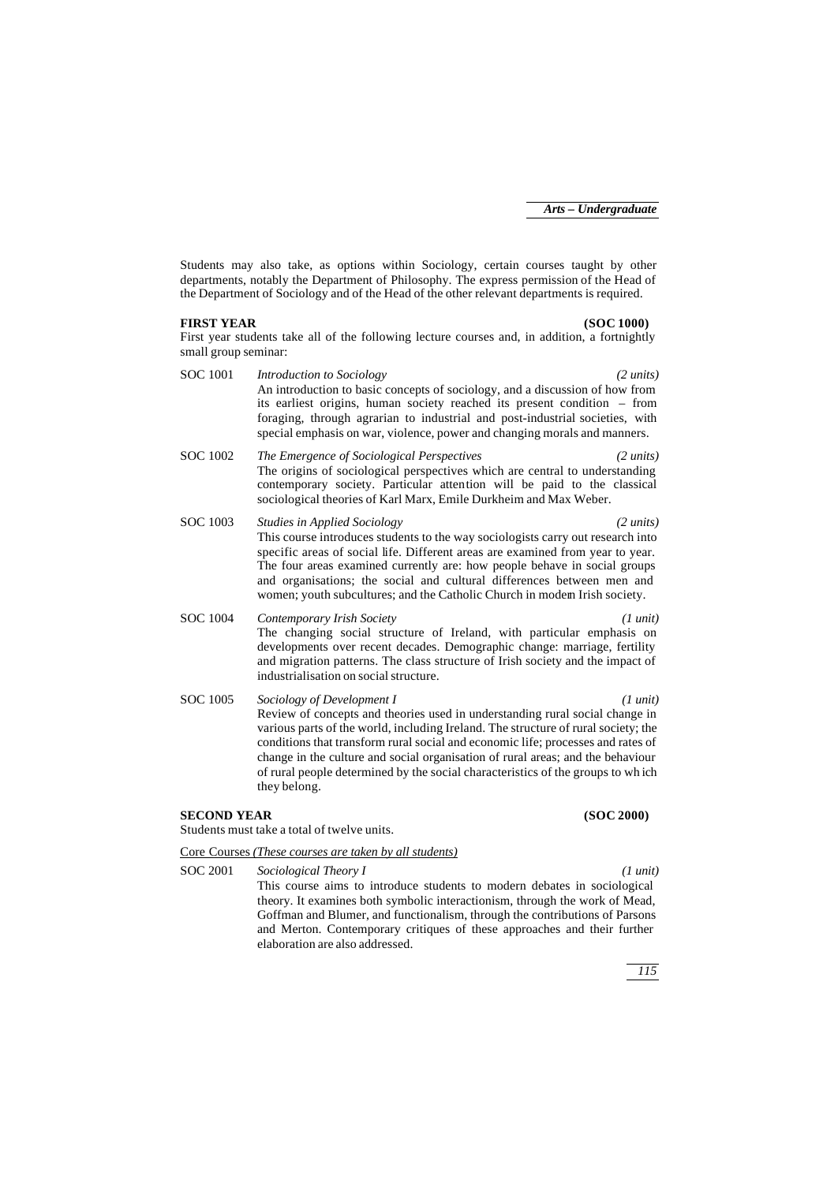Students may also take, as options within Sociology, certain courses taught by other departments, notably the Department of Philosophy. The express permission of the Head of the Department of Sociology and of the Head of the other relevant departments is required.

**FIRST YEAR (SOC 1000)**

First year students take all of the following lecture courses and, in addition, a fortnightly small group seminar:

SOC 1001 *Introduction to Sociology* *(2 units)*
An introduction to basic concepts of sociology, and a discussion of how from its earliest origins, human society reached its present condition – from foraging, through agrarian to industrial and post-industrial societies, with special emphasis on war, violence, power and changing morals and manners.

SOC 1002 *The Emergence of Sociological Perspectives* *(2 units)*
The origins of sociological perspectives which are central to understanding contemporary society. Particular attention will be paid to the classical sociological theories of Karl Marx, Emile Durkheim and Max Weber.

SOC 1003 *Studies in Applied Sociology* *(2 units)*
This course introduces students to the way sociologists carry out research into specific areas of social life. Different areas are examined from year to year. The four areas examined currently are: how people behave in social groups and organisations; the social and cultural differences between men and women; youth subcultures; and the Catholic Church in modern Irish society.

SOC 1004 *Contemporary Irish Society* *(1 unit)*
The changing social structure of Ireland, with particular emphasis on developments over recent decades. Demographic change: marriage, fertility and migration patterns. The class structure of Irish society and the impact of industrialisation on social structure.

SOC 1005 *Sociology of Development I* *(1 unit)*
Review of concepts and theories used in understanding rural social change in various parts of the world, including Ireland. The structure of rural society; the conditions that transform rural social and economic life; processes and rates of change in the culture and social organisation of rural areas; and the behaviour of rural people determined by the social characteristics of the groups to which they belong.

**SECOND YEAR (SOC 2000)**

Students must take a total of twelve units.

Core Courses *(These courses are taken by all students)*

SOC 2001 *Sociological Theory I* *(1 unit)*
This course aims to introduce students to modern debates in sociological theory. It examines both symbolic interactionism, through the work of Mead, Goffman and Blumer, and functionalism, through the contributions of Parsons and Merton. Contemporary critiques of these approaches and their further elaboration are also addressed.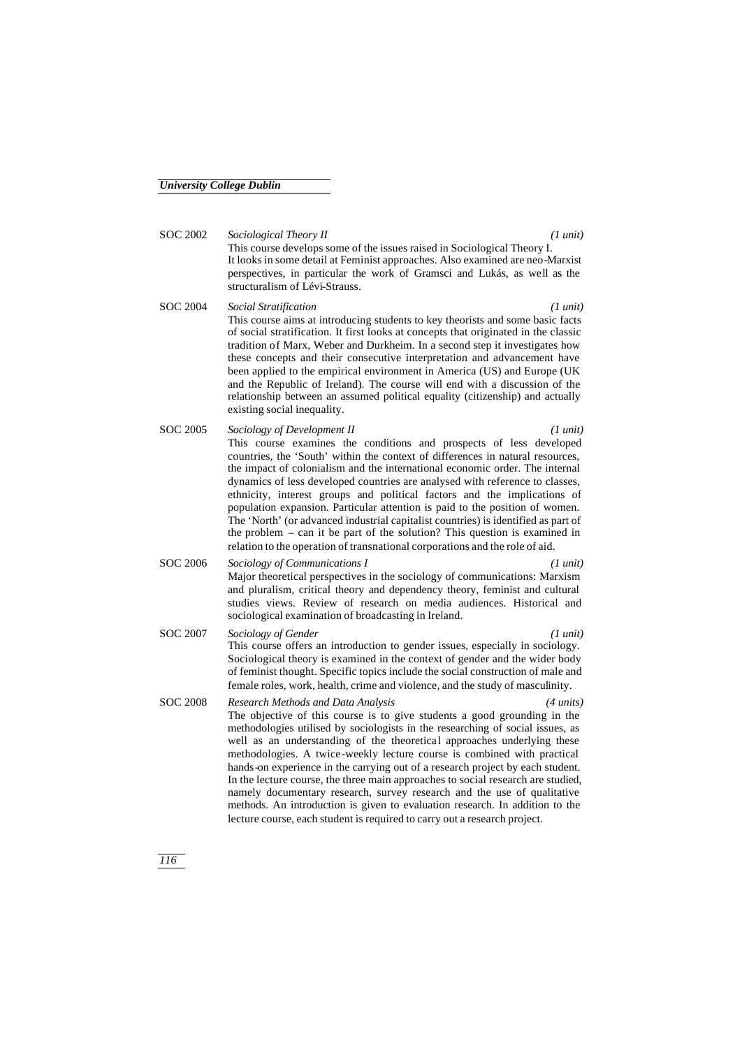SOC 2002 *Sociological Theory II* *(1 unit)*

This course develops some of the issues raised in Sociological Theory I. It looks in some detail at Feminist approaches. Also examined are neo-Marxist perspectives, in particular the work of Gramsci and Lukás, as well as the structuralism of Lévi-Strauss.

SOC 2004 *Social Stratification* *(1 unit)*

This course aims at introducing students to key theorists and some basic facts of social stratification. It first looks at concepts that originated in the classic tradition of Marx, Weber and Durkheim. In a second step it investigates how these concepts and their consecutive interpretation and advancement have been applied to the empirical environment in America (US) and Europe (UK and the Republic of Ireland). The course will end with a discussion of the relationship between an assumed political equality (citizenship) and actually existing social inequality.

SOC 2005 *Sociology of Development II* *(1 unit)*

This course examines the conditions and prospects of less developed countries, the 'South' within the context of differences in natural resources, the impact of colonialism and the international economic order. The internal dynamics of less developed countries are analysed with reference to classes, ethnicity, interest groups and political factors and the implications of population expansion. Particular attention is paid to the position of women. The 'North' (or advanced industrial capitalist countries) is identified as part of the problem – can it be part of the solution? This question is examined in relation to the operation of transnational corporations and the role of aid.

SOC 2006 *Sociology of Communications I* *(1 unit)*

Major theoretical perspectives in the sociology of communications: Marxism and pluralism, critical theory and dependency theory, feminist and cultural studies views. Review of research on media audiences. Historical and sociological examination of broadcasting in Ireland.

SOC 2007 *Sociology of Gender* *(1 unit)*

This course offers an introduction to gender issues, especially in sociology. Sociological theory is examined in the context of gender and the wider body of feminist thought. Specific topics include the social construction of male and female roles, work, health, crime and violence, and the study of masculinity.

SOC 2008 *Research Methods and Data Analysis* *(4 units)*

The objective of this course is to give students a good grounding in the methodologies utilised by sociologists in the researching of social issues, as well as an understanding of the theoretical approaches underlying these methodologies. A twice-weekly lecture course is combined with practical hands-on experience in the carrying out of a research project by each student. In the lecture course, the three main approaches to social research are studied, namely documentary research, survey research and the use of qualitative methods. An introduction is given to evaluation research. In addition to the lecture course, each student is required to carry out a research project.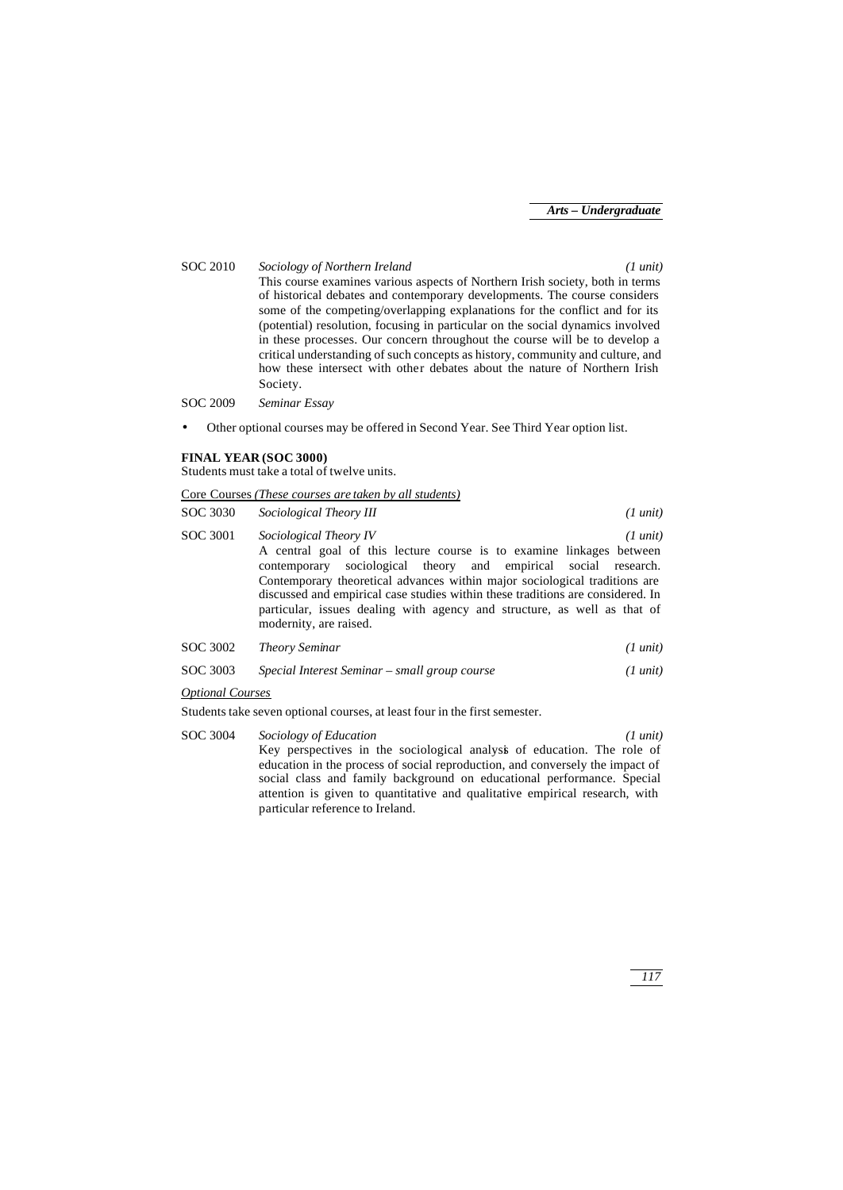SOC 2010 *Sociology of Northern Ireland* *(1 unit)*

This course examines various aspects of Northern Irish society, both in terms of historical debates and contemporary developments. The course considers some of the competing/overlapping explanations for the conflict and for its (potential) resolution, focusing in particular on the social dynamics involved in these processes. Our concern throughout the course will be to develop a critical understanding of such concepts as history, community and culture, and how these intersect with other debates about the nature of Northern Irish Society.

SOC 2009 *Seminar Essay*

- Other optional courses may be offered in Second Year. See Third Year option list.

**FINAL YEAR (SOC 3000)**

Students must take a total of twelve units.

<u>Core Courses *(These courses are taken by all students)*</u>

SOC 3030 *Sociological Theory III* *(1 unit)*

SOC 3001 *Sociological Theory IV* *(1 unit)*

A central goal of this lecture course is to examine linkages between contemporary sociological theory and empirical social research. Contemporary theoretical advances within major sociological traditions are discussed and empirical case studies within these traditions are considered. In particular, issues dealing with agency and structure, as well as that of modernity, are raised.

SOC 3002 *Theory Seminar* *(1 unit)*

SOC 3003 *Special Interest Seminar – small group course* *(1 unit)*

<u>*Optional Courses*</u>

Students take seven optional courses, at least four in the first semester.

SOC 3004 *Sociology of Education* *(1 unit)*

Key perspectives in the sociological analysis of education. The role of education in the process of social reproduction, and conversely the impact of social class and family background on educational performance. Special attention is given to quantitative and qualitative empirical research, with particular reference to Ireland.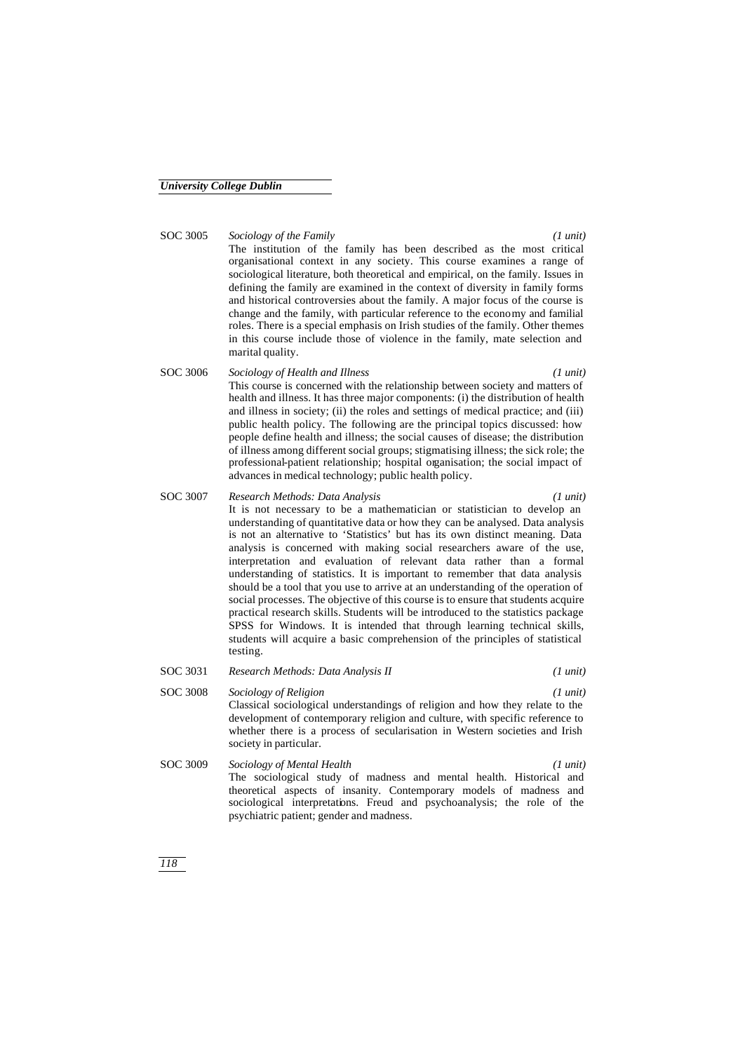**SOC 3005** *Sociology of the Family* *(1 unit)*

The institution of the family has been described as the most critical organisational context in any society. This course examines a range of sociological literature, both theoretical and empirical, on the family. Issues in defining the family are examined in the context of diversity in family forms and historical controversies about the family. A major focus of the course is change and the family, with particular reference to the economy and familial roles. There is a special emphasis on Irish studies of the family. Other themes in this course include those of violence in the family, mate selection and marital quality.

**SOC 3006** *Sociology of Health and Illness* *(1 unit)*

This course is concerned with the relationship between society and matters of health and illness. It has three major components: (i) the distribution of health and illness in society; (ii) the roles and settings of medical practice; and (iii) public health policy. The following are the principal topics discussed: how people define health and illness; the social causes of disease; the distribution of illness among different social groups; stigmatising illness; the sick role; the professional-patient relationship; hospital organisation; the social impact of advances in medical technology; public health policy.

**SOC 3007** *Research Methods: Data Analysis* *(1 unit)*

It is not necessary to be a mathematician or statistician to develop an understanding of quantitative data or how they can be analysed. Data analysis is not an alternative to 'Statistics' but has its own distinct meaning. Data analysis is concerned with making social researchers aware of the use, interpretation and evaluation of relevant data rather than a formal understanding of statistics. It is important to remember that data analysis should be a tool that you use to arrive at an understanding of the operation of social processes. The objective of this course is to ensure that students acquire practical research skills. Students will be introduced to the statistics package SPSS for Windows. It is intended that through learning technical skills, students will acquire a basic comprehension of the principles of statistical testing.

**SOC 3031** *Research Methods: Data Analysis II* *(1 unit)*

**SOC 3008** *Sociology of Religion* *(1 unit)*

Classical sociological understandings of religion and how they relate to the development of contemporary religion and culture, with specific reference to whether there is a process of secularisation in Western societies and Irish society in particular.

**SOC 3009** *Sociology of Mental Health* *(1 unit)*

The sociological study of madness and mental health. Historical and theoretical aspects of insanity. Contemporary models of madness and sociological interpretations. Freud and psychoanalysis; the role of the psychiatric patient; gender and madness.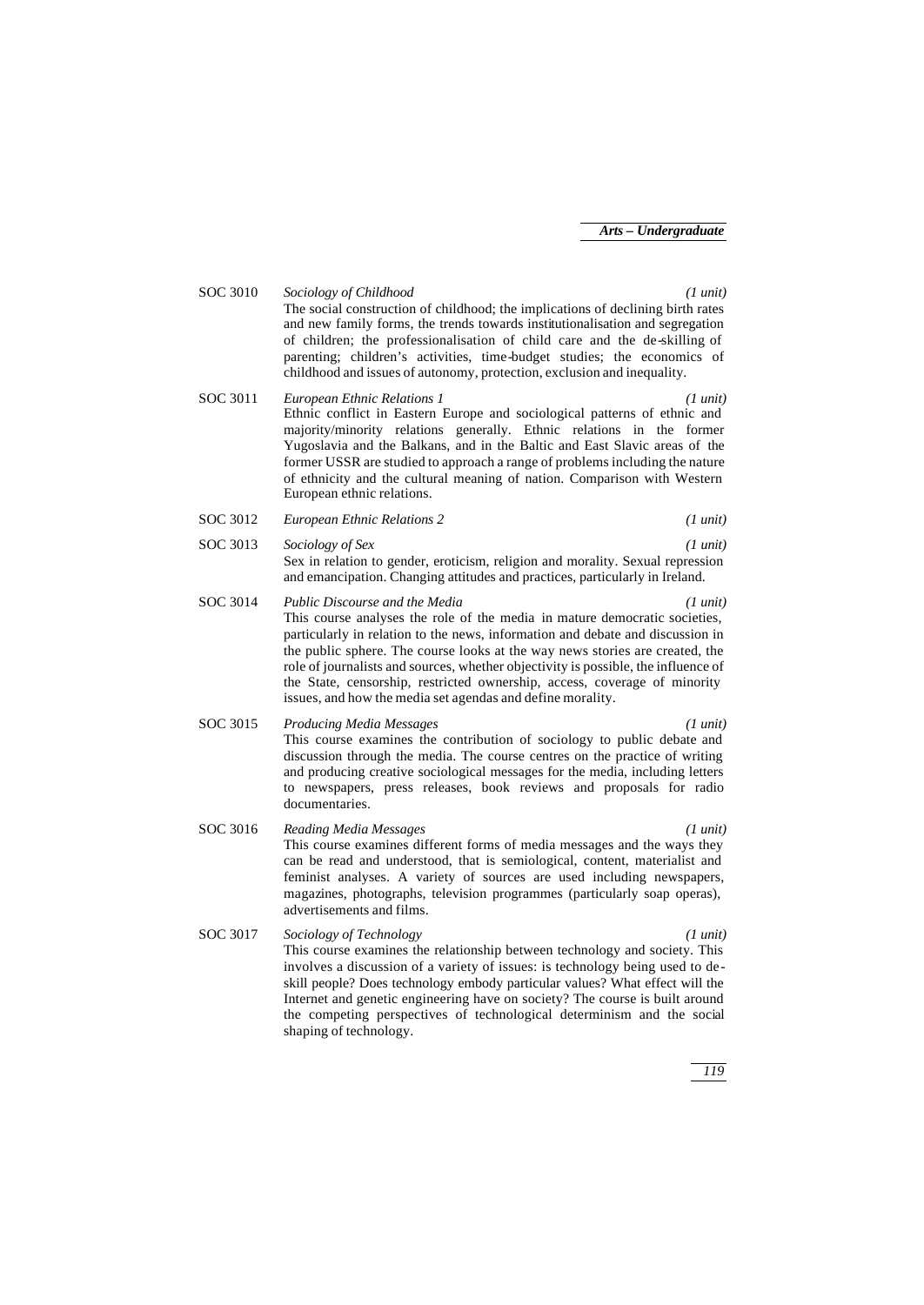**SOC 3010** *Sociology of Childhood* *(1 unit)*

The social construction of childhood; the implications of declining birth rates and new family forms, the trends towards institutionalisation and segregation of children; the professionalisation of child care and the de-skilling of parenting; children's activities, time-budget studies; the economics of childhood and issues of autonomy, protection, exclusion and inequality.

**SOC 3011** *European Ethnic Relations 1* *(1 unit)*

Ethnic conflict in Eastern Europe and sociological patterns of ethnic and majority/minority relations generally. Ethnic relations in the former Yugoslavia and the Balkans, and in the Baltic and East Slavic areas of the former USSR are studied to approach a range of problems including the nature of ethnicity and the cultural meaning of nation. Comparison with Western European ethnic relations.

**SOC 3012** *European Ethnic Relations 2* *(1 unit)*

**SOC 3013** *Sociology of Sex* *(1 unit)*

Sex in relation to gender, eroticism, religion and morality. Sexual repression and emancipation. Changing attitudes and practices, particularly in Ireland.

**SOC 3014** *Public Discourse and the Media* *(1 unit)*

This course analyses the role of the media in mature democratic societies, particularly in relation to the news, information and debate and discussion in the public sphere. The course looks at the way news stories are created, the role of journalists and sources, whether objectivity is possible, the influence of the State, censorship, restricted ownership, access, coverage of minority issues, and how the media set agendas and define morality.

**SOC 3015** *Producing Media Messages* *(1 unit)*

This course examines the contribution of sociology to public debate and discussion through the media. The course centres on the practice of writing and producing creative sociological messages for the media, including letters to newspapers, press releases, book reviews and proposals for radio documentaries.

**SOC 3016** *Reading Media Messages* *(1 unit)*

This course examines different forms of media messages and the ways they can be read and understood, that is semiological, content, materialist and feminist analyses. A variety of sources are used including newspapers, magazines, photographs, television programmes (particularly soap operas), advertisements and films.

**SOC 3017** *Sociology of Technology* *(1 unit)*

This course examines the relationship between technology and society. This involves a discussion of a variety of issues: is technology being used to de-skill people? Does technology embody particular values? What effect will the Internet and genetic engineering have on society? The course is built around the competing perspectives of technological determinism and the social shaping of technology.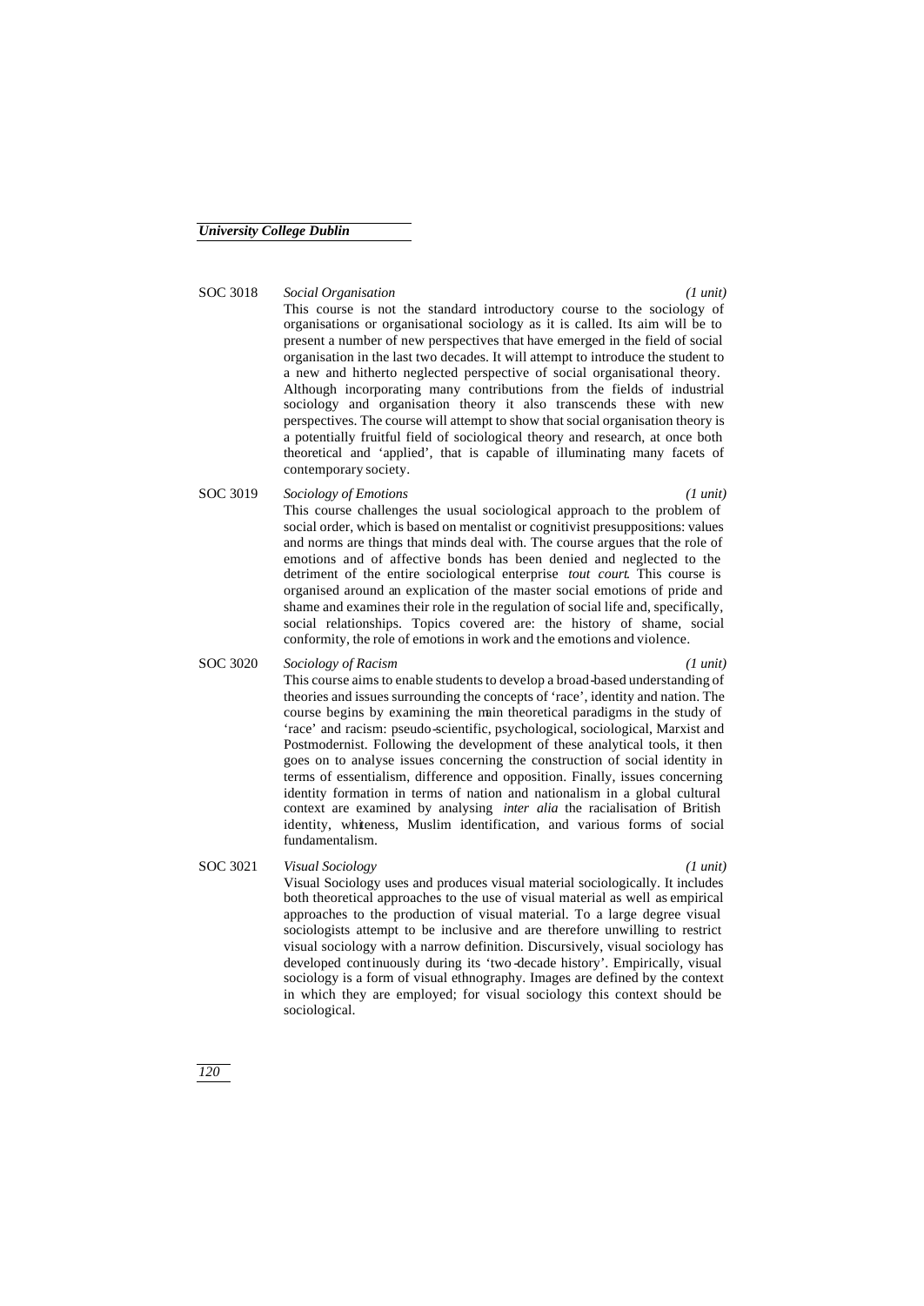**SOC 3018** *Social Organisation* *(1 unit)*

This course is not the standard introductory course to the sociology of organisations or organisational sociology as it is called. Its aim will be to present a number of new perspectives that have emerged in the field of social organisation in the last two decades. It will attempt to introduce the student to a new and hitherto neglected perspective of social organisational theory. Although incorporating many contributions from the fields of industrial sociology and organisation theory it also transcends these with new perspectives. The course will attempt to show that social organisation theory is a potentially fruitful field of sociological theory and research, at once both theoretical and 'applied', that is capable of illuminating many facets of contemporary society.

**SOC 3019** *Sociology of Emotions* *(1 unit)*

This course challenges the usual sociological approach to the problem of social order, which is based on mentalist or cognitivist presuppositions: values and norms are things that minds deal with. The course argues that the role of emotions and of affective bonds has been denied and neglected to the detriment of the entire sociological enterprise *tout court*. This course is organised around an explication of the master social emotions of pride and shame and examines their role in the regulation of social life and, specifically, social relationships. Topics covered are: the history of shame, social conformity, the role of emotions in work and the emotions and violence.

**SOC 3020** *Sociology of Racism* *(1 unit)*

This course aims to enable students to develop a broad-based understanding of theories and issues surrounding the concepts of 'race', identity and nation. The course begins by examining the main theoretical paradigms in the study of 'race' and racism: pseudo-scientific, psychological, sociological, Marxist and Postmodernist. Following the development of these analytical tools, it then goes on to analyse issues concerning the construction of social identity in terms of essentialism, difference and opposition. Finally, issues concerning identity formation in terms of nation and nationalism in a global cultural context are examined by analysing *inter alia* the racialisation of British identity, whiteness, Muslim identification, and various forms of social fundamentalism.

**SOC 3021** *Visual Sociology* *(1 unit)*

Visual Sociology uses and produces visual material sociologically. It includes both theoretical approaches to the use of visual material as well as empirical approaches to the production of visual material. To a large degree visual sociologists attempt to be inclusive and are therefore unwilling to restrict visual sociology with a narrow definition. Discursively, visual sociology has developed continuously during its 'two-decade history'. Empirically, visual sociology is a form of visual ethnography. Images are defined by the context in which they are employed; for visual sociology this context should be sociological.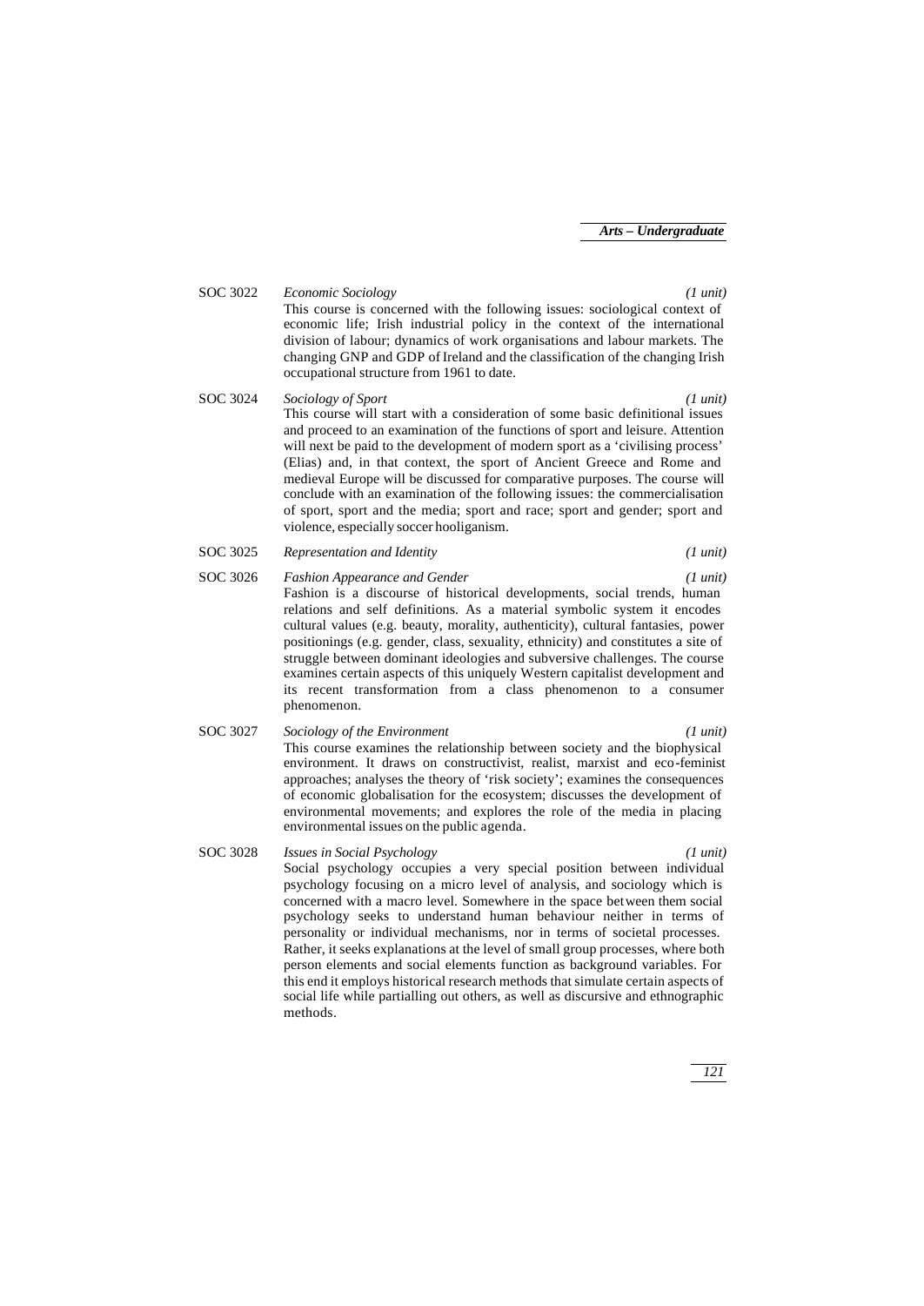**SOC 3022** *Economic Sociology* *(1 unit)*

This course is concerned with the following issues: sociological context of economic life; Irish industrial policy in the context of the international division of labour; dynamics of work organisations and labour markets. The changing GNP and GDP of Ireland and the classification of the changing Irish occupational structure from 1961 to date.

**SOC 3024** *Sociology of Sport* *(1 unit)*

This course will start with a consideration of some basic definitional issues and proceed to an examination of the functions of sport and leisure. Attention will next be paid to the development of modern sport as a 'civilising process' (Elias) and, in that context, the sport of Ancient Greece and Rome and medieval Europe will be discussed for comparative purposes. The course will conclude with an examination of the following issues: the commercialisation of sport, sport and the media; sport and race; sport and gender; sport and violence, especially soccer hooliganism.

**SOC 3025** *Representation and Identity* *(1 unit)*

**SOC 3026** *Fashion Appearance and Gender* *(1 unit)*

Fashion is a discourse of historical developments, social trends, human relations and self definitions. As a material symbolic system it encodes cultural values (e.g. beauty, morality, authenticity), cultural fantasies, power positionings (e.g. gender, class, sexuality, ethnicity) and constitutes a site of struggle between dominant ideologies and subversive challenges. The course examines certain aspects of this uniquely Western capitalist development and its recent transformation from a class phenomenon to a consumer phenomenon.

**SOC 3027** *Sociology of the Environment* *(1 unit)*

This course examines the relationship between society and the biophysical environment. It draws on constructivist, realist, marxist and eco-feminist approaches; analyses the theory of 'risk society'; examines the consequences of economic globalisation for the ecosystem; discusses the development of environmental movements; and explores the role of the media in placing environmental issues on the public agenda.

**SOC 3028** *Issues in Social Psychology* *(1 unit)*

Social psychology occupies a very special position between individual psychology focusing on a micro level of analysis, and sociology which is concerned with a macro level. Somewhere in the space between them social psychology seeks to understand human behaviour neither in terms of personality or individual mechanisms, nor in terms of societal processes. Rather, it seeks explanations at the level of small group processes, where both person elements and social elements function as background variables. For this end it employs historical research methods that simulate certain aspects of social life while partialling out others, as well as discursive and ethnographic methods.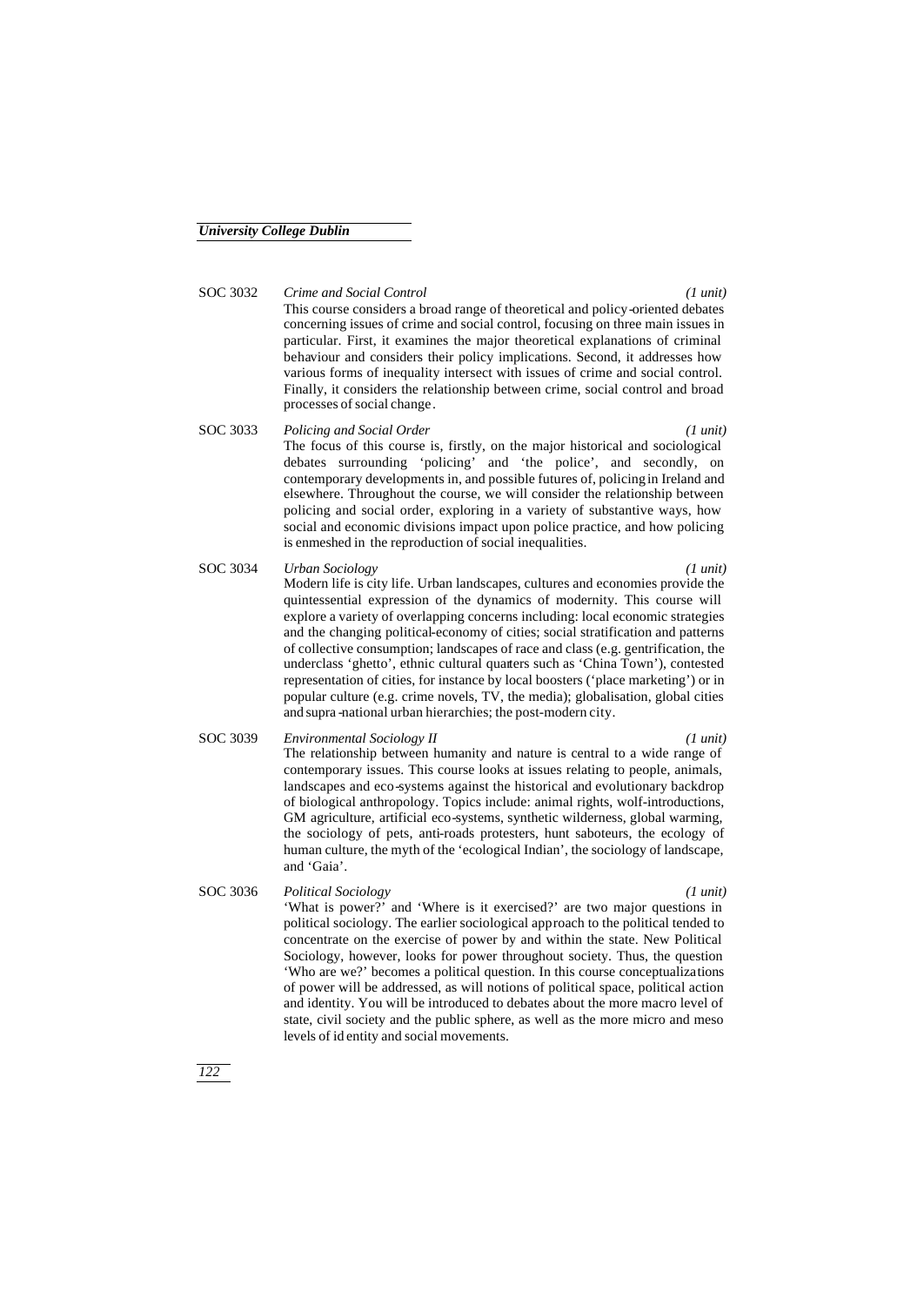**SOC 3032** *Crime and Social Control* *(1 unit)*

This course considers a broad range of theoretical and policy-oriented debates concerning issues of crime and social control, focusing on three main issues in particular. First, it examines the major theoretical explanations of criminal behaviour and considers their policy implications. Second, it addresses how various forms of inequality intersect with issues of crime and social control. Finally, it considers the relationship between crime, social control and broad processes of social change.

**SOC 3033** *Policing and Social Order* *(1 unit)*

The focus of this course is, firstly, on the major historical and sociological debates surrounding 'policing' and 'the police', and secondly, on contemporary developments in, and possible futures of, policing in Ireland and elsewhere. Throughout the course, we will consider the relationship between policing and social order, exploring in a variety of substantive ways, how social and economic divisions impact upon police practice, and how policing is enmeshed in the reproduction of social inequalities.

**SOC 3034** *Urban Sociology* *(1 unit)*

Modern life is city life. Urban landscapes, cultures and economies provide the quintessential expression of the dynamics of modernity. This course will explore a variety of overlapping concerns including: local economic strategies and the changing political-economy of cities; social stratification and patterns of collective consumption; landscapes of race and class (e.g. gentrification, the underclass 'ghetto', ethnic cultural quarters such as 'China Town'), contested representation of cities, for instance by local boosters ('place marketing') or in popular culture (e.g. crime novels, TV, the media); globalisation, global cities and supra-national urban hierarchies; the post-modern city.

**SOC 3039** *Environmental Sociology II* *(1 unit)*

The relationship between humanity and nature is central to a wide range of contemporary issues. This course looks at issues relating to people, animals, landscapes and eco-systems against the historical and evolutionary backdrop of biological anthropology. Topics include: animal rights, wolf-introductions, GM agriculture, artificial eco-systems, synthetic wilderness, global warming, the sociology of pets, anti-roads protesters, hunt saboteurs, the ecology of human culture, the myth of the 'ecological Indian', the sociology of landscape, and 'Gaia'.

**SOC 3036** *Political Sociology* *(1 unit)*

'What is power?' and 'Where is it exercised?' are two major questions in political sociology. The earlier sociological approach to the political tended to concentrate on the exercise of power by and within the state. New Political Sociology, however, looks for power throughout society. Thus, the question 'Who are we?' becomes a political question. In this course conceptualizations of power will be addressed, as will notions of political space, political action and identity. You will be introduced to debates about the more macro level of state, civil society and the public sphere, as well as the more micro and meso levels of identity and social movements.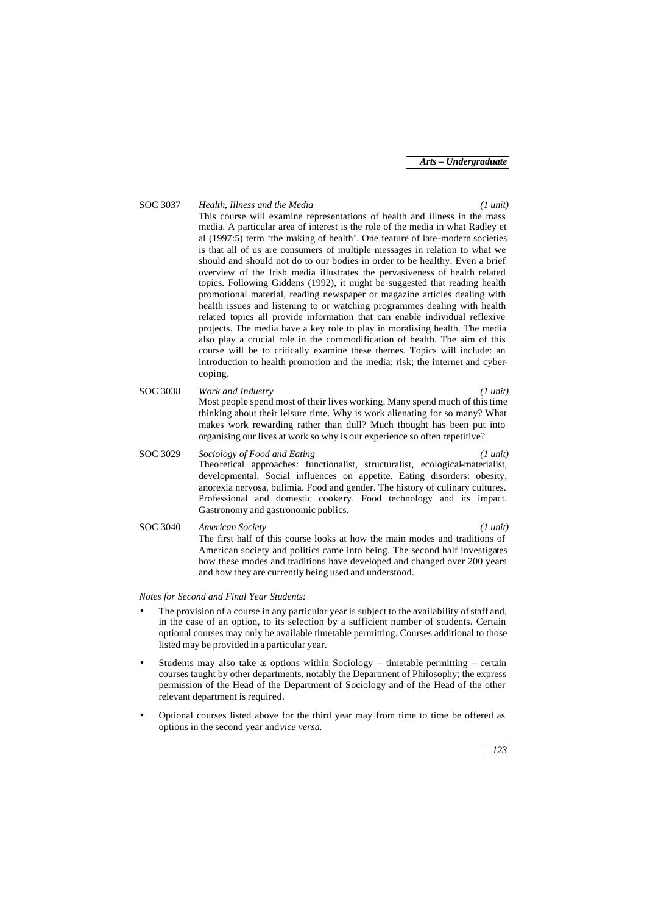**SOC 3037** *Health, Illness and the Media* *(1 unit)*

This course will examine representations of health and illness in the mass media. A particular area of interest is the role of the media in what Radley et al (1997:5) term 'the making of health'. One feature of late-modern societies is that all of us are consumers of multiple messages in relation to what we should and should not do to our bodies in order to be healthy. Even a brief overview of the Irish media illustrates the pervasiveness of health related topics. Following Giddens (1992), it might be suggested that reading health promotional material, reading newspaper or magazine articles dealing with health issues and listening to or watching programmes dealing with health related topics all provide information that can enable individual reflexive projects. The media have a key role to play in moralising health. The media also play a crucial role in the commodification of health. The aim of this course will be to critically examine these themes. Topics will include: an introduction to health promotion and the media; risk; the internet and cyber-coping.

**SOC 3038** *Work and Industry* *(1 unit)*

Most people spend most of their lives working. Many spend much of this time thinking about their leisure time. Why is work alienating for so many? What makes work rewarding rather than dull? Much thought has been put into organising our lives at work so why is our experience so often repetitive?

**SOC 3029** *Sociology of Food and Eating* *(1 unit)*

Theoretical approaches: functionalist, structuralist, ecological-materialist, developmental. Social influences on appetite. Eating disorders: obesity, anorexia nervosa, bulimia. Food and gender. The history of culinary cultures. Professional and domestic cookery. Food technology and its impact. Gastronomy and gastronomic publics.

**SOC 3040** *American Society* *(1 unit)*

The first half of this course looks at how the main modes and traditions of American society and politics came into being. The second half investigates how these modes and traditions have developed and changed over 200 years and how they are currently being used and understood.

*Notes for Second and Final Year Students:*

- The provision of a course in any particular year is subject to the availability of staff and, in the case of an option, to its selection by a sufficient number of students. Certain optional courses may only be available timetable permitting. Courses additional to those listed may be provided in a particular year.
- Students may also take as options within Sociology – timetable permitting – certain courses taught by other departments, notably the Department of Philosophy; the express permission of the Head of the Department of Sociology and of the Head of the other relevant department is required.
- Optional courses listed above for the third year may from time to time be offered as options in the second year and *vice versa.*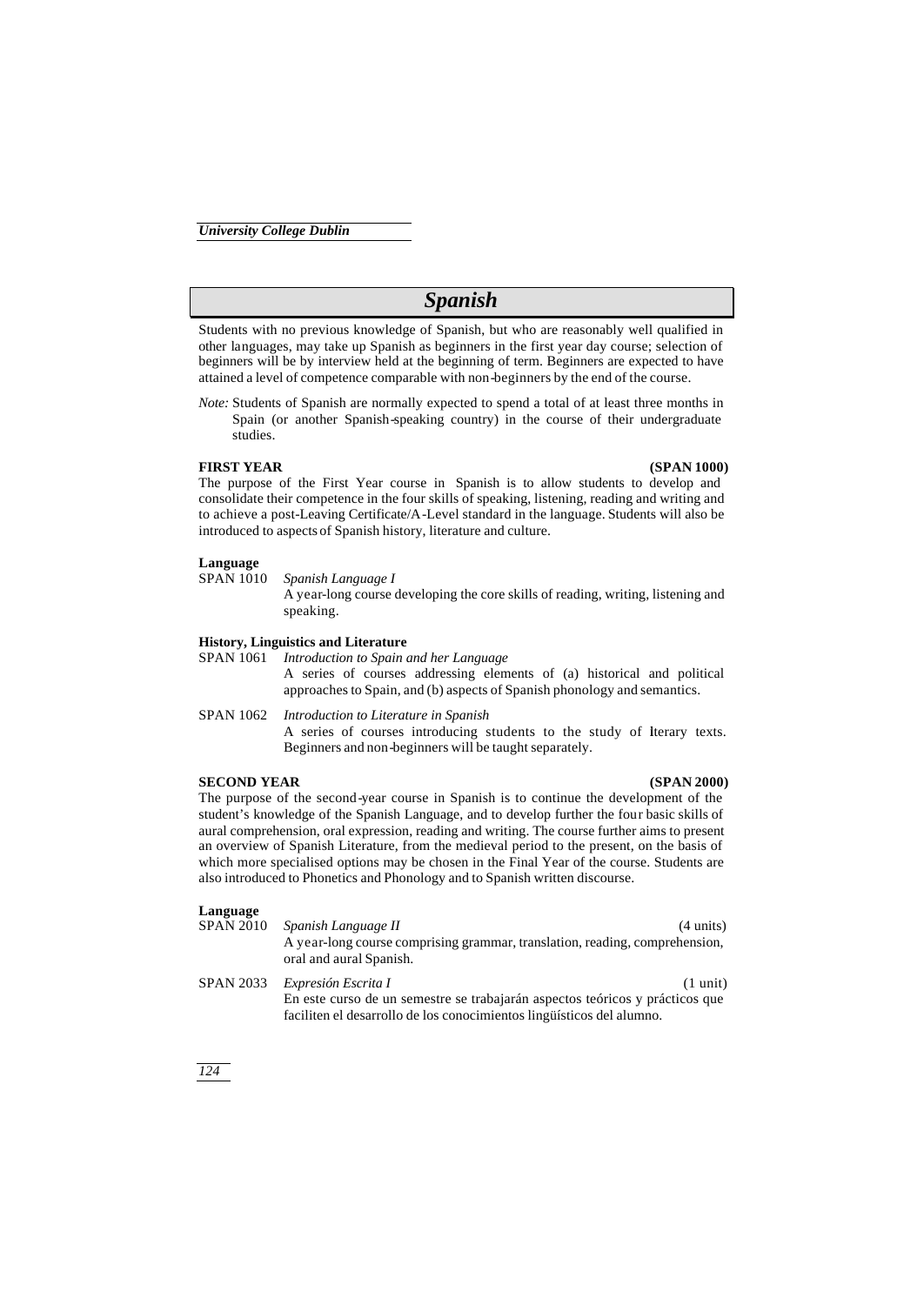# Spanish

Students with no previous knowledge of Spanish, but who are reasonably well qualified in other languages, may take up Spanish as beginners in the first year day course; selection of beginners will be by interview held at the beginning of term. Beginners are expected to have attained a level of competence comparable with non-beginners by the end of the course.

*Note:* Students of Spanish are normally expected to spend a total of at least three months in Spain (or another Spanish-speaking country) in the course of their undergraduate studies.

## FIRST YEAR (SPAN 1000)

The purpose of the First Year course in Spanish is to allow students to develop and consolidate their competence in the four skills of speaking, listening, reading and writing and to achieve a post-Leaving Certificate/A-Level standard in the language. Students will also be introduced to aspects of Spanish history, literature and culture.

### Language

SPAN 1010 *Spanish Language I*

A year-long course developing the core skills of reading, writing, listening and speaking.

### History, Linguistics and Literature

SPAN 1061 *Introduction to Spain and her Language*

A series of courses addressing elements of (a) historical and political approaches to Spain, and (b) aspects of Spanish phonology and semantics.

SPAN 1062 *Introduction to Literature in Spanish*

A series of courses introducing students to the study of literary texts. Beginners and non-beginners will be taught separately.

## SECOND YEAR (SPAN 2000)

The purpose of the second-year course in Spanish is to continue the development of the student's knowledge of the Spanish Language, and to develop further the four basic skills of aural comprehension, oral expression, reading and writing. The course further aims to present an overview of Spanish Literature, from the medieval period to the present, on the basis of which more specialised options may be chosen in the Final Year of the course. Students are also introduced to Phonetics and Phonology and to Spanish written discourse.

### Language

SPAN 2010 *Spanish Language II* (4 units)

A year-long course comprising grammar, translation, reading, comprehension, oral and aural Spanish.

SPAN 2033 *Expresión Escrita I* (1 unit)

En este curso de un semestre se trabajarán aspectos teóricos y prácticos que faciliten el desarrollo de los conocimientos lingüísticos del alumno.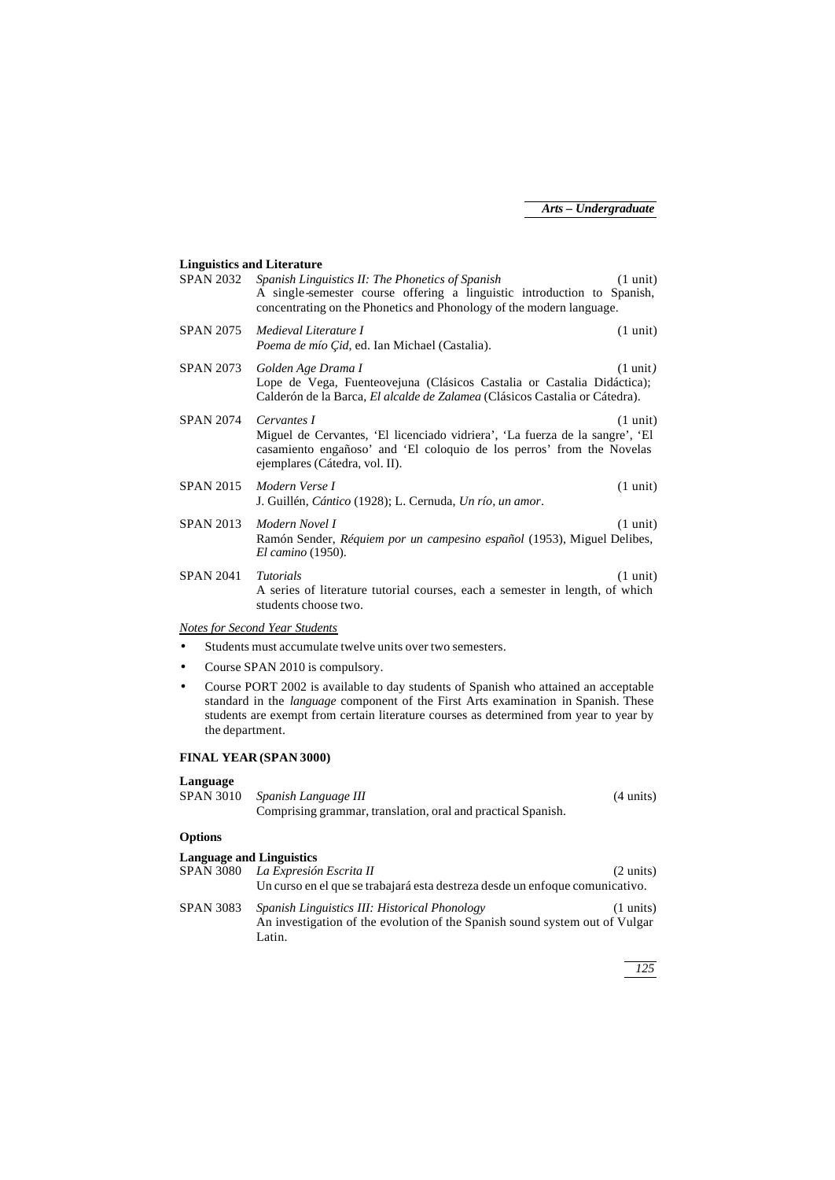**Linguistics and Literature**

SPAN 2032 *Spanish Linguistics II: The Phonetics of Spanish* (1 unit)
A single-semester course offering a linguistic introduction to Spanish, concentrating on the Phonetics and Phonology of the modern language.

SPAN 2075 *Medieval Literature I* (1 unit)
*Poema de mío Çid*, ed. Ian Michael (Castalia).

SPAN 2073 *Golden Age Drama I* (1 unit*)*
Lope de Vega, Fuenteovejuna (Clásicos Castalia or Castalia Didáctica); Calderón de la Barca, *El alcalde de Zalamea* (Clásicos Castalia or Cátedra).

SPAN 2074 *Cervantes I* (1 unit)
Miguel de Cervantes, 'El licenciado vidriera', 'La fuerza de la sangre', 'El casamiento engañoso' and 'El coloquio de los perros' from the Novelas ejemplares (Cátedra, vol. II).

SPAN 2015 *Modern Verse I* (1 unit)
J. Guillén, *Cántico* (1928); L. Cernuda, *Un río, un amor*.

SPAN 2013 *Modern Novel I* (1 unit)
Ramón Sender, *Réquiem por un campesino español* (1953), Miguel Delibes, *El camino* (1950).

SPAN 2041 *Tutorials* (1 unit)
A series of literature tutorial courses, each a semester in length, of which students choose two.

*Notes for Second Year Students*

- Students must accumulate twelve units over two semesters.
- Course SPAN 2010 is compulsory.
- Course PORT 2002 is available to day students of Spanish who attained an acceptable standard in the *language* component of the First Arts examination in Spanish. These students are exempt from certain literature courses as determined from year to year by the department.

**FINAL YEAR (SPAN 3000)**

**Language**

SPAN 3010 *Spanish Language III* (4 units)
Comprising grammar, translation, oral and practical Spanish.

**Options**

**Language and Linguistics**

SPAN 3080 *La Expresión Escrita II* (2 units)
Un curso en el que se trabajará esta destreza desde un enfoque comunicativo.

SPAN 3083 *Spanish Linguistics III: Historical Phonology* (1 units)
An investigation of the evolution of the Spanish sound system out of Vulgar Latin.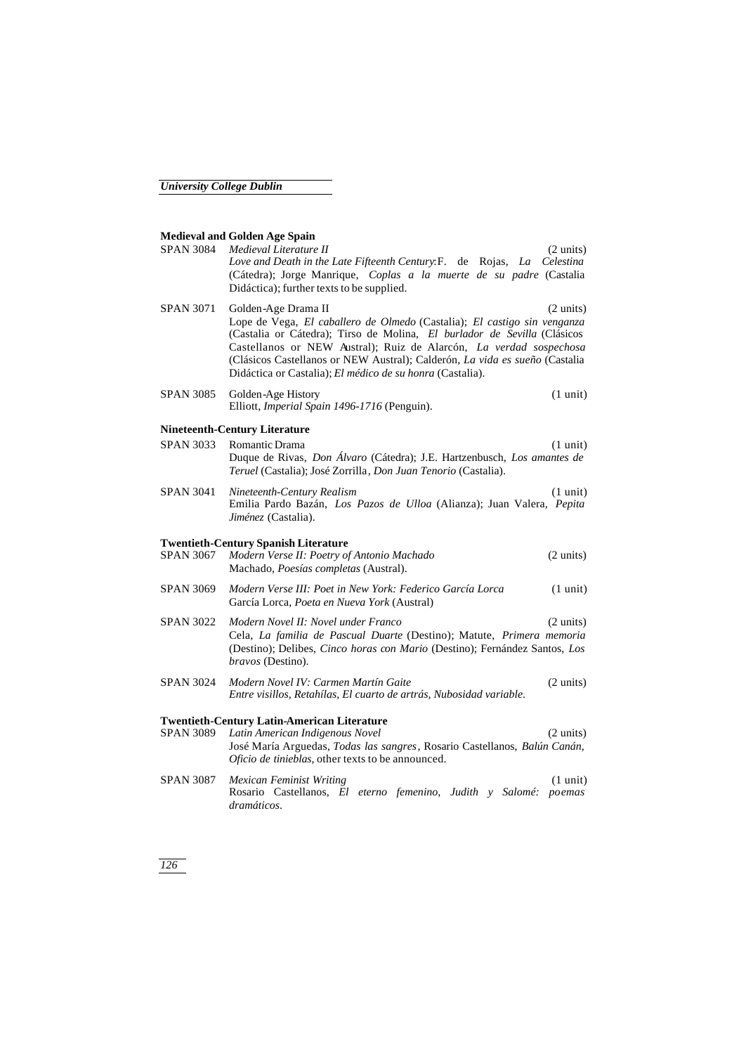### Medieval and Golden Age Spain

**SPAN 3084** *Medieval Literature II* (2 units)
*Love and Death in the Late Fifteenth Century*: F. de Rojas, *La Celestina* (Cátedra); Jorge Manrique, *Coplas a la muerte de su padre* (Castalia Didáctica); further texts to be supplied.

**SPAN 3071** Golden-Age Drama II (2 units)
Lope de Vega, *El caballero de Olmedo* (Castalia); *El castigo sin venganza* (Castalia or Cátedra); Tirso de Molina, *El burlador de Sevilla* (Clásicos Castellanos or NEW Austral); Ruiz de Alarcón, *La verdad sospechosa* (Clásicos Castellanos or NEW Austral); Calderón, *La vida es sueño* (Castalia Didáctica or Castalia); *El médico de su honra* (Castalia).

**SPAN 3085** Golden-Age History (1 unit)
Elliott, *Imperial Spain 1496-1716* (Penguin).

### Nineteenth-Century Literature

**SPAN 3033** Romantic Drama (1 unit)
Duque de Rivas, *Don Álvaro* (Cátedra); J.E. Hartzenbusch, *Los amantes de Teruel* (Castalia); José Zorrilla, *Don Juan Tenorio* (Castalia).

**SPAN 3041** *Nineteenth-Century Realism* (1 unit)
Emilia Pardo Bazán, *Los Pazos de Ulloa* (Alianza); Juan Valera, *Pepita Jiménez* (Castalia).

### Twentieth-Century Spanish Literature

**SPAN 3067** *Modern Verse II: Poetry of Antonio Machado* (2 units)
Machado, *Poesías completas* (Austral).

**SPAN 3069** *Modern Verse III: Poet in New York: Federico García Lorca* (1 unit)
García Lorca, *Poeta en Nueva York* (Austral)

**SPAN 3022** *Modern Novel II: Novel under Franco* (2 units)
Cela, *La familia de Pascual Duarte* (Destino); Matute, *Primera memoria* (Destino); Delibes, *Cinco horas con Mario* (Destino); Fernández Santos, *Los bravos* (Destino).

**SPAN 3024** *Modern Novel IV: Carmen Martín Gaite* (2 units)
*Entre visillos, Retahílas, El cuarto de artrás, Nubosidad variable.*

### Twentieth-Century Latin-American Literature

**SPAN 3089** *Latin American Indigenous Novel* (2 units)
José María Arguedas, *Todas las sangres*, Rosario Castellanos, *Balún Canán, Oficio de tinieblas,* other texts to be announced.

**SPAN 3087** *Mexican Feminist Writing* (1 unit)
Rosario Castellanos, *El eterno femenino, Judith y Salomé: poemas dramáticos*.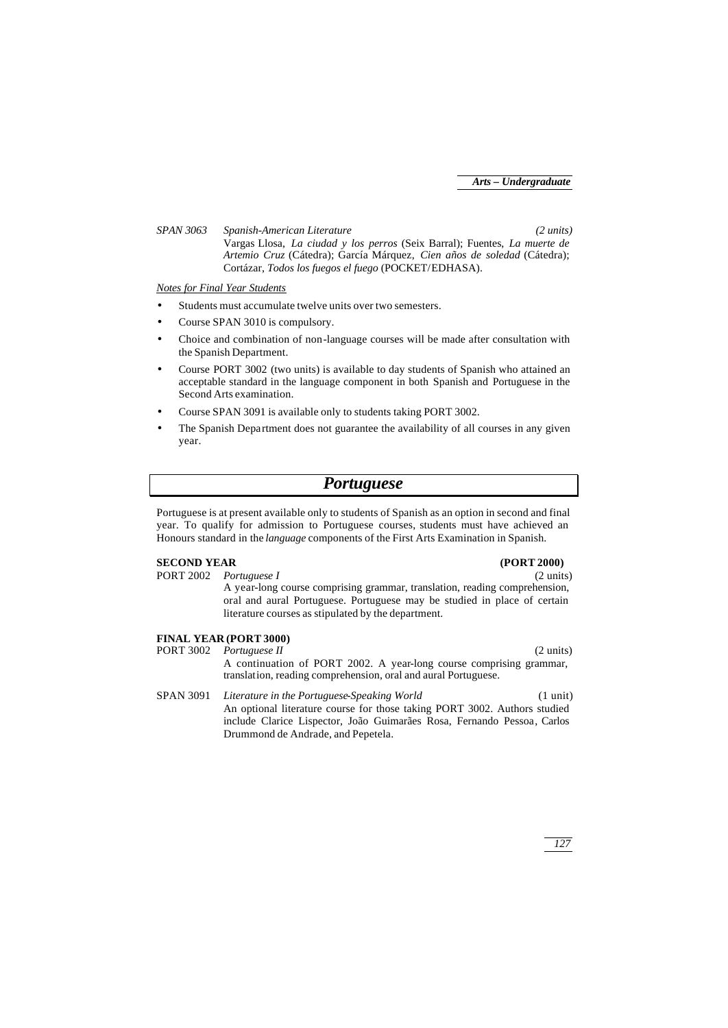*SPAN 3063* *Spanish-American Literature* *(2 units)*

Vargas Llosa, *La ciudad y los perros* (Seix Barral); Fuentes, *La muerte de Artemio Cruz* (Cátedra); García Márquez, *Cien años de soledad* (Cátedra); Cortázar, *Todos los fuegos el fuego* (POCKET/EDHASA).

*Notes for Final Year Students*

- Students must accumulate twelve units over two semesters.
- Course SPAN 3010 is compulsory.
- Choice and combination of non-language courses will be made after consultation with the Spanish Department.
- Course PORT 3002 (two units) is available to day students of Spanish who attained an acceptable standard in the language component in both Spanish and Portuguese in the Second Arts examination.
- Course SPAN 3091 is available only to students taking PORT 3002.
- The Spanish Department does not guarantee the availability of all courses in any given year.

# *Portuguese*

Portuguese is at present available only to students of Spanish as an option in second and final year. To qualify for admission to Portuguese courses, students must have achieved an Honours standard in the *language* components of the First Arts Examination in Spanish.

**SECOND YEAR** **(PORT 2000)**

PORT 2002 *Portuguese I* (2 units)

A year-long course comprising grammar, translation, reading comprehension, oral and aural Portuguese. Portuguese may be studied in place of certain literature courses as stipulated by the department.

**FINAL YEAR (PORT 3000)**

PORT 3002 *Portuguese II* (2 units)

A continuation of PORT 2002. A year-long course comprising grammar, translation, reading comprehension, oral and aural Portuguese.

SPAN 3091 *Literature in the Portuguese-Speaking World* (1 unit)

An optional literature course for those taking PORT 3002. Authors studied include Clarice Lispector, João Guimarães Rosa, Fernando Pessoa, Carlos Drummond de Andrade, and Pepetela.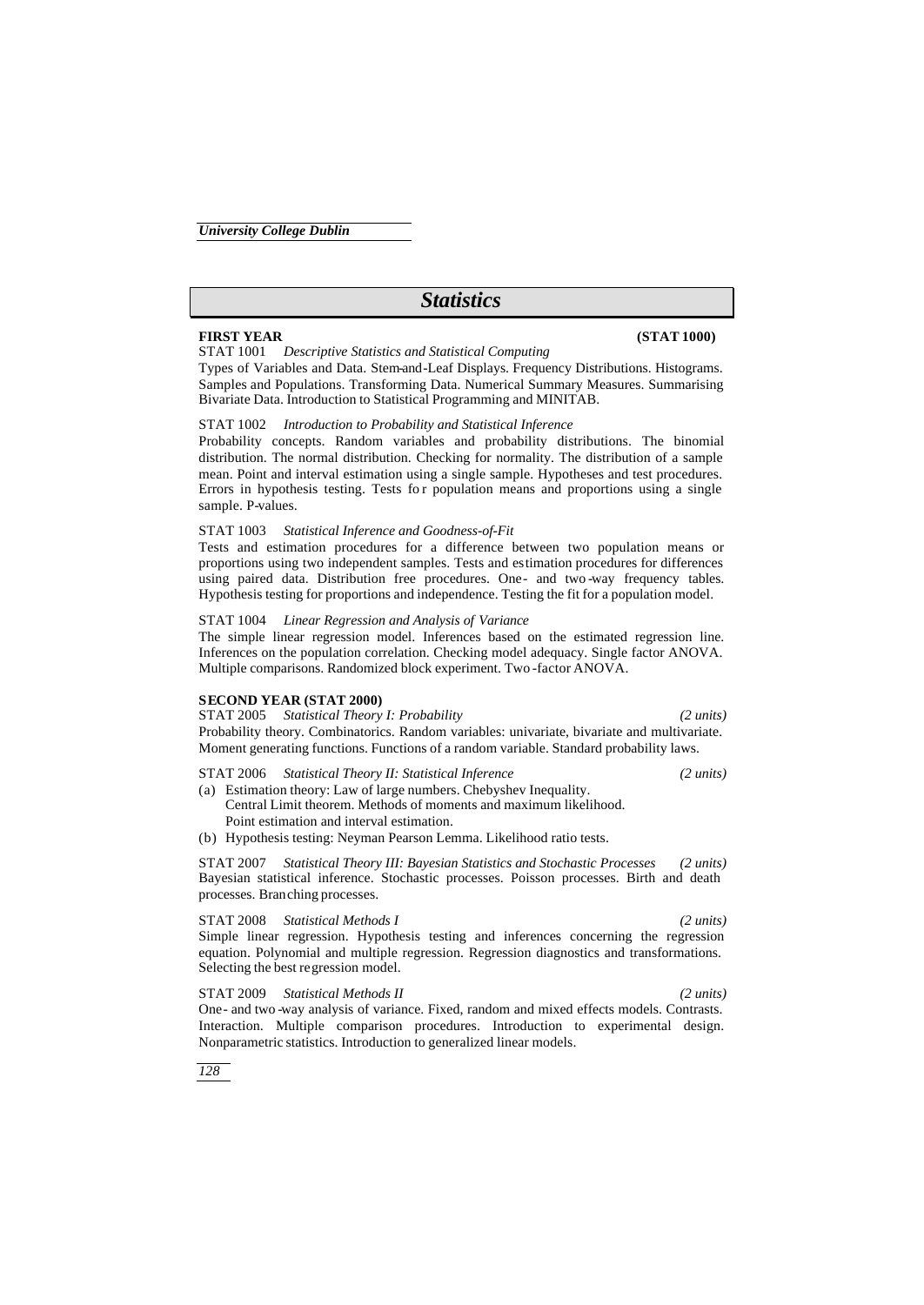# Statistics

## FIRST YEAR (STAT 1000)

STAT 1001 *Descriptive Statistics and Statistical Computing*

Types of Variables and Data. Stem-and-Leaf Displays. Frequency Distributions. Histograms. Samples and Populations. Transforming Data. Numerical Summary Measures. Summarising Bivariate Data. Introduction to Statistical Programming and MINITAB.

STAT 1002 *Introduction to Probability and Statistical Inference*

Probability concepts. Random variables and probability distributions. The binomial distribution. The normal distribution. Checking for normality. The distribution of a sample mean. Point and interval estimation using a single sample. Hypotheses and test procedures. Errors in hypothesis testing. Tests for population means and proportions using a single sample. P-values.

STAT 1003 *Statistical Inference and Goodness-of-Fit*

Tests and estimation procedures for a difference between two population means or proportions using two independent samples. Tests and estimation procedures for differences using paired data. Distribution free procedures. One- and two-way frequency tables. Hypothesis testing for proportions and independence. Testing the fit for a population model.

STAT 1004 *Linear Regression and Analysis of Variance*

The simple linear regression model. Inferences based on the estimated regression line. Inferences on the population correlation. Checking model adequacy. Single factor ANOVA. Multiple comparisons. Randomized block experiment. Two-factor ANOVA.

## SECOND YEAR (STAT 2000)

STAT 2005 *Statistical Theory I: Probability* *(2 units)*

Probability theory. Combinatorics. Random variables: univariate, bivariate and multivariate. Moment generating functions. Functions of a random variable. Standard probability laws.

STAT 2006 *Statistical Theory II: Statistical Inference* *(2 units)*

(a) Estimation theory: Law of large numbers. Chebyshev Inequality.
    Central Limit theorem. Methods of moments and maximum likelihood.
    Point estimation and interval estimation.

(b) Hypothesis testing: Neyman Pearson Lemma. Likelihood ratio tests.

STAT 2007 *Statistical Theory III: Bayesian Statistics and Stochastic Processes* *(2 units)*

Bayesian statistical inference. Stochastic processes. Poisson processes. Birth and death processes. Branching processes.

STAT 2008 *Statistical Methods I* *(2 units)*

Simple linear regression. Hypothesis testing and inferences concerning the regression equation. Polynomial and multiple regression. Regression diagnostics and transformations. Selecting the best regression model.

STAT 2009 *Statistical Methods II* *(2 units)*

One- and two-way analysis of variance. Fixed, random and mixed effects models. Contrasts. Interaction. Multiple comparison procedures. Introduction to experimental design. Nonparametric statistics. Introduction to generalized linear models.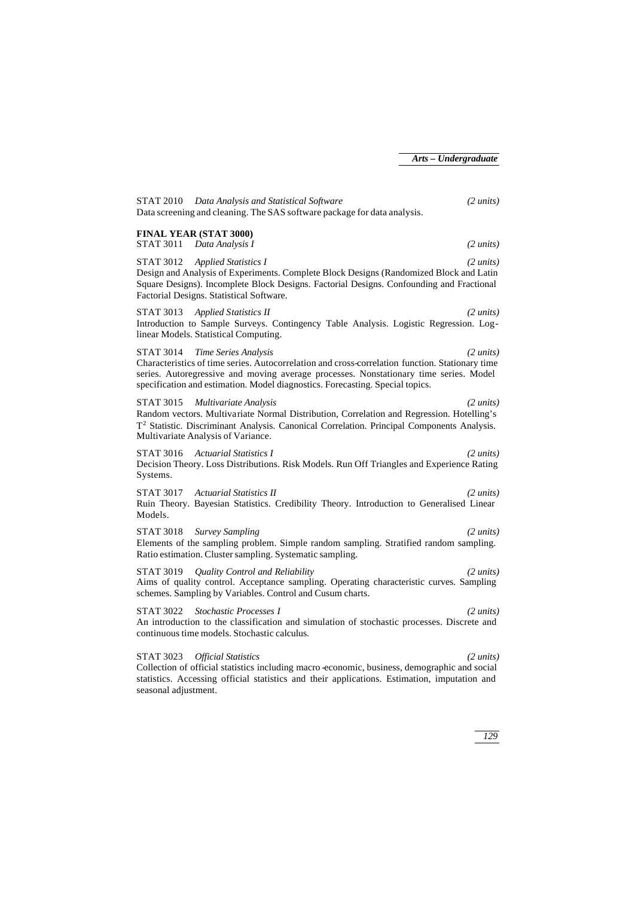STAT 2010 *Data Analysis and Statistical Software* *(2 units)*
Data screening and cleaning. The SAS software package for data analysis.

**FINAL YEAR (STAT 3000)**

STAT 3011 *Data Analysis I* *(2 units)*

STAT 3012 *Applied Statistics I* *(2 units)*
Design and Analysis of Experiments. Complete Block Designs (Randomized Block and Latin Square Designs). Incomplete Block Designs. Factorial Designs. Confounding and Fractional Factorial Designs. Statistical Software.

STAT 3013 *Applied Statistics II* *(2 units)*
Introduction to Sample Surveys. Contingency Table Analysis. Logistic Regression. Log-linear Models. Statistical Computing.

STAT 3014 *Time Series Analysis* *(2 units)*
Characteristics of time series. Autocorrelation and cross-correlation function. Stationary time series. Autoregressive and moving average processes. Nonstationary time series. Model specification and estimation. Model diagnostics. Forecasting. Special topics.

STAT 3015 *Multivariate Analysis* *(2 units)*
Random vectors. Multivariate Normal Distribution, Correlation and Regression. Hotelling's $T^2$ Statistic. Discriminant Analysis. Canonical Correlation. Principal Components Analysis. Multivariate Analysis of Variance.

STAT 3016 *Actuarial Statistics I* *(2 units)*
Decision Theory. Loss Distributions. Risk Models. Run Off Triangles and Experience Rating Systems.

STAT 3017 *Actuarial Statistics II* *(2 units)*
Ruin Theory. Bayesian Statistics. Credibility Theory. Introduction to Generalised Linear Models.

STAT 3018 *Survey Sampling* *(2 units)*
Elements of the sampling problem. Simple random sampling. Stratified random sampling. Ratio estimation. Cluster sampling. Systematic sampling.

STAT 3019 *Quality Control and Reliability* *(2 units)*
Aims of quality control. Acceptance sampling. Operating characteristic curves. Sampling schemes. Sampling by Variables. Control and Cusum charts.

STAT 3022 *Stochastic Processes I* *(2 units)*
An introduction to the classification and simulation of stochastic processes. Discrete and continuous time models. Stochastic calculus.

STAT 3023 *Official Statistics* *(2 units)*
Collection of official statistics including macro-economic, business, demographic and social statistics. Accessing official statistics and their applications. Estimation, imputation and seasonal adjustment.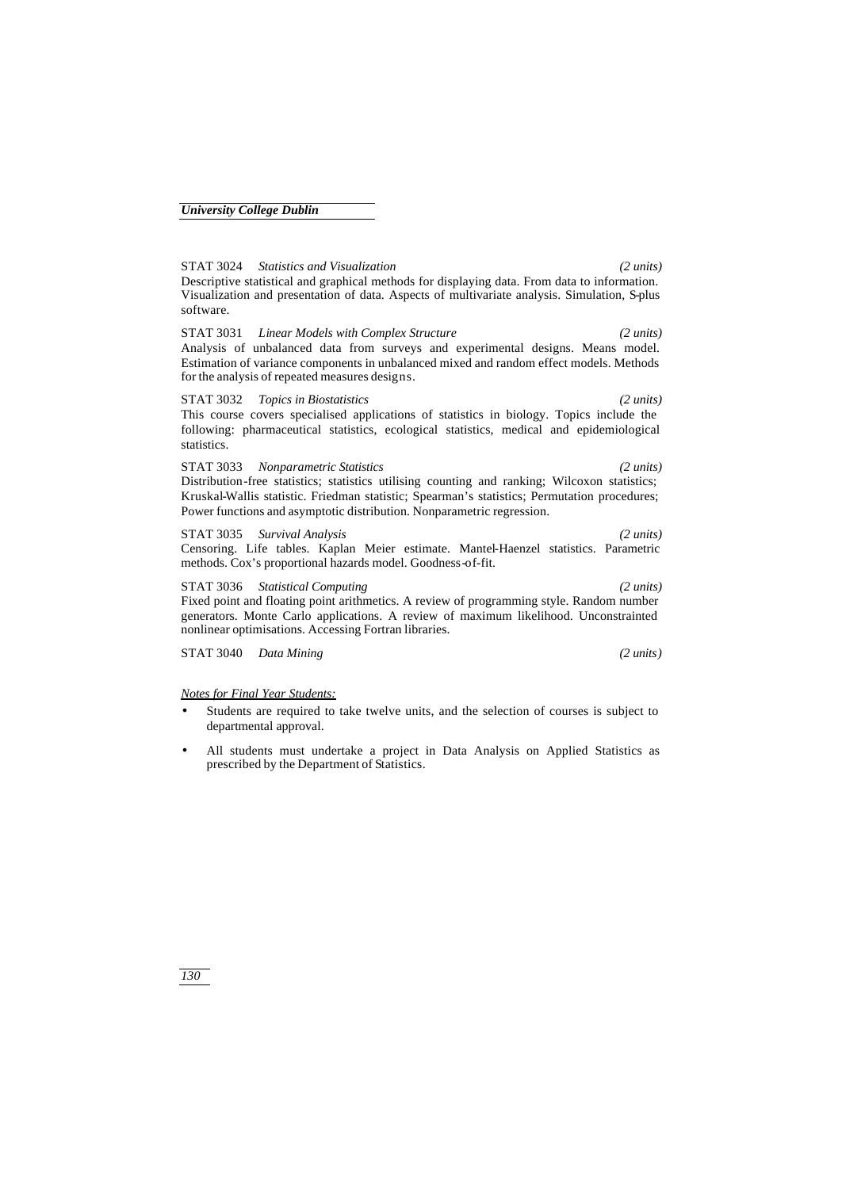STAT 3024 *Statistics and Visualization* *(2 units)*
Descriptive statistical and graphical methods for displaying data. From data to information. Visualization and presentation of data. Aspects of multivariate analysis. Simulation, S-plus software.

STAT 3031 *Linear Models with Complex Structure* *(2 units)*
Analysis of unbalanced data from surveys and experimental designs. Means model. Estimation of variance components in unbalanced mixed and random effect models. Methods for the analysis of repeated measures designs.

STAT 3032 *Topics in Biostatistics* *(2 units)*
This course covers specialised applications of statistics in biology. Topics include the following: pharmaceutical statistics, ecological statistics, medical and epidemiological statistics.

STAT 3033 *Nonparametric Statistics* *(2 units)*
Distribution-free statistics; statistics utilising counting and ranking; Wilcoxon statistics; Kruskal-Wallis statistic. Friedman statistic; Spearman's statistics; Permutation procedures; Power functions and asymptotic distribution. Nonparametric regression.

STAT 3035 *Survival Analysis* *(2 units)*
Censoring. Life tables. Kaplan Meier estimate. Mantel-Haenzel statistics. Parametric methods. Cox's proportional hazards model. Goodness-of-fit.

STAT 3036 *Statistical Computing* *(2 units)*
Fixed point and floating point arithmetics. A review of programming style. Random number generators. Monte Carlo applications. A review of maximum likelihood. Unconstrainted nonlinear optimisations. Accessing Fortran libraries.

STAT 3040 *Data Mining* *(2 units)*

*Notes for Final Year Students:*

- Students are required to take twelve units, and the selection of courses is subject to departmental approval.
- All students must undertake a project in Data Analysis on Applied Statistics as prescribed by the Department of Statistics.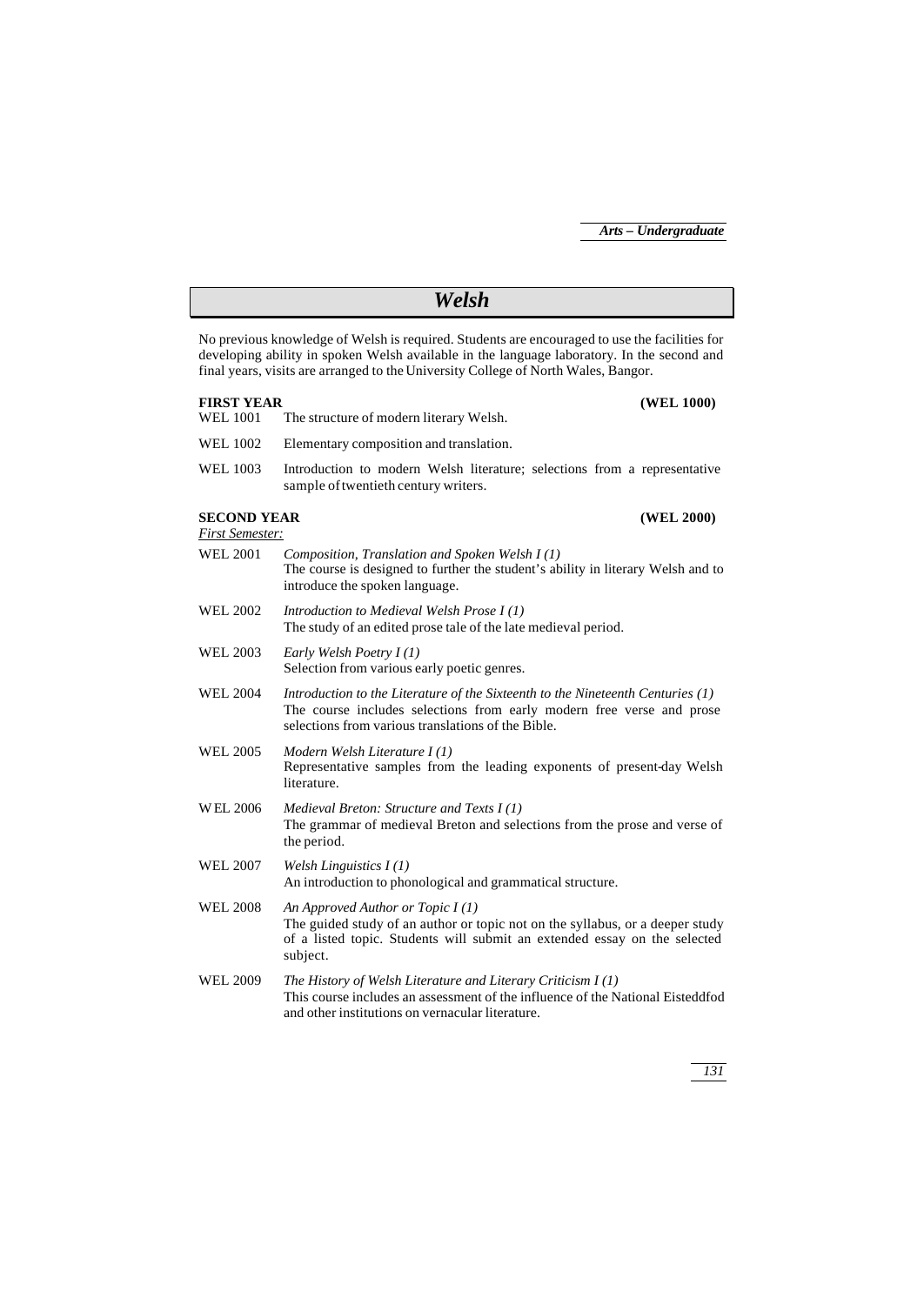# *Welsh*

No previous knowledge of Welsh is required. Students are encouraged to use the facilities for developing ability in spoken Welsh available in the language laboratory. In the second and final years, visits are arranged to the University College of North Wales, Bangor.

**FIRST YEAR** **(WEL 1000)**

WEL 1001 The structure of modern literary Welsh.

WEL 1002 Elementary composition and translation.

WEL 1003 Introduction to modern Welsh literature; selections from a representative sample of twentieth century writers.

**SECOND YEAR** **(WEL 2000)**

*First Semester:*

WEL 2001 *Composition, Translation and Spoken Welsh I (1)*
The course is designed to further the student's ability in literary Welsh and to introduce the spoken language.

WEL 2002 *Introduction to Medieval Welsh Prose I (1)*
The study of an edited prose tale of the late medieval period.

WEL 2003 *Early Welsh Poetry I (1)*
Selection from various early poetic genres.

WEL 2004 *Introduction to the Literature of the Sixteenth to the Nineteenth Centuries (1)*
The course includes selections from early modern free verse and prose selections from various translations of the Bible.

WEL 2005 *Modern Welsh Literature I (1)*
Representative samples from the leading exponents of present-day Welsh literature.

WEL 2006 *Medieval Breton: Structure and Texts I (1)*
The grammar of medieval Breton and selections from the prose and verse of the period.

WEL 2007 *Welsh Linguistics I (1)*
An introduction to phonological and grammatical structure.

WEL 2008 *An Approved Author or Topic I (1)*
The guided study of an author or topic not on the syllabus, or a deeper study of a listed topic. Students will submit an extended essay on the selected subject.

WEL 2009 *The History of Welsh Literature and Literary Criticism I (1)*
This course includes an assessment of the influence of the National Eisteddfod and other institutions on vernacular literature.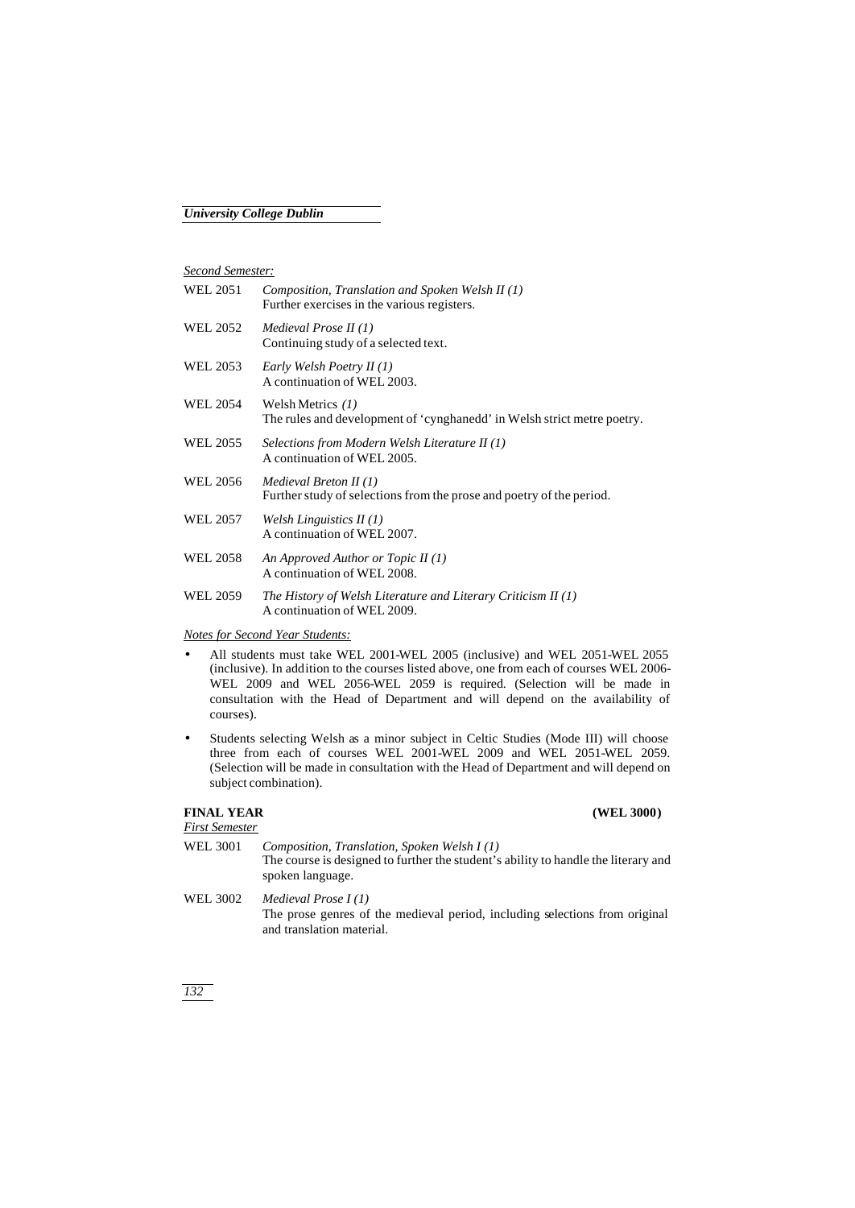*Second Semester:*

WEL 2051 *Composition, Translation and Spoken Welsh II (1)*
Further exercises in the various registers.

WEL 2052 *Medieval Prose II (1)*
Continuing study of a selected text.

WEL 2053 *Early Welsh Poetry II (1)*
A continuation of WEL 2003.

WEL 2054 Welsh Metrics *(1)*
The rules and development of 'cynghanedd' in Welsh strict metre poetry.

WEL 2055 *Selections from Modern Welsh Literature II (1)*
A continuation of WEL 2005.

WEL 2056 *Medieval Breton II (1)*
Further study of selections from the prose and poetry of the period.

WEL 2057 *Welsh Linguistics II (1)*
A continuation of WEL 2007.

WEL 2058 *An Approved Author or Topic II (1)*
A continuation of WEL 2008.

WEL 2059 *The History of Welsh Literature and Literary Criticism II (1)*
A continuation of WEL 2009.

*Notes for Second Year Students:*

- All students must take WEL 2001-WEL 2005 (inclusive) and WEL 2051-WEL 2055 (inclusive). In addition to the courses listed above, one from each of courses WEL 2006-WEL 2009 and WEL 2056-WEL 2059 is required. (Selection will be made in consultation with the Head of Department and will depend on the availability of courses).
- Students selecting Welsh as a minor subject in Celtic Studies (Mode III) will choose three from each of courses WEL 2001-WEL 2009 and WEL 2051-WEL 2059. (Selection will be made in consultation with the Head of Department and will depend on subject combination).

**FINAL YEAR** **(WEL 3000)**

*First Semester*

WEL 3001 *Composition, Translation, Spoken Welsh I (1)*
The course is designed to further the student's ability to handle the literary and spoken language.

WEL 3002 *Medieval Prose I (1)*
The prose genres of the medieval period, including selections from original and translation material.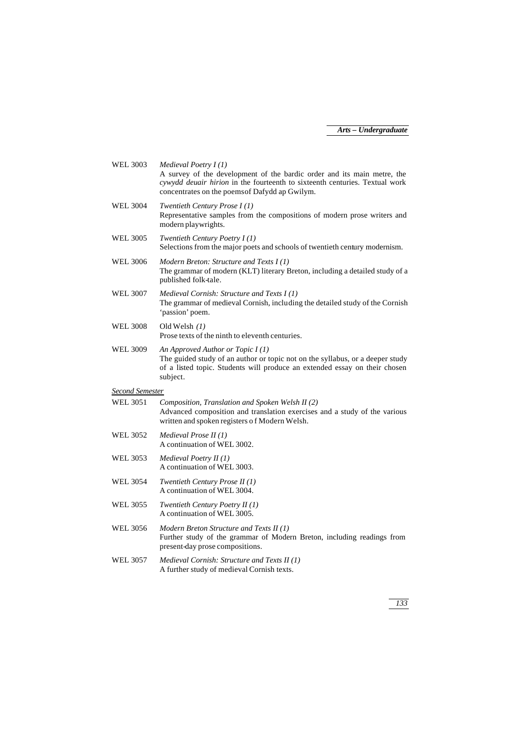WEL 3003 *Medieval Poetry I (1)*
A survey of the development of the bardic order and its main metre, the *cywydd deuair hirion* in the fourteenth to sixteenth centuries. Textual work concentrates on the poems of Dafydd ap Gwilym.

WEL 3004 *Twentieth Century Prose I (1)*
Representative samples from the compositions of modern prose writers and modern playwrights.

WEL 3005 *Twentieth Century Poetry I (1)*
Selections from the major poets and schools of twentieth century modernism.

WEL 3006 *Modern Breton: Structure and Texts I (1)*
The grammar of modern (KLT) literary Breton, including a detailed study of a published folk-tale.

WEL 3007 *Medieval Cornish: Structure and Texts I (1)*
The grammar of medieval Cornish, including the detailed study of the Cornish 'passion' poem.

WEL 3008 Old Welsh *(1)*
Prose texts of the ninth to eleventh centuries.

WEL 3009 *An Approved Author or Topic I (1)*
The guided study of an author or topic not on the syllabus, or a deeper study of a listed topic. Students will produce an extended essay on their chosen subject.

<u>*Second Semester*</u>

WEL 3051 *Composition, Translation and Spoken Welsh II (2)*
Advanced composition and translation exercises and a study of the various written and spoken registers of Modern Welsh.

WEL 3052 *Medieval Prose II (1)*
A continuation of WEL 3002.

WEL 3053 *Medieval Poetry II (1)*
A continuation of WEL 3003.

WEL 3054 *Twentieth Century Prose II (1)*
A continuation of WEL 3004.

WEL 3055 *Twentieth Century Poetry II (1)*
A continuation of WEL 3005.

WEL 3056 *Modern Breton Structure and Texts II (1)*
Further study of the grammar of Modern Breton, including readings from present-day prose compositions.

WEL 3057 *Medieval Cornish: Structure and Texts II (1)*
A further study of medieval Cornish texts.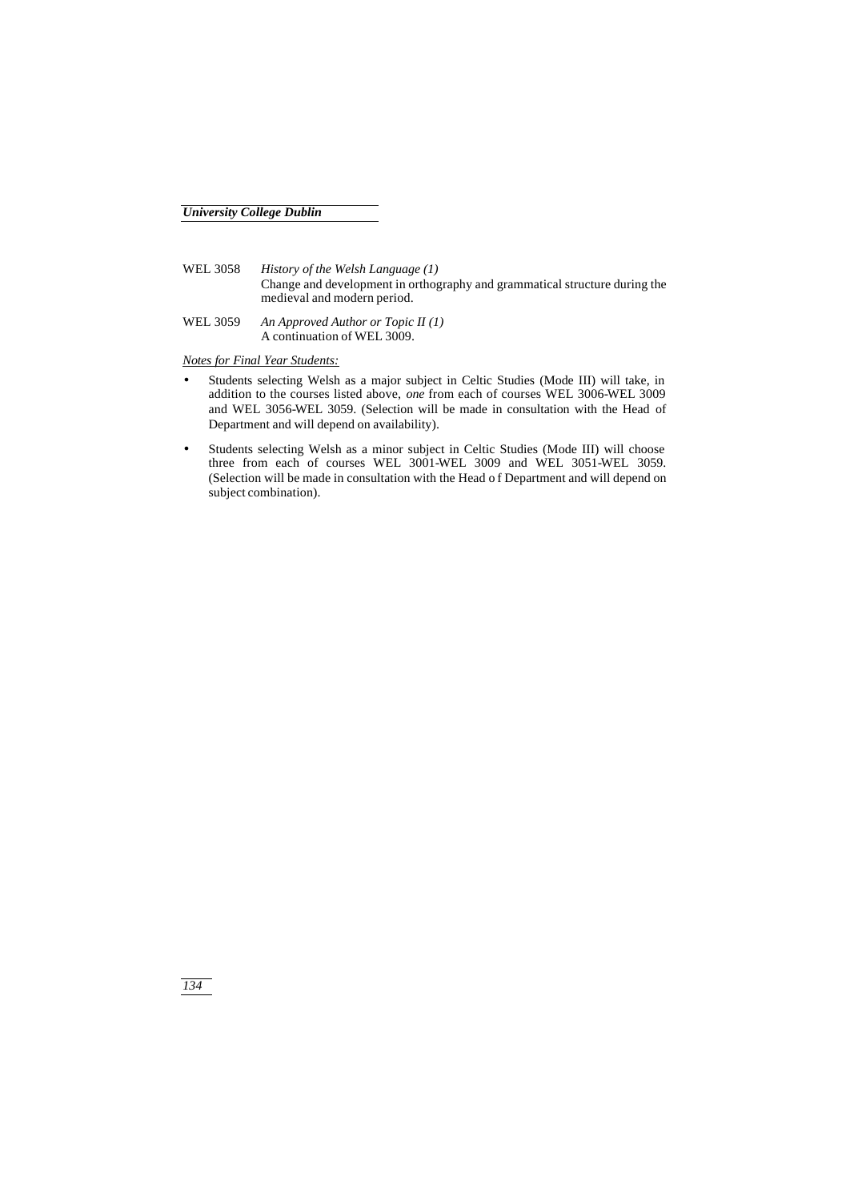WEL 3058 *History of the Welsh Language (1)*
Change and development in orthography and grammatical structure during the medieval and modern period.

WEL 3059 *An Approved Author or Topic II (1)*
A continuation of WEL 3009.

*Notes for Final Year Students:*

- Students selecting Welsh as a major subject in Celtic Studies (Mode III) will take, in addition to the courses listed above, *one* from each of courses WEL 3006-WEL 3009 and WEL 3056-WEL 3059. (Selection will be made in consultation with the Head of Department and will depend on availability).
- Students selecting Welsh as a minor subject in Celtic Studies (Mode III) will choose three from each of courses WEL 3001-WEL 3009 and WEL 3051-WEL 3059. (Selection will be made in consultation with the Head o f Department and will depend on subject combination).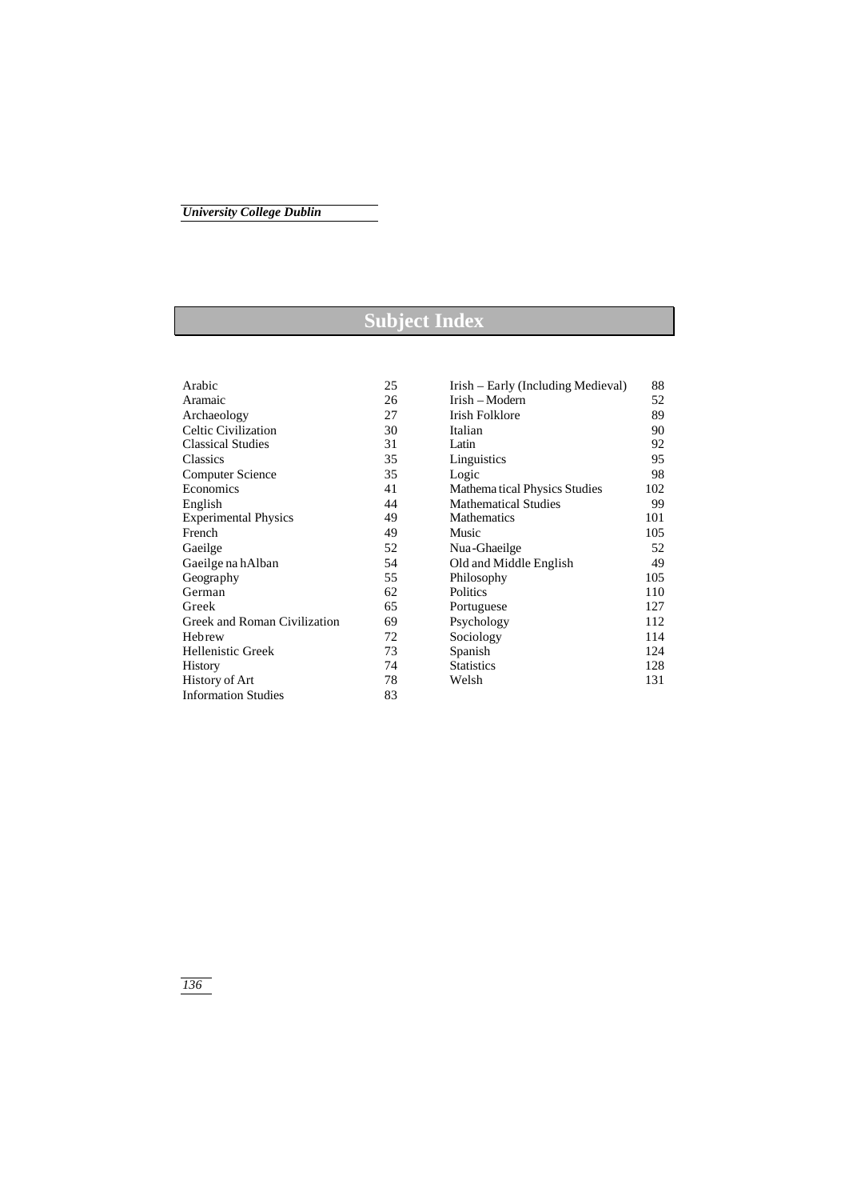# Subject Index

| | |
|---|---|
| Arabic | 25 |
| Aramaic | 26 |
| Archaeology | 27 |
| Celtic Civilization | 30 |
| Classical Studies | 31 |
| Classics | 35 |
| Computer Science | 35 |
| Economics | 41 |
| English | 44 |
| Experimental Physics | 49 |
| French | 49 |
| Gaeilge | 52 |
| Gaeilge na hAlban | 54 |
| Geography | 55 |
| German | 62 |
| Greek | 65 |
| Greek and Roman Civilization | 69 |
| Hebrew | 72 |
| Hellenistic Greek | 73 |
| History | 74 |
| History of Art | 78 |
| Information Studies | 83 |
| Irish – Early (Including Medieval) | 88 |
| Irish – Modern | 52 |
| Irish Folklore | 89 |
| Italian | 90 |
| Latin | 92 |
| Linguistics | 95 |
| Logic | 98 |
| Mathematical Physics Studies | 102 |
| Mathematical Studies | 99 |
| Mathematics | 101 |
| Music | 105 |
| Nua-Ghaeilge | 52 |
| Old and Middle English | 49 |
| Philosophy | 105 |
| Politics | 110 |
| Portuguese | 127 |
| Psychology | 112 |
| Sociology | 114 |
| Spanish | 124 |
| Statistics | 128 |
| Welsh | 131 |